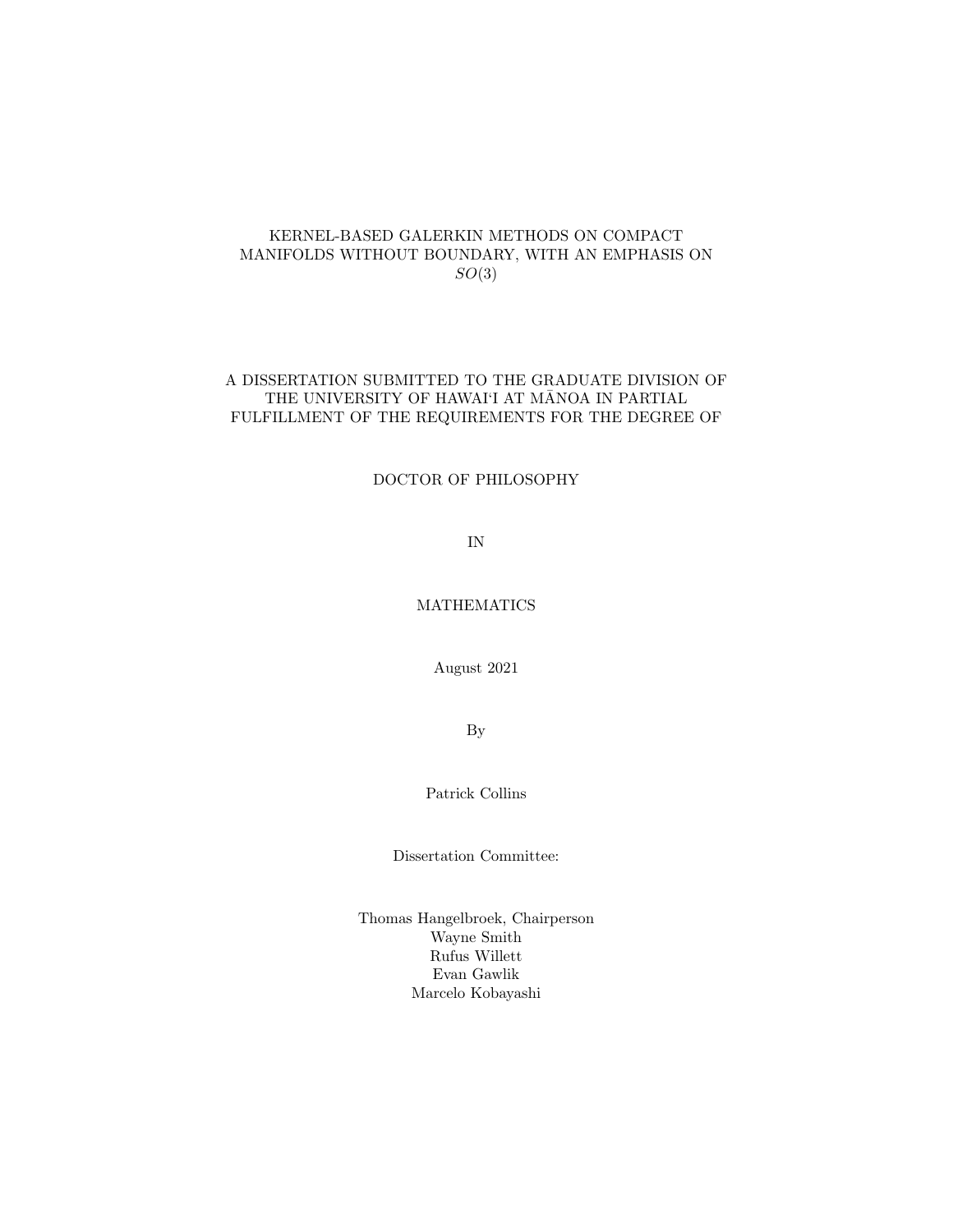# KERNEL-BASED GALERKIN METHODS ON COMPACT MANIFOLDS WITHOUT BOUNDARY, WITH AN EMPHASIS ON $SO(3)$

A DISSERTATION SUBMITTED TO THE GRADUATE DIVISION OF THE UNIVERSITY OF HAWAIʻI AT MĀNOA IN PARTIAL FULFILLMENT OF THE REQUIREMENTS FOR THE DEGREE OF

DOCTOR OF PHILOSOPHY

IN

MATHEMATICS

August 2021

By

Patrick Collins

Dissertation Committee:

Thomas Hangelbroek, Chairperson
Wayne Smith
Rufus Willett
Evan Gawlik
Marcelo Kobayashi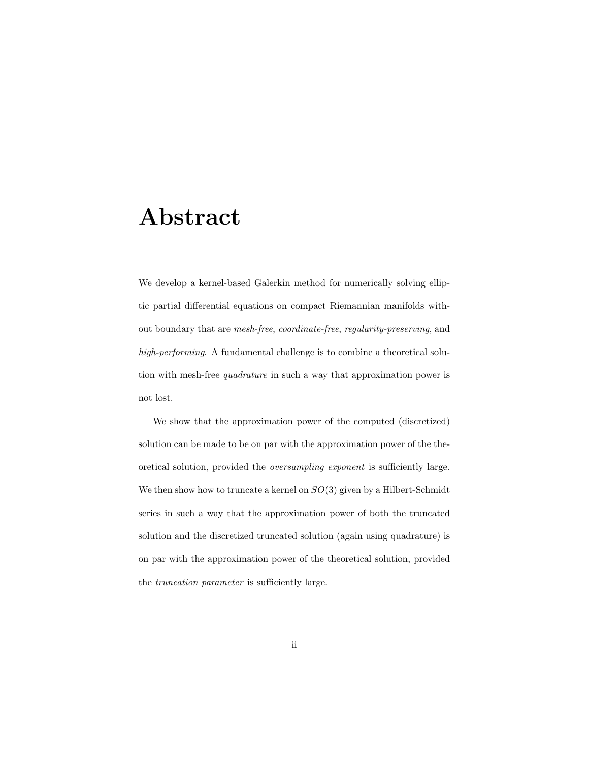# Abstract

We develop a kernel-based Galerkin method for numerically solving elliptic partial differential equations on compact Riemannian manifolds without boundary that are *mesh-free*, *coordinate-free*, *regularity-preserving*, and *high-performing*. A fundamental challenge is to combine a theoretical solution with mesh-free *quadrature* in such a way that approximation power is not lost.

We show that the approximation power of the computed (discretized) solution can be made to be on par with the approximation power of the theoretical solution, provided the *oversampling exponent* is sufficiently large. We then show how to truncate a kernel on $SO(3)$ given by a Hilbert-Schmidt series in such a way that the approximation power of both the truncated solution and the discretized truncated solution (again using quadrature) is on par with the approximation power of the theoretical solution, provided the *truncation parameter* is sufficiently large.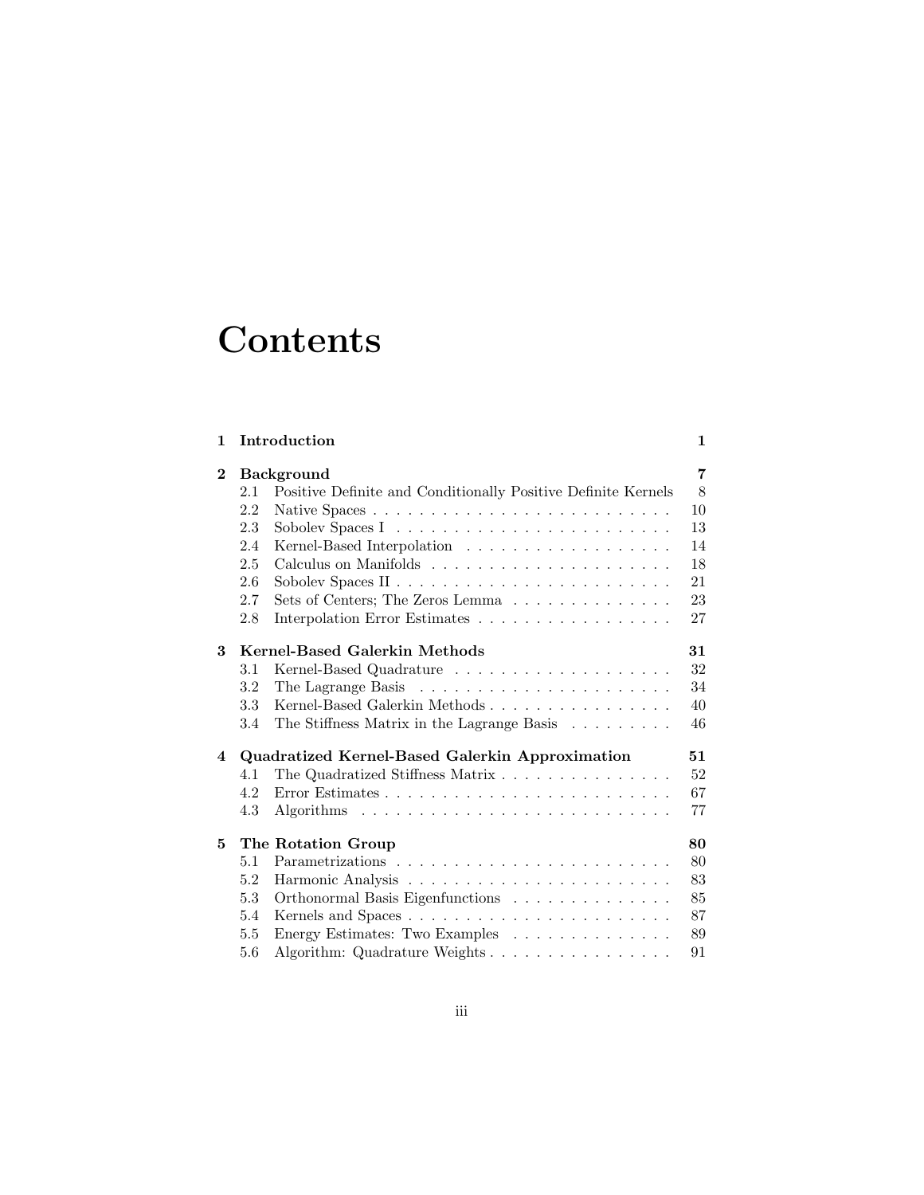# Contents

| | | |
|---|---|---|
| **1** | **Introduction** | **1** |
| **2** | **Background** | **7** |
| 2.1 | Positive Definite and Conditionally Positive Definite Kernels | 8 |
| 2.2 | Native Spaces | 10 |
| 2.3 | Sobolev Spaces I | 13 |
| 2.4 | Kernel-Based Interpolation | 14 |
| 2.5 | Calculus on Manifolds | 18 |
| 2.6 | Sobolev Spaces II | 21 |
| 2.7 | Sets of Centers; The Zeros Lemma | 23 |
| 2.8 | Interpolation Error Estimates | 27 |
| **3** | **Kernel-Based Galerkin Methods** | **31** |
| 3.1 | Kernel-Based Quadrature | 32 |
| 3.2 | The Lagrange Basis | 34 |
| 3.3 | Kernel-Based Galerkin Methods | 40 |
| 3.4 | The Stiffness Matrix in the Lagrange Basis | 46 |
| **4** | **Quadratized Kernel-Based Galerkin Approximation** | **51** |
| 4.1 | The Quadratized Stiffness Matrix | 52 |
| 4.2 | Error Estimates | 67 |
| 4.3 | Algorithms | 77 |
| **5** | **The Rotation Group** | **80** |
| 5.1 | Parametrizations | 80 |
| 5.2 | Harmonic Analysis | 83 |
| 5.3 | Orthonormal Basis Eigenfunctions | 85 |
| 5.4 | Kernels and Spaces | 87 |
| 5.5 | Energy Estimates: Two Examples | 89 |
| 5.6 | Algorithm: Quadrature Weights | 91 |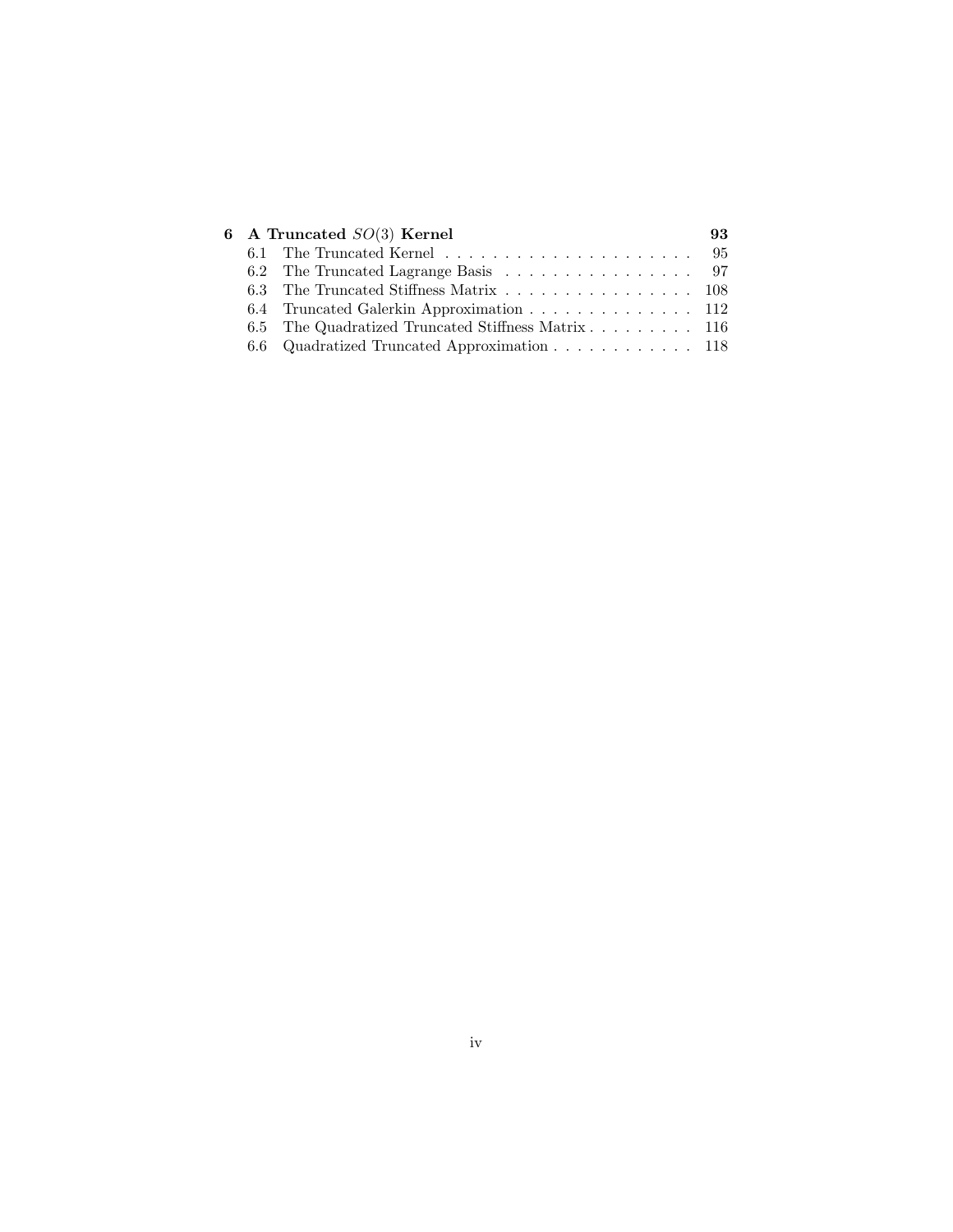**6 A Truncated $SO(3)$ Kernel** **93**

- 6.1 The Truncated Kernel . . . . . . . . . . . . . . . . . . . . . . 95
- 6.2 The Truncated Lagrange Basis . . . . . . . . . . . . . . . . . 97
- 6.3 The Truncated Stiffness Matrix . . . . . . . . . . . . . . . . 108
- 6.4 Truncated Galerkin Approximation . . . . . . . . . . . . . . 112
- 6.5 The Quadratized Truncated Stiffness Matrix . . . . . . . . . 116
- 6.6 Quadratized Truncated Approximation . . . . . . . . . . . . 118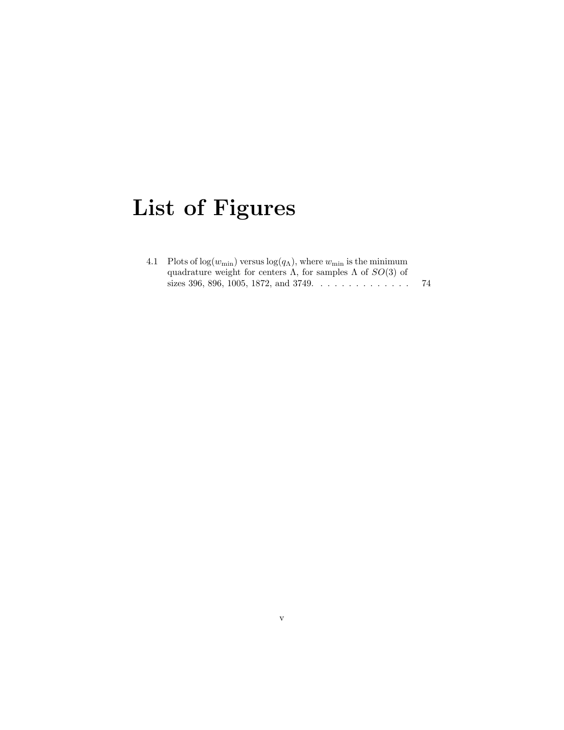# List of Figures

4.1 Plots of $\log(w_{\min})$ versus $\log(q_\Lambda)$, where $w_{\min}$ is the minimum quadrature weight for centers $\Lambda$, for samples $\Lambda$ of $SO(3)$ of sizes 396, 896, 1005, 1872, and 3749. . . . . . . . . . . . . . 74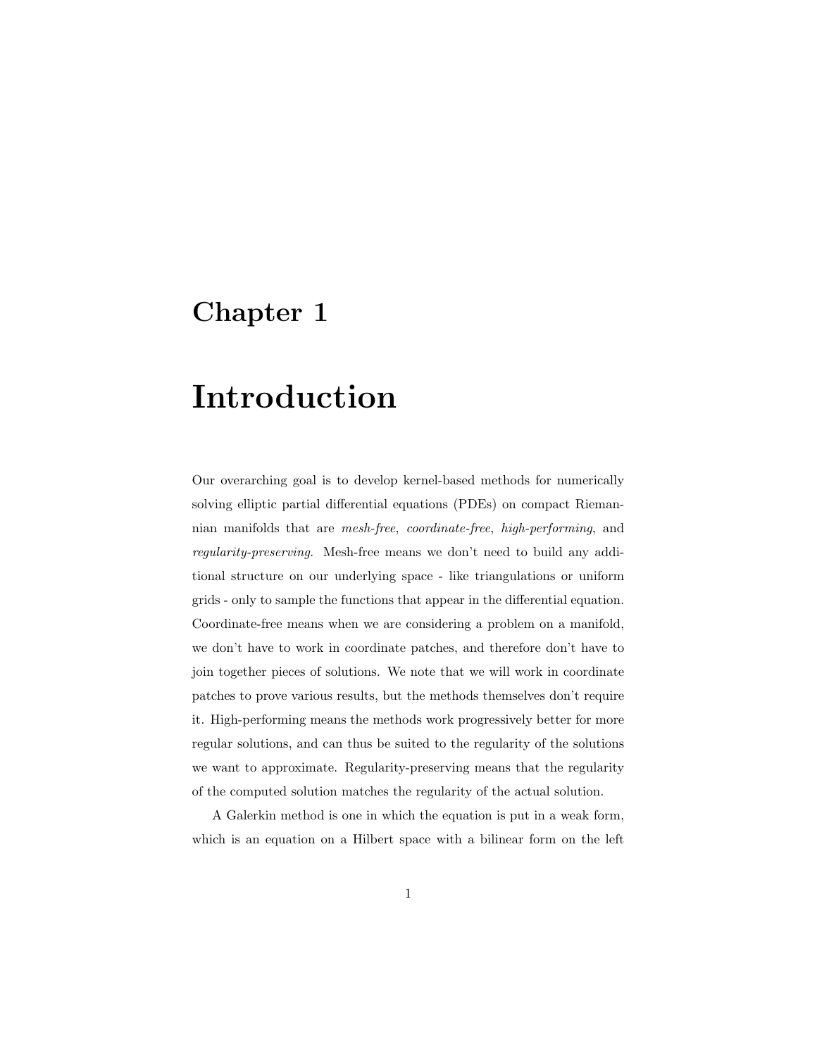# Chapter 1

# Introduction

Our overarching goal is to develop kernel-based methods for numerically solving elliptic partial differential equations (PDEs) on compact Riemannian manifolds that are *mesh-free*, *coordinate-free*, *high-performing*, and *regularity-preserving*. Mesh-free means we don't need to build any additional structure on our underlying space - like triangulations or uniform grids - only to sample the functions that appear in the differential equation. Coordinate-free means when we are considering a problem on a manifold, we don't have to work in coordinate patches, and therefore don't have to join together pieces of solutions. We note that we will work in coordinate patches to prove various results, but the methods themselves don't require it. High-performing means the methods work progressively better for more regular solutions, and can thus be suited to the regularity of the solutions we want to approximate. Regularity-preserving means that the regularity of the computed solution matches the regularity of the actual solution.

A Galerkin method is one in which the equation is put in a weak form, which is an equation on a Hilbert space with a bilinear form on the left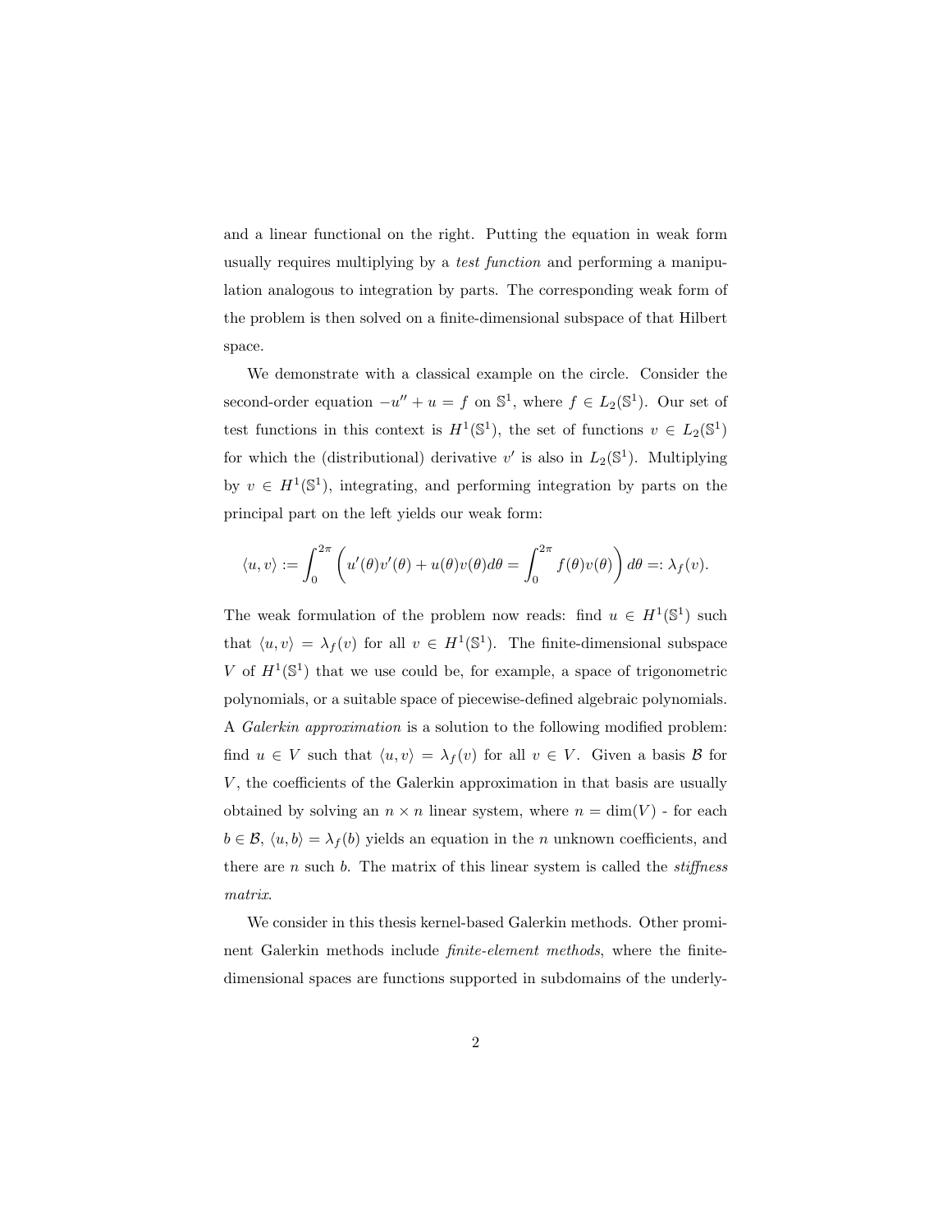and a linear functional on the right. Putting the equation in weak form usually requires multiplying by a *test function* and performing a manipulation analogous to integration by parts. The corresponding weak form of the problem is then solved on a finite-dimensional subspace of that Hilbert space.

We demonstrate with a classical example on the circle. Consider the second-order equation $-u'' + u = f$ on $\mathbb{S}^1$, where $f \in L_2(\mathbb{S}^1)$. Our set of test functions in this context is $H^1(\mathbb{S}^1)$, the set of functions $v \in L_2(\mathbb{S}^1)$ for which the (distributional) derivative $v'$ is also in $L_2(\mathbb{S}^1)$. Multiplying by $v \in H^1(\mathbb{S}^1)$, integrating, and performing integration by parts on the principal part on the left yields our weak form:

$$\langle u, v \rangle := \int_0^{2\pi} \left( u'(\theta)v'(\theta) + u(\theta)v(\theta)d\theta = \int_0^{2\pi} f(\theta)v(\theta) \right) d\theta =: \lambda_f(v).$$

The weak formulation of the problem now reads: find $u \in H^1(\mathbb{S}^1)$ such that $\langle u, v \rangle = \lambda_f(v)$ for all $v \in H^1(\mathbb{S}^1)$. The finite-dimensional subspace $V$ of $H^1(\mathbb{S}^1)$ that we use could be, for example, a space of trigonometric polynomials, or a suitable space of piecewise-defined algebraic polynomials. A *Galerkin approximation* is a solution to the following modified problem: find $u \in V$ such that $\langle u, v \rangle = \lambda_f(v)$ for all $v \in V$. Given a basis $\mathcal{B}$ for $V$, the coefficients of the Galerkin approximation in that basis are usually obtained by solving an $n \times n$ linear system, where $n = \dim(V)$ - for each $b \in \mathcal{B}$, $\langle u, b \rangle = \lambda_f(b)$ yields an equation in the $n$ unknown coefficients, and there are $n$ such $b$. The matrix of this linear system is called the *stiffness matrix*.

We consider in this thesis kernel-based Galerkin methods. Other prominent Galerkin methods include *finite-element methods*, where the finite-dimensional spaces are functions supported in subdomains of the underly-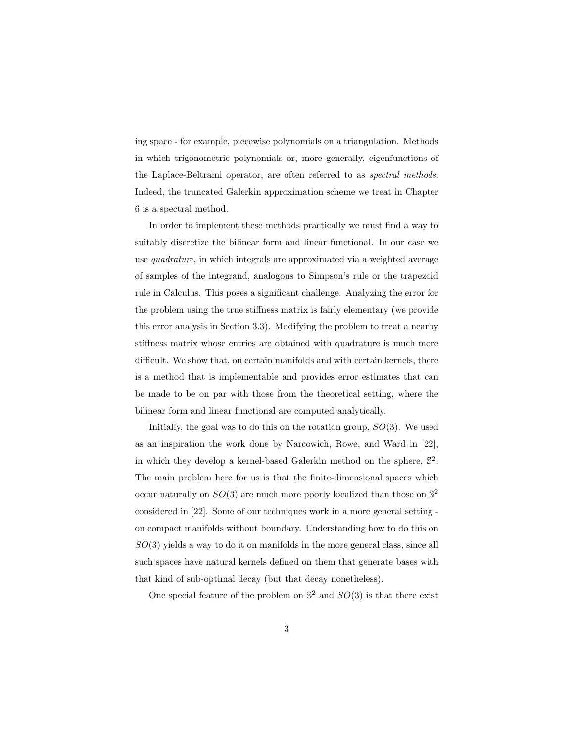ing space - for example, piecewise polynomials on a triangulation. Methods in which trigonometric polynomials or, more generally, eigenfunctions of the Laplace-Beltrami operator, are often referred to as *spectral methods*. Indeed, the truncated Galerkin approximation scheme we treat in Chapter 6 is a spectral method.

In order to implement these methods practically we must find a way to suitably discretize the bilinear form and linear functional. In our case we use *quadrature*, in which integrals are approximated via a weighted average of samples of the integrand, analogous to Simpson's rule or the trapezoid rule in Calculus. This poses a significant challenge. Analyzing the error for the problem using the true stiffness matrix is fairly elementary (we provide this error analysis in Section 3.3). Modifying the problem to treat a nearby stiffness matrix whose entries are obtained with quadrature is much more difficult. We show that, on certain manifolds and with certain kernels, there is a method that is implementable and provides error estimates that can be made to be on par with those from the theoretical setting, where the bilinear form and linear functional are computed analytically.

Initially, the goal was to do this on the rotation group, $SO(3)$. We used as an inspiration the work done by Narcowich, Rowe, and Ward in [22], in which they develop a kernel-based Galerkin method on the sphere, $\mathbb{S}^2$. The main problem here for us is that the finite-dimensional spaces which occur naturally on $SO(3)$ are much more poorly localized than those on $\mathbb{S}^2$ considered in [22]. Some of our techniques work in a more general setting - on compact manifolds without boundary. Understanding how to do this on $SO(3)$ yields a way to do it on manifolds in the more general class, since all such spaces have natural kernels defined on them that generate bases with that kind of sub-optimal decay (but that decay nonetheless).

One special feature of the problem on $\mathbb{S}^2$ and $SO(3)$ is that there exist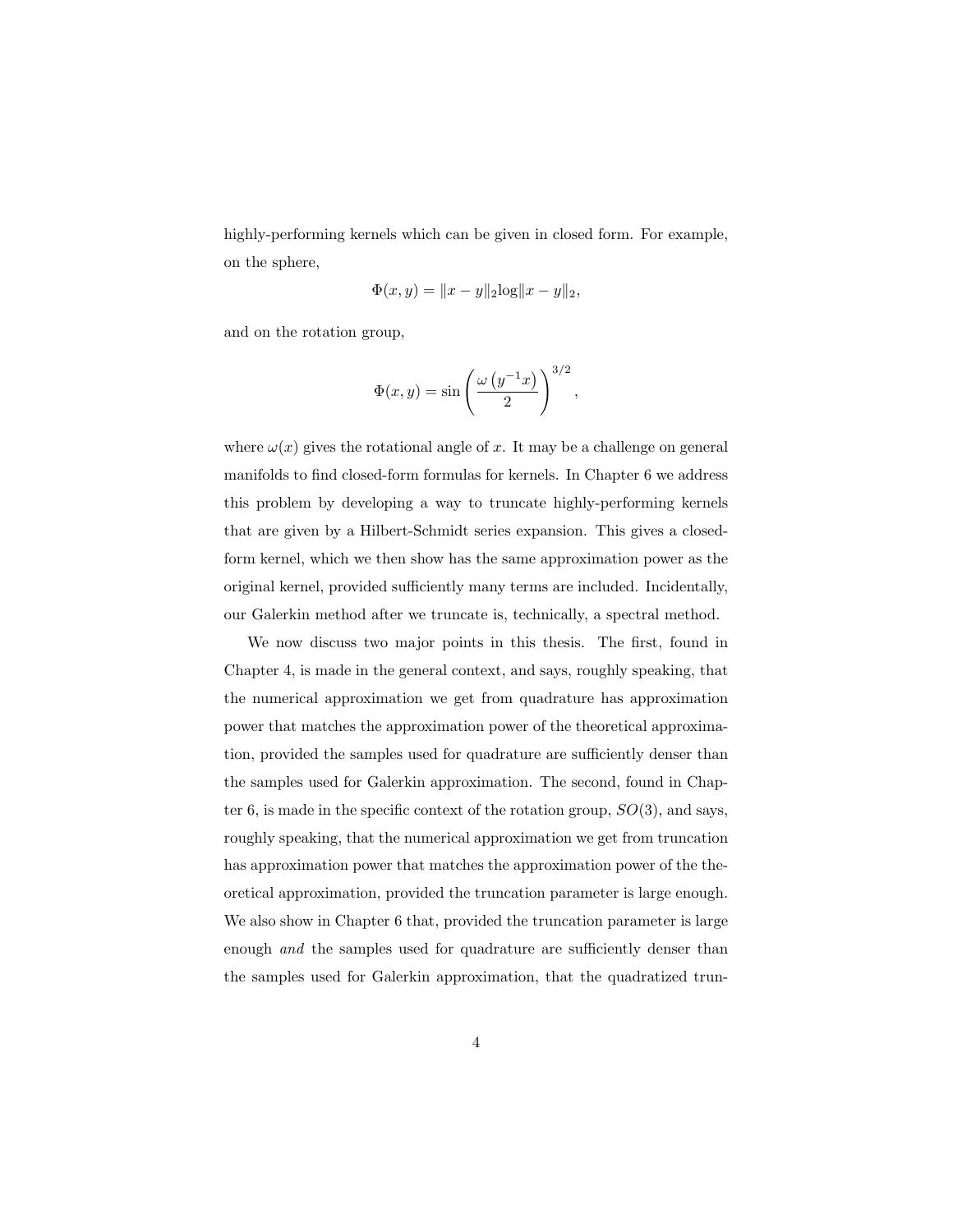highly-performing kernels which can be given in closed form. For example, on the sphere,

$$\Phi(x, y) = \|x - y\|_2 \log \|x - y\|_2,$$

and on the rotation group,

$$\Phi(x, y) = \sin\left(\frac{\omega\left(y^{-1}x\right)}{2}\right)^{3/2},$$

where $\omega(x)$ gives the rotational angle of $x$. It may be a challenge on general manifolds to find closed-form formulas for kernels. In Chapter 6 we address this problem by developing a way to truncate highly-performing kernels that are given by a Hilbert-Schmidt series expansion. This gives a closed-form kernel, which we then show has the same approximation power as the original kernel, provided sufficiently many terms are included. Incidentally, our Galerkin method after we truncate is, technically, a spectral method.

We now discuss two major points in this thesis. The first, found in Chapter 4, is made in the general context, and says, roughly speaking, that the numerical approximation we get from quadrature has approximation power that matches the approximation power of the theoretical approximation, provided the samples used for quadrature are sufficiently denser than the samples used for Galerkin approximation. The second, found in Chapter 6, is made in the specific context of the rotation group, $SO(3)$, and says, roughly speaking, that the numerical approximation we get from truncation has approximation power that matches the approximation power of the theoretical approximation, provided the truncation parameter is large enough. We also show in Chapter 6 that, provided the truncation parameter is large enough *and* the samples used for quadrature are sufficiently denser than the samples used for Galerkin approximation, that the quadratized trun-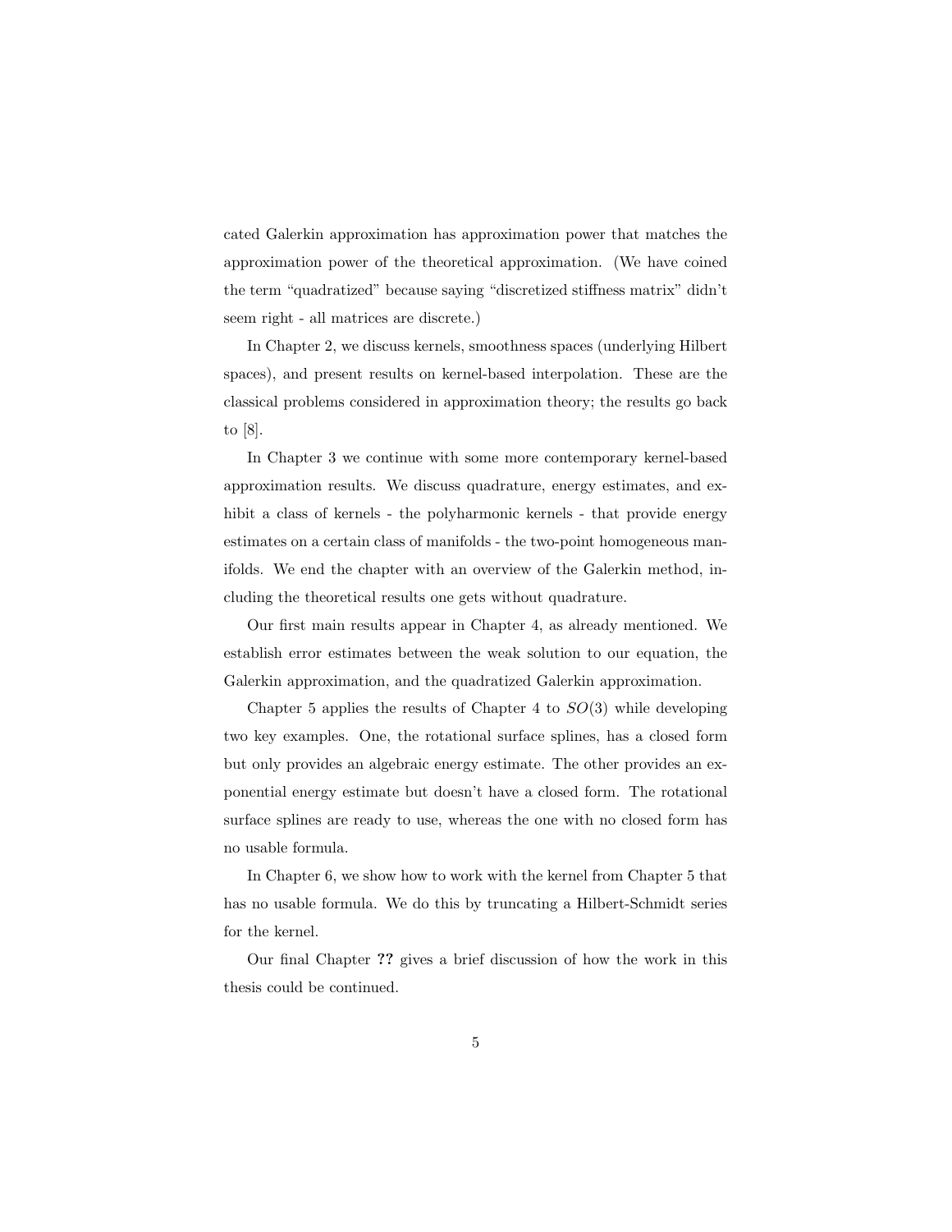cated Galerkin approximation has approximation power that matches the approximation power of the theoretical approximation. (We have coined the term "quadratized" because saying "discretized stiffness matrix" didn't seem right - all matrices are discrete.)

In Chapter 2, we discuss kernels, smoothness spaces (underlying Hilbert spaces), and present results on kernel-based interpolation. These are the classical problems considered in approximation theory; the results go back to [8].

In Chapter 3 we continue with some more contemporary kernel-based approximation results. We discuss quadrature, energy estimates, and exhibit a class of kernels - the polyharmonic kernels - that provide energy estimates on a certain class of manifolds - the two-point homogeneous manifolds. We end the chapter with an overview of the Galerkin method, including the theoretical results one gets without quadrature.

Our first main results appear in Chapter 4, as already mentioned. We establish error estimates between the weak solution to our equation, the Galerkin approximation, and the quadratized Galerkin approximation.

Chapter 5 applies the results of Chapter 4 to $SO(3)$ while developing two key examples. One, the rotational surface splines, has a closed form but only provides an algebraic energy estimate. The other provides an exponential energy estimate but doesn't have a closed form. The rotational surface splines are ready to use, whereas the one with no closed form has no usable formula.

In Chapter 6, we show how to work with the kernel from Chapter 5 that has no usable formula. We do this by truncating a Hilbert-Schmidt series for the kernel.

Our final Chapter **??** gives a brief discussion of how the work in this thesis could be continued.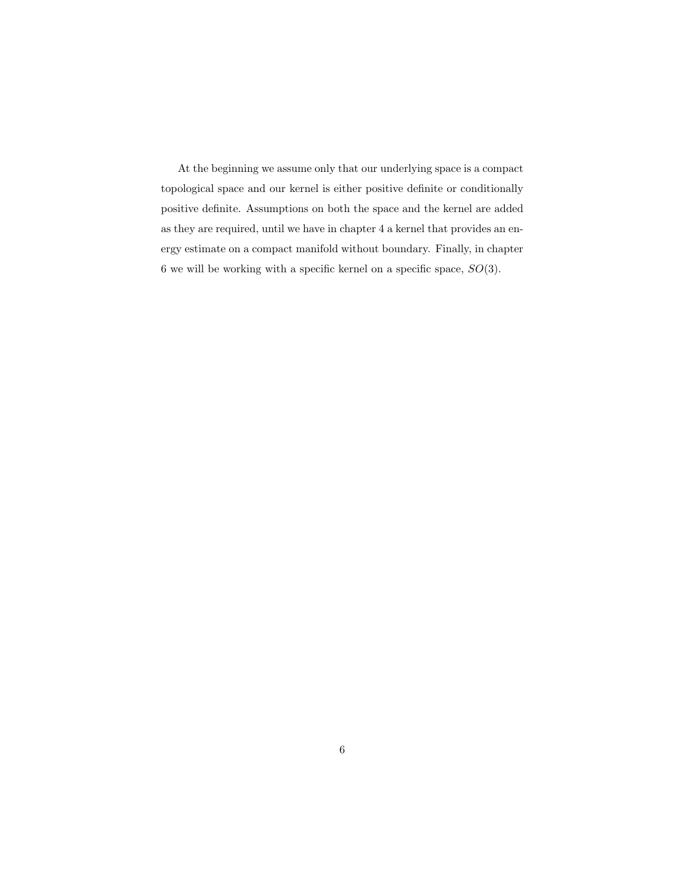At the beginning we assume only that our underlying space is a compact topological space and our kernel is either positive definite or conditionally positive definite. Assumptions on both the space and the kernel are added as they are required, until we have in chapter 4 a kernel that provides an energy estimate on a compact manifold without boundary. Finally, in chapter 6 we will be working with a specific kernel on a specific space, $SO(3)$.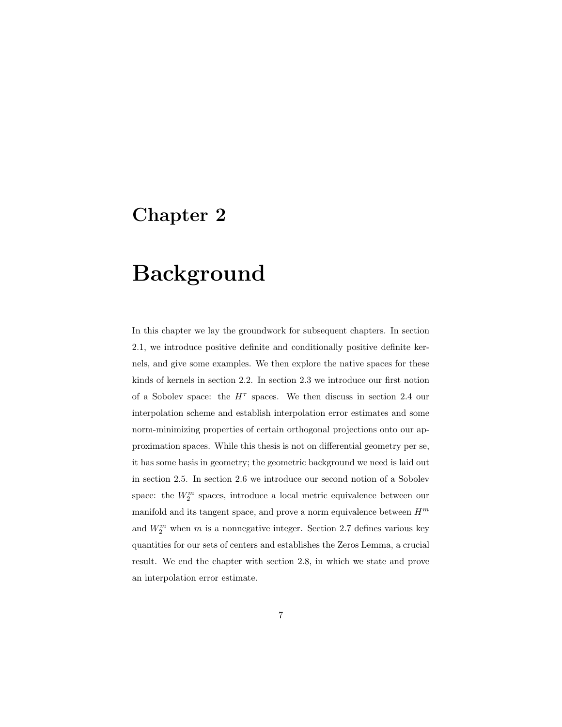# Chapter 2

# Background

In this chapter we lay the groundwork for subsequent chapters. In section 2.1, we introduce positive definite and conditionally positive definite kernels, and give some examples. We then explore the native spaces for these kinds of kernels in section 2.2. In section 2.3 we introduce our first notion of a Sobolev space: the $H^\tau$ spaces. We then discuss in section 2.4 our interpolation scheme and establish interpolation error estimates and some norm-minimizing properties of certain orthogonal projections onto our approximation spaces. While this thesis is not on differential geometry per se, it has some basis in geometry; the geometric background we need is laid out in section 2.5. In section 2.6 we introduce our second notion of a Sobolev space: the $W_2^m$ spaces, introduce a local metric equivalence between our manifold and its tangent space, and prove a norm equivalence between $H^m$ and $W_2^m$ when $m$ is a nonnegative integer. Section 2.7 defines various key quantities for our sets of centers and establishes the Zeros Lemma, a crucial result. We end the chapter with section 2.8, in which we state and prove an interpolation error estimate.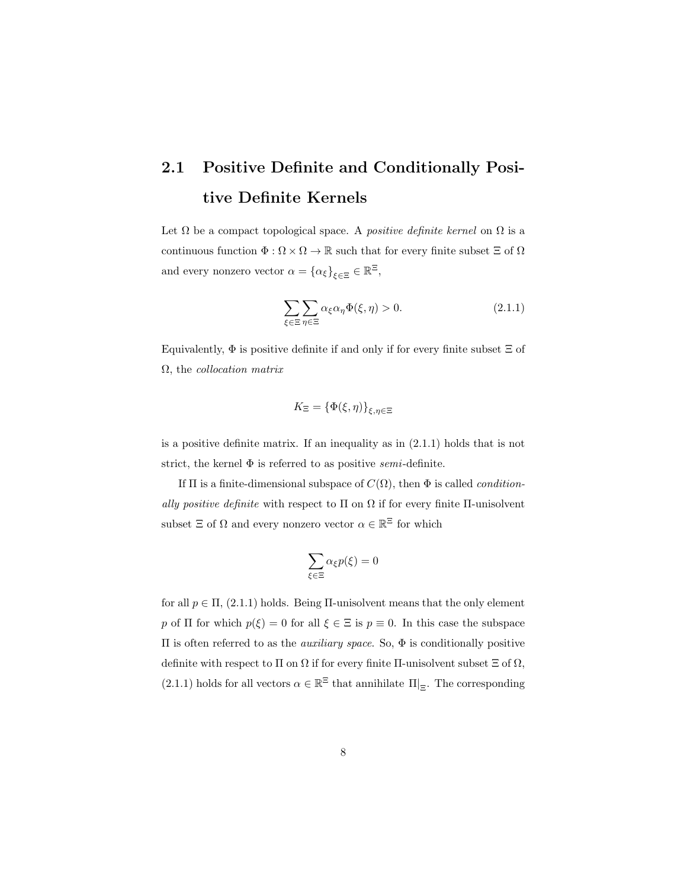## 2.1 Positive Definite and Conditionally Positive Definite Kernels

Let $\Omega$ be a compact topological space. A *positive definite kernel* on $\Omega$ is a continuous function $\Phi : \Omega \times \Omega \to \mathbb{R}$ such that for every finite subset $\Xi$ of $\Omega$ and every nonzero vector $\alpha = \{\alpha_\xi\}_{\xi \in \Xi} \in \mathbb{R}^\Xi$,

$$\sum_{\xi \in \Xi} \sum_{\eta \in \Xi} \alpha_\xi \alpha_\eta \Phi(\xi, \eta) > 0. \tag{2.1.1}$$

Equivalently, $\Phi$ is positive definite if and only if for every finite subset $\Xi$ of $\Omega$, the *collocation matrix*

$$K_\Xi = \{\Phi(\xi, \eta)\}_{\xi, \eta \in \Xi}$$

is a positive definite matrix. If an inequality as in (2.1.1) holds that is not strict, the kernel $\Phi$ is referred to as positive *semi*-definite.

If $\Pi$ is a finite-dimensional subspace of $C(\Omega)$, then $\Phi$ is called *conditionally positive definite* with respect to $\Pi$ on $\Omega$ if for every finite $\Pi$-unisolvent subset $\Xi$ of $\Omega$ and every nonzero vector $\alpha \in \mathbb{R}^\Xi$ for which

$$\sum_{\xi \in \Xi} \alpha_\xi p(\xi) = 0$$

for all $p \in \Pi$, (2.1.1) holds. Being $\Pi$-unisolvent means that the only element $p$ of $\Pi$ for which $p(\xi) = 0$ for all $\xi \in \Xi$ is $p \equiv 0$. In this case the subspace $\Pi$ is often referred to as the *auxiliary space*. So, $\Phi$ is conditionally positive definite with respect to $\Pi$ on $\Omega$ if for every finite $\Pi$-unisolvent subset $\Xi$ of $\Omega$, (2.1.1) holds for all vectors $\alpha \in \mathbb{R}^\Xi$ that annihilate $\Pi|_\Xi$. The corresponding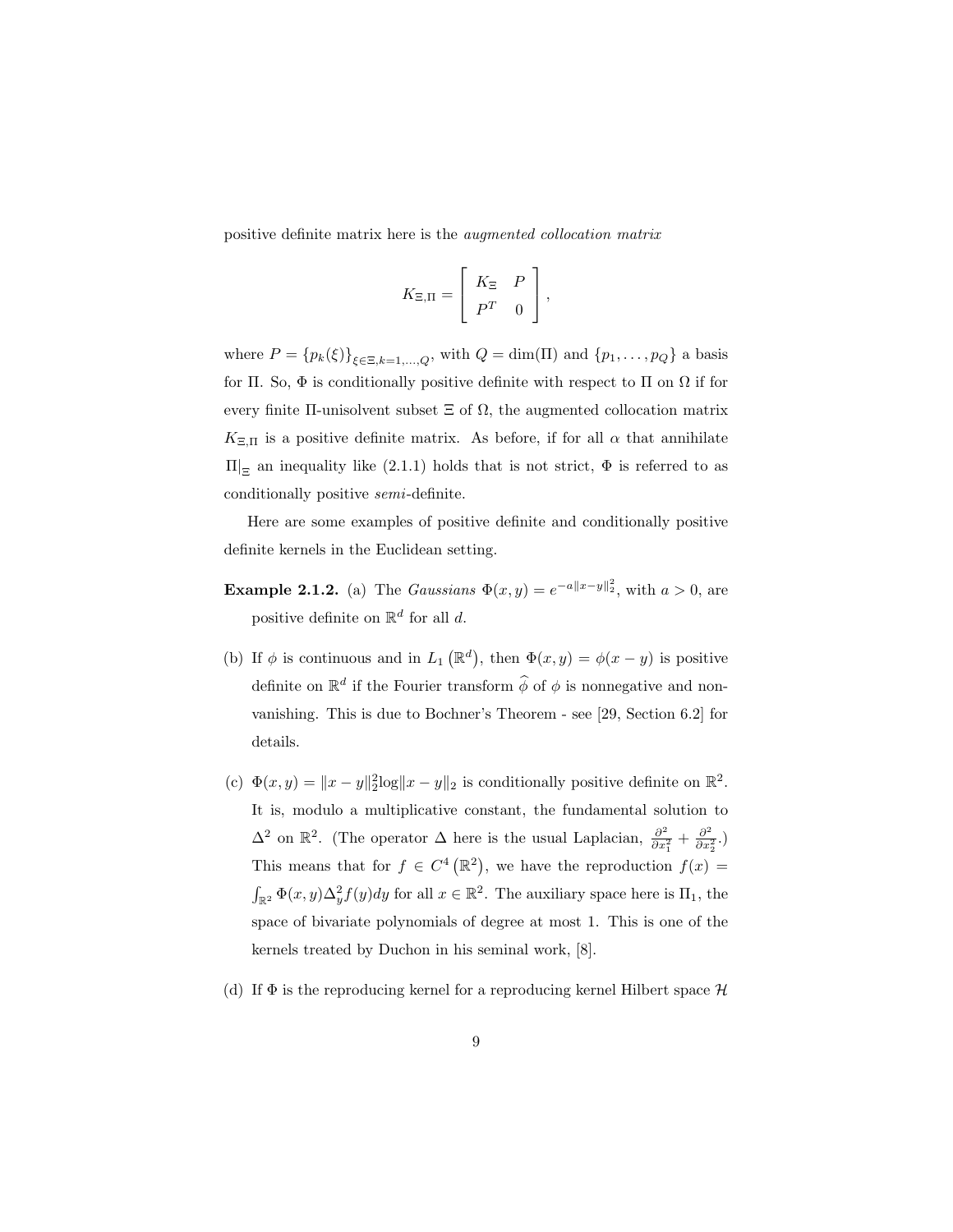positive definite matrix here is the *augmented collocation matrix*

$$K_{\Xi,\Pi} = \begin{bmatrix} K_\Xi & P \\ P^T & 0 \end{bmatrix},$$

where $P = \{p_k(\xi)\}_{\xi\in\Xi, k=1,\ldots,Q}$, with $Q = \dim(\Pi)$ and $\{p_1, \ldots, p_Q\}$ a basis for $\Pi$. So, $\Phi$ is conditionally positive definite with respect to $\Pi$ on $\Omega$ if for every finite $\Pi$-unisolvent subset $\Xi$ of $\Omega$, the augmented collocation matrix $K_{\Xi,\Pi}$ is a positive definite matrix. As before, if for all $\alpha$ that annihilate $\Pi|_\Xi$ an inequality like (2.1.1) holds that is not strict, $\Phi$ is referred to as conditionally positive *semi*-definite.

Here are some examples of positive definite and conditionally positive definite kernels in the Euclidean setting.

**Example 2.1.2.** (a) The *Gaussians* $\Phi(x, y) = e^{-a\|x-y\|_2^2}$, with $a > 0$, are positive definite on $\mathbb{R}^d$ for all $d$.

(b) If $\phi$ is continuous and in $L_1(\mathbb{R}^d)$, then $\Phi(x, y) = \phi(x - y)$ is positive definite on $\mathbb{R}^d$ if the Fourier transform $\widehat{\phi}$ of $\phi$ is nonnegative and nonvanishing. This is due to Bochner's Theorem - see [29, Section 6.2] for details.

(c) $\Phi(x, y) = \|x - y\|_2^2 \log\|x - y\|_2$ is conditionally positive definite on $\mathbb{R}^2$. It is, modulo a multiplicative constant, the fundamental solution to $\Delta^2$ on $\mathbb{R}^2$. (The operator $\Delta$ here is the usual Laplacian, $\frac{\partial^2}{\partial x_1^2} + \frac{\partial^2}{\partial x_2^2}$.) This means that for $f \in C^4(\mathbb{R}^2)$, we have the reproduction $f(x) = \int_{\mathbb{R}^2} \Phi(x, y)\Delta_y^2 f(y)dy$ for all $x \in \mathbb{R}^2$. The auxiliary space here is $\Pi_1$, the space of bivariate polynomials of degree at most 1. This is one of the kernels treated by Duchon in his seminal work, [8].

(d) If $\Phi$ is the reproducing kernel for a reproducing kernel Hilbert space $\mathcal{H}$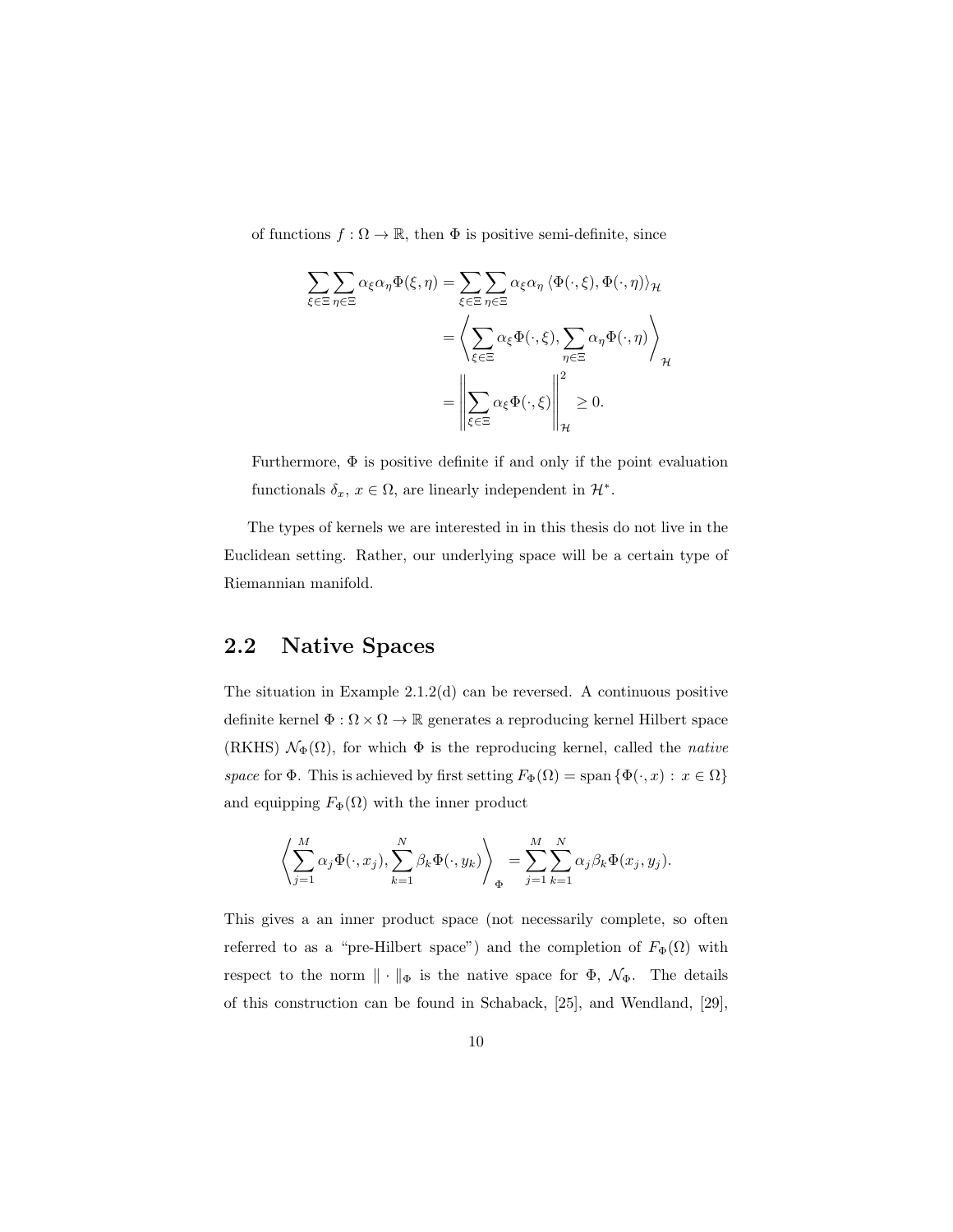of functions $f : \Omega \to \mathbb{R}$, then $\Phi$ is positive semi-definite, since

$$\begin{aligned}
\sum_{\xi \in \Xi} \sum_{\eta \in \Xi} \alpha_\xi \alpha_\eta \Phi(\xi, \eta) &= \sum_{\xi \in \Xi} \sum_{\eta \in \Xi} \alpha_\xi \alpha_\eta \langle \Phi(\cdot, \xi), \Phi(\cdot, \eta) \rangle_{\mathcal{H}} \\
&= \left\langle \sum_{\xi \in \Xi} \alpha_\xi \Phi(\cdot, \xi), \sum_{\eta \in \Xi} \alpha_\eta \Phi(\cdot, \eta) \right\rangle_{\mathcal{H}} \\
&= \left\| \sum_{\xi \in \Xi} \alpha_\xi \Phi(\cdot, \xi) \right\|_{\mathcal{H}}^2 \geq 0.
\end{aligned}$$

Furthermore, $\Phi$ is positive definite if and only if the point evaluation functionals $\delta_x$, $x \in \Omega$, are linearly independent in $\mathcal{H}^*$.

The types of kernels we are interested in in this thesis do not live in the Euclidean setting. Rather, our underlying space will be a certain type of Riemannian manifold.

## 2.2 Native Spaces

The situation in Example 2.1.2(d) can be reversed. A continuous positive definite kernel $\Phi : \Omega \times \Omega \to \mathbb{R}$ generates a reproducing kernel Hilbert space (RKHS) $\mathcal{N}_\Phi(\Omega)$, for which $\Phi$ is the reproducing kernel, called the *native space* for $\Phi$. This is achieved by first setting $F_\Phi(\Omega) = \operatorname{span}\{\Phi(\cdot, x) : x \in \Omega\}$ and equipping $F_\Phi(\Omega)$ with the inner product

$$\left\langle \sum_{j=1}^{M} \alpha_j \Phi(\cdot, x_j), \sum_{k=1}^{N} \beta_k \Phi(\cdot, y_k) \right\rangle_\Phi = \sum_{j=1}^{M} \sum_{k=1}^{N} \alpha_j \beta_k \Phi(x_j, y_j).$$

This gives a an inner product space (not necessarily complete, so often referred to as a "pre-Hilbert space") and the completion of $F_\Phi(\Omega)$ with respect to the norm $\| \cdot \|_\Phi$ is the native space for $\Phi$, $\mathcal{N}_\Phi$. The details of this construction can be found in Schaback, [25], and Wendland, [29],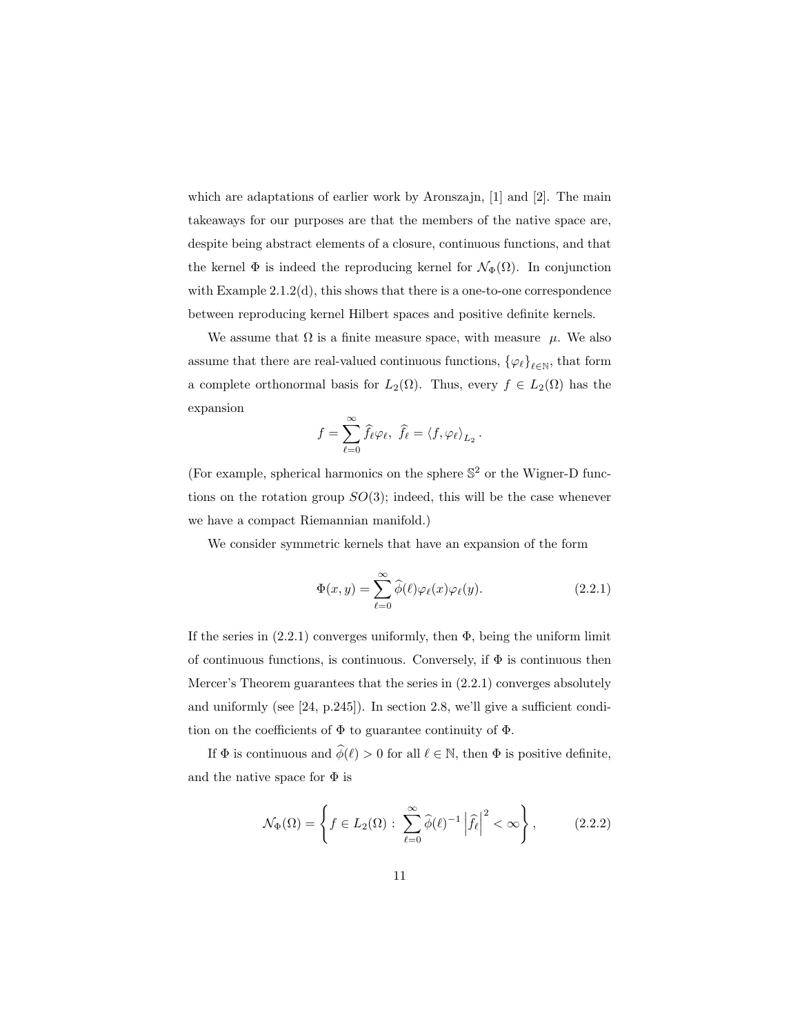which are adaptations of earlier work by Aronszajn, [1] and [2]. The main takeaways for our purposes are that the members of the native space are, despite being abstract elements of a closure, continuous functions, and that the kernel $\Phi$ is indeed the reproducing kernel for $\mathcal{N}_\Phi(\Omega)$. In conjunction with Example 2.1.2(d), this shows that there is a one-to-one correspondence between reproducing kernel Hilbert spaces and positive definite kernels.

We assume that $\Omega$ is a finite measure space, with measure $\mu$. We also assume that there are real-valued continuous functions, $\{\varphi_\ell\}_{\ell\in\mathbb{N}}$, that form a complete orthonormal basis for $L_2(\Omega)$. Thus, every $f \in L_2(\Omega)$ has the expansion

$$f = \sum_{\ell=0}^{\infty} \widehat{f}_\ell \varphi_\ell, \;\; \widehat{f}_\ell = \langle f, \varphi_\ell \rangle_{L_2}.$$

(For example, spherical harmonics on the sphere $\mathbb{S}^2$ or the Wigner-D functions on the rotation group $SO(3)$; indeed, this will be the case whenever we have a compact Riemannian manifold.)

We consider symmetric kernels that have an expansion of the form

$$\Phi(x, y) = \sum_{\ell=0}^{\infty} \widehat{\phi}(\ell)\varphi_\ell(x)\varphi_\ell(y). \tag{2.2.1}$$

If the series in (2.2.1) converges uniformly, then $\Phi$, being the uniform limit of continuous functions, is continuous. Conversely, if $\Phi$ is continuous then Mercer's Theorem guarantees that the series in (2.2.1) converges absolutely and uniformly (see [24, p.245]). In section 2.8, we'll give a sufficient condition on the coefficients of $\Phi$ to guarantee continuity of $\Phi$.

If $\Phi$ is continuous and $\widehat{\phi}(\ell) > 0$ for all $\ell \in \mathbb{N}$, then $\Phi$ is positive definite, and the native space for $\Phi$ is

$$\mathcal{N}_\Phi(\Omega) = \left\{ f \in L_2(\Omega) : \sum_{\ell=0}^{\infty} \widehat{\phi}(\ell)^{-1} \left| \widehat{f}_\ell \right|^2 < \infty \right\}, \tag{2.2.2}$$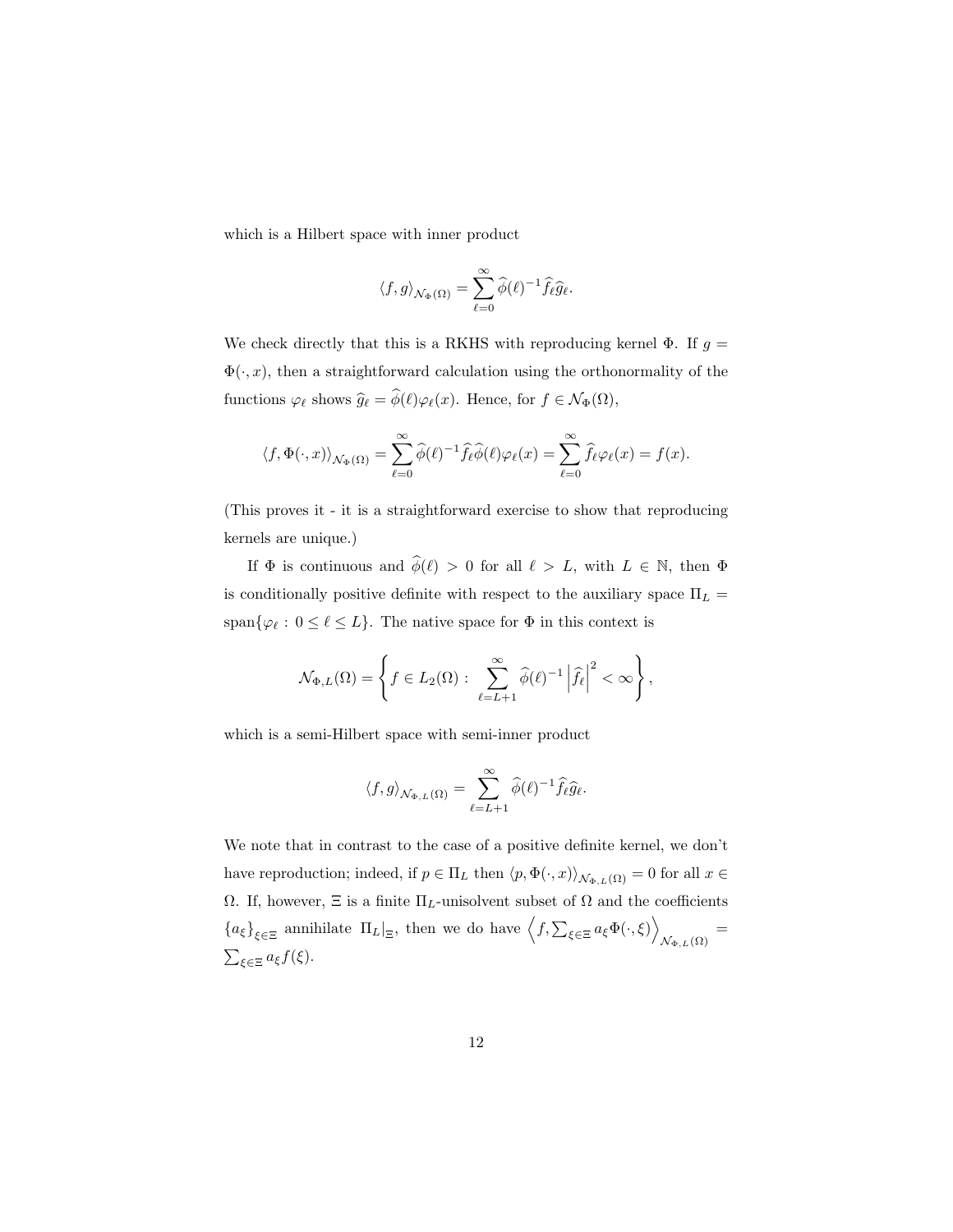which is a Hilbert space with inner product

$$\langle f, g \rangle_{\mathcal{N}_\Phi(\Omega)} = \sum_{\ell=0}^{\infty} \widehat{\phi}(\ell)^{-1} \widehat{f}_\ell \widehat{g}_\ell.$$

We check directly that this is a RKHS with reproducing kernel $\Phi$. If $g = \Phi(\cdot, x)$, then a straightforward calculation using the orthonormality of the functions $\varphi_\ell$ shows $\widehat{g}_\ell = \widehat{\phi}(\ell)\varphi_\ell(x)$. Hence, for $f \in \mathcal{N}_\Phi(\Omega)$,

$$\langle f, \Phi(\cdot, x) \rangle_{\mathcal{N}_\Phi(\Omega)} = \sum_{\ell=0}^{\infty} \widehat{\phi}(\ell)^{-1} \widehat{f}_\ell \widehat{\phi}(\ell) \varphi_\ell(x) = \sum_{\ell=0}^{\infty} \widehat{f}_\ell \varphi_\ell(x) = f(x).$$

(This proves it - it is a straightforward exercise to show that reproducing kernels are unique.)

If $\Phi$ is continuous and $\widehat{\phi}(\ell) > 0$ for all $\ell > L$, with $L \in \mathbb{N}$, then $\Phi$ is conditionally positive definite with respect to the auxiliary space $\Pi_L = \text{span}\{\varphi_\ell : 0 \leq \ell \leq L\}$. The native space for $\Phi$ in this context is

$$\mathcal{N}_{\Phi,L}(\Omega) = \left\{ f \in L_2(\Omega) : \sum_{\ell=L+1}^{\infty} \widehat{\phi}(\ell)^{-1} \left| \widehat{f}_\ell \right|^2 < \infty \right\},$$

which is a semi-Hilbert space with semi-inner product

$$\langle f, g \rangle_{\mathcal{N}_{\Phi,L}(\Omega)} = \sum_{\ell=L+1}^{\infty} \widehat{\phi}(\ell)^{-1} \widehat{f}_\ell \widehat{g}_\ell.$$

We note that in contrast to the case of a positive definite kernel, we don't have reproduction; indeed, if $p \in \Pi_L$ then $\langle p, \Phi(\cdot, x) \rangle_{\mathcal{N}_{\Phi,L}(\Omega)} = 0$ for all $x \in \Omega$. If, however, $\Xi$ is a finite $\Pi_L$-unisolvent subset of $\Omega$ and the coefficients $\{a_\xi\}_{\xi \in \Xi}$ annihilate $\Pi_L|_\Xi$, then we do have $\left\langle f, \sum_{\xi \in \Xi} a_\xi \Phi(\cdot, \xi) \right\rangle_{\mathcal{N}_{\Phi,L}(\Omega)} = \sum_{\xi \in \Xi} a_\xi f(\xi)$.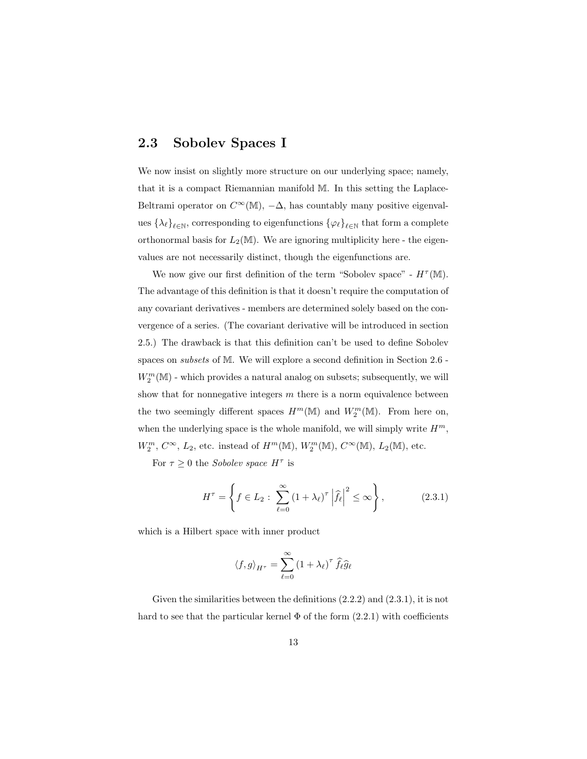## 2.3 Sobolev Spaces I

We now insist on slightly more structure on our underlying space; namely, that it is a compact Riemannian manifold $\mathbb{M}$. In this setting the Laplace-Beltrami operator on $C^\infty(\mathbb{M})$, $-\Delta$, has countably many positive eigenvalues $\{\lambda_\ell\}_{\ell\in\mathbb{N}}$, corresponding to eigenfunctions $\{\varphi_\ell\}_{\ell\in\mathbb{N}}$ that form a complete orthonormal basis for $L_2(\mathbb{M})$. We are ignoring multiplicity here - the eigenvalues are not necessarily distinct, though the eigenfunctions are.

We now give our first definition of the term "Sobolev space" - $H^\tau(\mathbb{M})$. The advantage of this definition is that it doesn't require the computation of any covariant derivatives - members are determined solely based on the convergence of a series. (The covariant derivative will be introduced in section 2.5.) The drawback is that this definition can't be used to define Sobolev spaces on *subsets* of $\mathbb{M}$. We will explore a second definition in Section 2.6 - $W_2^m(\mathbb{M})$ - which provides a natural analog on subsets; subsequently, we will show that for nonnegative integers $m$ there is a norm equivalence between the two seemingly different spaces $H^m(\mathbb{M})$ and $W_2^m(\mathbb{M})$. From here on, when the underlying space is the whole manifold, we will simply write $H^m$, $W_2^m$, $C^\infty$, $L_2$, etc. instead of $H^m(\mathbb{M})$, $W_2^m(\mathbb{M})$, $C^\infty(\mathbb{M})$, $L_2(\mathbb{M})$, etc.

For $\tau \geq 0$ the *Sobolev space* $H^\tau$ is

$$H^\tau = \left\{ f \in L_2 : \sum_{\ell=0}^{\infty} (1+\lambda_\ell)^\tau \left|\widehat{f}_\ell\right|^2 \leq \infty \right\}, \tag{2.3.1}$$

which is a Hilbert space with inner product

$$\langle f, g\rangle_{H^\tau} = \sum_{\ell=0}^{\infty} (1+\lambda_\ell)^\tau \, \widehat{f}_\ell \widehat{g}_\ell$$

Given the similarities between the definitions (2.2.2) and (2.3.1), it is not hard to see that the particular kernel $\Phi$ of the form (2.2.1) with coefficients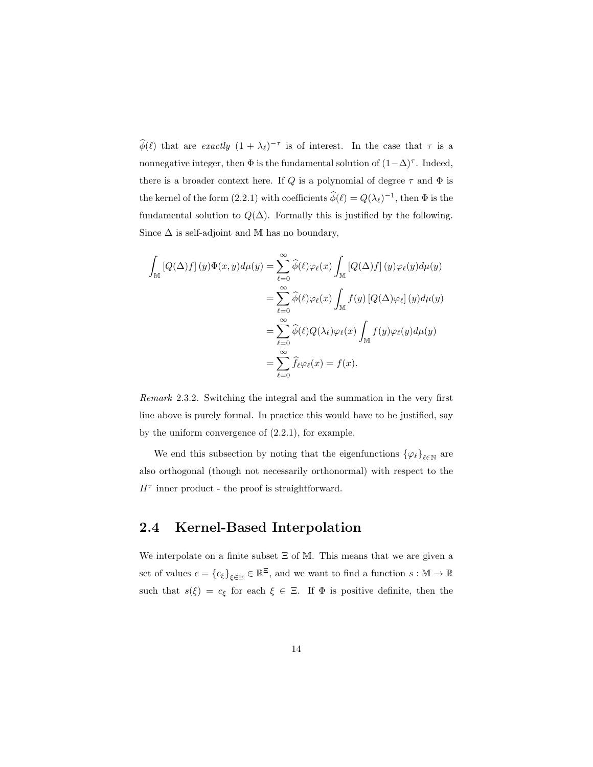$\widehat{\phi}(\ell)$ that are *exactly* $(1 + \lambda_\ell)^{-\tau}$ is of interest. In the case that $\tau$ is a nonnegative integer, then $\Phi$ is the fundamental solution of $(1-\Delta)^\tau$. Indeed, there is a broader context here. If $Q$ is a polynomial of degree $\tau$ and $\Phi$ is the kernel of the form (2.2.1) with coefficients $\widehat{\phi}(\ell) = Q(\lambda_\ell)^{-1}$, then $\Phi$ is the fundamental solution to $Q(\Delta)$. Formally this is justified by the following. Since $\Delta$ is self-adjoint and $\mathbb{M}$ has no boundary,

$$
\begin{aligned}
\int_{\mathbb{M}} \left[Q(\Delta)f\right](y)\Phi(x,y)d\mu(y) &= \sum_{\ell=0}^{\infty} \widehat{\phi}(\ell)\varphi_\ell(x) \int_{\mathbb{M}} \left[Q(\Delta)f\right](y)\varphi_\ell(y)d\mu(y) \\
&= \sum_{\ell=0}^{\infty} \widehat{\phi}(\ell)\varphi_\ell(x) \int_{\mathbb{M}} f(y)\left[Q(\Delta)\varphi_\ell\right](y)d\mu(y) \\
&= \sum_{\ell=0}^{\infty} \widehat{\phi}(\ell)Q(\lambda_\ell)\varphi_\ell(x) \int_{\mathbb{M}} f(y)\varphi_\ell(y)d\mu(y) \\
&= \sum_{\ell=0}^{\infty} \widehat{f}_\ell \varphi_\ell(x) = f(x).
\end{aligned}
$$

*Remark* 2.3.2. Switching the integral and the summation in the very first line above is purely formal. In practice this would have to be justified, say by the uniform convergence of (2.2.1), for example.

We end this subsection by noting that the eigenfunctions $\{\varphi_\ell\}_{\ell\in\mathbb{N}}$ are also orthogonal (though not necessarily orthonormal) with respect to the $H^\tau$ inner product - the proof is straightforward.

## 2.4 Kernel-Based Interpolation

We interpolate on a finite subset $\Xi$ of $\mathbb{M}$. This means that we are given a set of values $c = \{c_\xi\}_{\xi\in\Xi} \in \mathbb{R}^\Xi$, and we want to find a function $s : \mathbb{M} \to \mathbb{R}$ such that $s(\xi) = c_\xi$ for each $\xi \in \Xi$. If $\Phi$ is positive definite, then the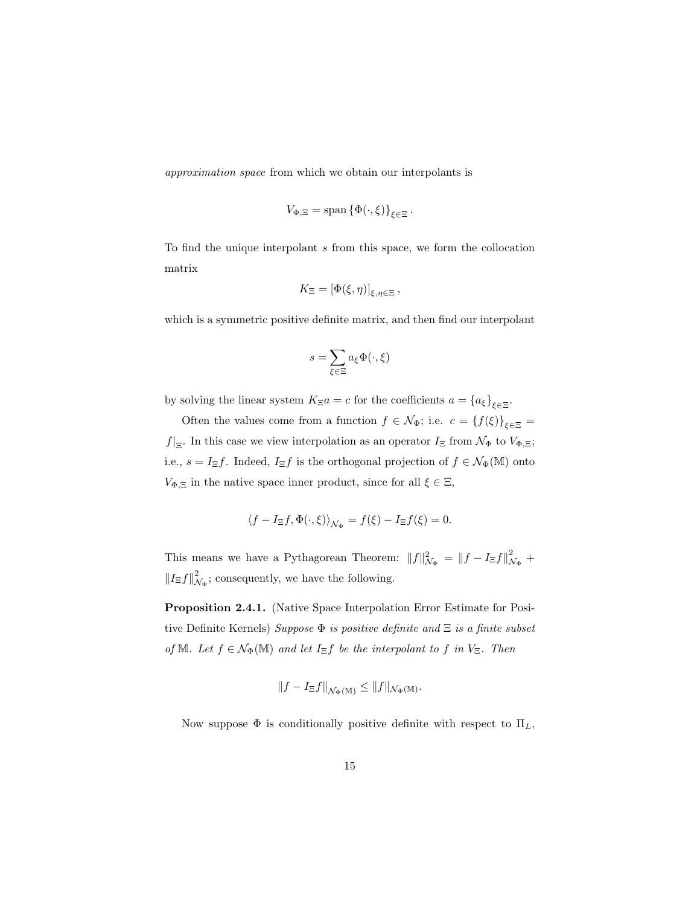*approximation space* from which we obtain our interpolants is

$$V_{\Phi,\Xi} = \operatorname{span}\{\Phi(\cdot,\xi)\}_{\xi\in\Xi}.$$

To find the unique interpolant $s$ from this space, we form the collocation matrix

$$K_\Xi = [\Phi(\xi,\eta)]_{\xi,\eta\in\Xi},$$

which is a symmetric positive definite matrix, and then find our interpolant

$$s = \sum_{\xi\in\Xi} a_\xi \Phi(\cdot,\xi)$$

by solving the linear system $K_\Xi a = c$ for the coefficients $a = \{a_\xi\}_{\xi\in\Xi}$.

Often the values come from a function $f \in \mathcal{N}_\Phi$; i.e. $c = \{f(\xi)\}_{\xi\in\Xi} = f|_\Xi$. In this case we view interpolation as an operator $I_\Xi$ from $\mathcal{N}_\Phi$ to $V_{\Phi,\Xi}$; i.e., $s = I_\Xi f$. Indeed, $I_\Xi f$ is the orthogonal projection of $f \in \mathcal{N}_\Phi(\mathbb{M})$ onto $V_{\Phi,\Xi}$ in the native space inner product, since for all $\xi \in \Xi$,

$$\langle f - I_\Xi f, \Phi(\cdot,\xi)\rangle_{\mathcal{N}_\Phi} = f(\xi) - I_\Xi f(\xi) = 0.$$

This means we have a Pythagorean Theorem: $\|f\|^2_{\mathcal{N}_\Phi} = \|f - I_\Xi f\|^2_{\mathcal{N}_\Phi} + \|I_\Xi f\|^2_{\mathcal{N}_\Phi}$; consequently, we have the following.

**Proposition 2.4.1.** (Native Space Interpolation Error Estimate for Positive Definite Kernels) *Suppose $\Phi$ is positive definite and $\Xi$ is a finite subset of $\mathbb{M}$. Let $f \in \mathcal{N}_\Phi(\mathbb{M})$ and let $I_\Xi f$ be the interpolant to $f$ in $V_\Xi$. Then*

$$\|f - I_\Xi f\|_{\mathcal{N}_\Phi(\mathbb{M})} \leq \|f\|_{\mathcal{N}_\Phi(\mathbb{M})}.$$

Now suppose $\Phi$ is conditionally positive definite with respect to $\Pi_L$,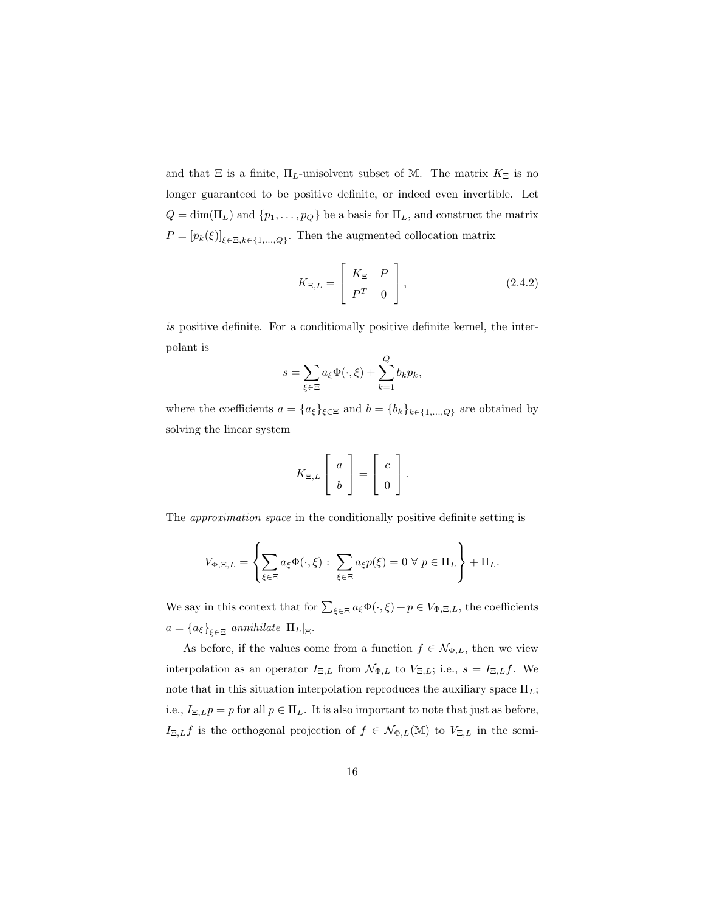and that $\Xi$ is a finite, $\Pi_L$-unisolvent subset of $\mathbb{M}$. The matrix $K_\Xi$ is no longer guaranteed to be positive definite, or indeed even invertible. Let $Q = \dim(\Pi_L)$ and $\{p_1, \ldots, p_Q\}$ be a basis for $\Pi_L$, and construct the matrix $P = [p_k(\xi)]_{\xi\in\Xi, k\in\{1,\ldots,Q\}}$. Then the augmented collocation matrix

$$K_{\Xi,L} = \begin{bmatrix} K_\Xi & P \\ P^T & 0 \end{bmatrix}, \tag{2.4.2}$$

*is* positive definite. For a conditionally positive definite kernel, the interpolant is

$$s = \sum_{\xi\in\Xi} a_\xi \Phi(\cdot, \xi) + \sum_{k=1}^{Q} b_k p_k,$$

where the coefficients $a = \{a_\xi\}_{\xi\in\Xi}$ and $b = \{b_k\}_{k\in\{1,\ldots,Q\}}$ are obtained by solving the linear system

$$K_{\Xi,L} \begin{bmatrix} a \\ b \end{bmatrix} = \begin{bmatrix} c \\ 0 \end{bmatrix}.$$

The *approximation space* in the conditionally positive definite setting is

$$V_{\Phi,\Xi,L} = \left\{ \sum_{\xi\in\Xi} a_\xi \Phi(\cdot, \xi) : \sum_{\xi\in\Xi} a_\xi p(\xi) = 0 \ \forall\ p \in \Pi_L \right\} + \Pi_L.$$

We say in this context that for $\sum_{\xi\in\Xi} a_\xi \Phi(\cdot, \xi) + p \in V_{\Phi,\Xi,L}$, the coefficients $a = \{a_\xi\}_{\xi\in\Xi}$ *annihilate* $\Pi_L|_\Xi$.

As before, if the values come from a function $f \in \mathcal{N}_{\Phi,L}$, then we view interpolation as an operator $I_{\Xi,L}$ from $\mathcal{N}_{\Phi,L}$ to $V_{\Xi,L}$; i.e., $s = I_{\Xi,L} f$. We note that in this situation interpolation reproduces the auxiliary space $\Pi_L$; i.e., $I_{\Xi,L} p = p$ for all $p \in \Pi_L$. It is also important to note that just as before, $I_{\Xi,L} f$ is the orthogonal projection of $f \in \mathcal{N}_{\Phi,L}(\mathbb{M})$ to $V_{\Xi,L}$ in the semi-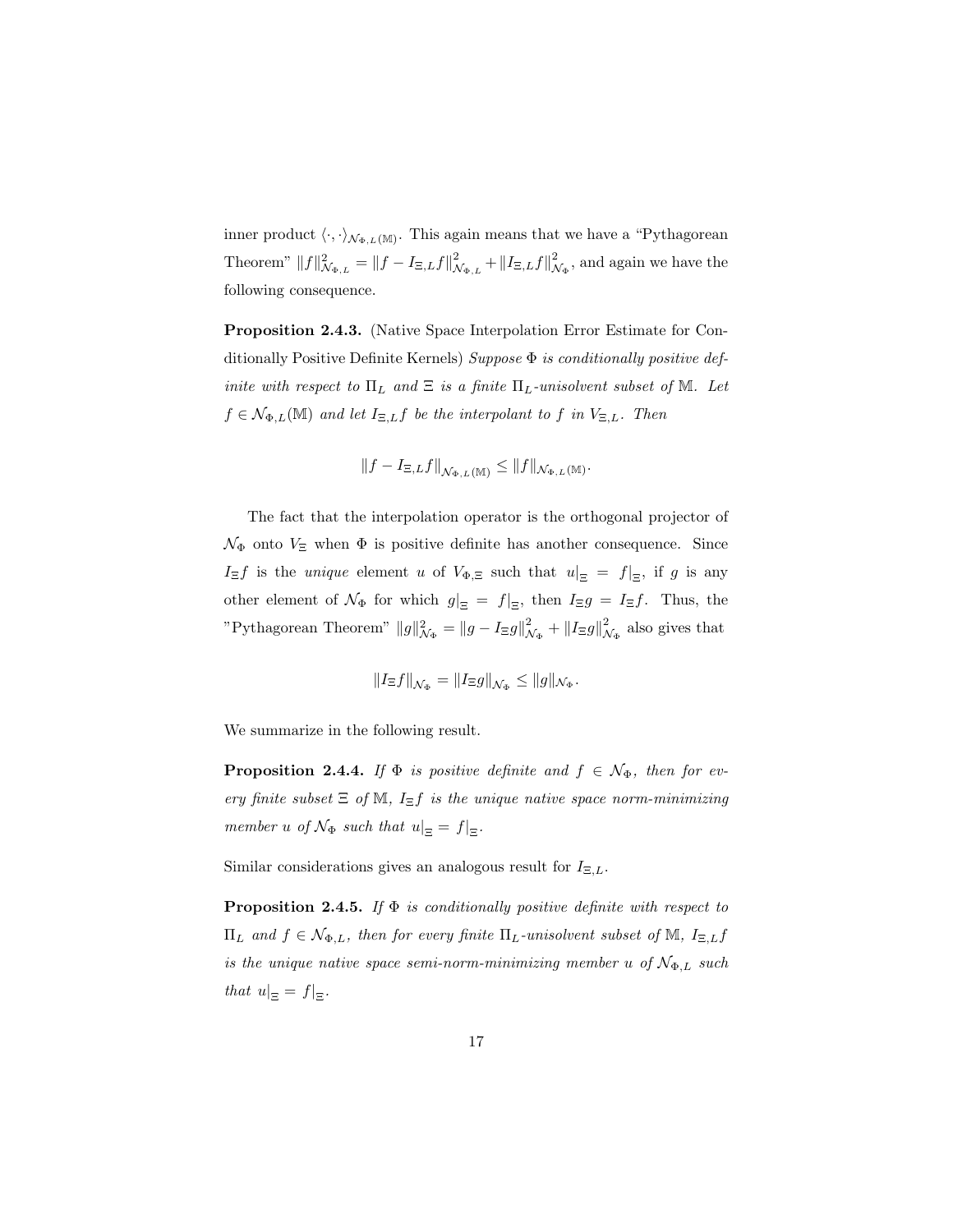inner product $\langle \cdot, \cdot \rangle_{\mathcal{N}_{\Phi,L}(\mathbb{M})}$. This again means that we have a "Pythagorean Theorem" $\|f\|^2_{\mathcal{N}_{\Phi,L}} = \|f - I_{\Xi,L}f\|^2_{\mathcal{N}_{\Phi,L}} + \|I_{\Xi,L}f\|^2_{\mathcal{N}_\Phi}$, and again we have the following consequence.

**Proposition 2.4.3.** (Native Space Interpolation Error Estimate for Conditionally Positive Definite Kernels) *Suppose $\Phi$ is conditionally positive definite with respect to $\Pi_L$ and $\Xi$ is a finite $\Pi_L$-unisolvent subset of $\mathbb{M}$. Let $f \in \mathcal{N}_{\Phi,L}(\mathbb{M})$ and let $I_{\Xi,L}f$ be the interpolant to $f$ in $V_{\Xi,L}$. Then*

$$\|f - I_{\Xi,L}f\|_{\mathcal{N}_{\Phi,L}(\mathbb{M})} \leq \|f\|_{\mathcal{N}_{\Phi,L}(\mathbb{M})}.$$

The fact that the interpolation operator is the orthogonal projector of $\mathcal{N}_\Phi$ onto $V_\Xi$ when $\Phi$ is positive definite has another consequence. Since $I_\Xi f$ is the *unique* element $u$ of $V_{\Phi,\Xi}$ such that $u|_\Xi = f|_\Xi$, if $g$ is any other element of $\mathcal{N}_\Phi$ for which $g|_\Xi = f|_\Xi$, then $I_\Xi g = I_\Xi f$. Thus, the "Pythagorean Theorem" $\|g\|^2_{\mathcal{N}_\Phi} = \|g - I_\Xi g\|^2_{\mathcal{N}_\Phi} + \|I_\Xi g\|^2_{\mathcal{N}_\Phi}$ also gives that

$$\|I_\Xi f\|_{\mathcal{N}_\Phi} = \|I_\Xi g\|_{\mathcal{N}_\Phi} \leq \|g\|_{\mathcal{N}_\Phi}.$$

We summarize in the following result.

**Proposition 2.4.4.** *If $\Phi$ is positive definite and $f \in \mathcal{N}_\Phi$, then for every finite subset $\Xi$ of $\mathbb{M}$, $I_\Xi f$ is the unique native space norm-minimizing member $u$ of $\mathcal{N}_\Phi$ such that $u|_\Xi = f|_\Xi$.*

Similar considerations gives an analogous result for $I_{\Xi,L}$.

**Proposition 2.4.5.** *If $\Phi$ is conditionally positive definite with respect to $\Pi_L$ and $f \in \mathcal{N}_{\Phi,L}$, then for every finite $\Pi_L$-unisolvent subset of $\mathbb{M}$, $I_{\Xi,L}f$ is the unique native space semi-norm-minimizing member $u$ of $\mathcal{N}_{\Phi,L}$ such that $u|_\Xi = f|_\Xi$.*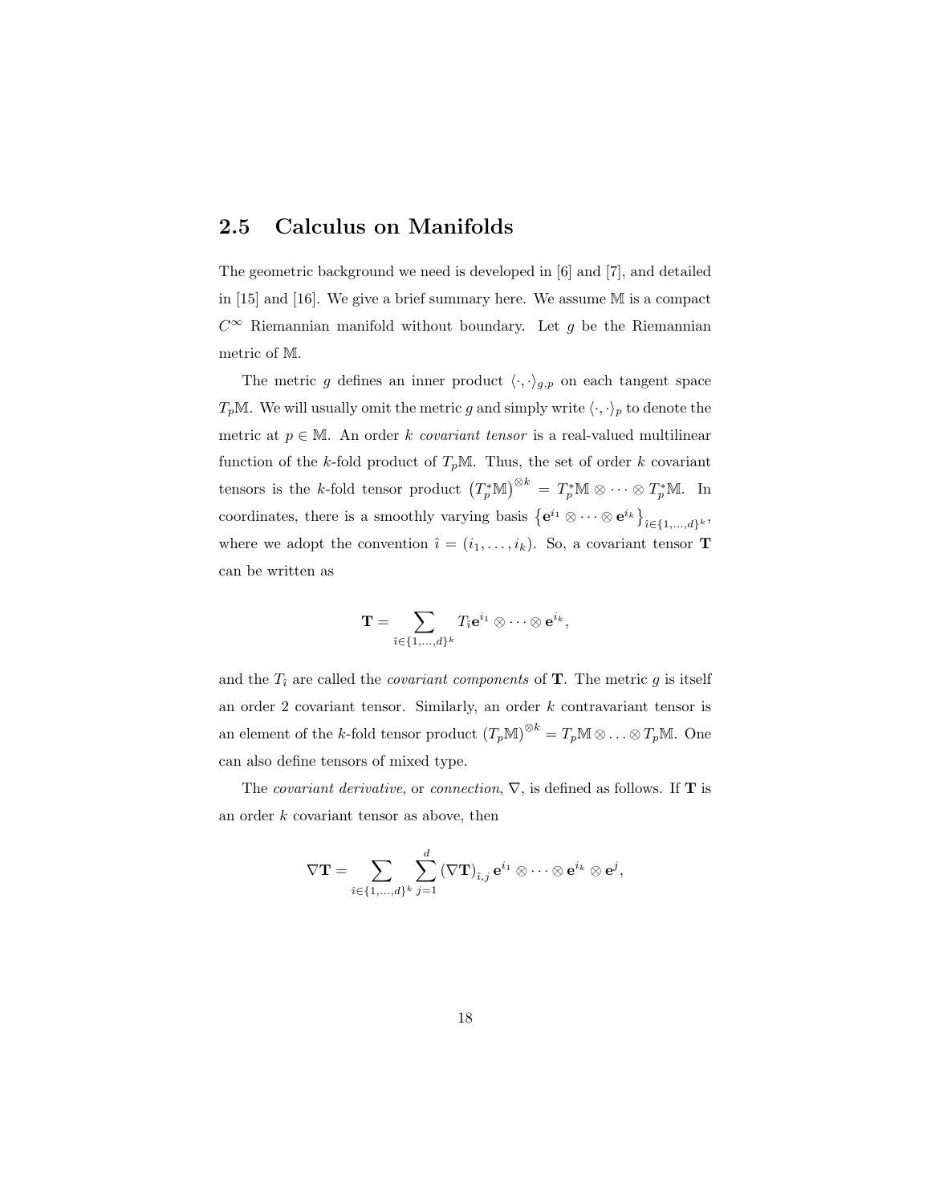## 2.5 Calculus on Manifolds

The geometric background we need is developed in [6] and [7], and detailed in [15] and [16]. We give a brief summary here. We assume $\mathbb{M}$ is a compact $C^{\infty}$ Riemannian manifold without boundary. Let $g$ be the Riemannian metric of $\mathbb{M}$.

The metric $g$ defines an inner product $\langle \cdot, \cdot \rangle_{g,p}$ on each tangent space $T_p\mathbb{M}$. We will usually omit the metric $g$ and simply write $\langle \cdot, \cdot \rangle_p$ to denote the metric at $p \in \mathbb{M}$. An order $k$ *covariant tensor* is a real-valued multilinear function of the $k$-fold product of $T_p\mathbb{M}$. Thus, the set of order $k$ covariant tensors is the $k$-fold tensor product $\left(T_p^*\mathbb{M}\right)^{\otimes k} = T_p^*\mathbb{M} \otimes \cdots \otimes T_p^*\mathbb{M}$. In coordinates, there is a smoothly varying basis $\left\{\mathbf{e}^{i_1} \otimes \cdots \otimes \mathbf{e}^{i_k}\right\}_{\hat{\imath} \in \{1,\ldots,d\}^k}$, where we adopt the convention $\hat{\imath} = (i_1, \ldots, i_k)$. So, a covariant tensor $\mathbf{T}$ can be written as

$$\mathbf{T} = \sum_{\hat{\imath} \in \{1,\ldots,d\}^k} T_{\hat{\imath}} \mathbf{e}^{i_1} \otimes \cdots \otimes \mathbf{e}^{i_k},$$

and the $T_{\hat{\imath}}$ are called the *covariant components* of $\mathbf{T}$. The metric $g$ is itself an order 2 covariant tensor. Similarly, an order $k$ contravariant tensor is an element of the $k$-fold tensor product $(T_p\mathbb{M})^{\otimes k} = T_p\mathbb{M} \otimes \ldots \otimes T_p\mathbb{M}$. One can also define tensors of mixed type.

The *covariant derivative*, or *connection*, $\nabla$, is defined as follows. If $\mathbf{T}$ is an order $k$ covariant tensor as above, then

$$\nabla \mathbf{T} = \sum_{\hat{\imath} \in \{1,\ldots,d\}^k} \sum_{j=1}^{d} (\nabla \mathbf{T})_{\hat{\imath},j} \, \mathbf{e}^{i_1} \otimes \cdots \otimes \mathbf{e}^{i_k} \otimes \mathbf{e}^{j},$$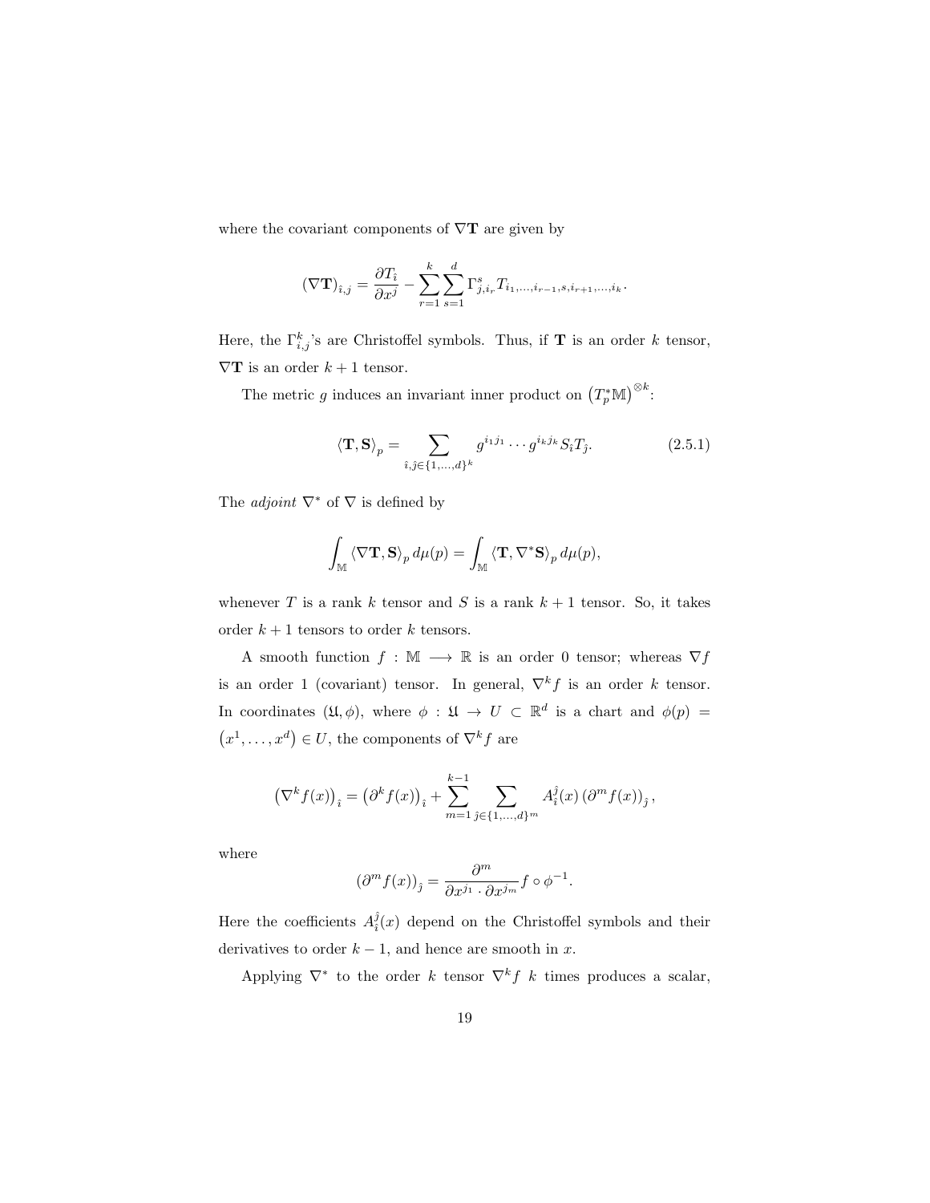where the covariant components of $\nabla \mathbf{T}$ are given by

$$(\nabla \mathbf{T})_{\hat{\imath},j} = \frac{\partial T_{\hat{\imath}}}{\partial x^j} - \sum_{r=1}^{k} \sum_{s=1}^{d} \Gamma^s_{j,i_r} T_{i_1,\ldots,i_{r-1},s,i_{r+1},\ldots,i_k}.$$

Here, the $\Gamma^k_{i,j}$'s are Christoffel symbols. Thus, if $\mathbf{T}$ is an order $k$ tensor, $\nabla \mathbf{T}$ is an order $k+1$ tensor.

The metric $g$ induces an invariant inner product on $\left(T^*_p \mathbb{M}\right)^{\otimes k}$:

$$\langle \mathbf{T}, \mathbf{S} \rangle_p = \sum_{\hat{\imath},\hat{\jmath} \in \{1,\ldots,d\}^k} g^{i_1 j_1} \cdots g^{i_k j_k} S_{\hat{\imath}} T_{\hat{\jmath}}. \tag{2.5.1}$$

The *adjoint* $\nabla^*$ of $\nabla$ is defined by

$$\int_{\mathbb{M}} \langle \nabla \mathbf{T}, \mathbf{S} \rangle_p \, d\mu(p) = \int_{\mathbb{M}} \langle \mathbf{T}, \nabla^* \mathbf{S} \rangle_p \, d\mu(p),$$

whenever $T$ is a rank $k$ tensor and $S$ is a rank $k+1$ tensor. So, it takes order $k+1$ tensors to order $k$ tensors.

A smooth function $f : \mathbb{M} \longrightarrow \mathbb{R}$ is an order 0 tensor; whereas $\nabla f$ is an order 1 (covariant) tensor. In general, $\nabla^k f$ is an order $k$ tensor. In coordinates $(\mathfrak{U}, \phi)$, where $\phi : \mathfrak{U} \to U \subset \mathbb{R}^d$ is a chart and $\phi(p) = \left(x^1, \ldots, x^d\right) \in U$, the components of $\nabla^k f$ are

$$\left(\nabla^k f(x)\right)_{\hat{\imath}} = \left(\partial^k f(x)\right)_{\hat{\imath}} + \sum_{m=1}^{k-1} \sum_{\hat{\jmath} \in \{1,\ldots,d\}^m} A^{\hat{\jmath}}_{\hat{\imath}}(x) \left(\partial^m f(x)\right)_{\hat{\jmath}},$$

where

$$\left(\partial^m f(x)\right)_{\hat{\jmath}} = \frac{\partial^m}{\partial x^{j_1} \cdot \partial x^{j_m}} f \circ \phi^{-1}.$$

Here the coefficients $A^{\hat{\jmath}}_{\hat{\imath}}(x)$ depend on the Christoffel symbols and their derivatives to order $k-1$, and hence are smooth in $x$.

Applying $\nabla^*$ to the order $k$ tensor $\nabla^k f$ $k$ times produces a scalar,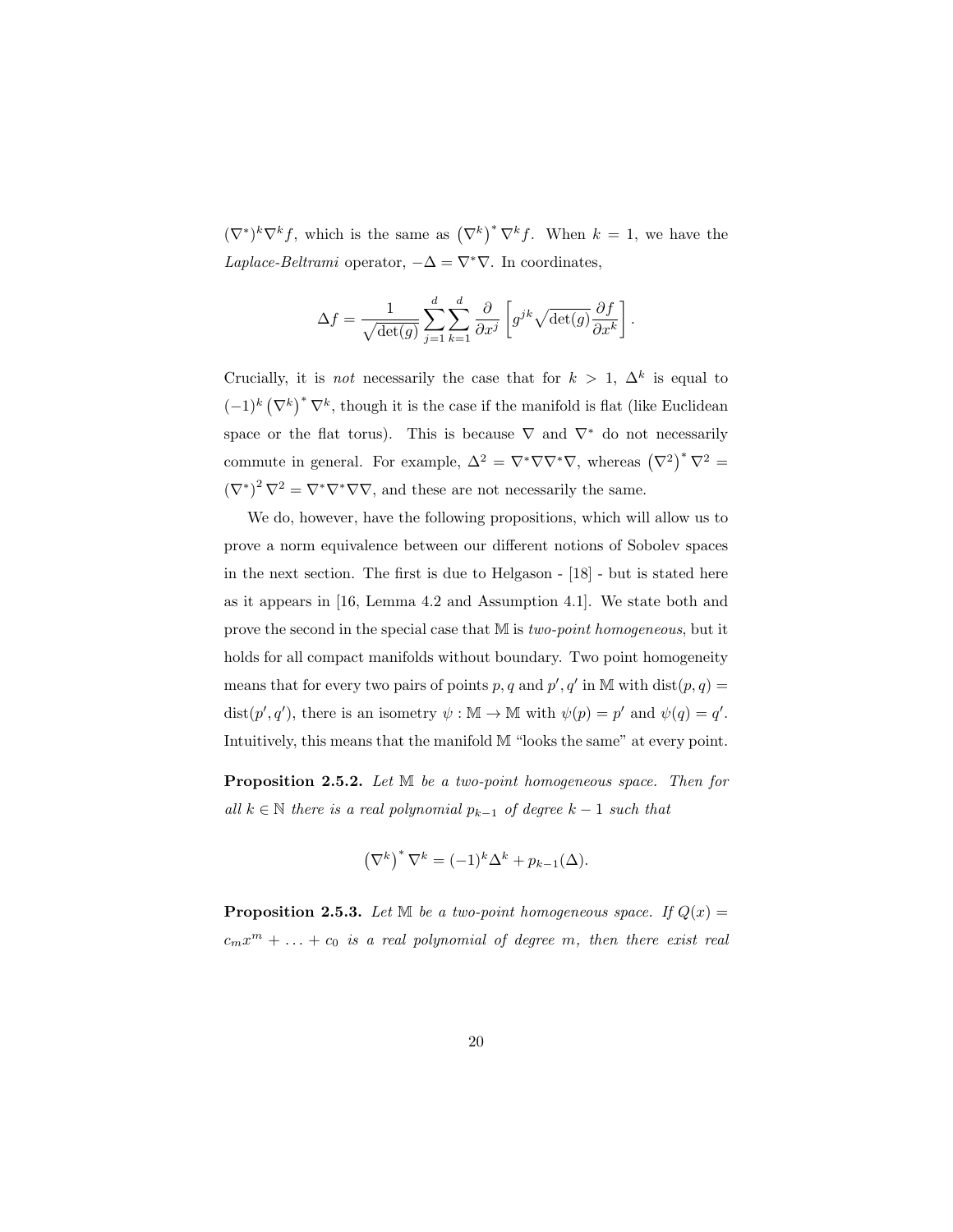$(\nabla^*)^k \nabla^k f$, which is the same as $\left(\nabla^k\right)^* \nabla^k f$. When $k = 1$, we have the *Laplace-Beltrami* operator, $-\Delta = \nabla^* \nabla$. In coordinates,

$$\Delta f = \frac{1}{\sqrt{\det(g)}} \sum_{j=1}^{d} \sum_{k=1}^{d} \frac{\partial}{\partial x^j} \left[ g^{jk} \sqrt{\det(g)} \frac{\partial f}{\partial x^k} \right].$$

Crucially, it is *not* necessarily the case that for $k > 1$, $\Delta^k$ is equal to $(-1)^k \left(\nabla^k\right)^* \nabla^k$, though it is the case if the manifold is flat (like Euclidean space or the flat torus). This is because $\nabla$ and $\nabla^*$ do not necessarily commute in general. For example, $\Delta^2 = \nabla^* \nabla \nabla^* \nabla$, whereas $\left(\nabla^2\right)^* \nabla^2 = \left(\nabla^*\right)^2 \nabla^2 = \nabla^* \nabla^* \nabla \nabla$, and these are not necessarily the same.

We do, however, have the following propositions, which will allow us to prove a norm equivalence between our different notions of Sobolev spaces in the next section. The first is due to Helgason - [18] - but is stated here as it appears in [16, Lemma 4.2 and Assumption 4.1]. We state both and prove the second in the special case that $\mathbb{M}$ is *two-point homogeneous*, but it holds for all compact manifolds without boundary. Two point homogeneity means that for every two pairs of points $p, q$ and $p', q'$ in $\mathbb{M}$ with $\operatorname{dist}(p, q) = \operatorname{dist}(p', q')$, there is an isometry $\psi : \mathbb{M} \to \mathbb{M}$ with $\psi(p) = p'$ and $\psi(q) = q'$. Intuitively, this means that the manifold $\mathbb{M}$ "looks the same" at every point.

**Proposition 2.5.2.** *Let $\mathbb{M}$ be a two-point homogeneous space. Then for all $k \in \mathbb{N}$ there is a real polynomial $p_{k-1}$ of degree $k - 1$ such that*

$$\left(\nabla^k\right)^* \nabla^k = (-1)^k \Delta^k + p_{k-1}(\Delta).$$

**Proposition 2.5.3.** *Let $\mathbb{M}$ be a two-point homogeneous space. If $Q(x) = c_m x^m + \ldots + c_0$ is a real polynomial of degree $m$, then there exist real*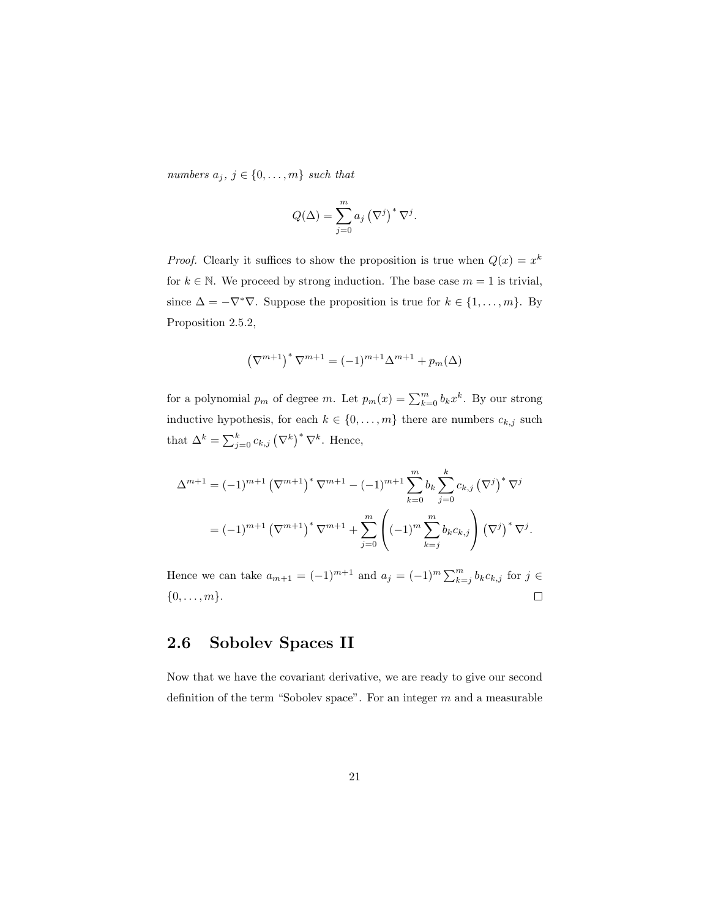*numbers $a_j$, $j \in \{0, \ldots, m\}$ such that*

$$Q(\Delta) = \sum_{j=0}^{m} a_j \left(\nabla^j\right)^* \nabla^j.$$

*Proof.* Clearly it suffices to show the proposition is true when $Q(x) = x^k$ for $k \in \mathbb{N}$. We proceed by strong induction. The base case $m = 1$ is trivial, since $\Delta = -\nabla^* \nabla$. Suppose the proposition is true for $k \in \{1, \ldots, m\}$. By Proposition 2.5.2,

$$\left(\nabla^{m+1}\right)^* \nabla^{m+1} = (-1)^{m+1} \Delta^{m+1} + p_m(\Delta)$$

for a polynomial $p_m$ of degree $m$. Let $p_m(x) = \sum_{k=0}^{m} b_k x^k$. By our strong inductive hypothesis, for each $k \in \{0, \ldots, m\}$ there are numbers $c_{k,j}$ such that $\Delta^k = \sum_{j=0}^{k} c_{k,j} \left(\nabla^k\right)^* \nabla^k$. Hence,

$$\begin{aligned}
\Delta^{m+1} &= (-1)^{m+1} \left(\nabla^{m+1}\right)^* \nabla^{m+1} - (-1)^{m+1} \sum_{k=0}^{m} b_k \sum_{j=0}^{k} c_{k,j} \left(\nabla^j\right)^* \nabla^j \\
&= (-1)^{m+1} \left(\nabla^{m+1}\right)^* \nabla^{m+1} + \sum_{j=0}^{m} \left( (-1)^m \sum_{k=j}^{m} b_k c_{k,j} \right) \left(\nabla^j\right)^* \nabla^j.
\end{aligned}$$

Hence we can take $a_{m+1} = (-1)^{m+1}$ and $a_j = (-1)^m \sum_{k=j}^{m} b_k c_{k,j}$ for $j \in \{0, \ldots, m\}$. $\square$

## 2.6 Sobolev Spaces II

Now that we have the covariant derivative, we are ready to give our second definition of the term "Sobolev space". For an integer $m$ and a measurable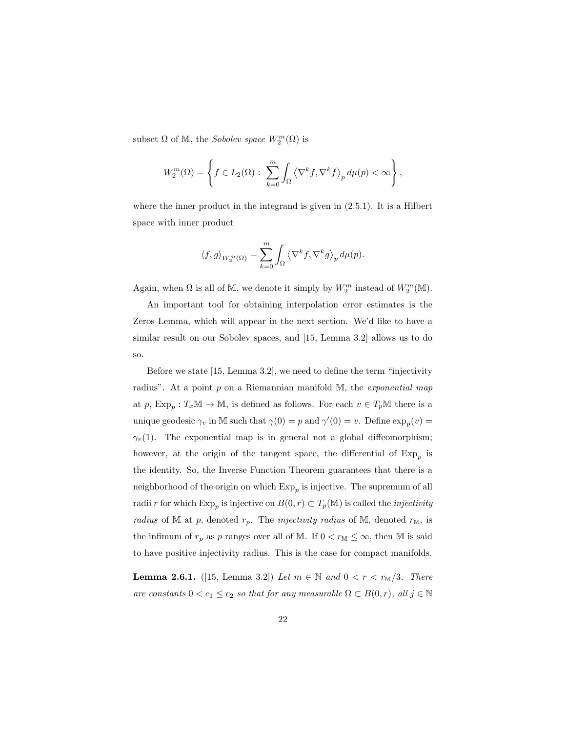subset $\Omega$ of $\mathbb{M}$, the *Sobolev space* $W_2^m(\Omega)$ is

$$W_2^m(\Omega) = \left\{ f \in L_2(\Omega) : \sum_{k=0}^{m} \int_\Omega \left\langle \nabla^k f, \nabla^k f \right\rangle_p d\mu(p) < \infty \right\},$$

where the inner product in the integrand is given in (2.5.1). It is a Hilbert space with inner product

$$\langle f, g \rangle_{W_2^m(\Omega)} = \sum_{k=0}^{m} \int_\Omega \left\langle \nabla^k f, \nabla^k g \right\rangle_p d\mu(p).$$

Again, when $\Omega$ is all of $\mathbb{M}$, we denote it simply by $W_2^m$ instead of $W_2^m(\mathbb{M})$.

An important tool for obtaining interpolation error estimates is the Zeros Lemma, which will appear in the next section. We'd like to have a similar result on our Sobolev spaces, and [15, Lemma 3.2] allows us to do so.

Before we state [15, Lemma 3.2], we need to define the term "injectivity radius". At a point $p$ on a Riemannian manifold $\mathbb{M}$, the *exponential map* at $p$, $\mathrm{Exp}_p : T_x\mathbb{M} \to \mathbb{M}$, is defined as follows. For each $v \in T_p\mathbb{M}$ there is a unique geodesic $\gamma_v$ in $\mathbb{M}$ such that $\gamma(0) = p$ and $\gamma'(0) = v$. Define $\exp_p(v) = \gamma_v(1)$. The exponential map is in general not a global diffeomorphism; however, at the origin of the tangent space, the differential of $\mathrm{Exp}_p$ is the identity. So, the Inverse Function Theorem guarantees that there is a neighborhood of the origin on which $\mathrm{Exp}_p$ is injective. The supremum of all radii $r$ for which $\mathrm{Exp}_p$ is injective on $B(0, r) \subset T_p(\mathbb{M})$ is called the *injectivity radius* of $\mathbb{M}$ at $p$, denoted $r_p$. The *injectivity radius* of $\mathbb{M}$, denoted $r_\mathbb{M}$, is the infimum of $r_p$ as $p$ ranges over all of $\mathbb{M}$. If $0 < r_\mathbb{M} \leq \infty$, then $\mathbb{M}$ is said to have positive injectivity radius. This is the case for compact manifolds.

**Lemma 2.6.1.** ([15, Lemma 3.2]) *Let $m \in \mathbb{N}$ and $0 < r < r_\mathbb{M}/3$. There are constants $0 < c_1 \leq c_2$ so that for any measurable $\Omega \subset B(0, r)$, all $j \in \mathbb{N}$*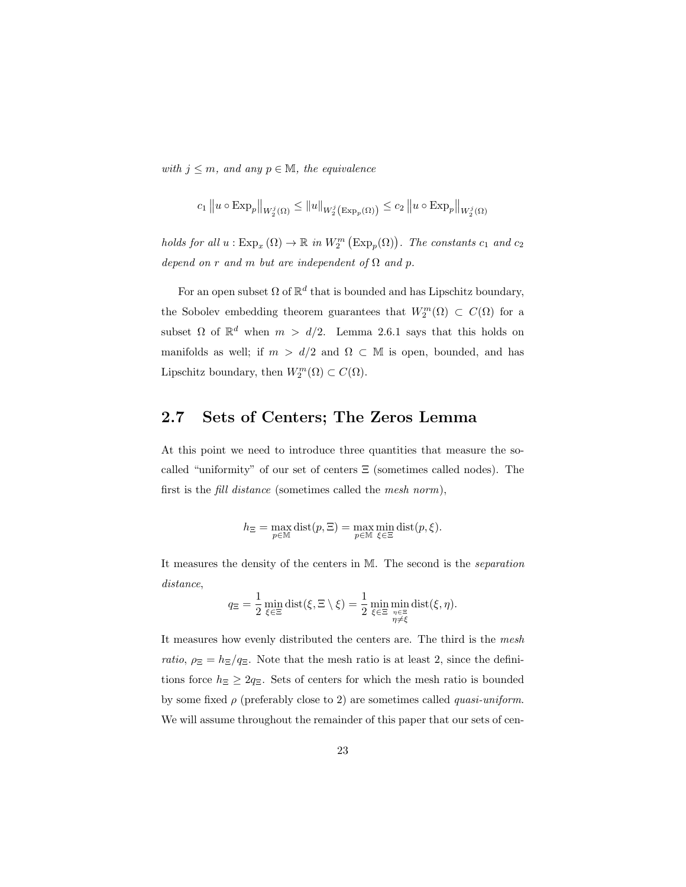*with $j \leq m$, and any $p \in \mathbb{M}$, the equivalence*

$$c_1 \left\| u \circ \mathrm{Exp}_p \right\|_{W_2^j(\Omega)} \leq \|u\|_{W_2^j\left(\mathrm{Exp}_p(\Omega)\right)} \leq c_2 \left\| u \circ \mathrm{Exp}_p \right\|_{W_2^j(\Omega)}$$

*holds for all $u : \mathrm{Exp}_x(\Omega) \to \mathbb{R}$ in $W_2^m\left(\mathrm{Exp}_p(\Omega)\right)$. The constants $c_1$ and $c_2$ depend on $r$ and $m$ but are independent of $\Omega$ and $p$.*

For an open subset $\Omega$ of $\mathbb{R}^d$ that is bounded and has Lipschitz boundary, the Sobolev embedding theorem guarantees that $W_2^m(\Omega) \subset C(\Omega)$ for a subset $\Omega$ of $\mathbb{R}^d$ when $m > d/2$. Lemma 2.6.1 says that this holds on manifolds as well; if $m > d/2$ and $\Omega \subset \mathbb{M}$ is open, bounded, and has Lipschitz boundary, then $W_2^m(\Omega) \subset C(\Omega)$.

## 2.7 Sets of Centers; The Zeros Lemma

At this point we need to introduce three quantities that measure the so-called "uniformity" of our set of centers $\Xi$ (sometimes called nodes). The first is the *fill distance* (sometimes called the *mesh norm*),

$$h_\Xi = \max_{p \in \mathbb{M}} \mathrm{dist}(p, \Xi) = \max_{p \in \mathbb{M}} \min_{\xi \in \Xi} \mathrm{dist}(p, \xi).$$

It measures the density of the centers in $\mathbb{M}$. The second is the *separation distance*,

$$q_\Xi = \frac{1}{2} \min_{\xi \in \Xi} \mathrm{dist}(\xi, \Xi \setminus \xi) = \frac{1}{2} \min_{\xi \in \Xi} \min_{\substack{\eta \in \Xi \\ \eta \neq \xi}} \mathrm{dist}(\xi, \eta).$$

It measures how evenly distributed the centers are. The third is the *mesh ratio*, $\rho_\Xi = h_\Xi / q_\Xi$. Note that the mesh ratio is at least 2, since the definitions force $h_\Xi \geq 2q_\Xi$. Sets of centers for which the mesh ratio is bounded by some fixed $\rho$ (preferably close to 2) are sometimes called *quasi-uniform*. We will assume throughout the remainder of this paper that our sets of cen-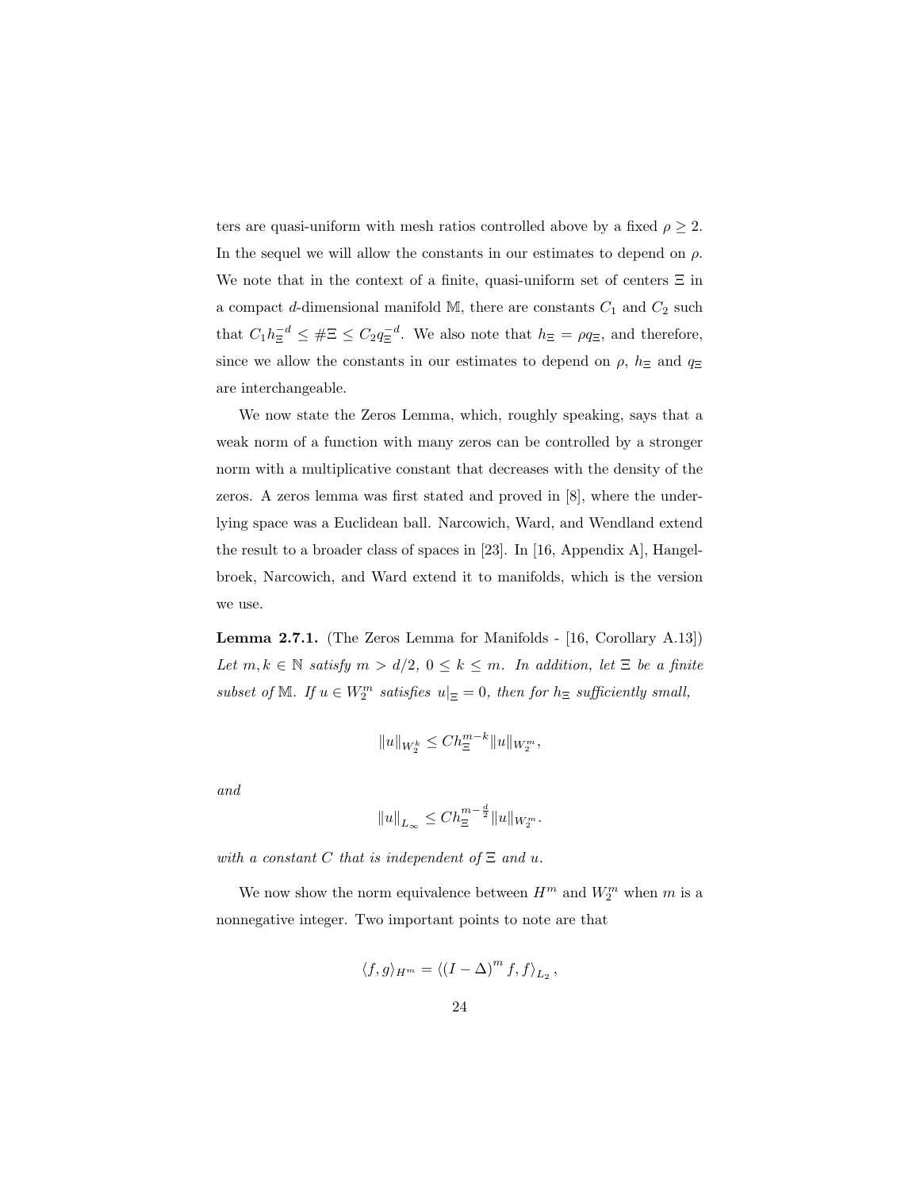ters are quasi-uniform with mesh ratios controlled above by a fixed $\rho \geq 2$. In the sequel we will allow the constants in our estimates to depend on $\rho$. We note that in the context of a finite, quasi-uniform set of centers $\Xi$ in a compact $d$-dimensional manifold $\mathbb{M}$, there are constants $C_1$ and $C_2$ such that $C_1 h_\Xi^{-d} \leq \#\Xi \leq C_2 q_\Xi^{-d}$. We also note that $h_\Xi = \rho q_\Xi$, and therefore, since we allow the constants in our estimates to depend on $\rho$, $h_\Xi$ and $q_\Xi$ are interchangeable.

We now state the Zeros Lemma, which, roughly speaking, says that a weak norm of a function with many zeros can be controlled by a stronger norm with a multiplicative constant that decreases with the density of the zeros. A zeros lemma was first stated and proved in [8], where the underlying space was a Euclidean ball. Narcowich, Ward, and Wendland extend the result to a broader class of spaces in [23]. In [16, Appendix A], Hangelbroek, Narcowich, and Ward extend it to manifolds, which is the version we use.

**Lemma 2.7.1.** (The Zeros Lemma for Manifolds - [16, Corollary A.13]) *Let $m, k \in \mathbb{N}$ satisfy $m > d/2$, $0 \leq k \leq m$. In addition, let $\Xi$ be a finite subset of $\mathbb{M}$. If $u \in W_2^m$ satisfies $u|_\Xi = 0$, then for $h_\Xi$ sufficiently small,*

$$\|u\|_{W_2^k} \leq C h_\Xi^{m-k} \|u\|_{W_2^m},$$

*and*

$$\|u\|_{L_\infty} \leq C h_\Xi^{m-\frac{d}{2}} \|u\|_{W_2^m}.$$

*with a constant $C$ that is independent of $\Xi$ and $u$.*

We now show the norm equivalence between $H^m$ and $W_2^m$ when $m$ is a nonnegative integer. Two important points to note are that

$$\langle f, g \rangle_{H^m} = \langle (I - \Delta)^m f, f \rangle_{L_2},$$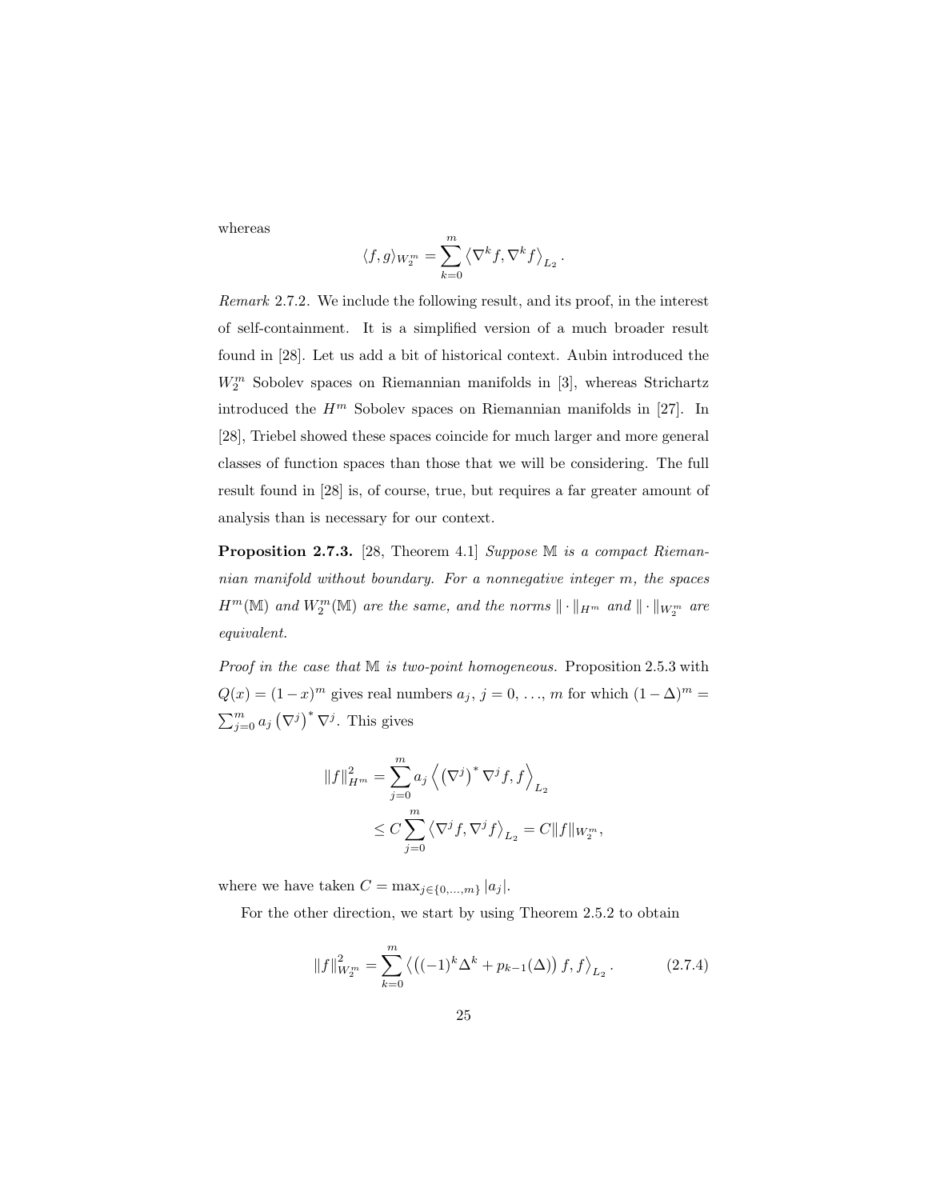whereas

$$\langle f, g\rangle_{W_2^m} = \sum_{k=0}^{m} \left\langle \nabla^k f, \nabla^k f\right\rangle_{L_2}.$$

*Remark* 2.7.2. We include the following result, and its proof, in the interest of self-containment. It is a simplified version of a much broader result found in [28]. Let us add a bit of historical context. Aubin introduced the $W_2^m$ Sobolev spaces on Riemannian manifolds in [3], whereas Strichartz introduced the $H^m$ Sobolev spaces on Riemannian manifolds in [27]. In [28], Triebel showed these spaces coincide for much larger and more general classes of function spaces than those that we will be considering. The full result found in [28] is, of course, true, but requires a far greater amount of analysis than is necessary for our context.

**Proposition 2.7.3.** [28, Theorem 4.1] *Suppose $\mathbb{M}$ is a compact Riemannian manifold without boundary. For a nonnegative integer $m$, the spaces $H^m(\mathbb{M})$ and $W_2^m(\mathbb{M})$ are the same, and the norms $\|\cdot\|_{H^m}$ and $\|\cdot\|_{W_2^m}$ are equivalent.*

*Proof in the case that $\mathbb{M}$ is two-point homogeneous.* Proposition 2.5.3 with $Q(x) = (1-x)^m$ gives real numbers $a_j$, $j = 0, \ldots, m$ for which $(1-\Delta)^m = \sum_{j=0}^m a_j \left(\nabla^j\right)^* \nabla^j$. This gives

$$\begin{aligned}
\|f\|_{H^m}^2 &= \sum_{j=0}^{m} a_j \left\langle \left(\nabla^j\right)^* \nabla^j f, f\right\rangle_{L_2} \\
&\leq C \sum_{j=0}^{m} \left\langle \nabla^j f, \nabla^j f\right\rangle_{L_2} = C\|f\|_{W_2^m},
\end{aligned}$$

where we have taken $C = \max_{j\in\{0,\ldots,m\}} |a_j|$.

For the other direction, we start by using Theorem 2.5.2 to obtain

$$\|f\|_{W_2^m}^2 = \sum_{k=0}^{m} \left\langle \left((-1)^k \Delta^k + p_{k-1}(\Delta)\right) f, f\right\rangle_{L_2}. \tag{2.7.4}$$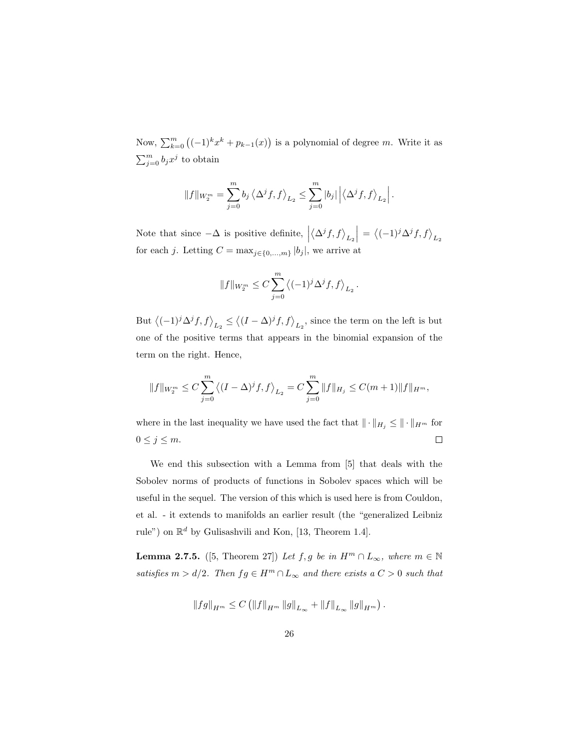Now, $\sum_{k=0}^{m} \left((-1)^k x^k + p_{k-1}(x)\right)$ is a polynomial of degree $m$. Write it as $\sum_{j=0}^{m} b_j x^j$ to obtain

$$\|f\|_{W_2^m} = \sum_{j=0}^{m} b_j \left\langle \Delta^j f, f\right\rangle_{L_2} \leq \sum_{j=0}^{m} |b_j| \left| \left\langle \Delta^j f, f\right\rangle_{L_2} \right|.$$

Note that since $-\Delta$ is positive definite, $\left| \left\langle \Delta^j f, f\right\rangle_{L_2} \right| = \left\langle (-1)^j \Delta^j f, f\right\rangle_{L_2}$ for each $j$. Letting $C = \max_{j \in \{0,\ldots,m\}} |b_j|$, we arrive at

$$\|f\|_{W_2^m} \leq C \sum_{j=0}^{m} \left\langle (-1)^j \Delta^j f, f\right\rangle_{L_2}.$$

But $\left\langle (-1)^j \Delta^j f, f\right\rangle_{L_2} \leq \left\langle (I-\Delta)^j f, f\right\rangle_{L_2}$, since the term on the left is but one of the positive terms that appears in the binomial expansion of the term on the right. Hence,

$$\|f\|_{W_2^m} \leq C \sum_{j=0}^{m} \left\langle (I-\Delta)^j f, f\right\rangle_{L_2} = C \sum_{j=0}^{m} \|f\|_{H_j} \leq C(m+1)\|f\|_{H^m},$$

where in the last inequality we have used the fact that $\|\cdot\|_{H_j} \leq \|\cdot\|_{H^m}$ for $0 \leq j \leq m$. $\square$

We end this subsection with a Lemma from [5] that deals with the Sobolev norms of products of functions in Sobolev spaces which will be useful in the sequel. The version of this which is used here is from Couldon, et al. - it extends to manifolds an earlier result (the "generalized Leibniz rule") on $\mathbb{R}^d$ by Gulisashvili and Kon, [13, Theorem 1.4].

**Lemma 2.7.5.** ([5, Theorem 27]) *Let $f, g$ be in $H^m \cap L_\infty$, where $m \in \mathbb{N}$ satisfies $m > d/2$. Then $fg \in H^m \cap L_\infty$ and there exists a $C > 0$ such that*

$$\|fg\|_{H^m} \leq C \left( \|f\|_{H^m} \|g\|_{L_\infty} + \|f\|_{L_\infty} \|g\|_{H^m} \right).$$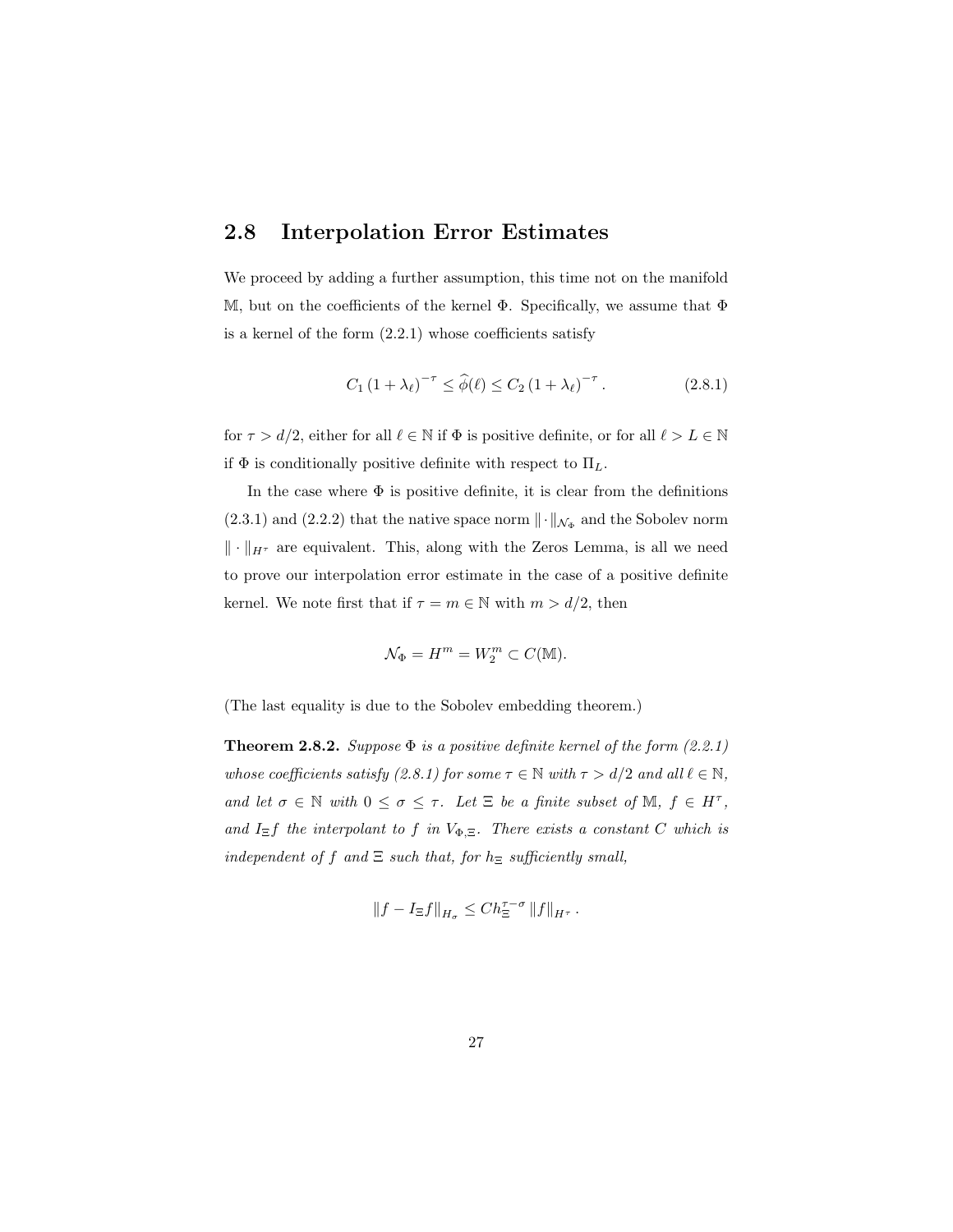## 2.8 Interpolation Error Estimates

We proceed by adding a further assumption, this time not on the manifold $\mathbb{M}$, but on the coefficients of the kernel $\Phi$. Specifically, we assume that $\Phi$ is a kernel of the form (2.2.1) whose coefficients satisfy

$$C_1 \left(1 + \lambda_\ell\right)^{-\tau} \leq \widehat{\phi}(\ell) \leq C_2 \left(1 + \lambda_\ell\right)^{-\tau}. \tag{2.8.1}$$

for $\tau > d/2$, either for all $\ell \in \mathbb{N}$ if $\Phi$ is positive definite, or for all $\ell > L \in \mathbb{N}$ if $\Phi$ is conditionally positive definite with respect to $\Pi_L$.

In the case where $\Phi$ is positive definite, it is clear from the definitions (2.3.1) and (2.2.2) that the native space norm $\|\cdot\|_{\mathcal{N}_\Phi}$ and the Sobolev norm $\|\cdot\|_{H^\tau}$ are equivalent. This, along with the Zeros Lemma, is all we need to prove our interpolation error estimate in the case of a positive definite kernel. We note first that if $\tau = m \in \mathbb{N}$ with $m > d/2$, then

$$\mathcal{N}_\Phi = H^m = W_2^m \subset C(\mathbb{M}).$$

(The last equality is due to the Sobolev embedding theorem.)

**Theorem 2.8.2.** *Suppose $\Phi$ is a positive definite kernel of the form (2.2.1) whose coefficients satisfy (2.8.1) for some $\tau \in \mathbb{N}$ with $\tau > d/2$ and all $\ell \in \mathbb{N}$, and let $\sigma \in \mathbb{N}$ with $0 \leq \sigma \leq \tau$. Let $\Xi$ be a finite subset of $\mathbb{M}$, $f \in H^\tau$, and $I_\Xi f$ the interpolant to $f$ in $V_{\Phi,\Xi}$. There exists a constant $C$ which is independent of $f$ and $\Xi$ such that, for $h_\Xi$ sufficiently small,*

$$\|f - I_\Xi f\|_{H_\sigma} \leq C h_\Xi^{\tau-\sigma} \|f\|_{H^\tau}.$$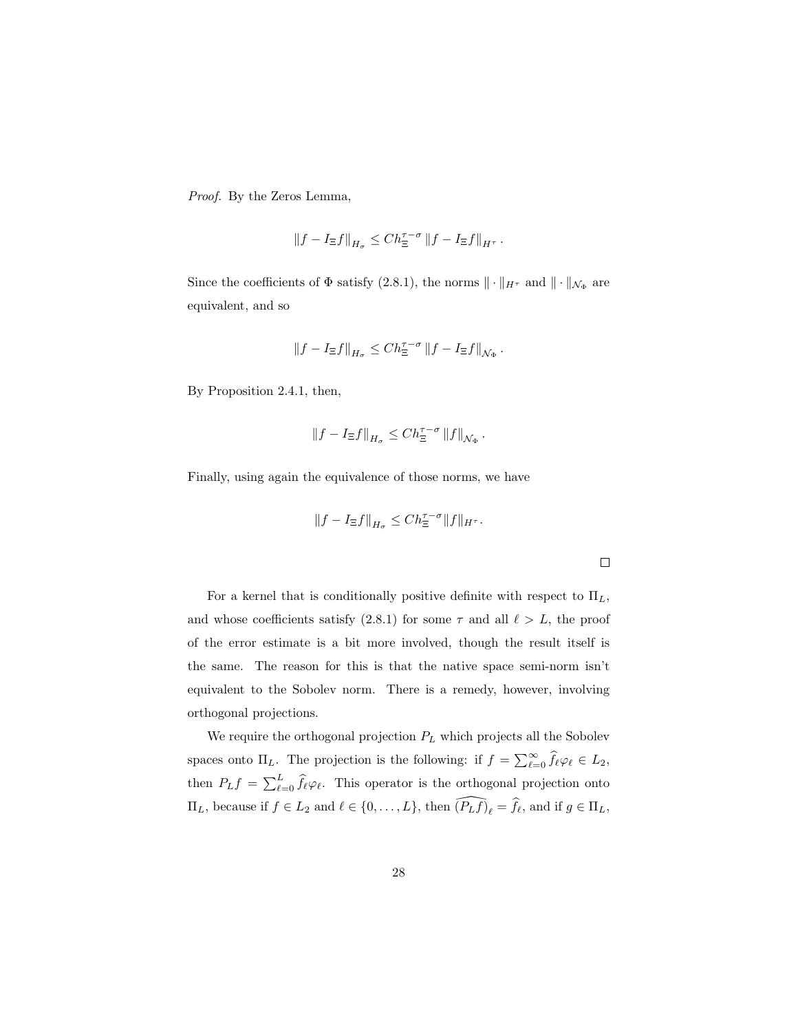*Proof.* By the Zeros Lemma,

$$\|f - I_\Xi f\|_{H_\sigma} \leq C h_\Xi^{\tau-\sigma} \|f - I_\Xi f\|_{H^\tau}.$$

Since the coefficients of $\Phi$ satisfy (2.8.1), the norms $\|\cdot\|_{H^\tau}$ and $\|\cdot\|_{\mathcal{N}_\Phi}$ are equivalent, and so

$$\|f - I_\Xi f\|_{H_\sigma} \leq C h_\Xi^{\tau-\sigma} \|f - I_\Xi f\|_{\mathcal{N}_\Phi}.$$

By Proposition 2.4.1, then,

$$\|f - I_\Xi f\|_{H_\sigma} \leq C h_\Xi^{\tau-\sigma} \|f\|_{\mathcal{N}_\Phi}.$$

Finally, using again the equivalence of those norms, we have

$$\|f - I_\Xi f\|_{H_\sigma} \leq C h_\Xi^{\tau-\sigma} \|f\|_{H^\tau}.$$

□

For a kernel that is conditionally positive definite with respect to $\Pi_L$, and whose coefficients satisfy (2.8.1) for some $\tau$ and all $\ell > L$, the proof of the error estimate is a bit more involved, though the result itself is the same. The reason for this is that the native space semi-norm isn't equivalent to the Sobolev norm. There is a remedy, however, involving orthogonal projections.

We require the orthogonal projection $P_L$ which projects all the Sobolev spaces onto $\Pi_L$. The projection is the following: if $f = \sum_{\ell=0}^{\infty} \widehat{f}_\ell \varphi_\ell \in L_2$, then $P_L f = \sum_{\ell=0}^{L} \widehat{f}_\ell \varphi_\ell$. This operator is the orthogonal projection onto $\Pi_L$, because if $f \in L_2$ and $\ell \in \{0, \ldots, L\}$, then $\widehat{(P_L f)}_\ell = \widehat{f}_\ell$, and if $g \in \Pi_L$,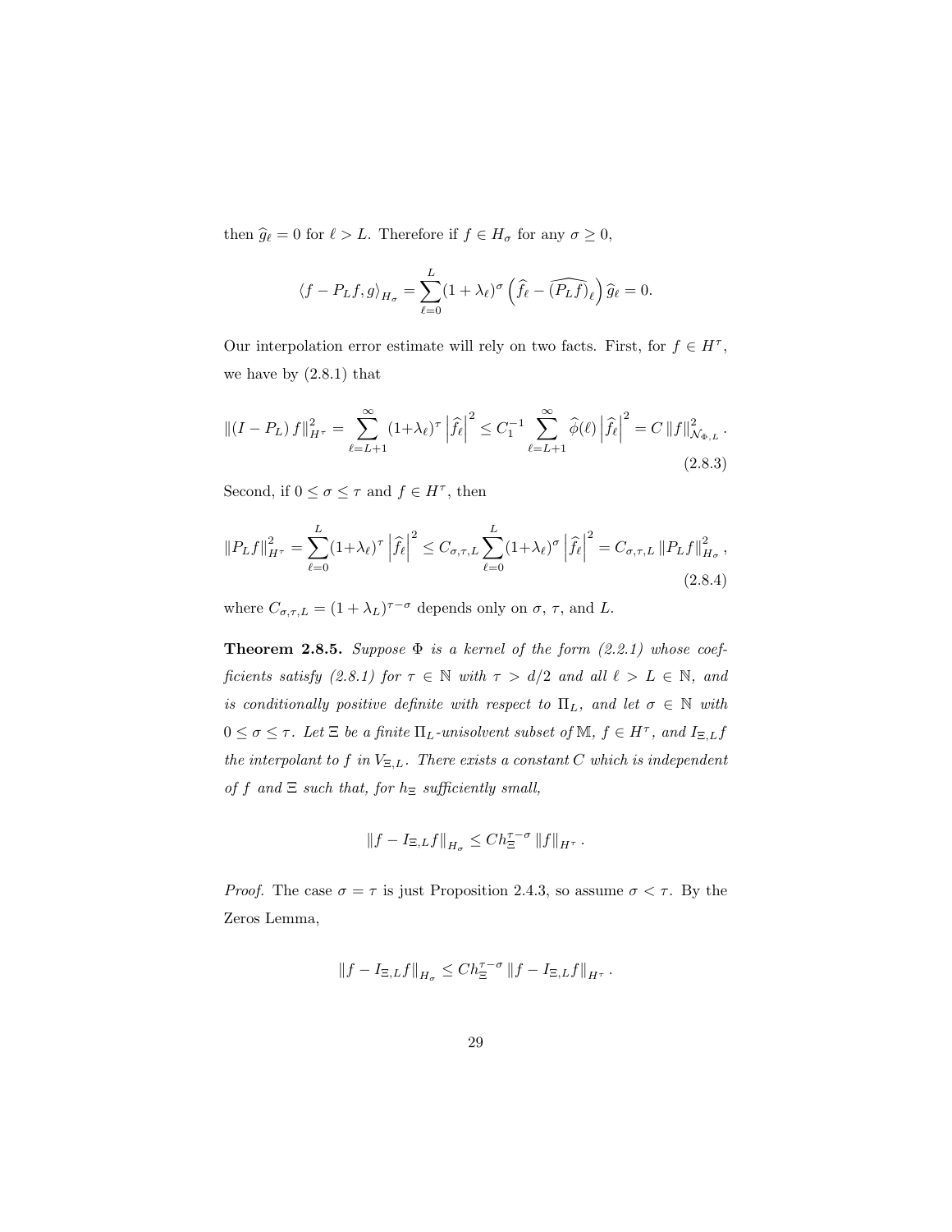then $\widehat{g}_\ell = 0$ for $\ell > L$. Therefore if $f \in H_\sigma$ for any $\sigma \geq 0$,

$$\langle f - P_L f, g \rangle_{H_\sigma} = \sum_{\ell=0}^{L} (1+\lambda_\ell)^\sigma \left( \widehat{f}_\ell - \widehat{(P_L f)}_\ell \right) \widehat{g}_\ell = 0.$$

Our interpolation error estimate will rely on two facts. First, for $f \in H^\tau$, we have by (2.8.1) that

$$\|(I - P_L) f\|_{H^\tau}^2 = \sum_{\ell=L+1}^{\infty} (1+\lambda_\ell)^\tau \left| \widehat{f}_\ell \right|^2 \leq C_1^{-1} \sum_{\ell=L+1}^{\infty} \widehat{\phi}(\ell) \left| \widehat{f}_\ell \right|^2 = C \|f\|_{\mathcal{N}_{\Phi,L}}^2. \tag{2.8.3}$$

Second, if $0 \leq \sigma \leq \tau$ and $f \in H^\tau$, then

$$\|P_L f\|_{H^\tau}^2 = \sum_{\ell=0}^{L} (1+\lambda_\ell)^\tau \left| \widehat{f}_\ell \right|^2 \leq C_{\sigma,\tau,L} \sum_{\ell=0}^{L} (1+\lambda_\ell)^\sigma \left| \widehat{f}_\ell \right|^2 = C_{\sigma,\tau,L} \|P_L f\|_{H_\sigma}^2, \tag{2.8.4}$$

where $C_{\sigma,\tau,L} = (1+\lambda_L)^{\tau-\sigma}$ depends only on $\sigma$, $\tau$, and $L$.

**Theorem 2.8.5.** *Suppose $\Phi$ is a kernel of the form (2.2.1) whose coefficients satisfy (2.8.1) for $\tau \in \mathbb{N}$ with $\tau > d/2$ and all $\ell > L \in \mathbb{N}$, and is conditionally positive definite with respect to $\Pi_L$, and let $\sigma \in \mathbb{N}$ with $0 \leq \sigma \leq \tau$. Let $\Xi$ be a finite $\Pi_L$-unisolvent subset of $\mathbb{M}$, $f \in H^\tau$, and $I_{\Xi,L} f$ the interpolant to $f$ in $V_{\Xi,L}$. There exists a constant $C$ which is independent of $f$ and $\Xi$ such that, for $h_\Xi$ sufficiently small,*

$$\|f - I_{\Xi,L} f\|_{H_\sigma} \leq C h_\Xi^{\tau-\sigma} \|f\|_{H^\tau}.$$

*Proof.* The case $\sigma = \tau$ is just Proposition 2.4.3, so assume $\sigma < \tau$. By the Zeros Lemma,

$$\|f - I_{\Xi,L} f\|_{H_\sigma} \leq C h_\Xi^{\tau-\sigma} \|f - I_{\Xi,L} f\|_{H^\tau}.$$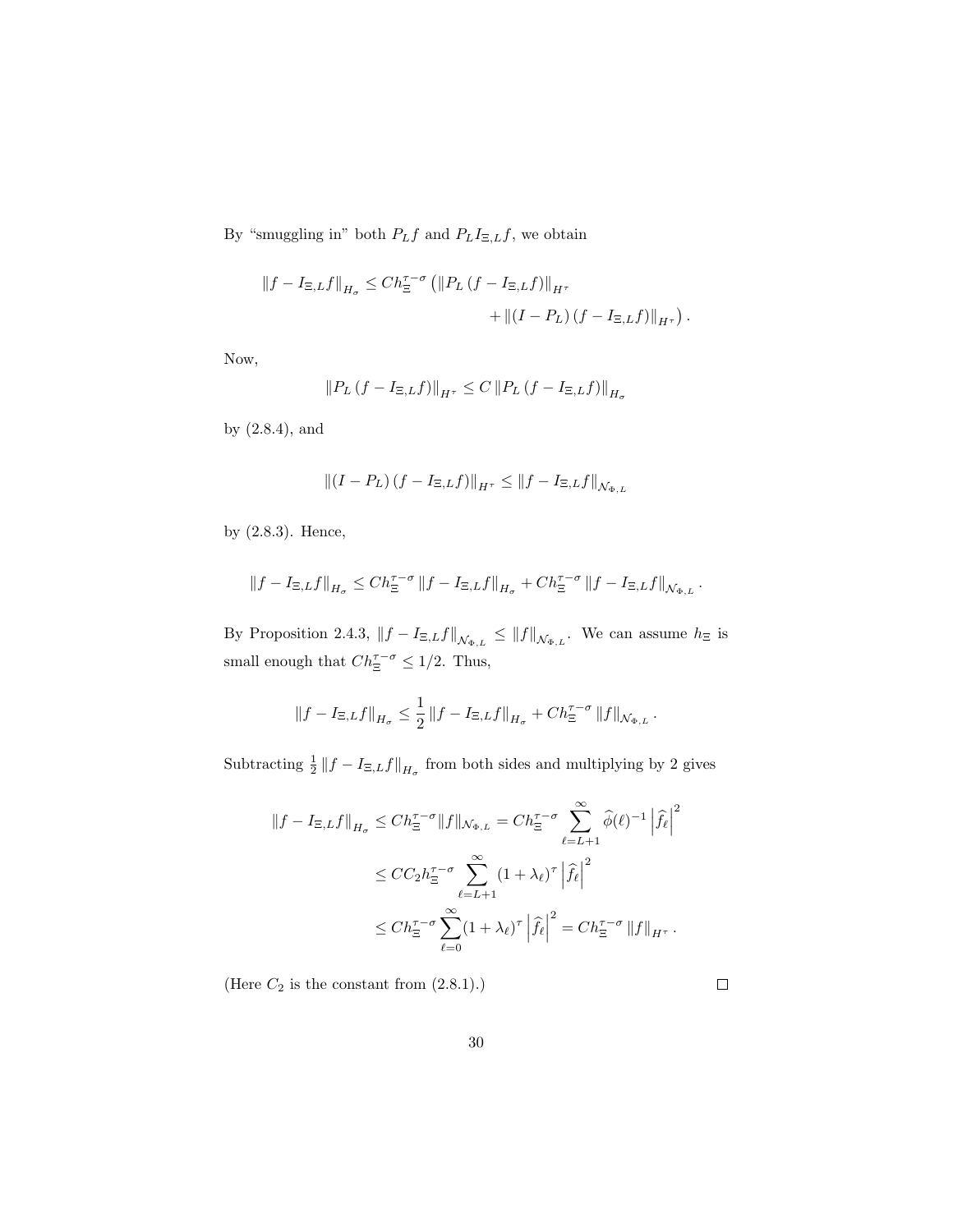By "smuggling in" both $P_L f$ and $P_L I_{\Xi,L} f$, we obtain

$$\|f - I_{\Xi,L} f\|_{H_\sigma} \leq C h_\Xi^{\tau-\sigma} \left( \|P_L (f - I_{\Xi,L} f)\|_{H^\tau} \right. \\ \left. + \|(I - P_L)(f - I_{\Xi,L} f)\|_{H^\tau} \right).$$

Now,

$$\|P_L (f - I_{\Xi,L} f)\|_{H^\tau} \leq C \|P_L (f - I_{\Xi,L} f)\|_{H_\sigma}$$

by (2.8.4), and

$$\|(I - P_L)(f - I_{\Xi,L} f)\|_{H^\tau} \leq \|f - I_{\Xi,L} f\|_{\mathcal{N}_{\Phi,L}}$$

by (2.8.3). Hence,

$$\|f - I_{\Xi,L} f\|_{H_\sigma} \leq C h_\Xi^{\tau-\sigma} \|f - I_{\Xi,L} f\|_{H_\sigma} + C h_\Xi^{\tau-\sigma} \|f - I_{\Xi,L} f\|_{\mathcal{N}_{\Phi,L}}.$$

By Proposition 2.4.3, $\|f - I_{\Xi,L} f\|_{\mathcal{N}_{\Phi,L}} \leq \|f\|_{\mathcal{N}_{\Phi,L}}$. We can assume $h_\Xi$ is small enough that $C h_\Xi^{\tau-\sigma} \leq 1/2$. Thus,

$$\|f - I_{\Xi,L} f\|_{H_\sigma} \leq \frac{1}{2} \|f - I_{\Xi,L} f\|_{H_\sigma} + C h_\Xi^{\tau-\sigma} \|f\|_{\mathcal{N}_{\Phi,L}}.$$

Subtracting $\frac{1}{2} \|f - I_{\Xi,L} f\|_{H_\sigma}$ from both sides and multiplying by 2 gives

$$\begin{aligned}
\|f - I_{\Xi,L} f\|_{H_\sigma} &\leq C h_\Xi^{\tau-\sigma} \|f\|_{\mathcal{N}_{\Phi,L}} = C h_\Xi^{\tau-\sigma} \sum_{\ell=L+1}^{\infty} \widehat{\phi}(\ell)^{-1} \left| \widehat{f}_\ell \right|^2 \\
&\leq C C_2 h_\Xi^{\tau-\sigma} \sum_{\ell=L+1}^{\infty} (1 + \lambda_\ell)^\tau \left| \widehat{f}_\ell \right|^2 \\
&\leq C h_\Xi^{\tau-\sigma} \sum_{\ell=0}^{\infty} (1 + \lambda_\ell)^\tau \left| \widehat{f}_\ell \right|^2 = C h_\Xi^{\tau-\sigma} \|f\|_{H^\tau}.
\end{aligned}$$

(Here $C_2$ is the constant from (2.8.1).) $\square$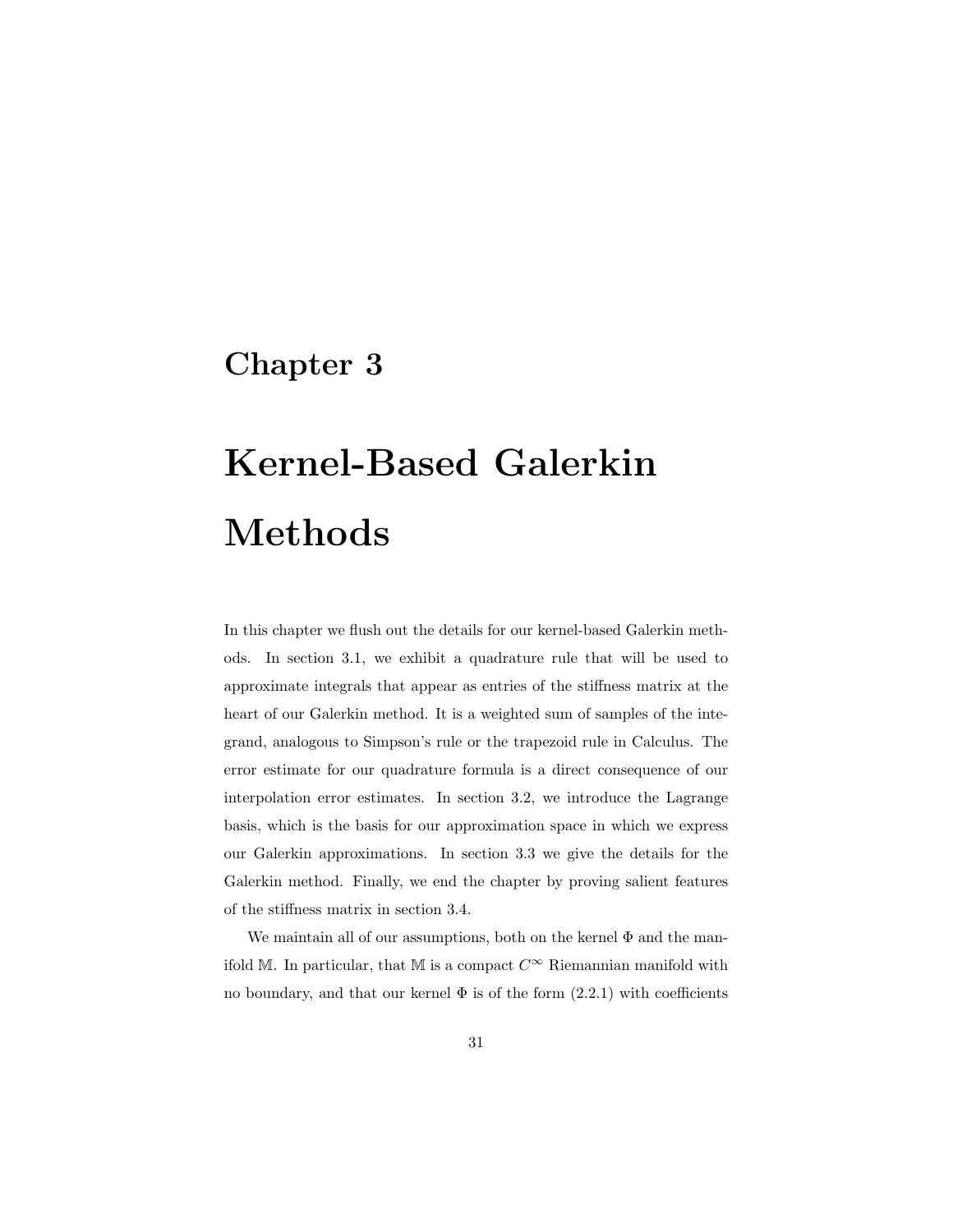# Chapter 3

# Kernel-Based Galerkin Methods

In this chapter we flush out the details for our kernel-based Galerkin methods. In section 3.1, we exhibit a quadrature rule that will be used to approximate integrals that appear as entries of the stiffness matrix at the heart of our Galerkin method. It is a weighted sum of samples of the integrand, analogous to Simpson's rule or the trapezoid rule in Calculus. The error estimate for our quadrature formula is a direct consequence of our interpolation error estimates. In section 3.2, we introduce the Lagrange basis, which is the basis for our approximation space in which we express our Galerkin approximations. In section 3.3 we give the details for the Galerkin method. Finally, we end the chapter by proving salient features of the stiffness matrix in section 3.4.

We maintain all of our assumptions, both on the kernel $\Phi$ and the manifold $\mathbb{M}$. In particular, that $\mathbb{M}$ is a compact $C^\infty$ Riemannian manifold with no boundary, and that our kernel $\Phi$ is of the form (2.2.1) with coefficients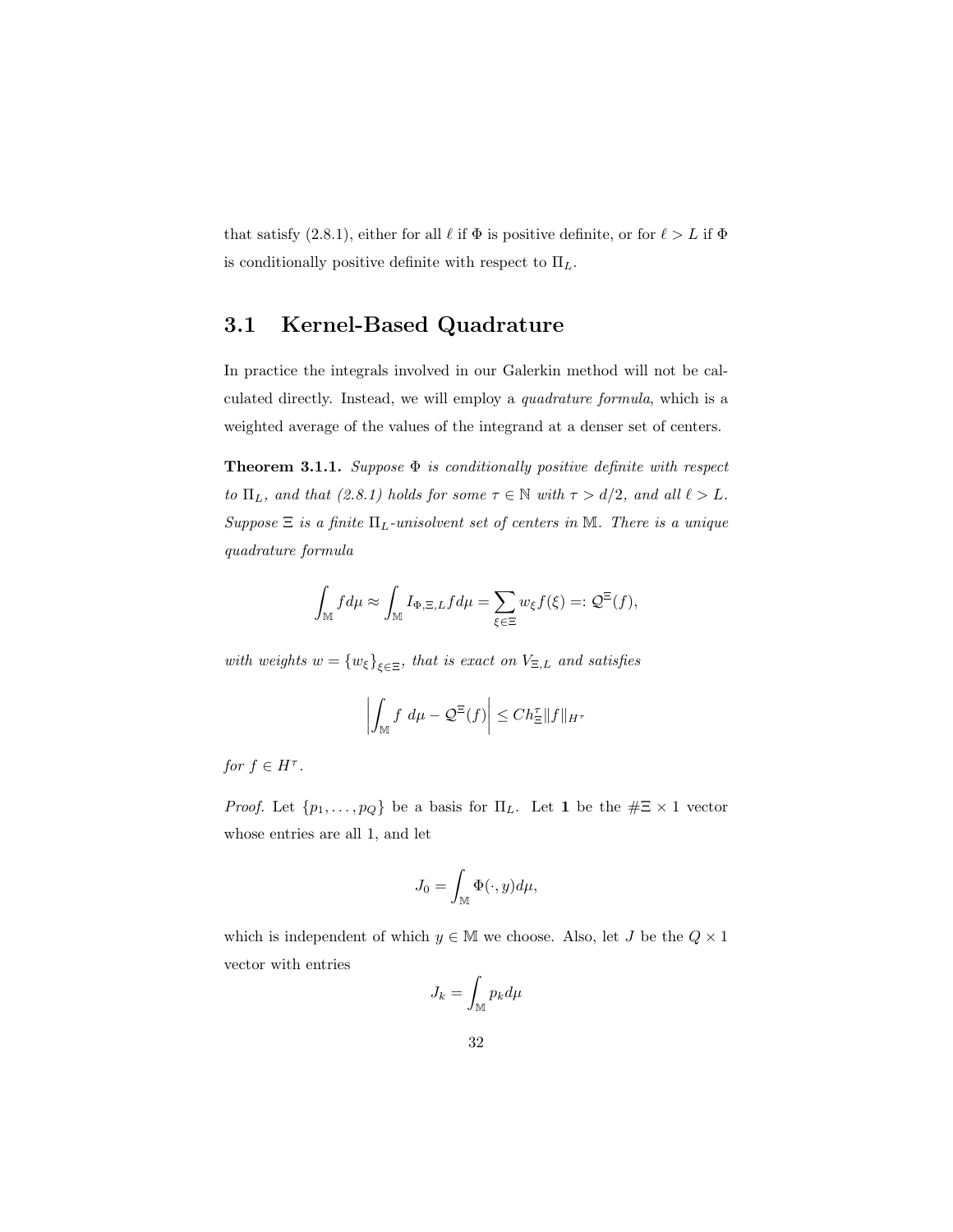that satisfy (2.8.1), either for all $\ell$ if $\Phi$ is positive definite, or for $\ell > L$ if $\Phi$ is conditionally positive definite with respect to $\Pi_L$.

## 3.1 Kernel-Based Quadrature

In practice the integrals involved in our Galerkin method will not be calculated directly. Instead, we will employ a *quadrature formula*, which is a weighted average of the values of the integrand at a denser set of centers.

**Theorem 3.1.1.** *Suppose $\Phi$ is conditionally positive definite with respect to $\Pi_L$, and that (2.8.1) holds for some $\tau \in \mathbb{N}$ with $\tau > d/2$, and all $\ell > L$. Suppose $\Xi$ is a finite $\Pi_L$-unisolvent set of centers in $\mathbb{M}$. There is a unique quadrature formula*

$$\int_{\mathbb{M}} f d\mu \approx \int_{\mathbb{M}} I_{\Phi,\Xi,L} f d\mu = \sum_{\xi \in \Xi} w_\xi f(\xi) =: \mathcal{Q}^{\Xi}(f),$$

*with weights $w = \{w_\xi\}_{\xi \in \Xi}$, that is exact on $V_{\Xi,L}$ and satisfies*

$$\left| \int_{\mathbb{M}} f \; d\mu - \mathcal{Q}^{\Xi}(f) \right| \leq C h_{\Xi}^{\tau} \|f\|_{H^\tau}$$

*for $f \in H^\tau$.*

*Proof.* Let $\{p_1, \ldots, p_Q\}$ be a basis for $\Pi_L$. Let $\mathbf{1}$ be the $\#\Xi \times 1$ vector whose entries are all 1, and let

$$J_0 = \int_{\mathbb{M}} \Phi(\cdot, y) d\mu,$$

which is independent of which $y \in \mathbb{M}$ we choose. Also, let $J$ be the $Q \times 1$ vector with entries

$$J_k = \int_{\mathbb{M}} p_k d\mu$$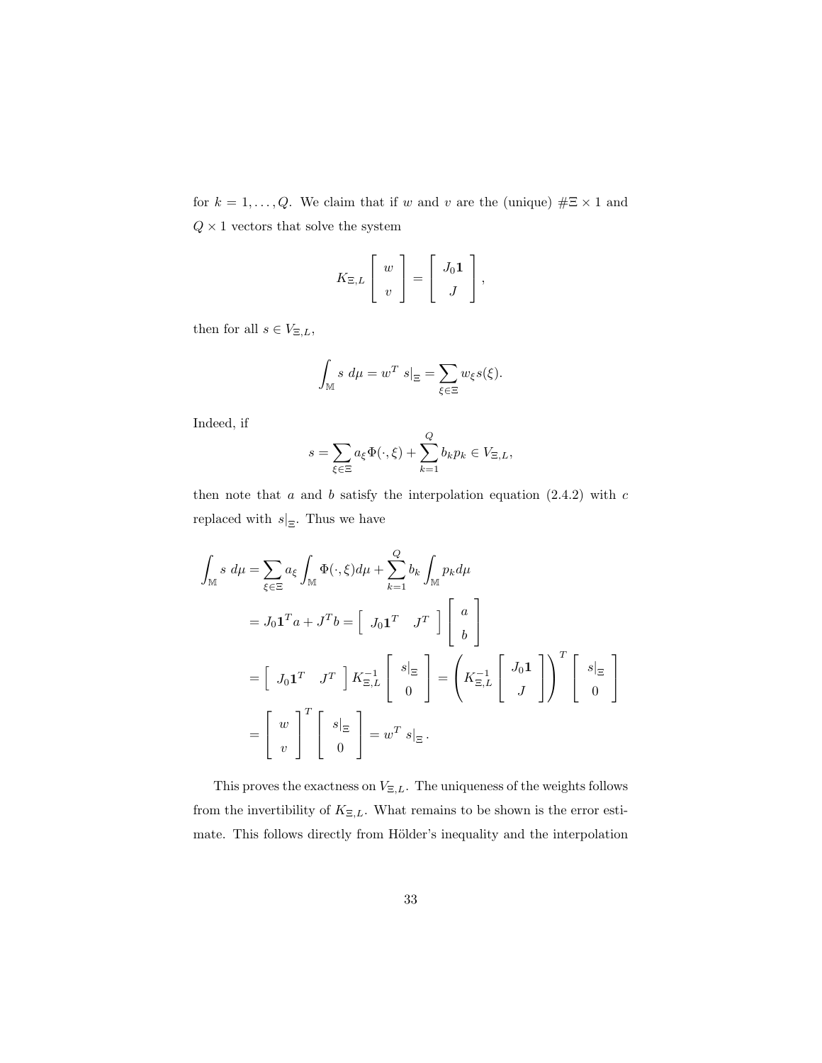for $k = 1, \ldots, Q$. We claim that if $w$ and $v$ are the (unique) $\#\Xi \times 1$ and $Q \times 1$ vectors that solve the system

$$K_{\Xi,L} \begin{bmatrix} w \\ v \end{bmatrix} = \begin{bmatrix} J_0 \mathbf{1} \\ J \end{bmatrix},$$

then for all $s \in V_{\Xi,L}$,

$$\int_{\mathbb{M}} s \; d\mu = w^T \; s|_{\Xi} = \sum_{\xi \in \Xi} w_\xi s(\xi).$$

Indeed, if

$$s = \sum_{\xi \in \Xi} a_\xi \Phi(\cdot, \xi) + \sum_{k=1}^{Q} b_k p_k \in V_{\Xi,L},$$

then note that $a$ and $b$ satisfy the interpolation equation (2.4.2) with $c$ replaced with $s|_{\Xi}$. Thus we have

$$\begin{aligned}
\int_{\mathbb{M}} s \; d\mu &= \sum_{\xi \in \Xi} a_\xi \int_{\mathbb{M}} \Phi(\cdot, \xi) d\mu + \sum_{k=1}^{Q} b_k \int_{\mathbb{M}} p_k d\mu \\
&= J_0 \mathbf{1}^T a + J^T b = \begin{bmatrix} J_0 \mathbf{1}^T & J^T \end{bmatrix} \begin{bmatrix} a \\ b \end{bmatrix} \\
&= \begin{bmatrix} J_0 \mathbf{1}^T & J^T \end{bmatrix} K_{\Xi,L}^{-1} \begin{bmatrix} s|_{\Xi} \\ 0 \end{bmatrix} = \left( K_{\Xi,L}^{-1} \begin{bmatrix} J_0 \mathbf{1} \\ J \end{bmatrix} \right)^T \begin{bmatrix} s|_{\Xi} \\ 0 \end{bmatrix} \\
&= \begin{bmatrix} w \\ v \end{bmatrix}^T \begin{bmatrix} s|_{\Xi} \\ 0 \end{bmatrix} = w^T \; s|_{\Xi}.
\end{aligned}$$

This proves the exactness on $V_{\Xi,L}$. The uniqueness of the weights follows from the invertibility of $K_{\Xi,L}$. What remains to be shown is the error estimate. This follows directly from Hölder's inequality and the interpolation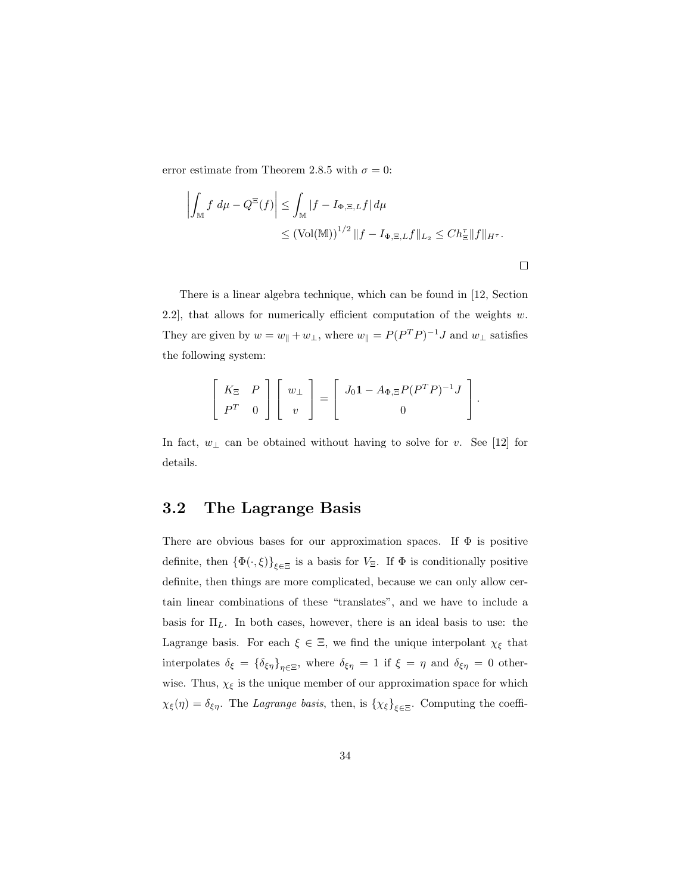error estimate from Theorem 2.8.5 with $\sigma = 0$:

$$\left| \int_{\mathbb{M}} f \, d\mu - Q^{\Xi}(f) \right| \leq \int_{\mathbb{M}} |f - I_{\Phi,\Xi,L} f| \, d\mu$$
$$\leq (\mathrm{Vol}(\mathbb{M}))^{1/2} \|f - I_{\Phi,\Xi,L} f\|_{L_2} \leq C h_{\Xi}^{\tau} \|f\|_{H^{\tau}}.$$

□

There is a linear algebra technique, which can be found in [12, Section 2.2], that allows for numerically efficient computation of the weights $w$. They are given by $w = w_{\parallel} + w_{\perp}$, where $w_{\parallel} = P(P^T P)^{-1} J$ and $w_{\perp}$ satisfies the following system:

$$\begin{bmatrix} K_{\Xi} & P \\ P^T & 0 \end{bmatrix} \begin{bmatrix} w_{\perp} \\ v \end{bmatrix} = \begin{bmatrix} J_0 \mathbf{1} - A_{\Phi,\Xi} P(P^T P)^{-1} J \\ 0 \end{bmatrix}.$$

In fact, $w_{\perp}$ can be obtained without having to solve for $v$. See [12] for details.

## 3.2 The Lagrange Basis

There are obvious bases for our approximation spaces. If $\Phi$ is positive definite, then $\{\Phi(\cdot, \xi)\}_{\xi \in \Xi}$ is a basis for $V_{\Xi}$. If $\Phi$ is conditionally positive definite, then things are more complicated, because we can only allow certain linear combinations of these "translates", and we have to include a basis for $\Pi_L$. In both cases, however, there is an ideal basis to use: the Lagrange basis. For each $\xi \in \Xi$, we find the unique interpolant $\chi_{\xi}$ that interpolates $\delta_{\xi} = \{\delta_{\xi\eta}\}_{\eta \in \Xi}$, where $\delta_{\xi\eta} = 1$ if $\xi = \eta$ and $\delta_{\xi\eta} = 0$ otherwise. Thus, $\chi_{\xi}$ is the unique member of our approximation space for which $\chi_{\xi}(\eta) = \delta_{\xi\eta}$. The *Lagrange basis*, then, is $\{\chi_{\xi}\}_{\xi \in \Xi}$. Computing the coeffi-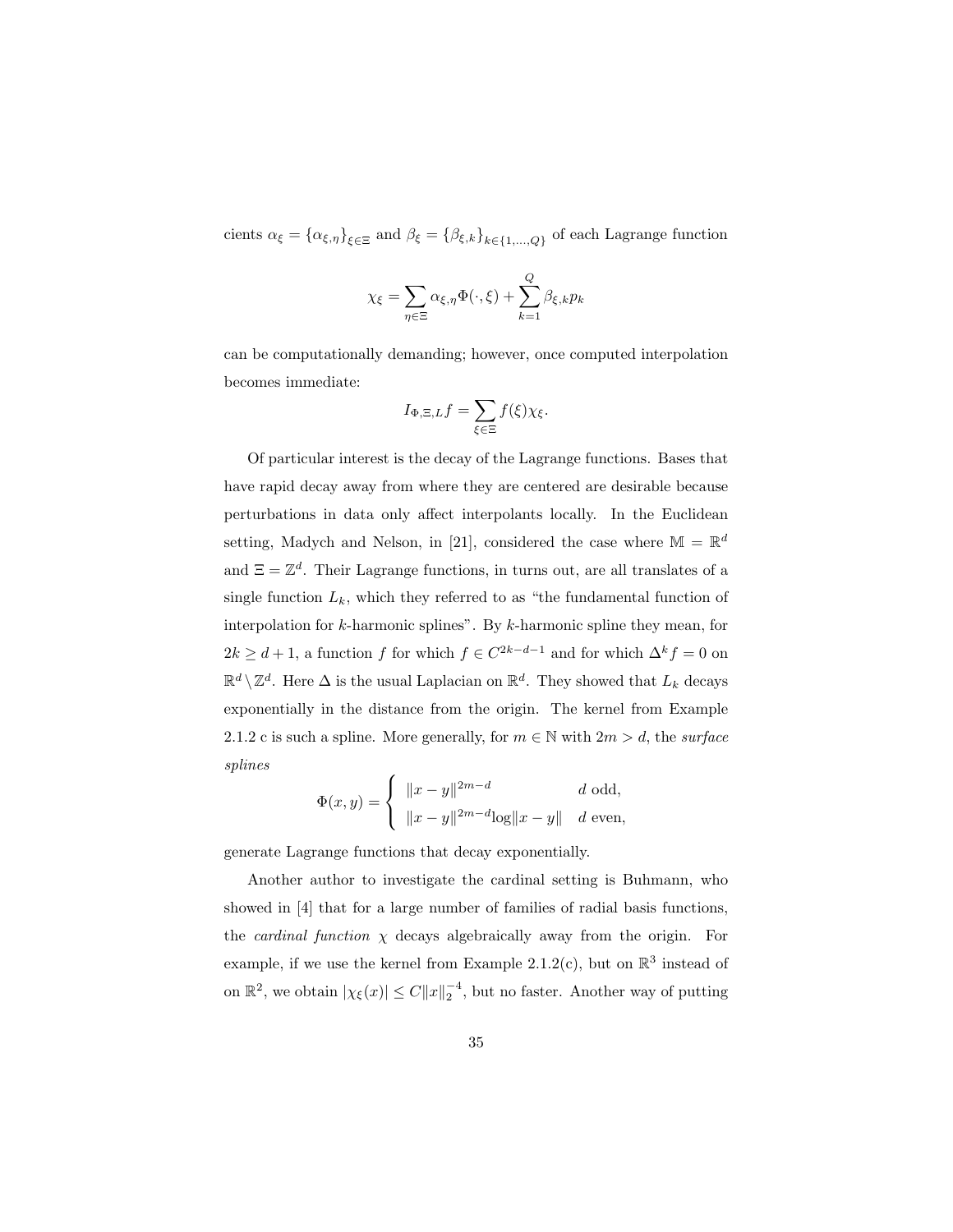cients $\alpha_\xi = \{\alpha_{\xi,\eta}\}_{\xi\in\Xi}$ and $\beta_\xi = \{\beta_{\xi,k}\}_{k\in\{1,\ldots,Q\}}$ of each Lagrange function

$$\chi_\xi = \sum_{\eta\in\Xi} \alpha_{\xi,\eta}\Phi(\cdot,\xi) + \sum_{k=1}^{Q} \beta_{\xi,k} p_k$$

can be computationally demanding; however, once computed interpolation becomes immediate:

$$I_{\Phi,\Xi,L} f = \sum_{\xi\in\Xi} f(\xi)\chi_\xi.$$

Of particular interest is the decay of the Lagrange functions. Bases that have rapid decay away from where they are centered are desirable because perturbations in data only affect interpolants locally. In the Euclidean setting, Madych and Nelson, in [21], considered the case where $\mathbb{M} = \mathbb{R}^d$ and $\Xi = \mathbb{Z}^d$. Their Lagrange functions, in turns out, are all translates of a single function $L_k$, which they referred to as "the fundamental function of interpolation for $k$-harmonic splines". By $k$-harmonic spline they mean, for $2k \geq d+1$, a function $f$ for which $f \in C^{2k-d-1}$ and for which $\Delta^k f = 0$ on $\mathbb{R}^d \setminus \mathbb{Z}^d$. Here $\Delta$ is the usual Laplacian on $\mathbb{R}^d$. They showed that $L_k$ decays exponentially in the distance from the origin. The kernel from Example 2.1.2 c is such a spline. More generally, for $m \in \mathbb{N}$ with $2m > d$, the *surface splines*

$$\Phi(x,y) = \begin{cases} \|x-y\|^{2m-d} & d \text{ odd,} \\ \|x-y\|^{2m-d}\log\|x-y\| & d \text{ even,} \end{cases}$$

generate Lagrange functions that decay exponentially.

Another author to investigate the cardinal setting is Buhmann, who showed in [4] that for a large number of families of radial basis functions, the *cardinal function* $\chi$ decays algebraically away from the origin. For example, if we use the kernel from Example 2.1.2(c), but on $\mathbb{R}^3$ instead of on $\mathbb{R}^2$, we obtain $|\chi_\xi(x)| \leq C\|x\|_2^{-4}$, but no faster. Another way of putting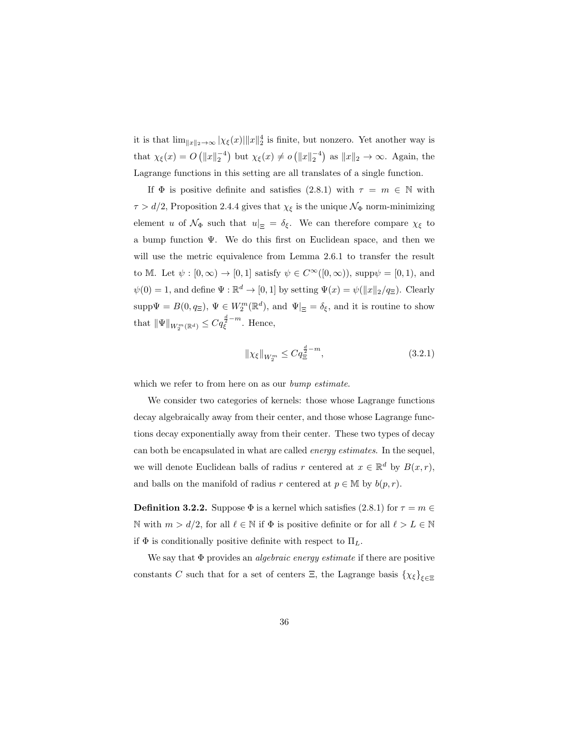it is that $\lim_{\|x\|_2\to\infty} |\chi_\xi(x)|\|x\|_2^4$ is finite, but nonzero. Yet another way is that $\chi_\xi(x) = O\left(\|x\|_2^{-4}\right)$ but $\chi_\xi(x) \neq o\left(\|x\|_2^{-4}\right)$ as $\|x\|_2 \to \infty$. Again, the Lagrange functions in this setting are all translates of a single function.

If $\Phi$ is positive definite and satisfies (2.8.1) with $\tau = m \in \mathbb{N}$ with $\tau > d/2$, Proposition 2.4.4 gives that $\chi_\xi$ is the unique $\mathcal{N}_\Phi$ norm-minimizing element $u$ of $\mathcal{N}_\Phi$ such that $u|_\Xi = \delta_\xi$. We can therefore compare $\chi_\xi$ to a bump function $\Psi$. We do this first on Euclidean space, and then we will use the metric equivalence from Lemma 2.6.1 to transfer the result to $\mathbb{M}$. Let $\psi : [0,\infty) \to [0,1]$ satisfy $\psi \in C^\infty([0,\infty))$, $\text{supp}\psi = [0,1)$, and $\psi(0) = 1$, and define $\Psi : \mathbb{R}^d \to [0,1]$ by setting $\Psi(x) = \psi(\|x\|_2/q_\Xi)$. Clearly $\text{supp}\Psi = B(0,q_\Xi)$, $\Psi \in W_2^m(\mathbb{R}^d)$, and $\Psi|_\Xi = \delta_\xi$, and it is routine to show that $\|\Psi\|_{W_2^m(\mathbb{R}^d)} \leq C q_\xi^{\frac{d}{2}-m}$. Hence,

$$\|\chi_\xi\|_{W_2^m} \leq C q_\Xi^{\frac{d}{2}-m}, \tag{3.2.1}$$

which we refer to from here on as our *bump estimate*.

We consider two categories of kernels: those whose Lagrange functions decay algebraically away from their center, and those whose Lagrange functions decay exponentially away from their center. These two types of decay can both be encapsulated in what are called *energy estimates*. In the sequel, we will denote Euclidean balls of radius $r$ centered at $x \in \mathbb{R}^d$ by $B(x,r)$, and balls on the manifold of radius $r$ centered at $p \in \mathbb{M}$ by $b(p,r)$.

**Definition 3.2.2.** Suppose $\Phi$ is a kernel which satisfies (2.8.1) for $\tau = m \in \mathbb{N}$ with $m > d/2$, for all $\ell \in \mathbb{N}$ if $\Phi$ is positive definite or for all $\ell > L \in \mathbb{N}$ if $\Phi$ is conditionally positive definite with respect to $\Pi_L$.

We say that $\Phi$ provides an *algebraic energy estimate* if there are positive constants $C$ such that for a set of centers $\Xi$, the Lagrange basis $\{\chi_\xi\}_{\xi\in\Xi}$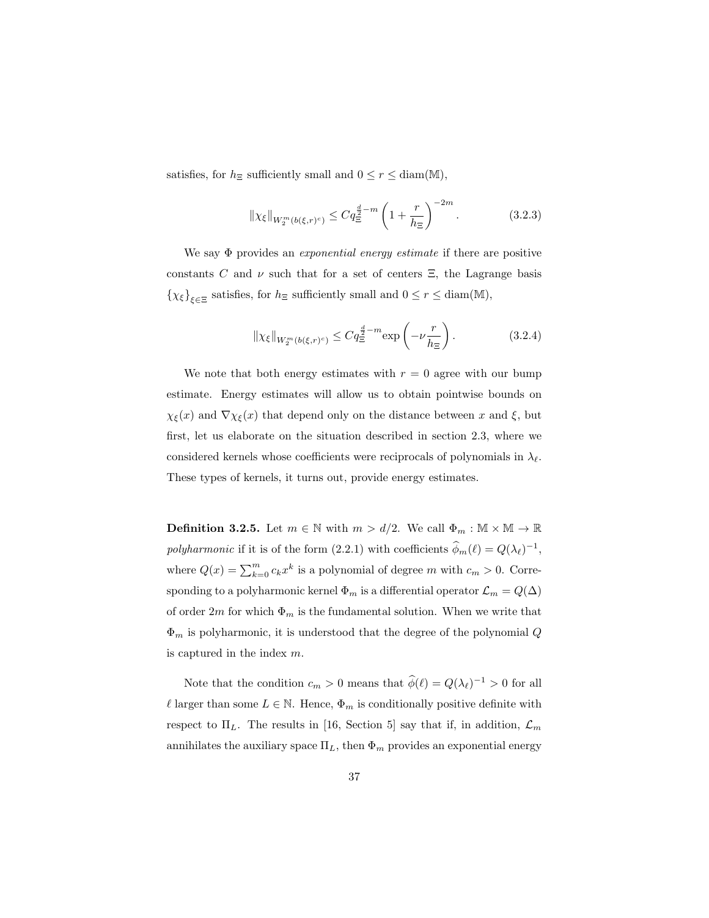satisfies, for $h_\Xi$ sufficiently small and $0 \le r \le \operatorname{diam}(\mathbb{M})$,

$$\|\chi_\xi\|_{W_2^m(b(\xi,r)^c)} \le C q_\Xi^{\frac{d}{2}-m} \left(1 + \frac{r}{h_\Xi}\right)^{-2m}. \tag{3.2.3}$$

We say $\Phi$ provides an *exponential energy estimate* if there are positive constants $C$ and $\nu$ such that for a set of centers $\Xi$, the Lagrange basis $\{\chi_\xi\}_{\xi\in\Xi}$ satisfies, for $h_\Xi$ sufficiently small and $0 \le r \le \operatorname{diam}(\mathbb{M})$,

$$\|\chi_\xi\|_{W_2^m(b(\xi,r)^c)} \le C q_\Xi^{\frac{d}{2}-m} \exp\left(-\nu \frac{r}{h_\Xi}\right). \tag{3.2.4}$$

We note that both energy estimates with $r = 0$ agree with our bump estimate. Energy estimates will allow us to obtain pointwise bounds on $\chi_\xi(x)$ and $\nabla\chi_\xi(x)$ that depend only on the distance between $x$ and $\xi$, but first, let us elaborate on the situation described in section 2.3, where we considered kernels whose coefficients were reciprocals of polynomials in $\lambda_\ell$. These types of kernels, it turns out, provide energy estimates.

**Definition 3.2.5.** Let $m \in \mathbb{N}$ with $m > d/2$. We call $\Phi_m : \mathbb{M} \times \mathbb{M} \to \mathbb{R}$ *polyharmonic* if it is of the form (2.2.1) with coefficients $\widehat{\phi}_m(\ell) = Q(\lambda_\ell)^{-1}$, where $Q(x) = \sum_{k=0}^m c_k x^k$ is a polynomial of degree $m$ with $c_m > 0$. Corresponding to a polyharmonic kernel $\Phi_m$ is a differential operator $\mathcal{L}_m = Q(\Delta)$ of order $2m$ for which $\Phi_m$ is the fundamental solution. When we write that $\Phi_m$ is polyharmonic, it is understood that the degree of the polynomial $Q$ is captured in the index $m$.

Note that the condition $c_m > 0$ means that $\widehat{\phi}(\ell) = Q(\lambda_\ell)^{-1} > 0$ for all $\ell$ larger than some $L \in \mathbb{N}$. Hence, $\Phi_m$ is conditionally positive definite with respect to $\Pi_L$. The results in [16, Section 5] say that if, in addition, $\mathcal{L}_m$ annihilates the auxiliary space $\Pi_L$, then $\Phi_m$ provides an exponential energy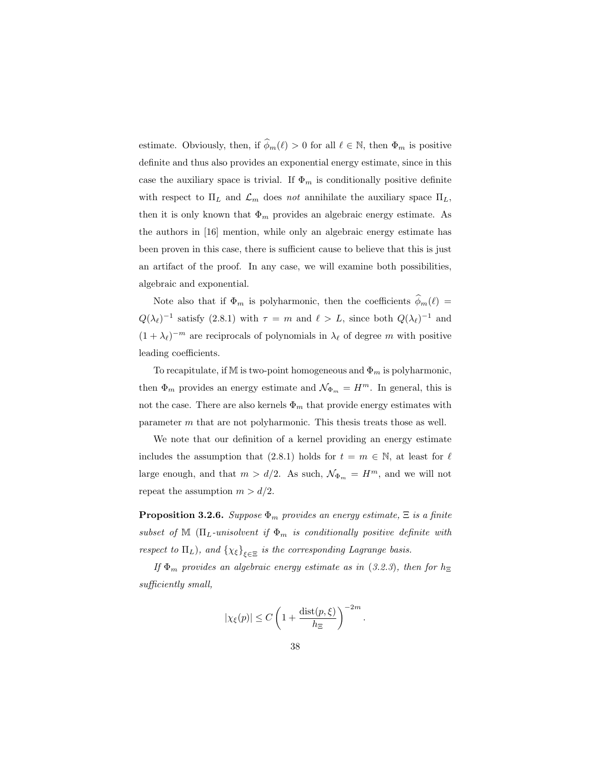estimate. Obviously, then, if $\widehat{\phi}_m(\ell) > 0$ for all $\ell \in \mathbb{N}$, then $\Phi_m$ is positive definite and thus also provides an exponential energy estimate, since in this case the auxiliary space is trivial. If $\Phi_m$ is conditionally positive definite with respect to $\Pi_L$ and $\mathcal{L}_m$ does *not* annihilate the auxiliary space $\Pi_L$, then it is only known that $\Phi_m$ provides an algebraic energy estimate. As the authors in [16] mention, while only an algebraic energy estimate has been proven in this case, there is sufficient cause to believe that this is just an artifact of the proof. In any case, we will examine both possibilities, algebraic and exponential.

Note also that if $\Phi_m$ is polyharmonic, then the coefficients $\widehat{\phi}_m(\ell) = Q(\lambda_\ell)^{-1}$ satisfy (2.8.1) with $\tau = m$ and $\ell > L$, since both $Q(\lambda_\ell)^{-1}$ and $(1+\lambda_\ell)^{-m}$ are reciprocals of polynomials in $\lambda_\ell$ of degree $m$ with positive leading coefficients.

To recapitulate, if $\mathbb{M}$ is two-point homogeneous and $\Phi_m$ is polyharmonic, then $\Phi_m$ provides an energy estimate and $\mathcal{N}_{\Phi_m} = H^m$. In general, this is not the case. There are also kernels $\Phi_m$ that provide energy estimates with parameter $m$ that are not polyharmonic. This thesis treats those as well.

We note that our definition of a kernel providing an energy estimate includes the assumption that (2.8.1) holds for $t = m \in \mathbb{N}$, at least for $\ell$ large enough, and that $m > d/2$. As such, $\mathcal{N}_{\Phi_m} = H^m$, and we will not repeat the assumption $m > d/2$.

**Proposition 3.2.6.** *Suppose $\Phi_m$ provides an energy estimate, $\Xi$ is a finite subset of $\mathbb{M}$ ($\Pi_L$-unisolvent if $\Phi_m$ is conditionally positive definite with respect to $\Pi_L$), and $\{\chi_\xi\}_{\xi\in\Xi}$ is the corresponding Lagrange basis.*

*If $\Phi_m$ provides an algebraic energy estimate as in (3.2.3), then for $h_\Xi$ sufficiently small,*

$$|\chi_\xi(p)| \leq C\left(1 + \frac{\operatorname{dist}(p,\xi)}{h_\Xi}\right)^{-2m}.$$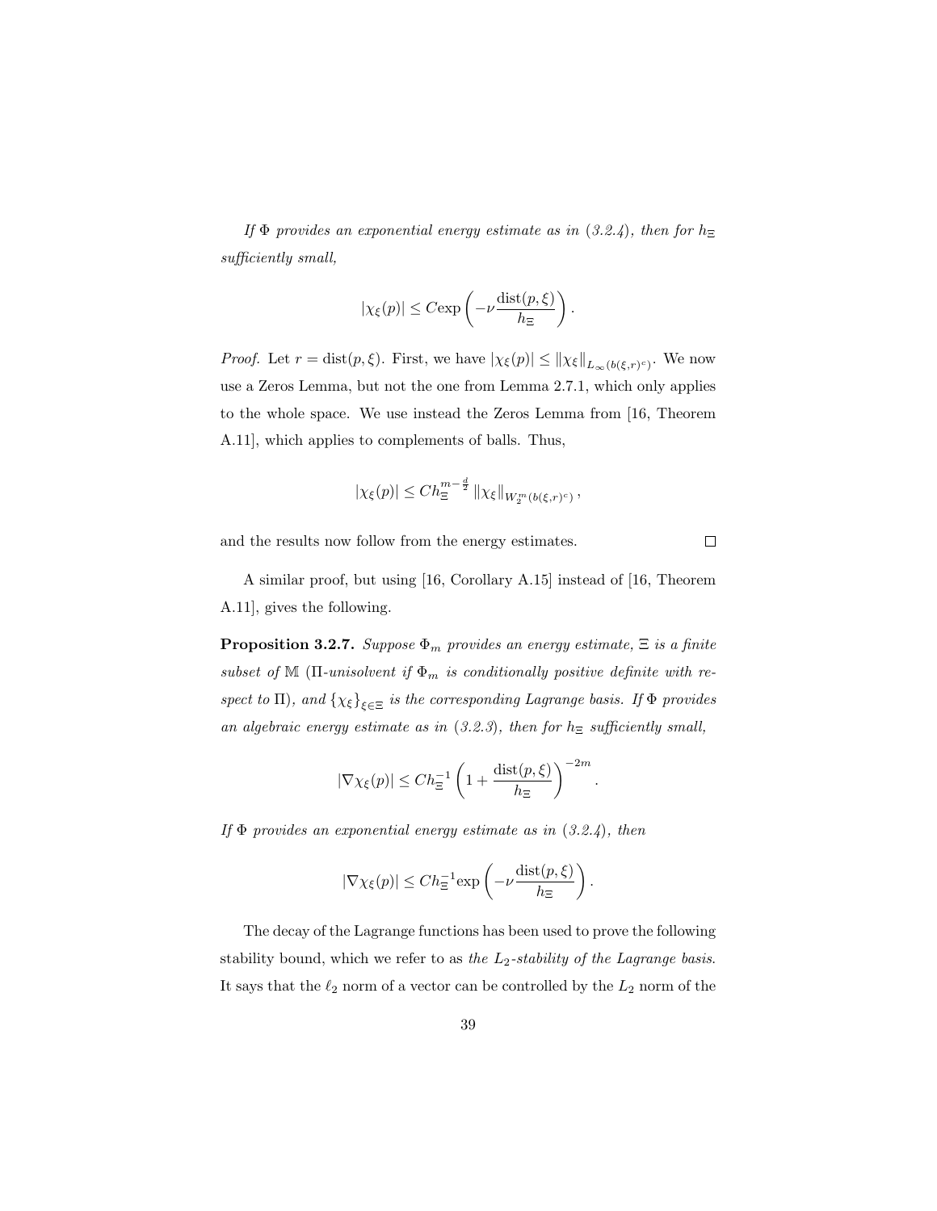*If $\Phi$ provides an exponential energy estimate as in (3.2.4), then for $h_\Xi$ sufficiently small,*

$$|\chi_\xi(p)| \leq C\exp\left(-\nu\frac{\text{dist}(p,\xi)}{h_\Xi}\right).$$

*Proof.* Let $r = \text{dist}(p,\xi)$. First, we have $|\chi_\xi(p)| \leq \|\chi_\xi\|_{L_\infty(b(\xi,r)^c)}$. We now use a Zeros Lemma, but not the one from Lemma 2.7.1, which only applies to the whole space. We use instead the Zeros Lemma from [16, Theorem A.11], which applies to complements of balls. Thus,

$$|\chi_\xi(p)| \leq Ch_\Xi^{m-\frac{d}{2}}\|\chi_\xi\|_{W_2^m(b(\xi,r)^c)},$$

and the results now follow from the energy estimates. $\square$

A similar proof, but using [16, Corollary A.15] instead of [16, Theorem A.11], gives the following.

**Proposition 3.2.7.** *Suppose $\Phi_m$ provides an energy estimate, $\Xi$ is a finite subset of $\mathbb{M}$ ($\Pi$-unisolvent if $\Phi_m$ is conditionally positive definite with respect to $\Pi$), and $\{\chi_\xi\}_{\xi\in\Xi}$ is the corresponding Lagrange basis. If $\Phi$ provides an algebraic energy estimate as in (3.2.3), then for $h_\Xi$ sufficiently small,*

$$|\nabla\chi_\xi(p)| \leq Ch_\Xi^{-1}\left(1+\frac{\text{dist}(p,\xi)}{h_\Xi}\right)^{-2m}.$$

*If $\Phi$ provides an exponential energy estimate as in (3.2.4), then*

$$|\nabla\chi_\xi(p)| \leq Ch_\Xi^{-1}\exp\left(-\nu\frac{\text{dist}(p,\xi)}{h_\Xi}\right).$$

The decay of the Lagrange functions has been used to prove the following stability bound, which we refer to as *the $L_2$-stability of the Lagrange basis*. It says that the $\ell_2$ norm of a vector can be controlled by the $L_2$ norm of the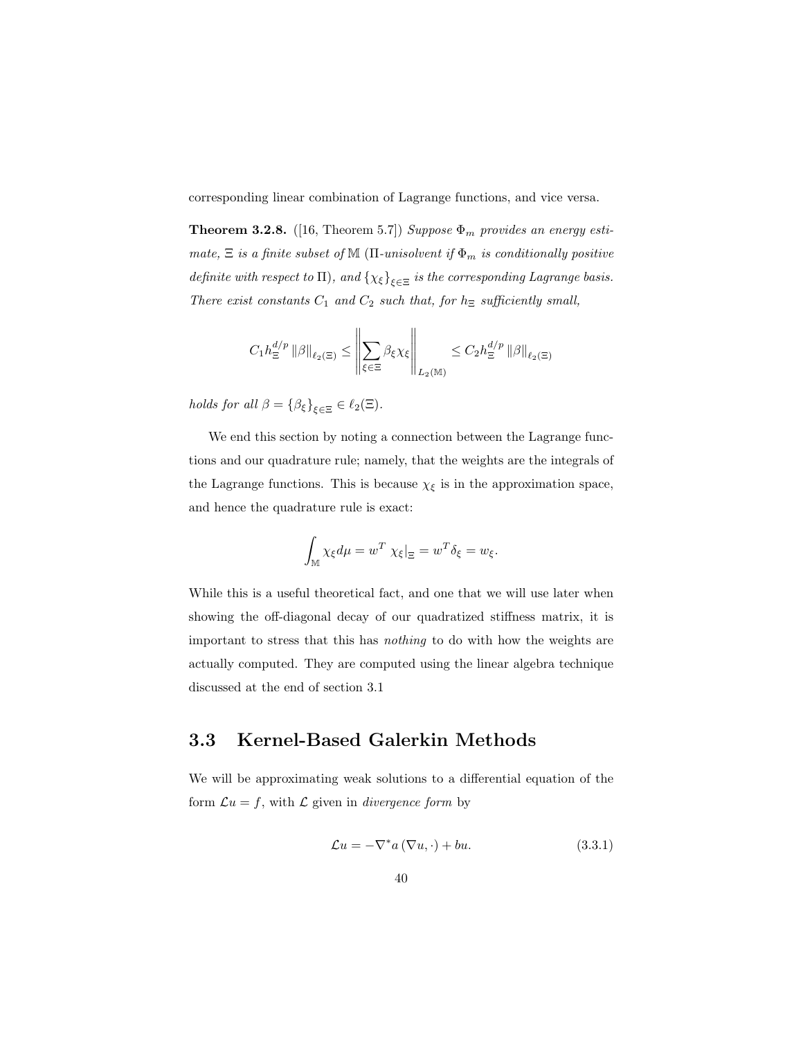corresponding linear combination of Lagrange functions, and vice versa.

**Theorem 3.2.8.** ([16, Theorem 5.7]) *Suppose $\Phi_m$ provides an energy estimate, $\Xi$ is a finite subset of $\mathbb{M}$ ($\Pi$-unisolvent if $\Phi_m$ is conditionally positive definite with respect to $\Pi$), and $\{\chi_\xi\}_{\xi\in\Xi}$ is the corresponding Lagrange basis. There exist constants $C_1$ and $C_2$ such that, for $h_\Xi$ sufficiently small,*

$$C_1 h_\Xi^{d/p} \|\beta\|_{\ell_2(\Xi)} \le \left\| \sum_{\xi\in\Xi} \beta_\xi \chi_\xi \right\|_{L_2(\mathbb{M})} \le C_2 h_\Xi^{d/p} \|\beta\|_{\ell_2(\Xi)}$$

*holds for all $\beta = \{\beta_\xi\}_{\xi\in\Xi} \in \ell_2(\Xi)$.*

We end this section by noting a connection between the Lagrange functions and our quadrature rule; namely, that the weights are the integrals of the Lagrange functions. This is because $\chi_\xi$ is in the approximation space, and hence the quadrature rule is exact:

$$\int_{\mathbb{M}} \chi_\xi d\mu = w^T \left.\chi_\xi\right|_\Xi = w^T \delta_\xi = w_\xi.$$

While this is a useful theoretical fact, and one that we will use later when showing the off-diagonal decay of our quadratized stiffness matrix, it is important to stress that this has *nothing* to do with how the weights are actually computed. They are computed using the linear algebra technique discussed at the end of section 3.1

## 3.3 Kernel-Based Galerkin Methods

We will be approximating weak solutions to a differential equation of the form $\mathcal{L}u = f$, with $\mathcal{L}$ given in *divergence form* by

$$\mathcal{L}u = -\nabla^* a\left(\nabla u, \cdot\right) + bu. \tag{3.3.1}$$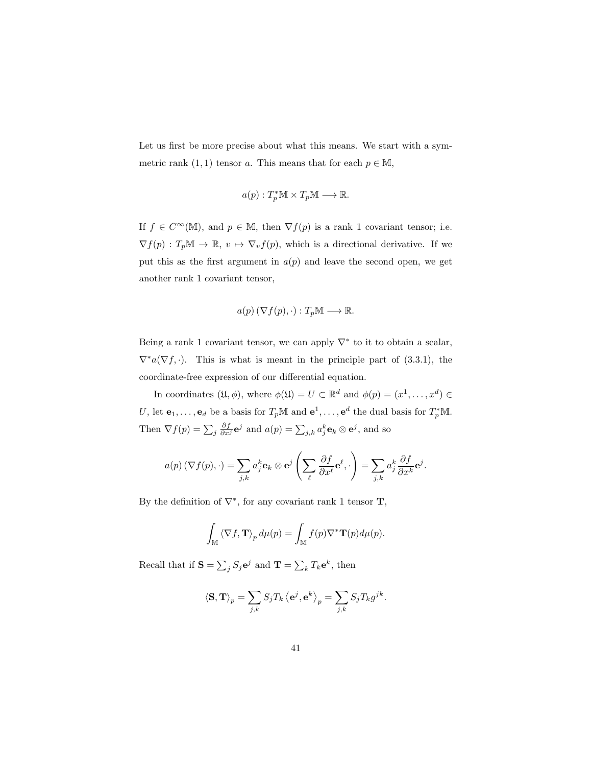Let us first be more precise about what this means. We start with a symmetric rank $(1,1)$ tensor $a$. This means that for each $p \in \mathbb{M}$,

$$a(p) : T_p^*\mathbb{M} \times T_p\mathbb{M} \longrightarrow \mathbb{R}.$$

If $f \in C^\infty(\mathbb{M})$, and $p \in \mathbb{M}$, then $\nabla f(p)$ is a rank 1 covariant tensor; i.e. $\nabla f(p) : T_p\mathbb{M} \to \mathbb{R}$, $v \mapsto \nabla_v f(p)$, which is a directional derivative. If we put this as the first argument in $a(p)$ and leave the second open, we get another rank 1 covariant tensor,

$$a(p)\,(\nabla f(p), \cdot) : T_p\mathbb{M} \longrightarrow \mathbb{R}.$$

Being a rank 1 covariant tensor, we can apply $\nabla^*$ to it to obtain a scalar, $\nabla^* a(\nabla f, \cdot)$. This is what is meant in the principle part of (3.3.1), the coordinate-free expression of our differential equation.

In coordinates $(\mathfrak{U}, \phi)$, where $\phi(\mathfrak{U}) = U \subset \mathbb{R}^d$ and $\phi(p) = (x^1, \ldots, x^d) \in U$, let $\mathbf{e}_1, \ldots, \mathbf{e}_d$ be a basis for $T_p\mathbb{M}$ and $\mathbf{e}^1, \ldots, \mathbf{e}^d$ the dual basis for $T_p^*\mathbb{M}$. Then $\nabla f(p) = \sum_j \frac{\partial f}{\partial x^j}\mathbf{e}^j$ and $a(p) = \sum_{j,k} a_j^k \mathbf{e}_k \otimes \mathbf{e}^j$, and so

$$a(p)\,(\nabla f(p), \cdot) = \sum_{j,k} a_j^k \mathbf{e}_k \otimes \mathbf{e}^j \left( \sum_\ell \frac{\partial f}{\partial x^\ell}\mathbf{e}^\ell, \cdot \right) = \sum_{j,k} a_j^k \frac{\partial f}{\partial x^k}\mathbf{e}^j.$$

By the definition of $\nabla^*$, for any covariant rank 1 tensor $\mathbf{T}$,

$$\int_\mathbb{M} \langle \nabla f, \mathbf{T} \rangle_p \, d\mu(p) = \int_\mathbb{M} f(p) \nabla^* \mathbf{T}(p) d\mu(p).$$

Recall that if $\mathbf{S} = \sum_j S_j \mathbf{e}^j$ and $\mathbf{T} = \sum_k T_k \mathbf{e}^k$, then

$$\langle \mathbf{S}, \mathbf{T} \rangle_p = \sum_{j,k} S_j T_k \left\langle \mathbf{e}^j, \mathbf{e}^k \right\rangle_p = \sum_{j,k} S_j T_k g^{jk}.$$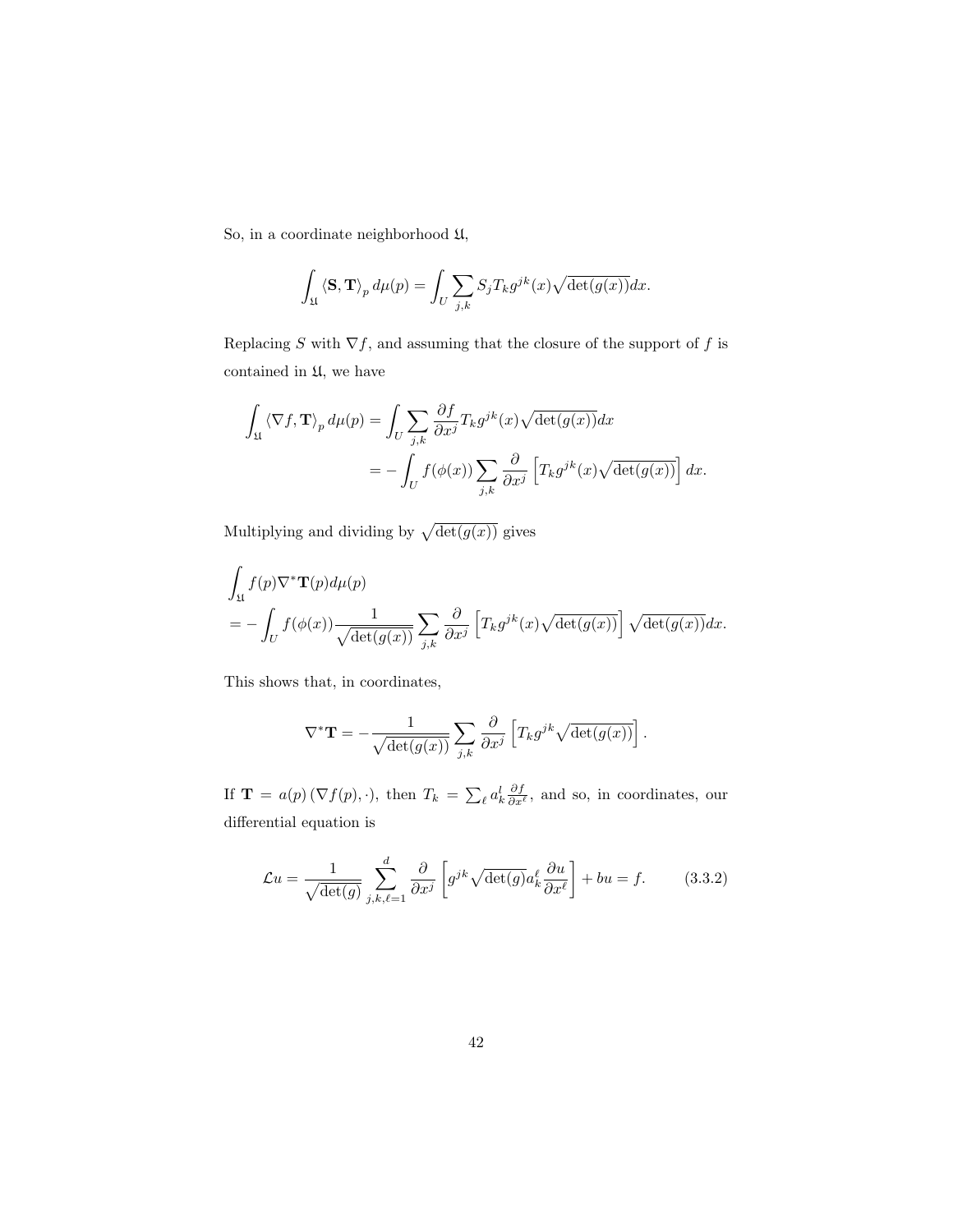So, in a coordinate neighborhood $\mathfrak{U}$,

$$\int_{\mathfrak{U}} \langle \mathbf{S}, \mathbf{T} \rangle_p \, d\mu(p) = \int_U \sum_{j,k} S_j T_k g^{jk}(x) \sqrt{\det(g(x))} dx.$$

Replacing $S$ with $\nabla f$, and assuming that the closure of the support of $f$ is contained in $\mathfrak{U}$, we have

$$\begin{aligned}
\int_{\mathfrak{U}} \langle \nabla f, \mathbf{T} \rangle_p \, d\mu(p) &= \int_U \sum_{j,k} \frac{\partial f}{\partial x^j} T_k g^{jk}(x) \sqrt{\det(g(x))} dx \\
&= -\int_U f(\phi(x)) \sum_{j,k} \frac{\partial}{\partial x^j} \left[ T_k g^{jk}(x) \sqrt{\det(g(x))} \right] dx.
\end{aligned}$$

Multiplying and dividing by $\sqrt{\det(g(x))}$ gives

$$\begin{aligned}
&\int_{\mathfrak{U}} f(p) \nabla^* \mathbf{T}(p) d\mu(p) \\
&= -\int_U f(\phi(x)) \frac{1}{\sqrt{\det(g(x))}} \sum_{j,k} \frac{\partial}{\partial x^j} \left[ T_k g^{jk}(x) \sqrt{\det(g(x))} \right] \sqrt{\det(g(x))} dx.
\end{aligned}$$

This shows that, in coordinates,

$$\nabla^* \mathbf{T} = -\frac{1}{\sqrt{\det(g(x))}} \sum_{j,k} \frac{\partial}{\partial x^j} \left[ T_k g^{jk} \sqrt{\det(g(x))} \right].$$

If $\mathbf{T} = a(p) \left( \nabla f(p), \cdot \right)$, then $T_k = \sum_\ell a_k^l \frac{\partial f}{\partial x^\ell}$, and so, in coordinates, our differential equation is

$$\mathcal{L}u = \frac{1}{\sqrt{\det(g)}} \sum_{j,k,\ell=1}^{d} \frac{\partial}{\partial x^j} \left[ g^{jk} \sqrt{\det(g)} a_k^\ell \frac{\partial u}{\partial x^\ell} \right] + bu = f. \qquad (3.3.2)$$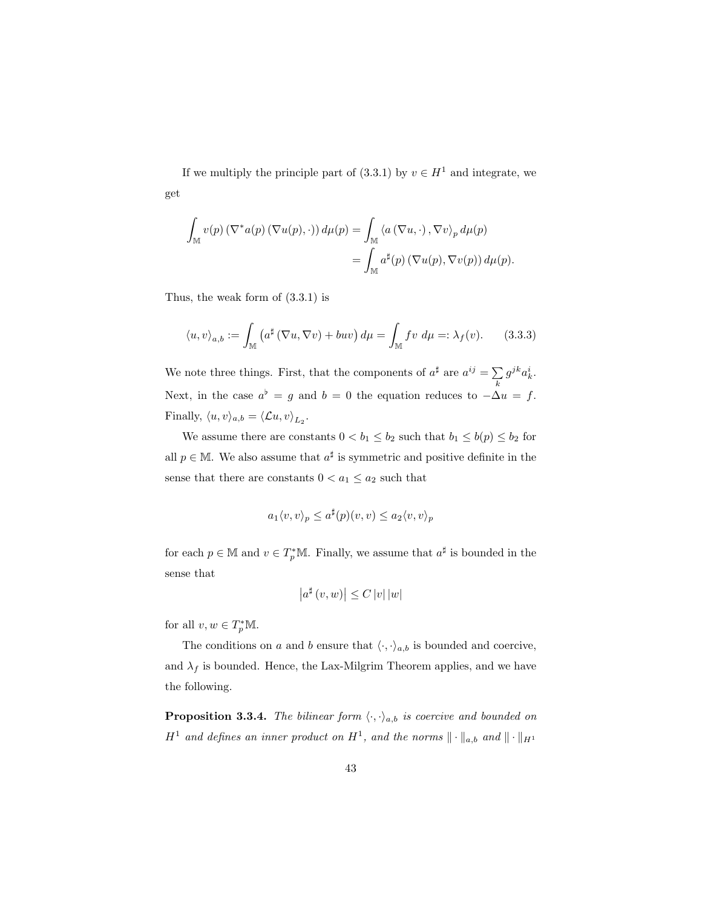If we multiply the principle part of (3.3.1) by $v \in H^1$ and integrate, we get

$$\int_{\mathbb{M}} v(p)\left(\nabla^* a(p)\left(\nabla u(p), \cdot\right)\right) d\mu(p) = \int_{\mathbb{M}} \left\langle a\left(\nabla u, \cdot\right), \nabla v\right\rangle_p d\mu(p)$$
$$= \int_{\mathbb{M}} a^\sharp(p)\left(\nabla u(p), \nabla v(p)\right) d\mu(p).$$

Thus, the weak form of (3.3.1) is

$$\langle u, v\rangle_{a,b} := \int_{\mathbb{M}} \left(a^\sharp\left(\nabla u, \nabla v\right) + buv\right) d\mu = \int_{\mathbb{M}} fv \ d\mu =: \lambda_f(v). \qquad (3.3.3)$$

We note three things. First, that the components of $a^\sharp$ are $a^{ij} = \sum_k g^{jk} a^i_k$. Next, in the case $a^\flat = g$ and $b = 0$ the equation reduces to $-\Delta u = f$. Finally, $\langle u, v\rangle_{a,b} = \langle \mathcal{L}u, v\rangle_{L_2}$.

We assume there are constants $0 < b_1 \leq b_2$ such that $b_1 \leq b(p) \leq b_2$ for all $p \in \mathbb{M}$. We also assume that $a^\sharp$ is symmetric and positive definite in the sense that there are constants $0 < a_1 \leq a_2$ such that

$$a_1 \langle v, v\rangle_p \leq a^\sharp(p)(v, v) \leq a_2 \langle v, v\rangle_p$$

for each $p \in \mathbb{M}$ and $v \in T^*_p\mathbb{M}$. Finally, we assume that $a^\sharp$ is bounded in the sense that

$$\left|a^\sharp\left(v, w\right)\right| \leq C\left|v\right|\left|w\right|$$

for all $v, w \in T^*_p\mathbb{M}$.

The conditions on $a$ and $b$ ensure that $\langle \cdot, \cdot\rangle_{a,b}$ is bounded and coercive, and $\lambda_f$ is bounded. Hence, the Lax-Milgrim Theorem applies, and we have the following.

**Proposition 3.3.4.** *The bilinear form $\langle \cdot, \cdot\rangle_{a,b}$ is coercive and bounded on $H^1$ and defines an inner product on $H^1$, and the norms $\|\cdot\|_{a,b}$ and $\|\cdot\|_{H^1}$*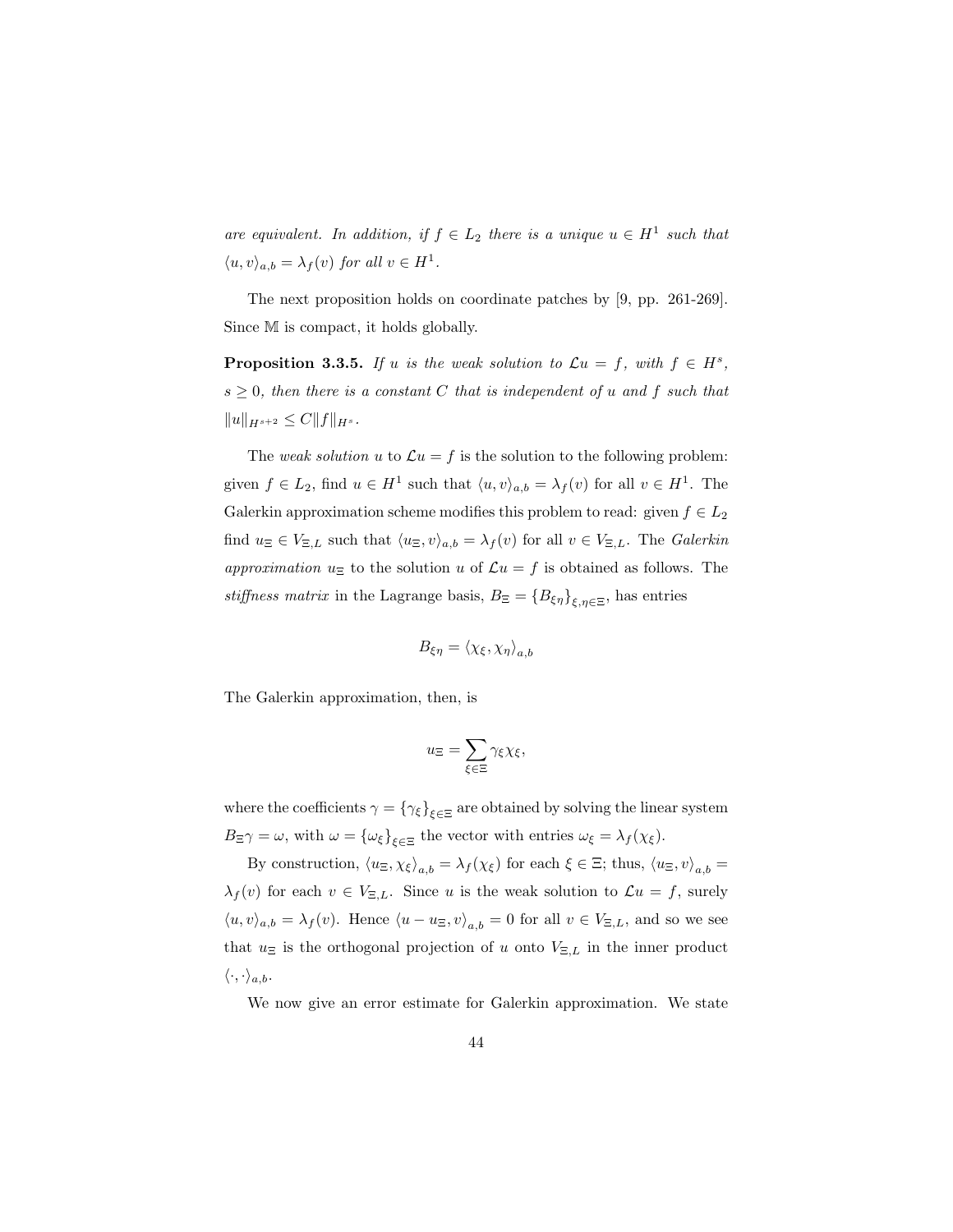*are equivalent. In addition, if $f \in L_2$ there is a unique $u \in H^1$ such that $\langle u, v \rangle_{a,b} = \lambda_f(v)$ for all $v \in H^1$.*

The next proposition holds on coordinate patches by [9, pp. 261-269]. Since $\mathbb{M}$ is compact, it holds globally.

**Proposition 3.3.5.** *If $u$ is the weak solution to $\mathcal{L}u = f$, with $f \in H^s$, $s \geq 0$, then there is a constant $C$ that is independent of $u$ and $f$ such that $\|u\|_{H^{s+2}} \leq C\|f\|_{H^s}$.*

The *weak solution* $u$ to $\mathcal{L}u = f$ is the solution to the following problem: given $f \in L_2$, find $u \in H^1$ such that $\langle u, v \rangle_{a,b} = \lambda_f(v)$ for all $v \in H^1$. The Galerkin approximation scheme modifies this problem to read: given $f \in L_2$ find $u_\Xi \in V_{\Xi,L}$ such that $\langle u_\Xi, v \rangle_{a,b} = \lambda_f(v)$ for all $v \in V_{\Xi,L}$. The *Galerkin approximation* $u_\Xi$ to the solution $u$ of $\mathcal{L}u = f$ is obtained as follows. The *stiffness matrix* in the Lagrange basis, $B_\Xi = \{B_{\xi\eta}\}_{\xi,\eta\in\Xi}$, has entries

$$B_{\xi\eta} = \langle \chi_\xi, \chi_\eta \rangle_{a,b}$$

The Galerkin approximation, then, is

$$u_\Xi = \sum_{\xi\in\Xi} \gamma_\xi \chi_\xi,$$

where the coefficients $\gamma = \{\gamma_\xi\}_{\xi\in\Xi}$ are obtained by solving the linear system $B_\Xi \gamma = \omega$, with $\omega = \{\omega_\xi\}_{\xi\in\Xi}$ the vector with entries $\omega_\xi = \lambda_f(\chi_\xi)$.

By construction, $\langle u_\Xi, \chi_\xi \rangle_{a,b} = \lambda_f(\chi_\xi)$ for each $\xi \in \Xi$; thus, $\langle u_\Xi, v \rangle_{a,b} = \lambda_f(v)$ for each $v \in V_{\Xi,L}$. Since $u$ is the weak solution to $\mathcal{L}u = f$, surely $\langle u, v \rangle_{a,b} = \lambda_f(v)$. Hence $\langle u - u_\Xi, v \rangle_{a,b} = 0$ for all $v \in V_{\Xi,L}$, and so we see that $u_\Xi$ is the orthogonal projection of $u$ onto $V_{\Xi,L}$ in the inner product $\langle \cdot, \cdot \rangle_{a,b}$.

We now give an error estimate for Galerkin approximation. We state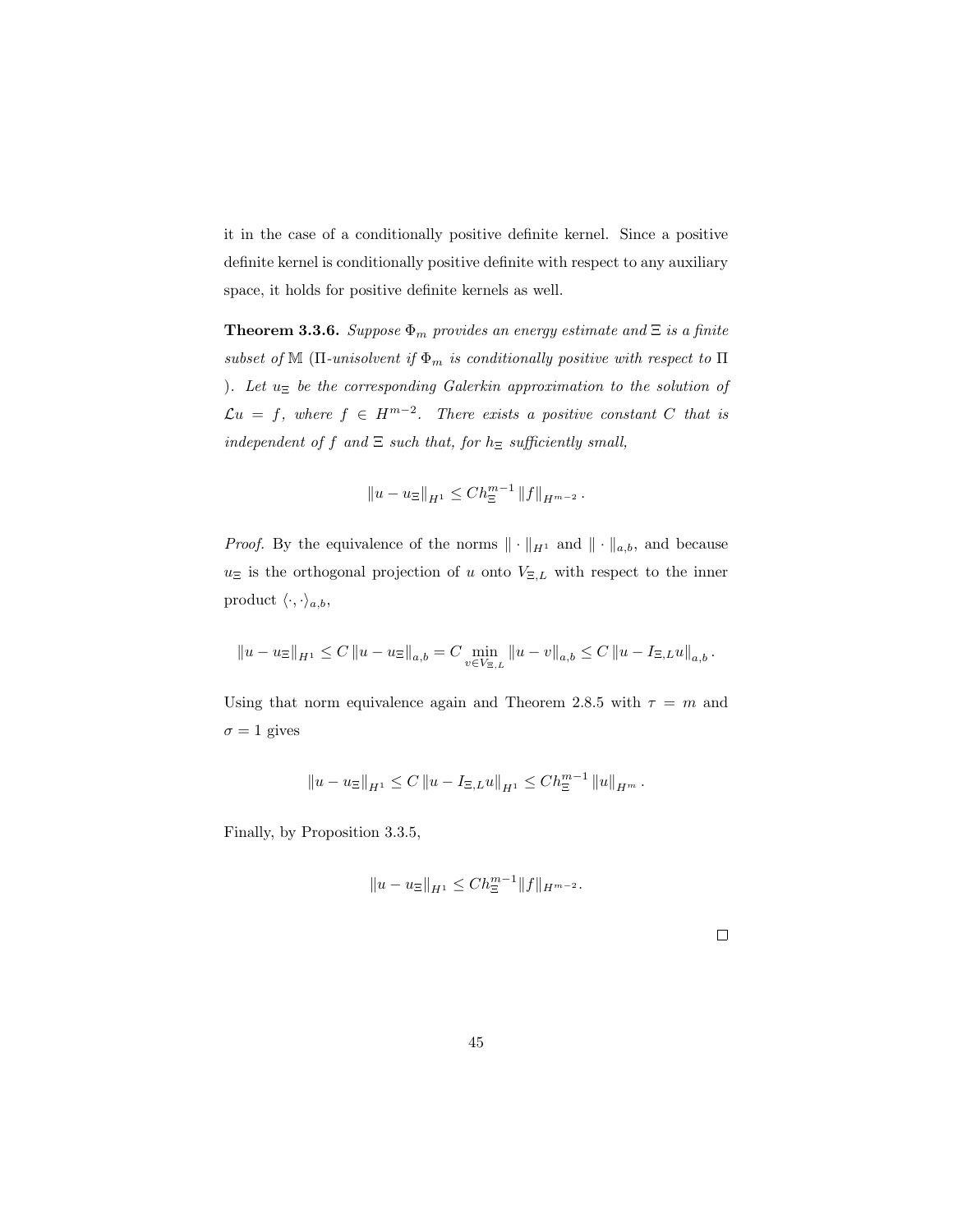it in the case of a conditionally positive definite kernel. Since a positive definite kernel is conditionally positive definite with respect to any auxiliary space, it holds for positive definite kernels as well.

**Theorem 3.3.6.** *Suppose $\Phi_m$ provides an energy estimate and $\Xi$ is a finite subset of $\mathbb{M}$ ($\Pi$-unisolvent if $\Phi_m$ is conditionally positive with respect to $\Pi$ ). Let $u_\Xi$ be the corresponding Galerkin approximation to the solution of $\mathcal{L}u = f$, where $f \in H^{m-2}$. There exists a positive constant $C$ that is independent of $f$ and $\Xi$ such that, for $h_\Xi$ sufficiently small,*

$$\|u - u_\Xi\|_{H^1} \leq C h_\Xi^{m-1} \|f\|_{H^{m-2}} .$$

*Proof.* By the equivalence of the norms $\|\cdot\|_{H^1}$ and $\|\cdot\|_{a,b}$, and because $u_\Xi$ is the orthogonal projection of $u$ onto $V_{\Xi,L}$ with respect to the inner product $\langle\cdot,\cdot\rangle_{a,b}$,

$$\|u - u_\Xi\|_{H^1} \leq C \|u - u_\Xi\|_{a,b} = C \min_{v \in V_{\Xi,L}} \|u - v\|_{a,b} \leq C \|u - I_{\Xi,L} u\|_{a,b} .$$

Using that norm equivalence again and Theorem 2.8.5 with $\tau = m$ and $\sigma = 1$ gives

$$\|u - u_\Xi\|_{H^1} \leq C \|u - I_{\Xi,L} u\|_{H^1} \leq C h_\Xi^{m-1} \|u\|_{H^m} .$$

Finally, by Proposition 3.3.5,

$$\|u - u_\Xi\|_{H^1} \leq C h_\Xi^{m-1} \|f\|_{H^{m-2}}.$$

□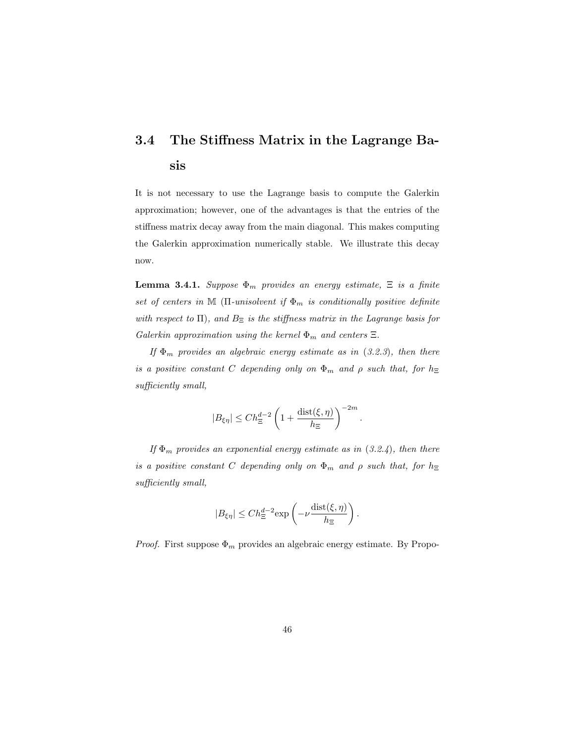## 3.4 The Stiffness Matrix in the Lagrange Basis

It is not necessary to use the Lagrange basis to compute the Galerkin approximation; however, one of the advantages is that the entries of the stiffness matrix decay away from the main diagonal. This makes computing the Galerkin approximation numerically stable. We illustrate this decay now.

**Lemma 3.4.1.** *Suppose $\Phi_m$ provides an energy estimate, $\Xi$ is a finite set of centers in $\mathbb{M}$ ($\Pi$-unisolvent if $\Phi_m$ is conditionally positive definite with respect to $\Pi$), and $B_\Xi$ is the stiffness matrix in the Lagrange basis for Galerkin approximation using the kernel $\Phi_m$ and centers $\Xi$.*

*If $\Phi_m$ provides an algebraic energy estimate as in (3.2.3), then there is a positive constant $C$ depending only on $\Phi_m$ and $\rho$ such that, for $h_\Xi$ sufficiently small,*

$$|B_{\xi\eta}| \leq C h_\Xi^{d-2} \left(1 + \frac{\operatorname{dist}(\xi,\eta)}{h_\Xi}\right)^{-2m}.$$

*If $\Phi_m$ provides an exponential energy estimate as in (3.2.4), then there is a positive constant $C$ depending only on $\Phi_m$ and $\rho$ such that, for $h_\Xi$ sufficiently small,*

$$|B_{\xi\eta}| \leq C h_\Xi^{d-2} \exp\left(-\nu \frac{\operatorname{dist}(\xi,\eta)}{h_\Xi}\right).$$

*Proof.* First suppose $\Phi_m$ provides an algebraic energy estimate. By Propo-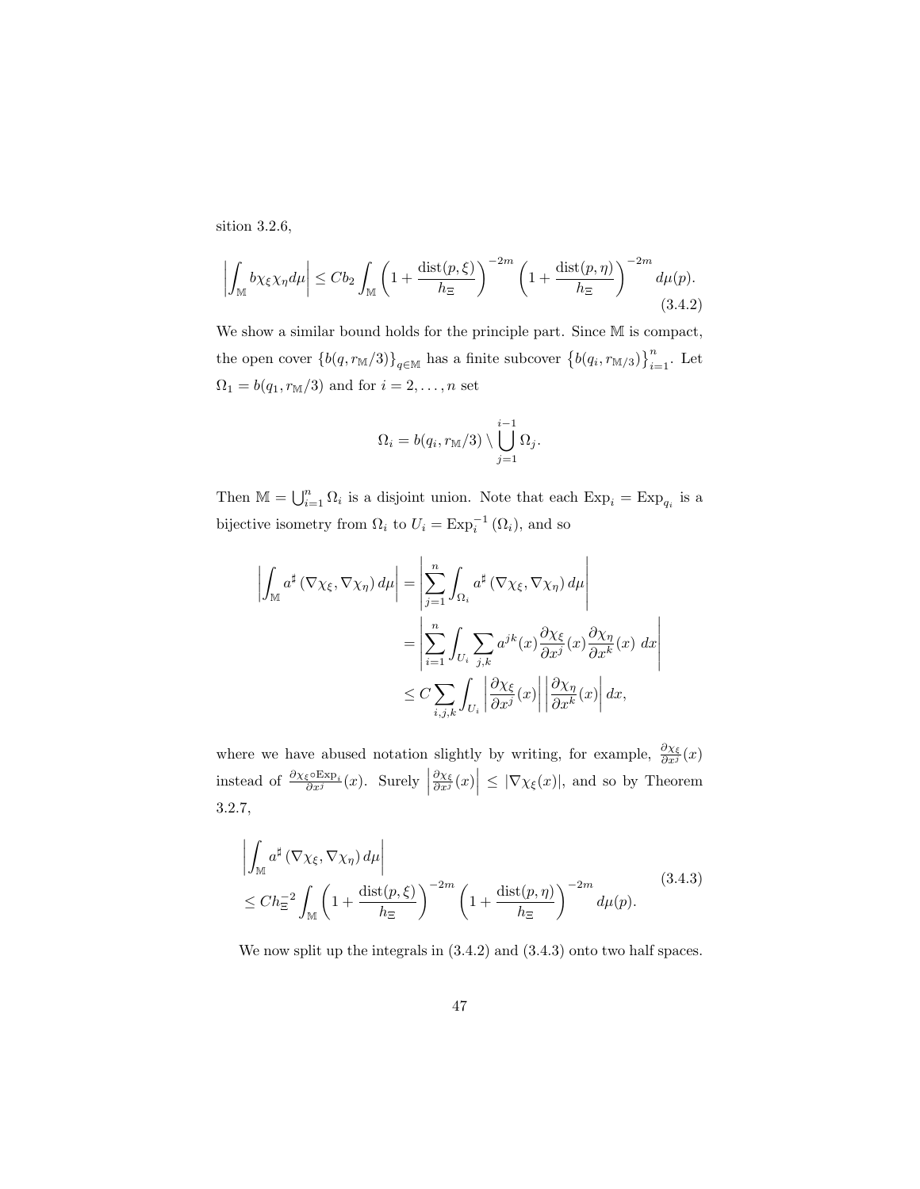sition 3.2.6,

$$\left| \int_{\mathbb{M}} b \chi_\xi \chi_\eta d\mu \right| \leq C b_2 \int_{\mathbb{M}} \left(1 + \frac{\operatorname{dist}(p,\xi)}{h_\Xi}\right)^{-2m} \left(1 + \frac{\operatorname{dist}(p,\eta)}{h_\Xi}\right)^{-2m} d\mu(p). \tag{3.4.2}$$

We show a similar bound holds for the principle part. Since $\mathbb{M}$ is compact, the open cover $\{b(q, r_{\mathbb{M}}/3)\}_{q \in \mathbb{M}}$ has a finite subcover $\left\{b(q_i, r_{\mathbb{M}/3})\right\}_{i=1}^n$. Let $\Omega_1 = b(q_1, r_{\mathbb{M}}/3)$ and for $i = 2, \ldots, n$ set

$$\Omega_i = b(q_i, r_{\mathbb{M}}/3) \setminus \bigcup_{j=1}^{i-1} \Omega_j.$$

Then $\mathbb{M} = \bigcup_{i=1}^n \Omega_i$ is a disjoint union. Note that each $\operatorname{Exp}_i = \operatorname{Exp}_{q_i}$ is a bijective isometry from $\Omega_i$ to $U_i = \operatorname{Exp}_i^{-1}(\Omega_i)$, and so

$$\begin{aligned}
\left| \int_{\mathbb{M}} a^\sharp \left(\nabla \chi_\xi, \nabla \chi_\eta\right) d\mu \right| &= \left| \sum_{j=1}^n \int_{\Omega_i} a^\sharp \left(\nabla \chi_\xi, \nabla \chi_\eta\right) d\mu \right| \\
&= \left| \sum_{i=1}^n \int_{U_i} \sum_{j,k} a^{jk}(x) \frac{\partial \chi_\xi}{\partial x^j}(x) \frac{\partial \chi_\eta}{\partial x^k}(x)\ dx \right| \\
&\leq C \sum_{i,j,k} \int_{U_i} \left| \frac{\partial \chi_\xi}{\partial x^j}(x) \right| \left| \frac{\partial \chi_\eta}{\partial x^k}(x) \right| dx,
\end{aligned}$$

where we have abused notation slightly by writing, for example, $\frac{\partial \chi_\xi}{\partial x^j}(x)$ instead of $\frac{\partial \chi_\xi \circ \operatorname{Exp}_i}{\partial x^j}(x)$. Surely $\left| \frac{\partial \chi_\xi}{\partial x^j}(x) \right| \leq |\nabla \chi_\xi(x)|$, and so by Theorem 3.2.7,

$$\begin{aligned}
&\left| \int_{\mathbb{M}} a^\sharp \left(\nabla \chi_\xi, \nabla \chi_\eta\right) d\mu \right| \\
&\leq C h_\Xi^{-2} \int_{\mathbb{M}} \left(1 + \frac{\operatorname{dist}(p,\xi)}{h_\Xi}\right)^{-2m} \left(1 + \frac{\operatorname{dist}(p,\eta)}{h_\Xi}\right)^{-2m} d\mu(p).
\end{aligned} \tag{3.4.3}$$

We now split up the integrals in (3.4.2) and (3.4.3) onto two half spaces.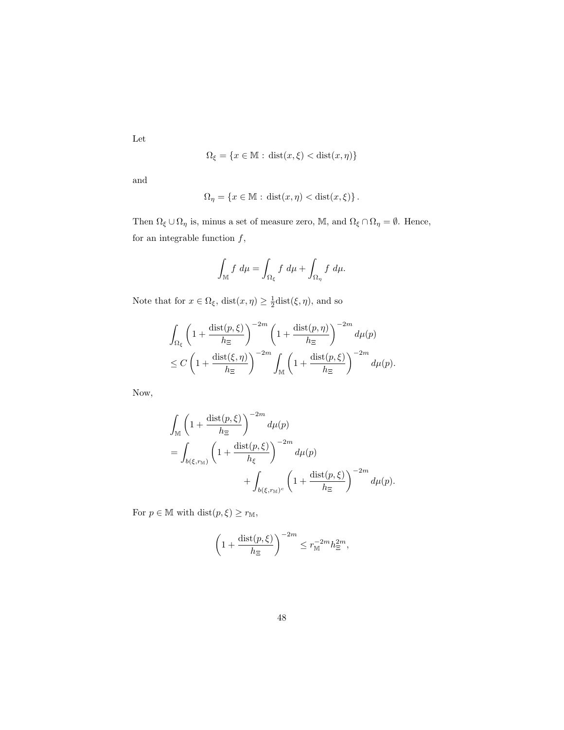Let

$$\Omega_\xi = \{x \in \mathbb{M} : \operatorname{dist}(x,\xi) < \operatorname{dist}(x,\eta)\}$$

and

$$\Omega_\eta = \{x \in \mathbb{M} : \operatorname{dist}(x,\eta) < \operatorname{dist}(x,\xi)\}.$$

Then $\Omega_\xi \cup \Omega_\eta$ is, minus a set of measure zero, $\mathbb{M}$, and $\Omega_\xi \cap \Omega_\eta = \emptyset$. Hence, for an integrable function $f$,

$$\int_{\mathbb{M}} f \; d\mu = \int_{\Omega_\xi} f \; d\mu + \int_{\Omega_\eta} f \; d\mu.$$

Note that for $x \in \Omega_\xi$, $\operatorname{dist}(x,\eta) \geq \frac{1}{2}\operatorname{dist}(\xi,\eta)$, and so

$$\begin{aligned}
&\int_{\Omega_\xi} \left(1 + \frac{\operatorname{dist}(p,\xi)}{h_\Xi}\right)^{-2m} \left(1 + \frac{\operatorname{dist}(p,\eta)}{h_\Xi}\right)^{-2m} d\mu(p) \\
&\leq C \left(1 + \frac{\operatorname{dist}(\xi,\eta)}{h_\Xi}\right)^{-2m} \int_{\mathbb{M}} \left(1 + \frac{\operatorname{dist}(p,\xi)}{h_\Xi}\right)^{-2m} d\mu(p).
\end{aligned}$$

Now,

$$\begin{aligned}
&\int_{\mathbb{M}} \left(1 + \frac{\operatorname{dist}(p,\xi)}{h_\Xi}\right)^{-2m} d\mu(p) \\
&= \int_{b(\xi, r_{\mathbb{M}})} \left(1 + \frac{\operatorname{dist}(p,\xi)}{h_\xi}\right)^{-2m} d\mu(p) \\
&\qquad\qquad + \int_{b(\xi, r_{\mathbb{M}})^c} \left(1 + \frac{\operatorname{dist}(p,\xi)}{h_\Xi}\right)^{-2m} d\mu(p).
\end{aligned}$$

For $p \in \mathbb{M}$ with $\operatorname{dist}(p,\xi) \geq r_{\mathbb{M}}$,

$$\left(1 + \frac{\operatorname{dist}(p,\xi)}{h_\Xi}\right)^{-2m} \leq r_{\mathbb{M}}^{-2m} h_\Xi^{2m},$$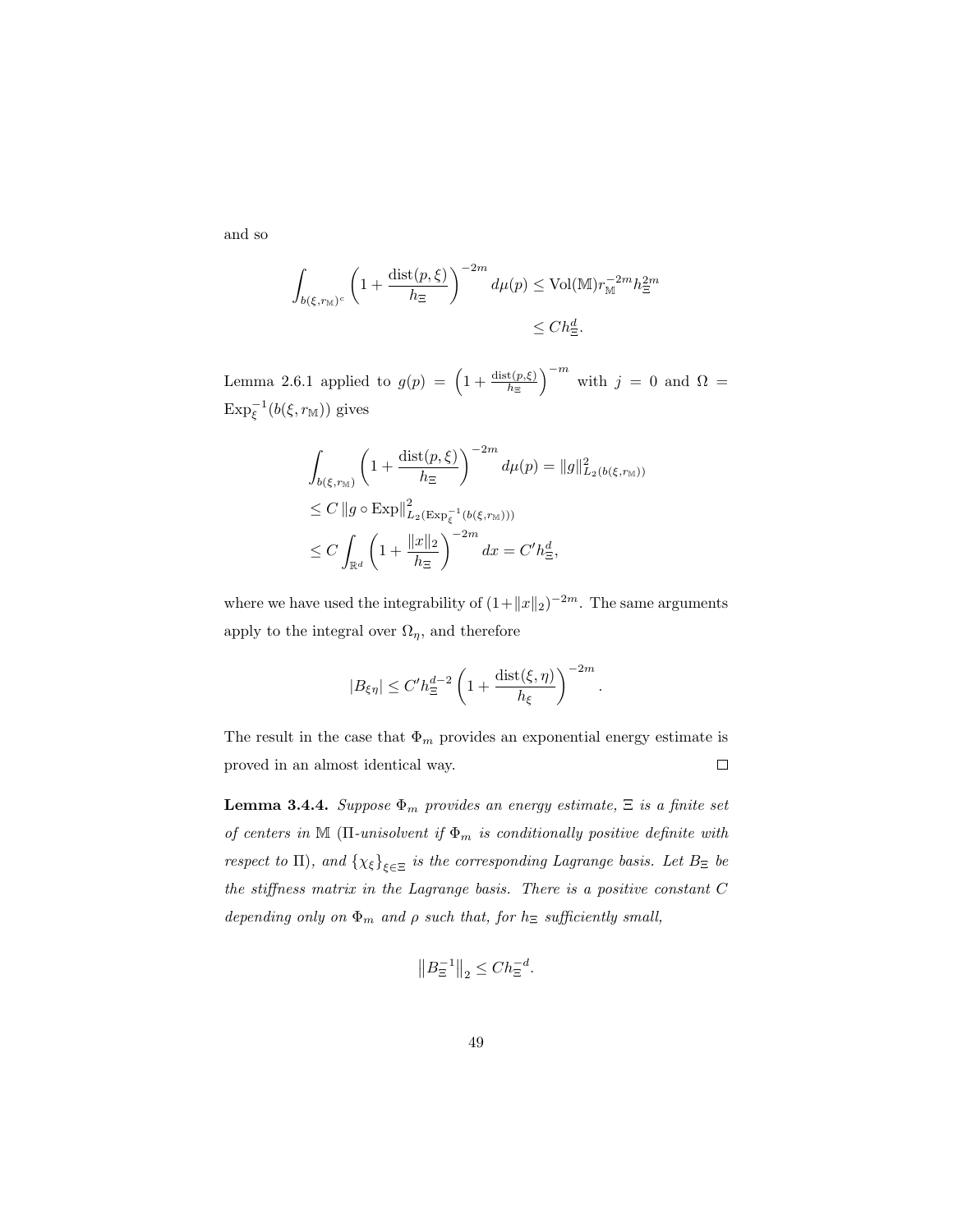and so

$$
\begin{aligned}
\int_{b(\xi,r_{\mathbb{M}})^c} \left(1+\frac{\operatorname{dist}(p,\xi)}{h_\Xi}\right)^{-2m} d\mu(p) &\leq \operatorname{Vol}(\mathbb{M}) r_{\mathbb{M}}^{-2m} h_\Xi^{2m} \\
&\leq C h_\Xi^d .
\end{aligned}
$$

Lemma 2.6.1 applied to $g(p) = \left(1+\frac{\operatorname{dist}(p,\xi)}{h_\Xi}\right)^{-m}$ with $j = 0$ and $\Omega = \operatorname{Exp}_\xi^{-1}(b(\xi, r_{\mathbb{M}}))$ gives

$$
\begin{aligned}
&\int_{b(\xi,r_{\mathbb{M}})} \left(1+\frac{\operatorname{dist}(p,\xi)}{h_\Xi}\right)^{-2m} d\mu(p) = \|g\|^2_{L_2(b(\xi,r_{\mathbb{M}}))} \\
&\leq C \left\| g \circ \operatorname{Exp} \right\|^2_{L_2(\operatorname{Exp}_\xi^{-1}(b(\xi,r_{\mathbb{M}})))} \\
&\leq C \int_{\mathbb{R}^d} \left(1+\frac{\|x\|_2}{h_\Xi}\right)^{-2m} dx = C' h_\Xi^d ,
\end{aligned}
$$

where we have used the integrability of $(1+\|x\|_2)^{-2m}$. The same arguments apply to the integral over $\Omega_\eta$, and therefore

$$
|B_{\xi\eta}| \leq C' h_\Xi^{d-2} \left(1+\frac{\operatorname{dist}(\xi,\eta)}{h_\xi}\right)^{-2m}.
$$

The result in the case that $\Phi_m$ provides an exponential energy estimate is proved in an almost identical way. $\square$

**Lemma 3.4.4.** *Suppose $\Phi_m$ provides an energy estimate, $\Xi$ is a finite set of centers in $\mathbb{M}$ ($\Pi$-unisolvent if $\Phi_m$ is conditionally positive definite with respect to $\Pi$), and $\{\chi_\xi\}_{\xi\in\Xi}$ is the corresponding Lagrange basis. Let $B_\Xi$ be the stiffness matrix in the Lagrange basis. There is a positive constant $C$ depending only on $\Phi_m$ and $\rho$ such that, for $h_\Xi$ sufficiently small,*

$$
\left\| B_\Xi^{-1} \right\|_2 \leq C h_\Xi^{-d}.
$$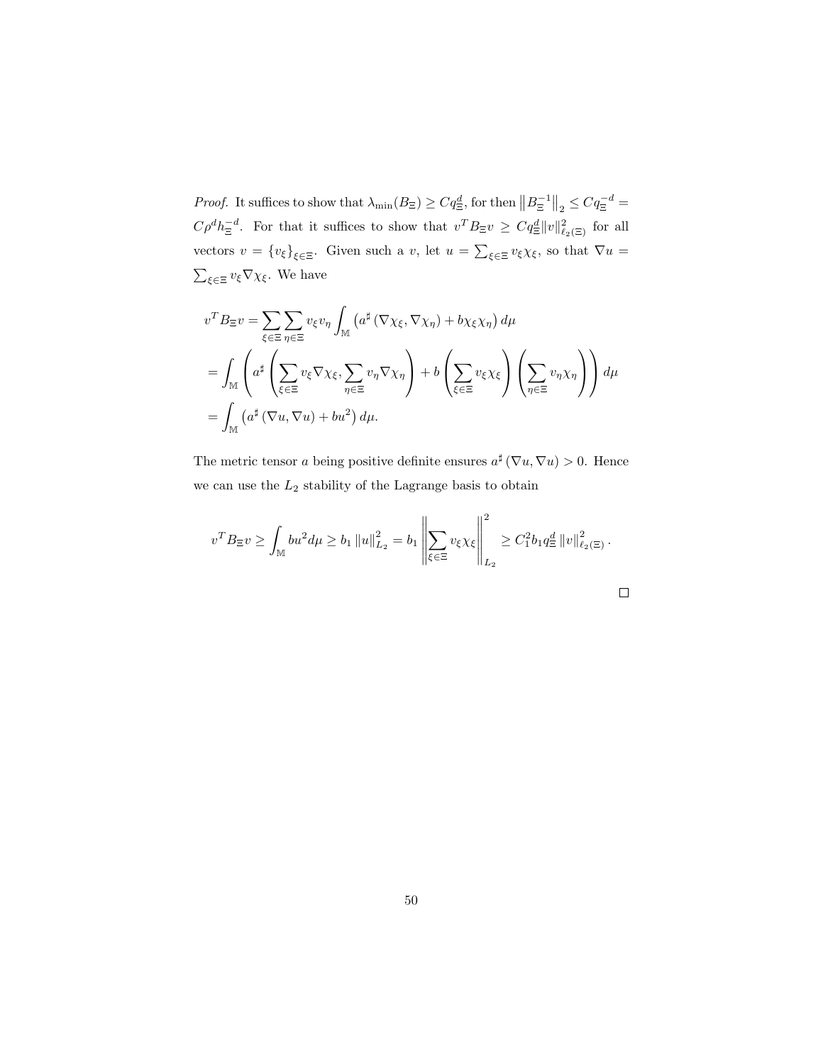*Proof.* It suffices to show that $\lambda_{\min}(B_\Xi) \geq C q_\Xi^d$, for then $\left\|B_\Xi^{-1}\right\|_2 \leq C q_\Xi^{-d} = C\rho^d h_\Xi^{-d}$. For that it suffices to show that $v^T B_\Xi v \geq C q_\Xi^d \|v\|_{\ell_2(\Xi)}^2$ for all vectors $v = \{v_\xi\}_{\xi \in \Xi}$. Given such a $v$, let $u = \sum_{\xi \in \Xi} v_\xi \chi_\xi$, so that $\nabla u = \sum_{\xi \in \Xi} v_\xi \nabla \chi_\xi$. We have

$$
\begin{aligned}
v^T B_\Xi v &= \sum_{\xi \in \Xi} \sum_{\eta \in \Xi} v_\xi v_\eta \int_{\mathbb{M}} \left( a^\sharp \left( \nabla \chi_\xi, \nabla \chi_\eta \right) + b \chi_\xi \chi_\eta \right) d\mu \\
&= \int_{\mathbb{M}} \left( a^\sharp \left( \sum_{\xi \in \Xi} v_\xi \nabla \chi_\xi, \sum_{\eta \in \Xi} v_\eta \nabla \chi_\eta \right) + b \left( \sum_{\xi \in \Xi} v_\xi \chi_\xi \right) \left( \sum_{\eta \in \Xi} v_\eta \chi_\eta \right) \right) d\mu \\
&= \int_{\mathbb{M}} \left( a^\sharp \left( \nabla u, \nabla u \right) + b u^2 \right) d\mu.
\end{aligned}
$$

The metric tensor $a$ being positive definite ensures $a^\sharp(\nabla u, \nabla u) > 0$. Hence we can use the $L_2$ stability of the Lagrange basis to obtain

$$
v^T B_\Xi v \geq \int_{\mathbb{M}} b u^2 d\mu \geq b_1 \|u\|_{L_2}^2 = b_1 \left\| \sum_{\xi \in \Xi} v_\xi \chi_\xi \right\|_{L_2}^2 \geq C_1^2 b_1 q_\Xi^d \|v\|_{\ell_2(\Xi)}^2 .
$$

□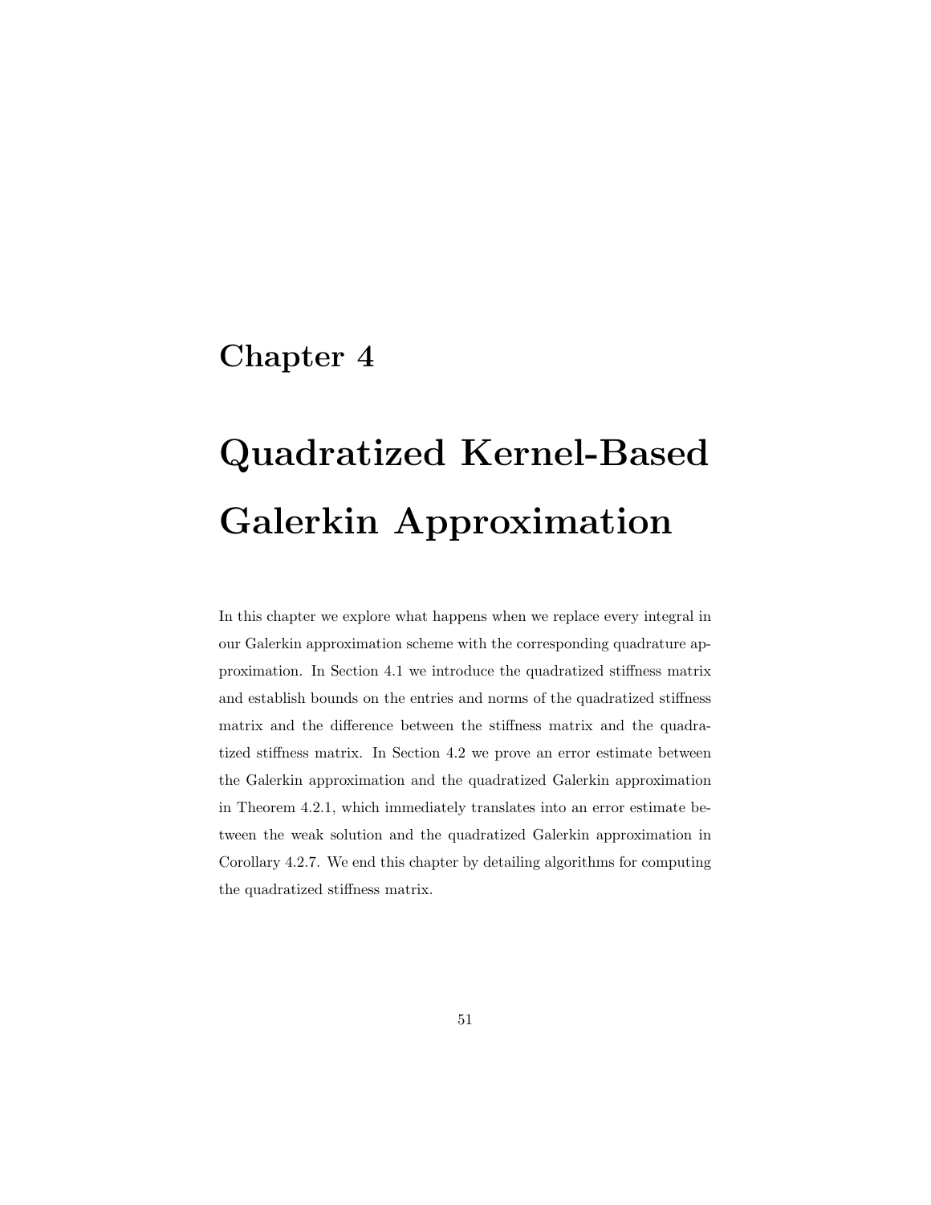# Chapter 4

# Quadratized Kernel-Based Galerkin Approximation

In this chapter we explore what happens when we replace every integral in our Galerkin approximation scheme with the corresponding quadrature approximation. In Section 4.1 we introduce the quadratized stiffness matrix and establish bounds on the entries and norms of the quadratized stiffness matrix and the difference between the stiffness matrix and the quadratized stiffness matrix. In Section 4.2 we prove an error estimate between the Galerkin approximation and the quadratized Galerkin approximation in Theorem 4.2.1, which immediately translates into an error estimate between the weak solution and the quadratized Galerkin approximation in Corollary 4.2.7. We end this chapter by detailing algorithms for computing the quadratized stiffness matrix.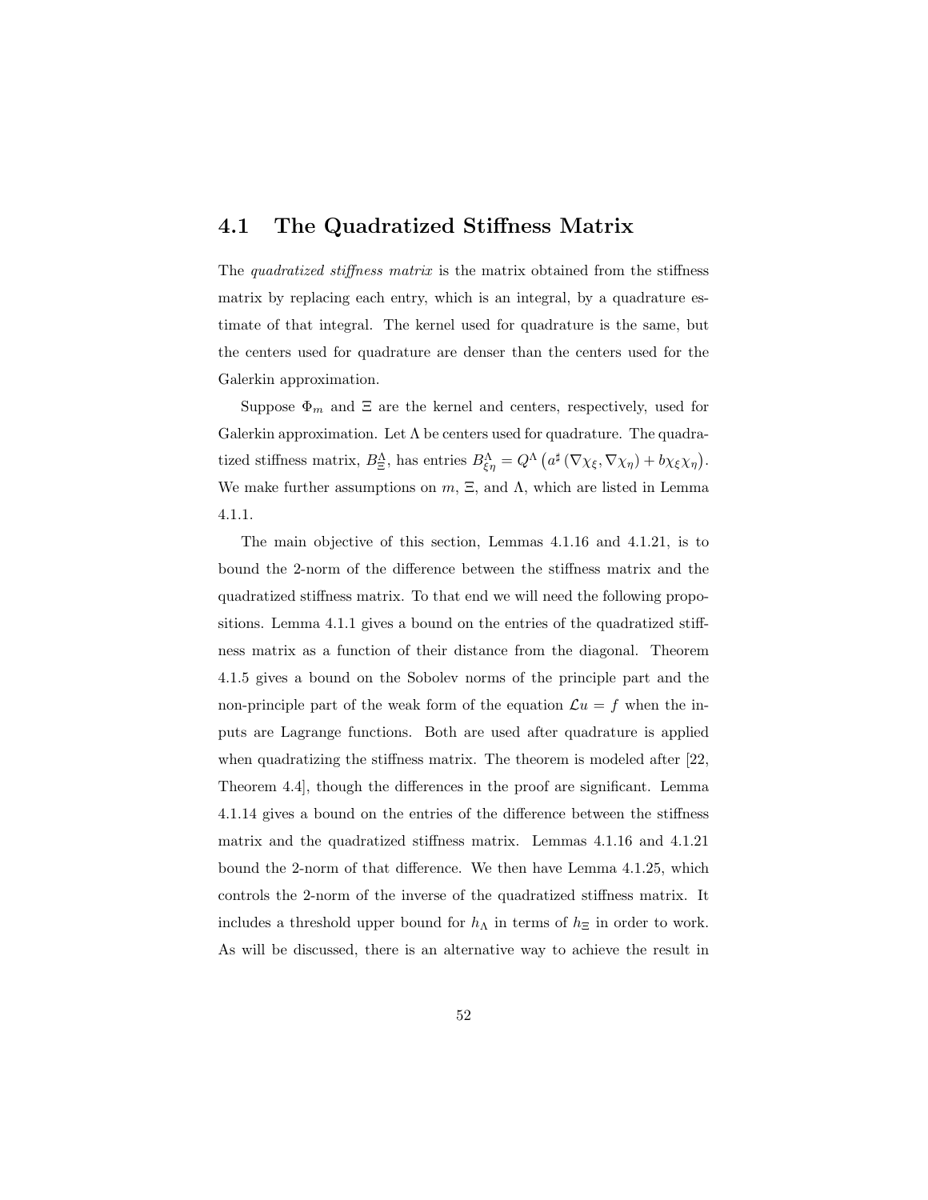## 4.1 The Quadratized Stiffness Matrix

The *quadratized stiffness matrix* is the matrix obtained from the stiffness matrix by replacing each entry, which is an integral, by a quadrature estimate of that integral. The kernel used for quadrature is the same, but the centers used for quadrature are denser than the centers used for the Galerkin approximation.

Suppose $\Phi_m$ and $\Xi$ are the kernel and centers, respectively, used for Galerkin approximation. Let $\Lambda$ be centers used for quadrature. The quadratized stiffness matrix, $B^{\Lambda}_{\Xi}$, has entries $B^{\Lambda}_{\xi\eta} = Q^{\Lambda}\left(a^{\sharp}\left(\nabla\chi_{\xi}, \nabla\chi_{\eta}\right) + b\chi_{\xi}\chi_{\eta}\right)$. We make further assumptions on $m$, $\Xi$, and $\Lambda$, which are listed in Lemma 4.1.1.

The main objective of this section, Lemmas 4.1.16 and 4.1.21, is to bound the 2-norm of the difference between the stiffness matrix and the quadratized stiffness matrix. To that end we will need the following propositions. Lemma 4.1.1 gives a bound on the entries of the quadratized stiffness matrix as a function of their distance from the diagonal. Theorem 4.1.5 gives a bound on the Sobolev norms of the principle part and the non-principle part of the weak form of the equation $\mathcal{L}u = f$ when the inputs are Lagrange functions. Both are used after quadrature is applied when quadratizing the stiffness matrix. The theorem is modeled after [22, Theorem 4.4], though the differences in the proof are significant. Lemma 4.1.14 gives a bound on the entries of the difference between the stiffness matrix and the quadratized stiffness matrix. Lemmas 4.1.16 and 4.1.21 bound the 2-norm of that difference. We then have Lemma 4.1.25, which controls the 2-norm of the inverse of the quadratized stiffness matrix. It includes a threshold upper bound for $h_{\Lambda}$ in terms of $h_{\Xi}$ in order to work. As will be discussed, there is an alternative way to achieve the result in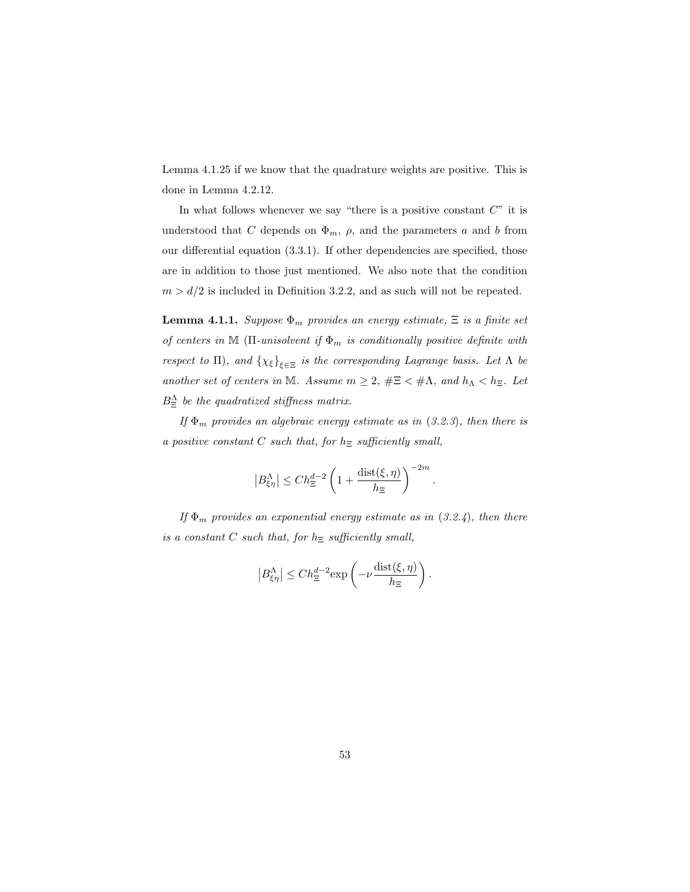Lemma 4.1.25 if we know that the quadrature weights are positive. This is done in Lemma 4.2.12.

In what follows whenever we say "there is a positive constant $C$" it is understood that $C$ depends on $\Phi_m$, $\rho$, and the parameters $a$ and $b$ from our differential equation (3.3.1). If other dependencies are specified, those are in addition to those just mentioned. We also note that the condition $m > d/2$ is included in Definition 3.2.2, and as such will not be repeated.

**Lemma 4.1.1.** *Suppose $\Phi_m$ provides an energy estimate, $\Xi$ is a finite set of centers in $\mathbb{M}$ ($\Pi$-unisolvent if $\Phi_m$ is conditionally positive definite with respect to $\Pi$), and $\{\chi_\xi\}_{\xi\in\Xi}$ is the corresponding Lagrange basis. Let $\Lambda$ be another set of centers in $\mathbb{M}$. Assume $m \geq 2$, $\#\Xi < \#\Lambda$, and $h_\Lambda < h_\Xi$. Let $B^\Lambda_\Xi$ be the quadratized stiffness matrix.*

*If $\Phi_m$ provides an algebraic energy estimate as in (3.2.3), then there is a positive constant $C$ such that, for $h_\Xi$ sufficiently small,*

$$\left|B^\Lambda_{\xi\eta}\right| \leq C h_\Xi^{d-2}\left(1 + \frac{\operatorname{dist}(\xi,\eta)}{h_\Xi}\right)^{-2m}.$$

*If $\Phi_m$ provides an exponential energy estimate as in (3.2.4), then there is a constant $C$ such that, for $h_\Xi$ sufficiently small,*

$$\left|B^\Lambda_{\xi\eta}\right| \leq C h_\Xi^{d-2}\exp\left(-\nu\frac{\operatorname{dist}(\xi,\eta)}{h_\Xi}\right).$$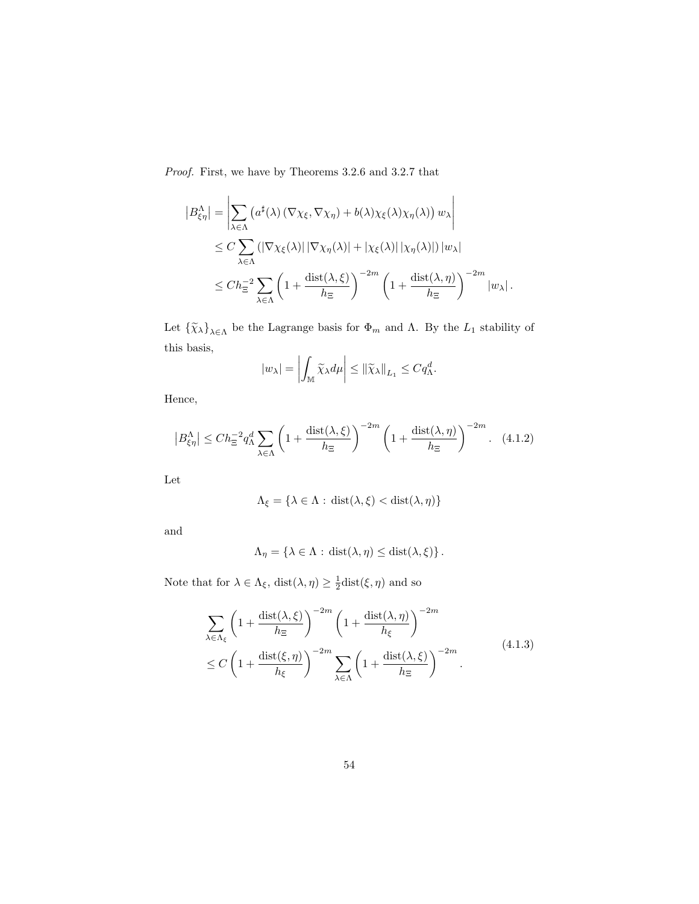*Proof.* First, we have by Theorems 3.2.6 and 3.2.7 that

$$
\begin{aligned}
\left|B^{\Lambda}_{\xi\eta}\right| &= \left|\sum_{\lambda\in\Lambda}\left(a^{\sharp}(\lambda)\left(\nabla\chi_\xi,\nabla\chi_\eta\right)+b(\lambda)\chi_\xi(\lambda)\chi_\eta(\lambda)\right)w_\lambda\right| \\
&\le C\sum_{\lambda\in\Lambda}\left(\left|\nabla\chi_\xi(\lambda)\right|\left|\nabla\chi_\eta(\lambda)\right|+\left|\chi_\xi(\lambda)\right|\left|\chi_\eta(\lambda)\right|\right)\left|w_\lambda\right| \\
&\le Ch_\Xi^{-2}\sum_{\lambda\in\Lambda}\left(1+\frac{\operatorname{dist}(\lambda,\xi)}{h_\Xi}\right)^{-2m}\left(1+\frac{\operatorname{dist}(\lambda,\eta)}{h_\Xi}\right)^{-2m}\left|w_\lambda\right|.
\end{aligned}
$$

Let $\{\widetilde{\chi}_\lambda\}_{\lambda\in\Lambda}$ be the Lagrange basis for $\Phi_m$ and $\Lambda$. By the $L_1$ stability of this basis,

$$
\left|w_\lambda\right| = \left|\int_{\mathbb{M}}\widetilde{\chi}_\lambda d\mu\right| \le \left\|\widetilde{\chi}_\lambda\right\|_{L_1} \le Cq_\Lambda^d.
$$

Hence,

$$
\left|B^{\Lambda}_{\xi\eta}\right| \le Ch_\Xi^{-2}q_\Lambda^d\sum_{\lambda\in\Lambda}\left(1+\frac{\operatorname{dist}(\lambda,\xi)}{h_\Xi}\right)^{-2m}\left(1+\frac{\operatorname{dist}(\lambda,\eta)}{h_\Xi}\right)^{-2m}. \quad (4.1.2)
$$

Let

$$
\Lambda_\xi = \{\lambda\in\Lambda : \operatorname{dist}(\lambda,\xi) < \operatorname{dist}(\lambda,\eta)\}
$$

and

$$
\Lambda_\eta = \{\lambda\in\Lambda : \operatorname{dist}(\lambda,\eta) \le \operatorname{dist}(\lambda,\xi)\}.
$$

Note that for $\lambda\in\Lambda_\xi$, $\operatorname{dist}(\lambda,\eta)\ge\frac{1}{2}\operatorname{dist}(\xi,\eta)$ and so

$$
\begin{aligned}
&\sum_{\lambda\in\Lambda_\xi}\left(1+\frac{\operatorname{dist}(\lambda,\xi)}{h_\Xi}\right)^{-2m}\left(1+\frac{\operatorname{dist}(\lambda,\eta)}{h_\xi}\right)^{-2m} \\
&\le C\left(1+\frac{\operatorname{dist}(\xi,\eta)}{h_\xi}\right)^{-2m}\sum_{\lambda\in\Lambda}\left(1+\frac{\operatorname{dist}(\lambda,\xi)}{h_\Xi}\right)^{-2m}.
\end{aligned} \quad (4.1.3)
$$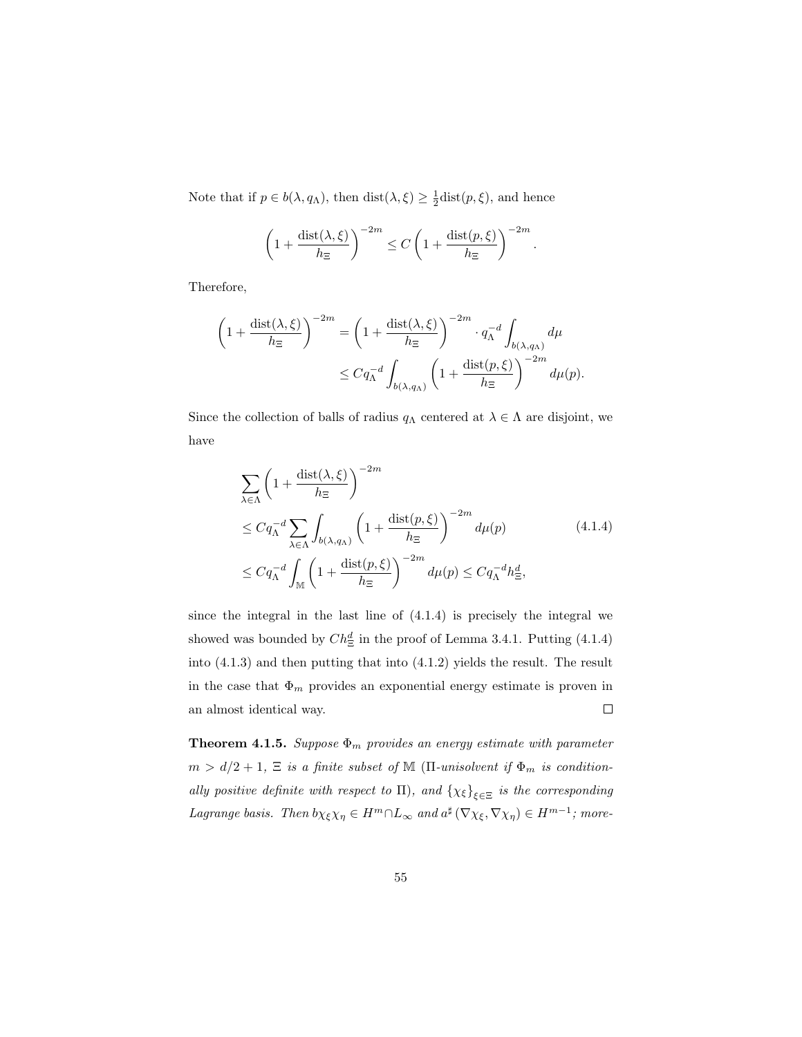Note that if $p \in b(\lambda, q_\Lambda)$, then $\mathrm{dist}(\lambda, \xi) \geq \frac{1}{2}\mathrm{dist}(p, \xi)$, and hence

$$\left(1 + \frac{\mathrm{dist}(\lambda, \xi)}{h_\Xi}\right)^{-2m} \leq C \left(1 + \frac{\mathrm{dist}(p, \xi)}{h_\Xi}\right)^{-2m}.$$

Therefore,

$$\begin{aligned}
\left(1 + \frac{\mathrm{dist}(\lambda, \xi)}{h_\Xi}\right)^{-2m} &= \left(1 + \frac{\mathrm{dist}(\lambda, \xi)}{h_\Xi}\right)^{-2m} \cdot q_\Lambda^{-d} \int_{b(\lambda, q_\Lambda)} d\mu \\
&\leq C q_\Lambda^{-d} \int_{b(\lambda, q_\Lambda)} \left(1 + \frac{\mathrm{dist}(p, \xi)}{h_\Xi}\right)^{-2m} d\mu(p).
\end{aligned}$$

Since the collection of balls of radius $q_\Lambda$ centered at $\lambda \in \Lambda$ are disjoint, we have

$$\begin{aligned}
&\sum_{\lambda \in \Lambda} \left(1 + \frac{\mathrm{dist}(\lambda, \xi)}{h_\Xi}\right)^{-2m} \\
&\leq C q_\Lambda^{-d} \sum_{\lambda \in \Lambda} \int_{b(\lambda, q_\Lambda)} \left(1 + \frac{\mathrm{dist}(p, \xi)}{h_\Xi}\right)^{-2m} d\mu(p) \qquad (4.1.4) \\
&\leq C q_\Lambda^{-d} \int_{\mathbb{M}} \left(1 + \frac{\mathrm{dist}(p, \xi)}{h_\Xi}\right)^{-2m} d\mu(p) \leq C q_\Lambda^{-d} h_\Xi^d,
\end{aligned}$$

since the integral in the last line of (4.1.4) is precisely the integral we showed was bounded by $Ch_\Xi^d$ in the proof of Lemma 3.4.1. Putting (4.1.4) into (4.1.3) and then putting that into (4.1.2) yields the result. The result in the case that $\Phi_m$ provides an exponential energy estimate is proven in an almost identical way. $\square$

**Theorem 4.1.5.** *Suppose $\Phi_m$ provides an energy estimate with parameter $m > d/2 + 1$, $\Xi$ is a finite subset of $\mathbb{M}$ ($\Pi$-unisolvent if $\Phi_m$ is conditionally positive definite with respect to $\Pi$), and $\{\chi_\xi\}_{\xi \in \Xi}$ is the corresponding Lagrange basis. Then $b\chi_\xi\chi_\eta \in H^m \cap L_\infty$ and $a^\sharp(\nabla\chi_\xi, \nabla\chi_\eta) \in H^{m-1}$; more-*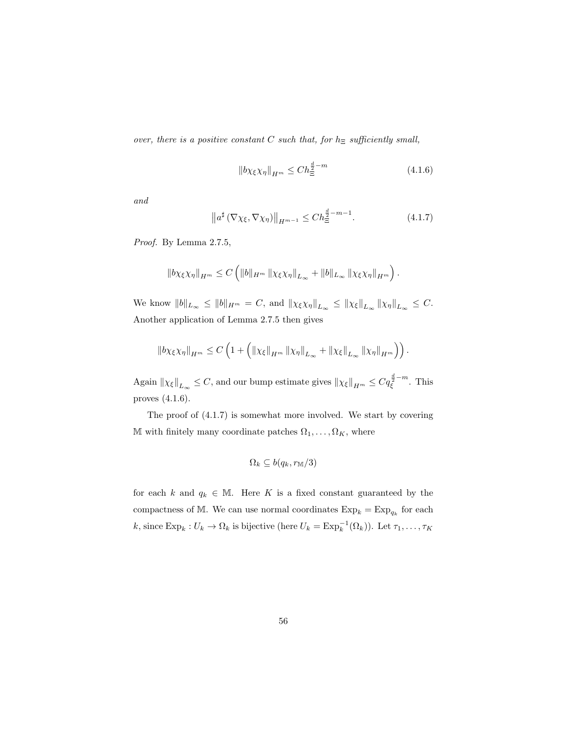*over, there is a positive constant $C$ such that, for $h_\Xi$ sufficiently small,*

$$\|b\chi_\xi\chi_\eta\|_{H^m} \leq Ch_\Xi^{\frac{d}{2}-m} \tag{4.1.6}$$

*and*

$$\left\|a^\sharp\left(\nabla\chi_\xi, \nabla\chi_\eta\right)\right\|_{H^{m-1}} \leq Ch_\Xi^{\frac{d}{2}-m-1}. \tag{4.1.7}$$

*Proof.* By Lemma 2.7.5,

$$\|b\chi_\xi\chi_\eta\|_{H^m} \leq C\left(\|b\|_{H^m}\|\chi_\xi\chi_\eta\|_{L_\infty} + \|b\|_{L_\infty}\|\chi_\xi\chi_\eta\|_{H^m}\right).$$

We know $\|b\|_{L_\infty} \leq \|b\|_{H^m} = C$, and $\|\chi_\xi\chi_\eta\|_{L_\infty} \leq \|\chi_\xi\|_{L_\infty}\|\chi_\eta\|_{L_\infty} \leq C$. Another application of Lemma 2.7.5 then gives

$$\|b\chi_\xi\chi_\eta\|_{H^m} \leq C\left(1 + \left(\|\chi_\xi\|_{H^m}\|\chi_\eta\|_{L_\infty} + \|\chi_\xi\|_{L_\infty}\|\chi_\eta\|_{H^m}\right)\right).$$

Again $\|\chi_\xi\|_{L_\infty} \leq C$, and our bump estimate gives $\|\chi_\xi\|_{H^m} \leq Cq_\xi^{\frac{d}{2}-m}$. This proves (4.1.6).

The proof of (4.1.7) is somewhat more involved. We start by covering $\mathbb{M}$ with finitely many coordinate patches $\Omega_1, \ldots, \Omega_K$, where

$$\Omega_k \subseteq b(q_k, r_{\mathbb{M}}/3)$$

for each $k$ and $q_k \in \mathbb{M}$. Here $K$ is a fixed constant guaranteed by the compactness of $\mathbb{M}$. We can use normal coordinates $\mathrm{Exp}_k = \mathrm{Exp}_{q_k}$ for each $k$, since $\mathrm{Exp}_k : U_k \to \Omega_k$ is bijective (here $U_k = \mathrm{Exp}_k^{-1}(\Omega_k)$). Let $\tau_1, \ldots, \tau_K$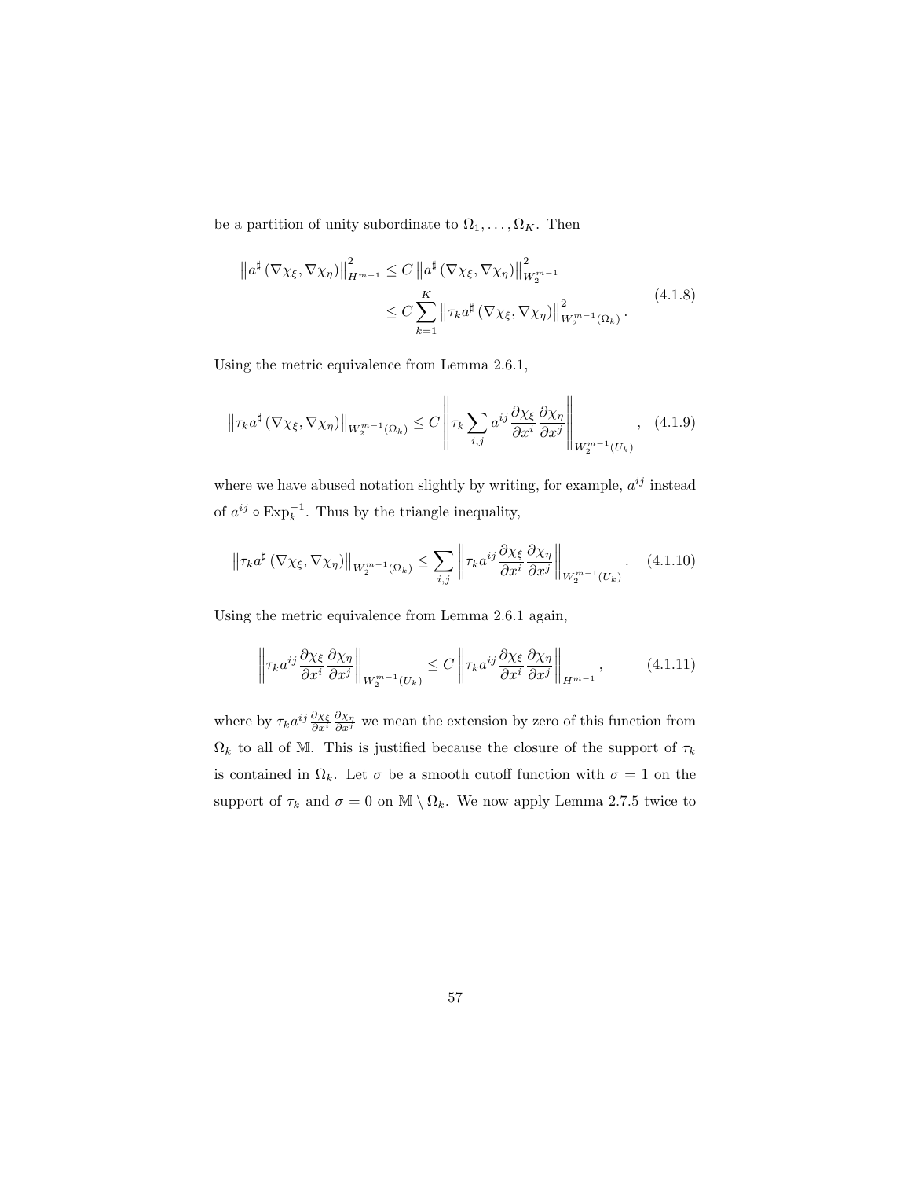be a partition of unity subordinate to $\Omega_1, \ldots, \Omega_K$. Then

$$
\begin{aligned}
\left\| a^\sharp \left( \nabla \chi_\xi, \nabla \chi_\eta \right) \right\|_{H^{m-1}}^2 &\leq C \left\| a^\sharp \left( \nabla \chi_\xi, \nabla \chi_\eta \right) \right\|_{W_2^{m-1}}^2 \\
&\leq C \sum_{k=1}^{K} \left\| \tau_k a^\sharp \left( \nabla \chi_\xi, \nabla \chi_\eta \right) \right\|_{W_2^{m-1}(\Omega_k)}^2 .
\end{aligned}
\tag{4.1.8}
$$

Using the metric equivalence from Lemma 2.6.1,

$$
\left\| \tau_k a^\sharp \left( \nabla \chi_\xi, \nabla \chi_\eta \right) \right\|_{W_2^{m-1}(\Omega_k)} \leq C \left\| \tau_k \sum_{i,j} a^{ij} \frac{\partial \chi_\xi}{\partial x^i} \frac{\partial \chi_\eta}{\partial x^j} \right\|_{W_2^{m-1}(U_k)}, \tag{4.1.9}
$$

where we have abused notation slightly by writing, for example, $a^{ij}$ instead of $a^{ij} \circ \mathrm{Exp}_k^{-1}$. Thus by the triangle inequality,

$$
\left\| \tau_k a^\sharp \left( \nabla \chi_\xi, \nabla \chi_\eta \right) \right\|_{W_2^{m-1}(\Omega_k)} \leq \sum_{i,j} \left\| \tau_k a^{ij} \frac{\partial \chi_\xi}{\partial x^i} \frac{\partial \chi_\eta}{\partial x^j} \right\|_{W_2^{m-1}(U_k)} . \tag{4.1.10}
$$

Using the metric equivalence from Lemma 2.6.1 again,

$$
\left\| \tau_k a^{ij} \frac{\partial \chi_\xi}{\partial x^i} \frac{\partial \chi_\eta}{\partial x^j} \right\|_{W_2^{m-1}(U_k)} \leq C \left\| \tau_k a^{ij} \frac{\partial \chi_\xi}{\partial x^i} \frac{\partial \chi_\eta}{\partial x^j} \right\|_{H^{m-1}}, \tag{4.1.11}
$$

where by $\tau_k a^{ij} \frac{\partial \chi_\xi}{\partial x^i} \frac{\partial \chi_\eta}{\partial x^j}$ we mean the extension by zero of this function from $\Omega_k$ to all of $\mathbb{M}$. This is justified because the closure of the support of $\tau_k$ is contained in $\Omega_k$. Let $\sigma$ be a smooth cutoff function with $\sigma = 1$ on the support of $\tau_k$ and $\sigma = 0$ on $\mathbb{M} \setminus \Omega_k$. We now apply Lemma 2.7.5 twice to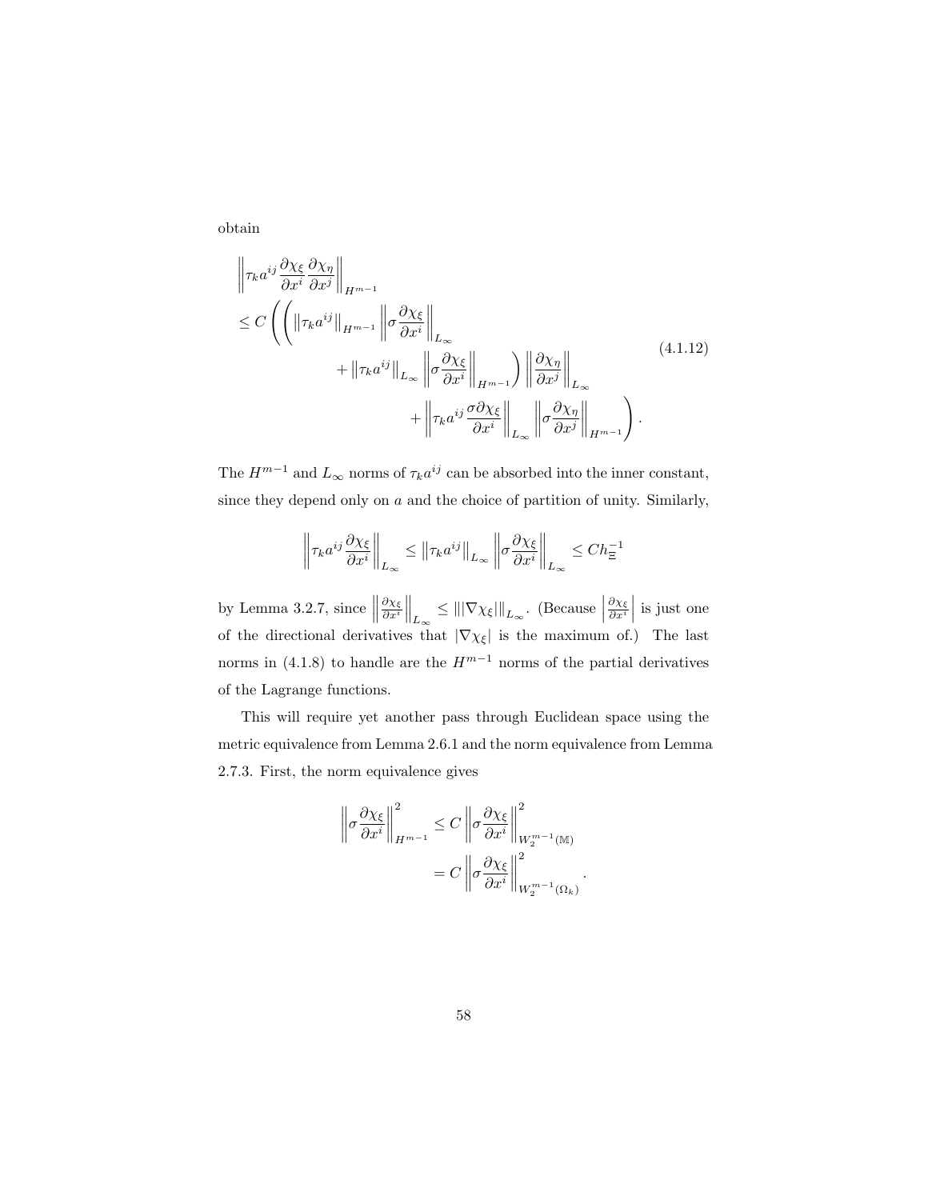obtain

$$
\begin{aligned}
&\left\|\tau_k a^{ij} \frac{\partial \chi_\xi}{\partial x^i} \frac{\partial \chi_\eta}{\partial x^j}\right\|_{H^{m-1}} \\
&\leq C\left(\left(\left\|\tau_k a^{ij}\right\|_{H^{m-1}}\left\|\sigma \frac{\partial \chi_\xi}{\partial x^i}\right\|_{L_\infty}\right.\right. \\
&\qquad\qquad \left.+\left\|\tau_k a^{ij}\right\|_{L_\infty}\left\|\sigma \frac{\partial \chi_\xi}{\partial x^i}\right\|_{H^{m-1}}\right)\left\|\frac{\partial \chi_\eta}{\partial x^j}\right\|_{L_\infty} \\
&\qquad\qquad\qquad \left.+\left\|\tau_k a^{ij} \frac{\sigma \partial \chi_\xi}{\partial x^i}\right\|_{L_\infty}\left\|\sigma \frac{\partial \chi_\eta}{\partial x^j}\right\|_{H^{m-1}}\right).
\end{aligned}
\tag{4.1.12}
$$

The $H^{m-1}$ and $L_\infty$ norms of $\tau_k a^{ij}$ can be absorbed into the inner constant, since they depend only on $a$ and the choice of partition of unity. Similarly,

$$
\left\|\tau_k a^{ij} \frac{\partial \chi_\xi}{\partial x^i}\right\|_{L_\infty} \leq \left\|\tau_k a^{ij}\right\|_{L_\infty}\left\|\sigma \frac{\partial \chi_\xi}{\partial x^i}\right\|_{L_\infty} \leq C h_\Xi^{-1}
$$

by Lemma 3.2.7, since $\left\|\frac{\partial \chi_\xi}{\partial x^i}\right\|_{L_\infty} \leq \||\nabla \chi_\xi|\|_{L_\infty}$. (Because $\left|\frac{\partial \chi_\xi}{\partial x^i}\right|$ is just one of the directional derivatives that $|\nabla \chi_\xi|$ is the maximum of.) The last norms in (4.1.8) to handle are the $H^{m-1}$ norms of the partial derivatives of the Lagrange functions.

This will require yet another pass through Euclidean space using the metric equivalence from Lemma 2.6.1 and the norm equivalence from Lemma 2.7.3. First, the norm equivalence gives

$$
\begin{aligned}
\left\|\sigma \frac{\partial \chi_\xi}{\partial x^i}\right\|_{H^{m-1}}^2 &\leq C\left\|\sigma \frac{\partial \chi_\xi}{\partial x^i}\right\|_{W_2^{m-1}(\mathbb{M})}^2 \\
&= C\left\|\sigma \frac{\partial \chi_\xi}{\partial x^i}\right\|_{W_2^{m-1}(\Omega_k)}^2 .
\end{aligned}
$$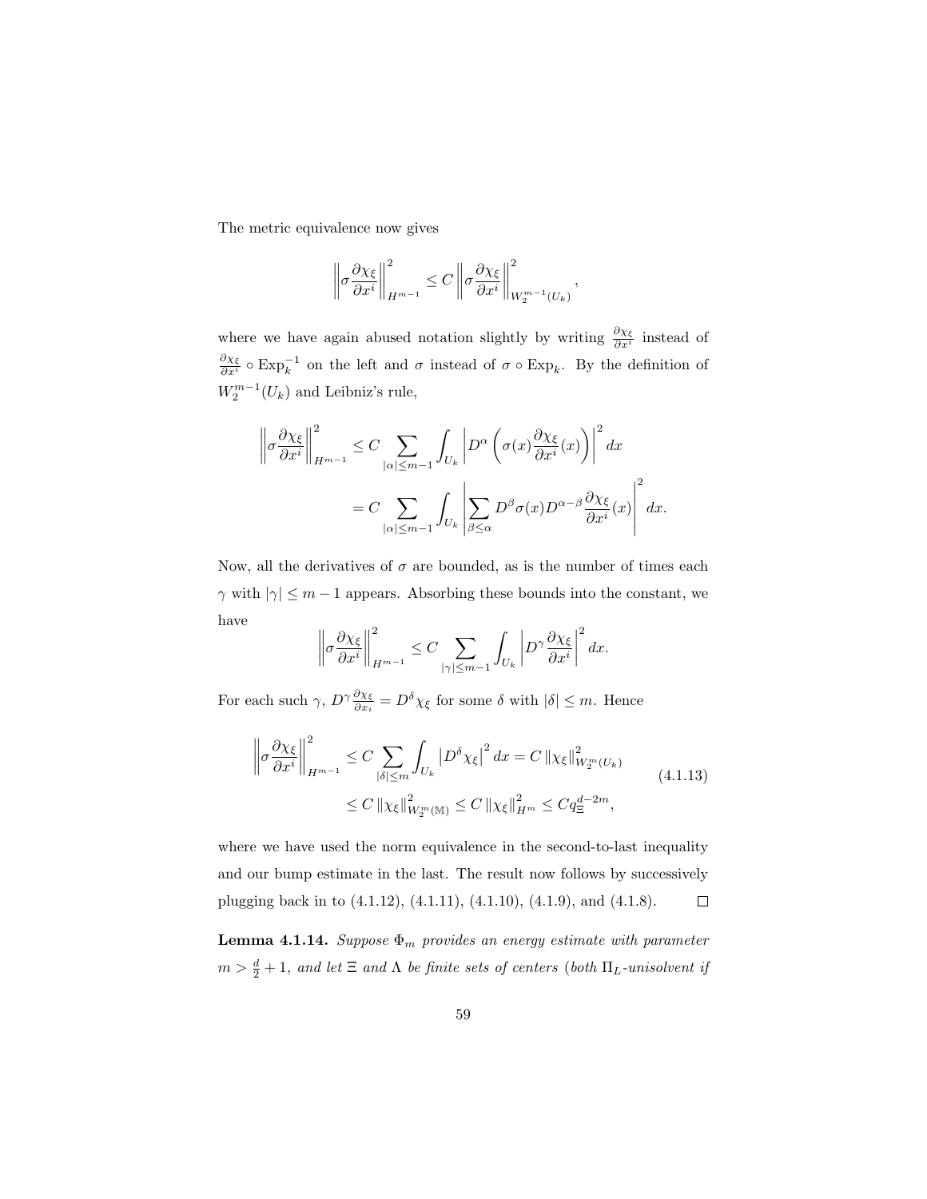The metric equivalence now gives

$$\left\|\sigma \frac{\partial \chi_\xi}{\partial x^i}\right\|^2_{H^{m-1}} \le C \left\|\sigma \frac{\partial \chi_\xi}{\partial x^i}\right\|^2_{W_2^{m-1}(U_k)},$$

where we have again abused notation slightly by writing $\frac{\partial \chi_\xi}{\partial x^i}$ instead of $\frac{\partial \chi_\xi}{\partial x^i} \circ \mathrm{Exp}_k^{-1}$ on the left and $\sigma$ instead of $\sigma \circ \mathrm{Exp}_k$. By the definition of $W_2^{m-1}(U_k)$ and Leibniz's rule,

$$\begin{aligned}
\left\|\sigma \frac{\partial \chi_\xi}{\partial x^i}\right\|^2_{H^{m-1}} &\le C \sum_{|\alpha| \le m-1} \int_{U_k} \left| D^\alpha \left( \sigma(x) \frac{\partial \chi_\xi}{\partial x^i}(x) \right) \right|^2 dx \\
&= C \sum_{|\alpha| \le m-1} \int_{U_k} \left| \sum_{\beta \le \alpha} D^\beta \sigma(x) D^{\alpha-\beta} \frac{\partial \chi_\xi}{\partial x^i}(x) \right|^2 dx.
\end{aligned}$$

Now, all the derivatives of $\sigma$ are bounded, as is the number of times each $\gamma$ with $|\gamma| \le m-1$ appears. Absorbing these bounds into the constant, we have

$$\left\|\sigma \frac{\partial \chi_\xi}{\partial x^i}\right\|^2_{H^{m-1}} \le C \sum_{|\gamma| \le m-1} \int_{U_k} \left| D^\gamma \frac{\partial \chi_\xi}{\partial x^i} \right|^2 dx.$$

For each such $\gamma$, $D^\gamma \frac{\partial \chi_\xi}{\partial x_i} = D^\delta \chi_\xi$ for some $\delta$ with $|\delta| \le m$. Hence

$$\begin{aligned}
\left\|\sigma \frac{\partial \chi_\xi}{\partial x^i}\right\|^2_{H^{m-1}} &\le C \sum_{|\delta| \le m} \int_{U_k} \left| D^\delta \chi_\xi \right|^2 dx = C \left\|\chi_\xi\right\|^2_{W_2^m(U_k)} \\
&\le C \left\|\chi_\xi\right\|^2_{W_2^m(\mathbb{M})} \le C \left\|\chi_\xi\right\|^2_{H^m} \le C q_\Xi^{d-2m},
\end{aligned} \tag{4.1.13}$$

where we have used the norm equivalence in the second-to-last inequality and our bump estimate in the last. The result now follows by successively plugging back in to (4.1.12), (4.1.11), (4.1.10), (4.1.9), and (4.1.8). $\square$

**Lemma 4.1.14.** *Suppose $\Phi_m$ provides an energy estimate with parameter $m > \frac{d}{2} + 1$, and let $\Xi$ and $\Lambda$ be finite sets of centers (both $\Pi_L$-unisolvent if*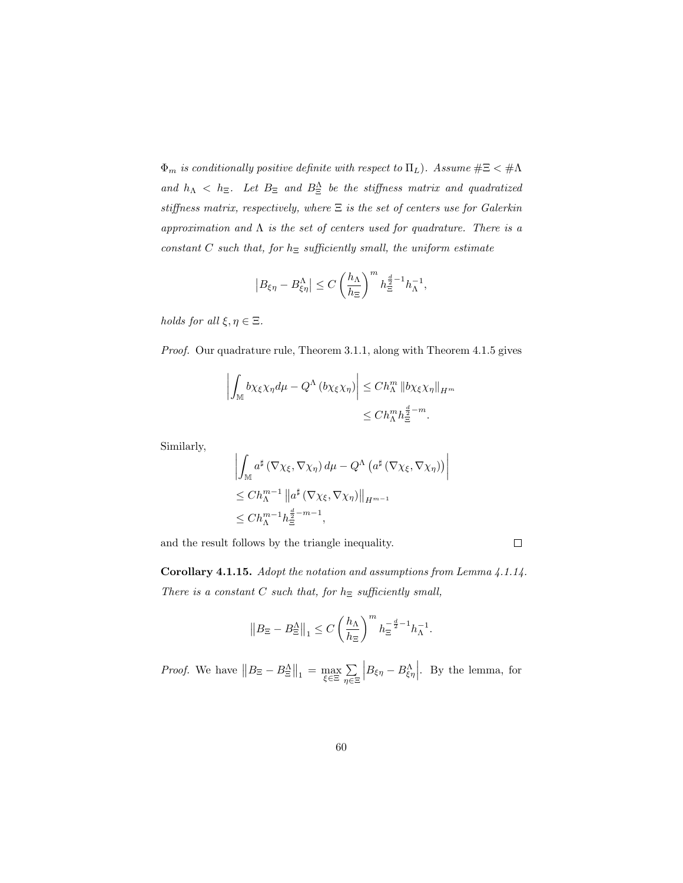*$\Phi_m$ is conditionally positive definite with respect to $\Pi_L$). Assume $\#\Xi < \#\Lambda$ and $h_\Lambda < h_\Xi$. Let $B_\Xi$ and $B_\Xi^\Lambda$ be the stiffness matrix and quadratized stiffness matrix, respectively, where $\Xi$ is the set of centers use for Galerkin approximation and $\Lambda$ is the set of centers used for quadrature. There is a constant $C$ such that, for $h_\Xi$ sufficiently small, the uniform estimate*

$$\left|B_{\xi\eta} - B_{\xi\eta}^\Lambda\right| \leq C\left(\frac{h_\Lambda}{h_\Xi}\right)^m h_\Xi^{\frac{d}{2}-1} h_\Lambda^{-1},$$

*holds for all $\xi, \eta \in \Xi$.*

*Proof.* Our quadrature rule, Theorem 3.1.1, along with Theorem 4.1.5 gives

$$\begin{aligned}\left|\int_{\mathbb{M}} b\chi_\xi\chi_\eta d\mu - Q^\Lambda\left(b\chi_\xi\chi_\eta\right)\right| &\leq Ch_\Lambda^m \left\|b\chi_\xi\chi_\eta\right\|_{H^m} \\ &\leq Ch_\Lambda^m h_\Xi^{\frac{d}{2}-m}.\end{aligned}$$

Similarly,

$$\begin{aligned}&\left|\int_{\mathbb{M}} a^\sharp\left(\nabla\chi_\xi, \nabla\chi_\eta\right) d\mu - Q^\Lambda\left(a^\sharp\left(\nabla\chi_\xi, \nabla\chi_\eta\right)\right)\right| \\ &\leq Ch_\Lambda^{m-1}\left\|a^\sharp\left(\nabla\chi_\xi, \nabla\chi_\eta\right)\right\|_{H^{m-1}} \\ &\leq Ch_\Lambda^{m-1} h_\Xi^{\frac{d}{2}-m-1},\end{aligned}$$

and the result follows by the triangle inequality. $\square$

**Corollary 4.1.15.** *Adopt the notation and assumptions from Lemma 4.1.14. There is a constant $C$ such that, for $h_\Xi$ sufficiently small,*

$$\left\|B_\Xi - B_\Xi^\Lambda\right\|_1 \leq C\left(\frac{h_\Lambda}{h_\Xi}\right)^m h_\Xi^{-\frac{d}{2}-1} h_\Lambda^{-1}.$$

*Proof.* We have $\left\|B_\Xi - B_\Xi^\Lambda\right\|_1 = \max_{\xi\in\Xi} \sum_{\eta\in\Xi} \left|B_{\xi\eta} - B_{\xi\eta}^\Lambda\right|$. By the lemma, for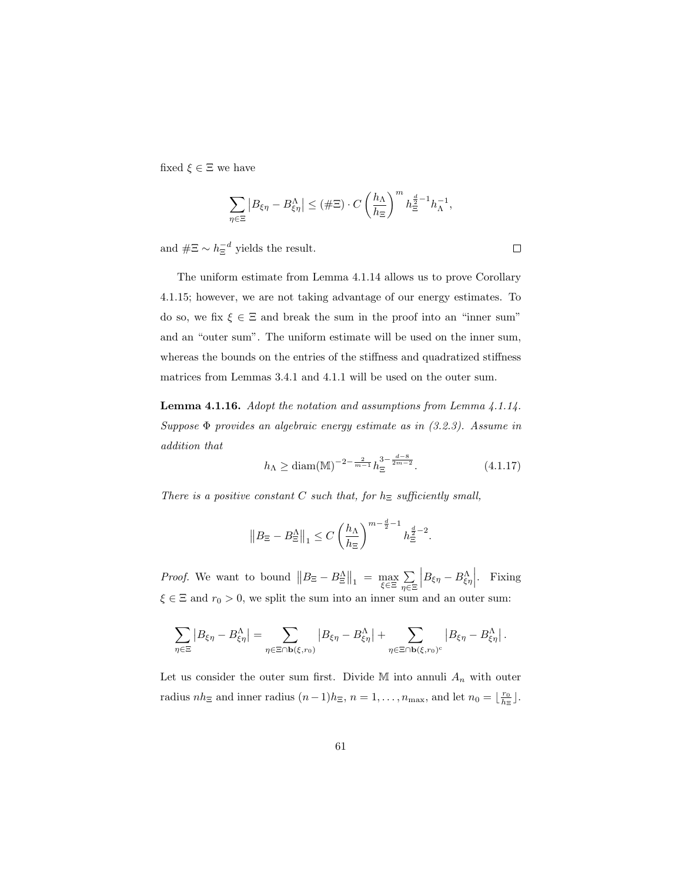fixed $\xi \in \Xi$ we have

$$\sum_{\eta \in \Xi} \left| B_{\xi\eta} - B^{\Lambda}_{\xi\eta} \right| \leq (\#\Xi) \cdot C \left( \frac{h_\Lambda}{h_\Xi} \right)^m h_\Xi^{\frac{d}{2}-1} h_\Lambda^{-1},$$

and $\#\Xi \sim h_\Xi^{-d}$ yields the result. $\square$

The uniform estimate from Lemma 4.1.14 allows us to prove Corollary 4.1.15; however, we are not taking advantage of our energy estimates. To do so, we fix $\xi \in \Xi$ and break the sum in the proof into an "inner sum" and an "outer sum". The uniform estimate will be used on the inner sum, whereas the bounds on the entries of the stiffness and quadratized stiffness matrices from Lemmas 3.4.1 and 4.1.1 will be used on the outer sum.

**Lemma 4.1.16.** *Adopt the notation and assumptions from Lemma 4.1.14. Suppose $\Phi$ provides an algebraic energy estimate as in (3.2.3). Assume in addition that*

$$h_\Lambda \geq \operatorname{diam}(\mathbb{M})^{-2-\frac{2}{m-1}} h_\Xi^{3-\frac{d-8}{2m-2}}. \tag{4.1.17}$$

*There is a positive constant $C$ such that, for $h_\Xi$ sufficiently small,*

$$\left\| B_\Xi - B^\Lambda_\Xi \right\|_1 \leq C \left( \frac{h_\Lambda}{h_\Xi} \right)^{m-\frac{d}{2}-1} h_\Xi^{\frac{d}{2}-2}.$$

*Proof.* We want to bound $\left\| B_\Xi - B^\Lambda_\Xi \right\|_1 = \max_{\xi \in \Xi} \sum_{\eta \in \Xi} \left| B_{\xi\eta} - B^\Lambda_{\xi\eta} \right|$. Fixing $\xi \in \Xi$ and $r_0 > 0$, we split the sum into an inner sum and an outer sum:

$$\sum_{\eta \in \Xi} \left| B_{\xi\eta} - B^\Lambda_{\xi\eta} \right| = \sum_{\eta \in \Xi \cap \mathbf{b}(\xi, r_0)} \left| B_{\xi\eta} - B^\Lambda_{\xi\eta} \right| + \sum_{\eta \in \Xi \cap \mathbf{b}(\xi, r_0)^c} \left| B_{\xi\eta} - B^\Lambda_{\xi\eta} \right|.$$

Let us consider the outer sum first. Divide $\mathbb{M}$ into annuli $A_n$ with outer radius $nh_\Xi$ and inner radius $(n-1)h_\Xi$, $n = 1, \ldots, n_{\max}$, and let $n_0 = \lfloor \frac{r_0}{h_\Xi} \rfloor$.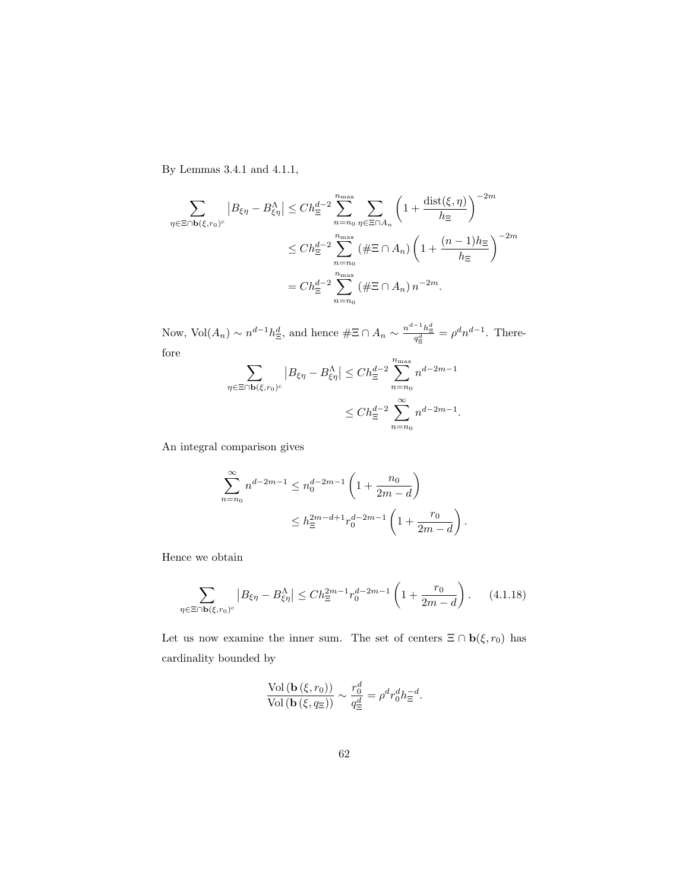By Lemmas 3.4.1 and 4.1.1,

$$
\begin{aligned}
\sum_{\eta\in\Xi\cap\mathbf{b}(\xi,r_0)^c}\left|B_{\xi\eta}-B_{\xi\eta}^{\Lambda}\right| &\le Ch_{\Xi}^{d-2}\sum_{n=n_0}^{n_{\max}}\sum_{\eta\in\Xi\cap A_n}\left(1+\frac{\operatorname{dist}(\xi,\eta)}{h_\Xi}\right)^{-2m}\\
&\le Ch_{\Xi}^{d-2}\sum_{n=n_0}^{n_{\max}}\left(\#\Xi\cap A_n\right)\left(1+\frac{(n-1)h_\Xi}{h_\Xi}\right)^{-2m}\\
&= Ch_{\Xi}^{d-2}\sum_{n=n_0}^{n_{\max}}\left(\#\Xi\cap A_n\right)n^{-2m}.
\end{aligned}
$$

Now, $\operatorname{Vol}(A_n)\sim n^{d-1}h_\Xi^d$, and hence $\#\Xi\cap A_n\sim\frac{n^{d-1}h_\Xi^d}{q_\Xi^d}=\rho^d n^{d-1}$. Therefore

$$
\begin{aligned}
\sum_{\eta\in\Xi\cap\mathbf{b}(\xi,r_0)^c}\left|B_{\xi\eta}-B_{\xi\eta}^{\Lambda}\right| &\le Ch_{\Xi}^{d-2}\sum_{n=n_0}^{n_{\max}}n^{d-2m-1}\\
&\le Ch_{\Xi}^{d-2}\sum_{n=n_0}^{\infty}n^{d-2m-1}.
\end{aligned}
$$

An integral comparison gives

$$
\begin{aligned}
\sum_{n=n_0}^{\infty}n^{d-2m-1} &\le n_0^{d-2m-1}\left(1+\frac{n_0}{2m-d}\right)\\
&\le h_\Xi^{2m-d+1}r_0^{d-2m-1}\left(1+\frac{r_0}{2m-d}\right).
\end{aligned}
$$

Hence we obtain

$$
\sum_{\eta\in\Xi\cap\mathbf{b}(\xi,r_0)^c}\left|B_{\xi\eta}-B_{\xi\eta}^{\Lambda}\right|\le Ch_\Xi^{2m-1}r_0^{d-2m-1}\left(1+\frac{r_0}{2m-d}\right). \qquad (4.1.18)
$$

Let us now examine the inner sum. The set of centers $\Xi\cap\mathbf{b}(\xi,r_0)$ has cardinality bounded by

$$
\frac{\operatorname{Vol}\left(\mathbf{b}\left(\xi,r_0\right)\right)}{\operatorname{Vol}\left(\mathbf{b}\left(\xi,q_\Xi\right)\right)}\sim\frac{r_0^d}{q_\Xi^d}=\rho^d r_0^d h_\Xi^{-d}.
$$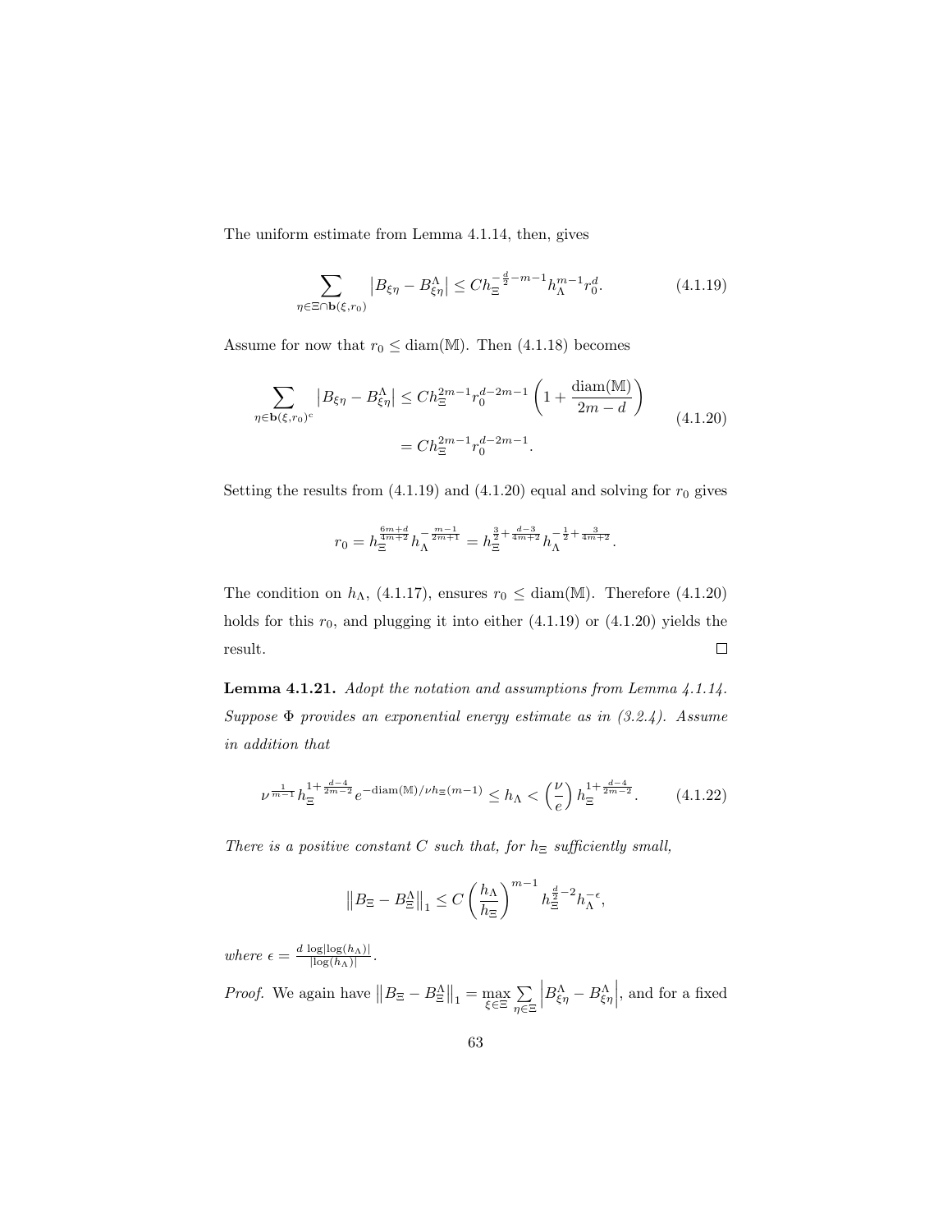The uniform estimate from Lemma 4.1.14, then, gives

$$\sum_{\eta \in \Xi \cap \mathbf{b}(\xi, r_0)} \left| B_{\xi\eta} - B^{\Lambda}_{\xi\eta} \right| \le C h_{\Xi}^{-\frac{d}{2}-m-1} h_{\Lambda}^{m-1} r_0^d. \tag{4.1.19}$$

Assume for now that $r_0 \le \operatorname{diam}(\mathbb{M})$. Then (4.1.18) becomes

$$\begin{aligned} \sum_{\eta \in \mathbf{b}(\xi, r_0)^c} \left| B_{\xi\eta} - B^{\Lambda}_{\xi\eta} \right| &\le C h_{\Xi}^{2m-1} r_0^{d-2m-1} \left( 1 + \frac{\operatorname{diam}(\mathbb{M})}{2m-d} \right) \\ &= C h_{\Xi}^{2m-1} r_0^{d-2m-1}. \end{aligned} \tag{4.1.20}$$

Setting the results from (4.1.19) and (4.1.20) equal and solving for $r_0$ gives

$$r_0 = h_{\Xi}^{\frac{6m+d}{4m+2}} h_{\Lambda}^{-\frac{m-1}{2m+1}} = h_{\Xi}^{\frac{3}{2}+\frac{d-3}{4m+2}} h_{\Lambda}^{-\frac{1}{2}+\frac{3}{4m+2}}.$$

The condition on $h_\Lambda$, (4.1.17), ensures $r_0 \le \operatorname{diam}(\mathbb{M})$. Therefore (4.1.20) holds for this $r_0$, and plugging it into either (4.1.19) or (4.1.20) yields the result. $\square$

**Lemma 4.1.21.** *Adopt the notation and assumptions from Lemma 4.1.14. Suppose $\Phi$ provides an exponential energy estimate as in (3.2.4). Assume in addition that*

$$\nu^{\frac{1}{m-1}} h_{\Xi}^{1+\frac{d-4}{2m-2}} e^{-\operatorname{diam}(\mathbb{M})/\nu h_{\Xi}(m-1)} \le h_\Lambda < \left( \frac{\nu}{e} \right) h_{\Xi}^{1+\frac{d-4}{2m-2}}. \tag{4.1.22}$$

*There is a positive constant $C$ such that, for $h_\Xi$ sufficiently small,*

$$\left\| B_\Xi - B_\Xi^\Lambda \right\|_1 \le C \left( \frac{h_\Lambda}{h_\Xi} \right)^{m-1} h_\Xi^{\frac{d}{2}-2} h_\Lambda^{-\epsilon},$$

*where $\epsilon = \frac{d \log|\log(h_\Lambda)|}{|\log(h_\Lambda)|}$.*

*Proof.* We again have $\left\| B_\Xi - B_\Xi^\Lambda \right\|_1 = \max\limits_{\xi \in \Xi} \sum\limits_{\eta \in \Xi} \left| B^{\Lambda}_{\xi\eta} - B^{\Lambda}_{\xi\eta} \right|$, and for a fixed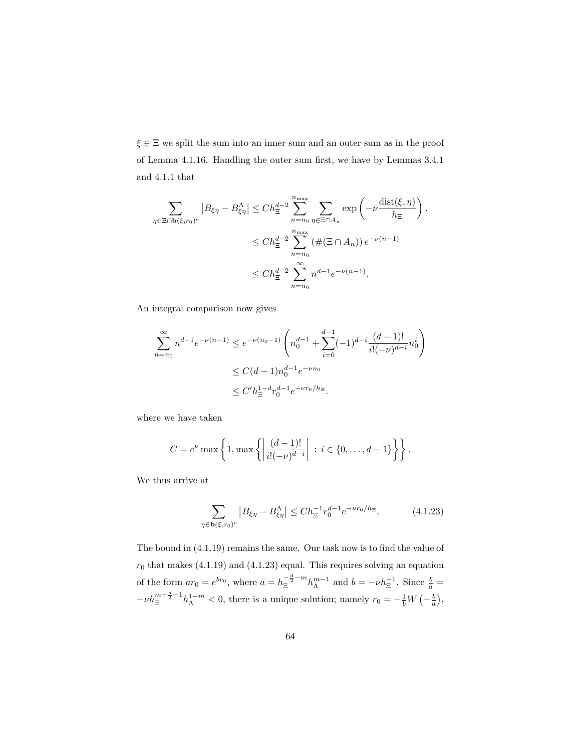$\xi \in \Xi$ we split the sum into an inner sum and an outer sum as in the proof of Lemma 4.1.16. Handling the outer sum first, we have by Lemmas 3.4.1 and 4.1.1 that

$$
\begin{aligned}
\sum_{\eta \in \Xi \cap \mathbf{b}(\xi, r_0)^c} \left| B_{\xi\eta} - B_{\xi\eta}^{\Lambda} \right| &\leq C h_{\Xi}^{d-2} \sum_{n=n_0}^{n_{\max}} \sum_{\eta \in \Xi \cap A_n} \exp\left( -\nu \frac{\operatorname{dist}(\xi, \eta)}{h_{\Xi}} \right). \\
&\leq C h_{\Xi}^{d-2} \sum_{n=n_0}^{n_{\max}} \left( \#(\Xi \cap A_n) \right) e^{-\nu(n-1)} \\
&\leq C h_{\Xi}^{d-2} \sum_{n=n_0}^{\infty} n^{d-1} e^{-\nu(n-1)}.
\end{aligned}
$$

An integral comparison now gives

$$
\begin{aligned}
\sum_{n=n_0}^{\infty} n^{d-1} e^{-\nu(n-1)} &\leq e^{-\nu(n_0-1)} \left( n_0^{d-1} + \sum_{i=0}^{d-1} (-1)^{d-i} \frac{(d-1)!}{i!(-\nu)^{d-i}} n_0^i \right) \\
&\leq C(d-1) n_0^{d-1} e^{-\nu n_0} \\
&\leq C' h_{\Xi}^{1-d} r_0^{d-1} e^{-\nu r_0 / h_{\Xi}}.
\end{aligned}
$$

where we have taken

$$
C = e^{\nu} \max\left\{ 1, \max\left\{ \left| \frac{(d-1)!}{i!(-\nu)^{d-i}} \right| \, : \, i \in \{0, \ldots, d-1\} \right\} \right\}.
$$

We thus arrive at

$$
\sum_{\eta \in \mathbf{b}(\xi, r_0)^c} \left| B_{\xi\eta} - B_{\xi\eta}^{\Lambda} \right| \leq C h_{\Xi}^{-1} r_0^{d-1} e^{-\nu r_0 / h_{\Xi}}. \tag{4.1.23}
$$

The bound in (4.1.19) remains the same. Our task now is to find the value of $r_0$ that makes (4.1.19) and (4.1.23) equal. This requires solving an equation of the form $a r_0 = e^{b r_0}$, where $a = h_{\Xi}^{-\frac{d}{2}-m} h_{\Lambda}^{m-1}$ and $b = -\nu h_{\Xi}^{-1}$. Since $\frac{b}{a} = -\nu h_{\Xi}^{m+\frac{d}{2}-1} h_{\Lambda}^{1-m} < 0$, there is a unique solution; namely $r_0 = -\frac{1}{b} W\left(-\frac{b}{a}\right)$,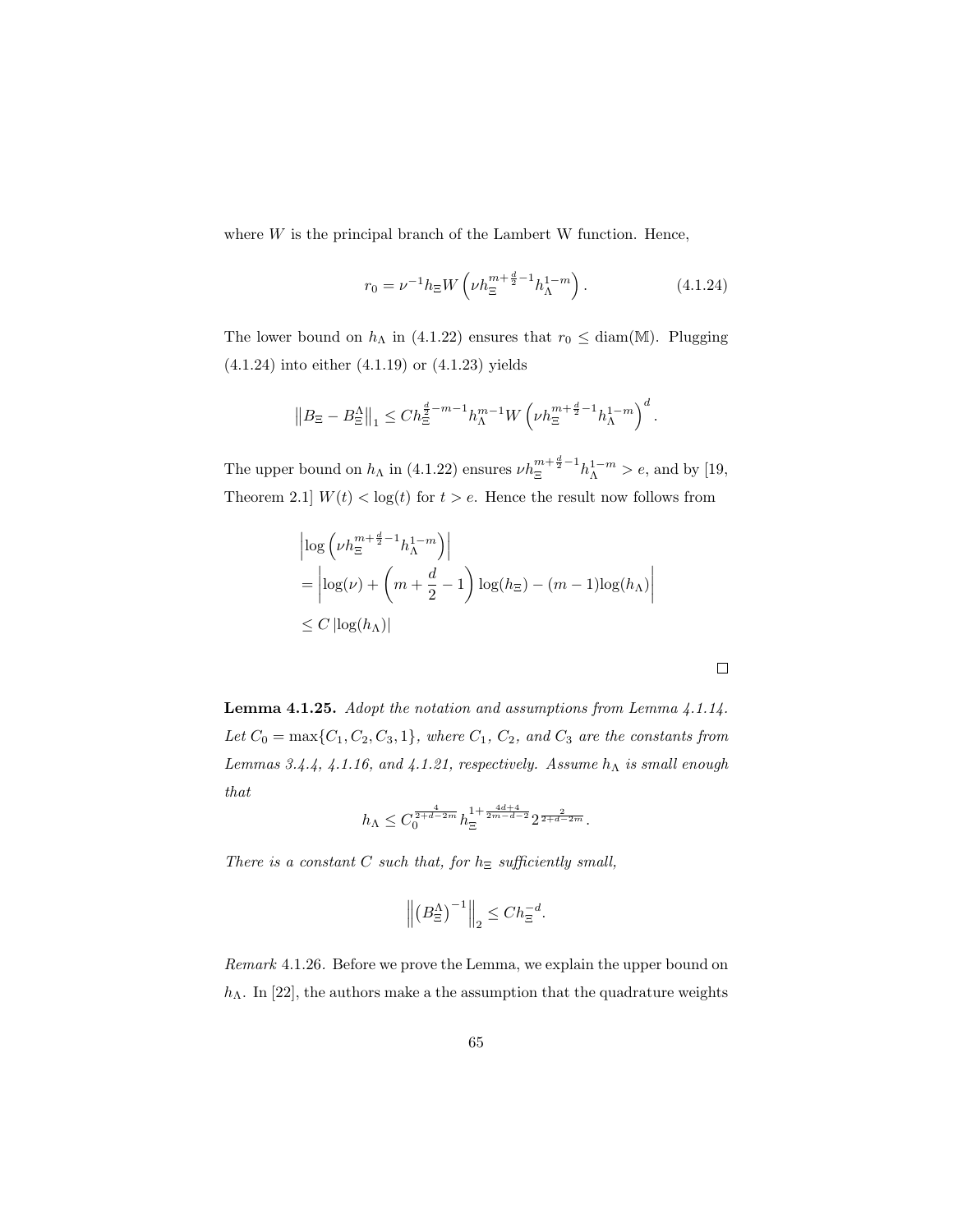where $W$ is the principal branch of the Lambert W function. Hence,

$$r_0 = \nu^{-1} h_\Xi W\left(\nu h_\Xi^{m+\frac{d}{2}-1} h_\Lambda^{1-m}\right). \tag{4.1.24}$$

The lower bound on $h_\Lambda$ in (4.1.22) ensures that $r_0 \leq \mathrm{diam}(\mathbb{M})$. Plugging (4.1.24) into either (4.1.19) or (4.1.23) yields

$$\left\| B_\Xi - B_\Xi^\Lambda \right\|_1 \leq C h_\Xi^{\frac{d}{2}-m-1} h_\Lambda^{m-1} W\left(\nu h_\Xi^{m+\frac{d}{2}-1} h_\Lambda^{1-m}\right)^d.$$

The upper bound on $h_\Lambda$ in (4.1.22) ensures $\nu h_\Xi^{m+\frac{d}{2}-1} h_\Lambda^{1-m} > e$, and by [19, Theorem 2.1] $W(t) < \log(t)$ for $t > e$. Hence the result now follows from

$$\begin{aligned}
&\left|\log\left(\nu h_\Xi^{m+\frac{d}{2}-1} h_\Lambda^{1-m}\right)\right| \\
&= \left|\log(\nu) + \left(m + \frac{d}{2} - 1\right)\log(h_\Xi) - (m-1)\log(h_\Lambda)\right| \\
&\leq C\left|\log(h_\Lambda)\right|
\end{aligned}$$

□

**Lemma 4.1.25.** *Adopt the notation and assumptions from Lemma 4.1.14. Let $C_0 = \max\{C_1, C_2, C_3, 1\}$, where $C_1$, $C_2$, and $C_3$ are the constants from Lemmas 3.4.4, 4.1.16, and 4.1.21, respectively. Assume $h_\Lambda$ is small enough that*

$$h_\Lambda \leq C_0^{\frac{4}{2+d-2m}} h_\Xi^{1+\frac{4d+4}{2m-d-2}} 2^{\frac{2}{2+d-2m}}.$$

*There is a constant $C$ such that, for $h_\Xi$ sufficiently small,*

$$\left\| \left(B_\Xi^\Lambda\right)^{-1} \right\|_2 \leq C h_\Xi^{-d}.$$

*Remark* 4.1.26. Before we prove the Lemma, we explain the upper bound on $h_\Lambda$. In [22], the authors make a the assumption that the quadrature weights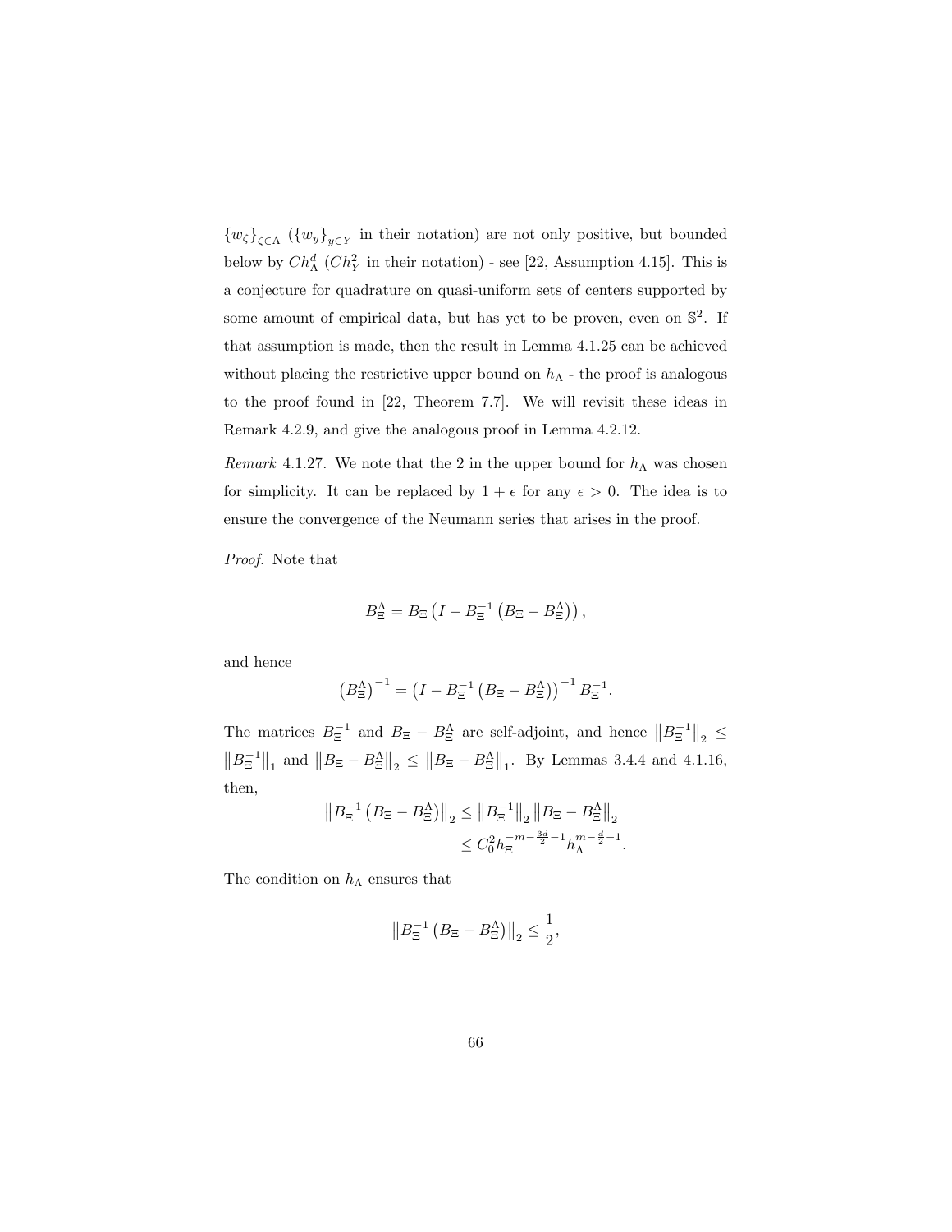$\{w_\zeta\}_{\zeta\in\Lambda}$ ($\{w_y\}_{y\in Y}$ in their notation) are not only positive, but bounded below by $Ch_\Lambda^d$ ($Ch_Y^2$ in their notation) - see [22, Assumption 4.15]. This is a conjecture for quadrature on quasi-uniform sets of centers supported by some amount of empirical data, but has yet to be proven, even on $\mathbb{S}^2$. If that assumption is made, then the result in Lemma 4.1.25 can be achieved without placing the restrictive upper bound on $h_\Lambda$ - the proof is analogous to the proof found in [22, Theorem 7.7]. We will revisit these ideas in Remark 4.2.9, and give the analogous proof in Lemma 4.2.12.

*Remark* 4.1.27. We note that the 2 in the upper bound for $h_\Lambda$ was chosen for simplicity. It can be replaced by $1+\epsilon$ for any $\epsilon > 0$. The idea is to ensure the convergence of the Neumann series that arises in the proof.

*Proof.* Note that

$$B_\Xi^\Lambda = B_\Xi\left(I - B_\Xi^{-1}\left(B_\Xi - B_\Xi^\Lambda\right)\right),$$

and hence

$$\left(B_\Xi^\Lambda\right)^{-1} = \left(I - B_\Xi^{-1}\left(B_\Xi - B_\Xi^\Lambda\right)\right)^{-1} B_\Xi^{-1}.$$

The matrices $B_\Xi^{-1}$ and $B_\Xi - B_\Xi^\Lambda$ are self-adjoint, and hence $\left\|B_\Xi^{-1}\right\|_2 \le \left\|B_\Xi^{-1}\right\|_1$ and $\left\|B_\Xi - B_\Xi^\Lambda\right\|_2 \le \left\|B_\Xi - B_\Xi^\Lambda\right\|_1$. By Lemmas 3.4.4 and 4.1.16, then,

$$\begin{aligned}\left\|B_\Xi^{-1}\left(B_\Xi - B_\Xi^\Lambda\right)\right\|_2 &\le \left\|B_\Xi^{-1}\right\|_2 \left\|B_\Xi - B_\Xi^\Lambda\right\|_2 \\ &\le C_0^2 h_\Xi^{-m-\frac{3d}{2}-1} h_\Lambda^{m-\frac{d}{2}-1}.\end{aligned}$$

The condition on $h_\Lambda$ ensures that

$$\left\|B_\Xi^{-1}\left(B_\Xi - B_\Xi^\Lambda\right)\right\|_2 \le \frac{1}{2},$$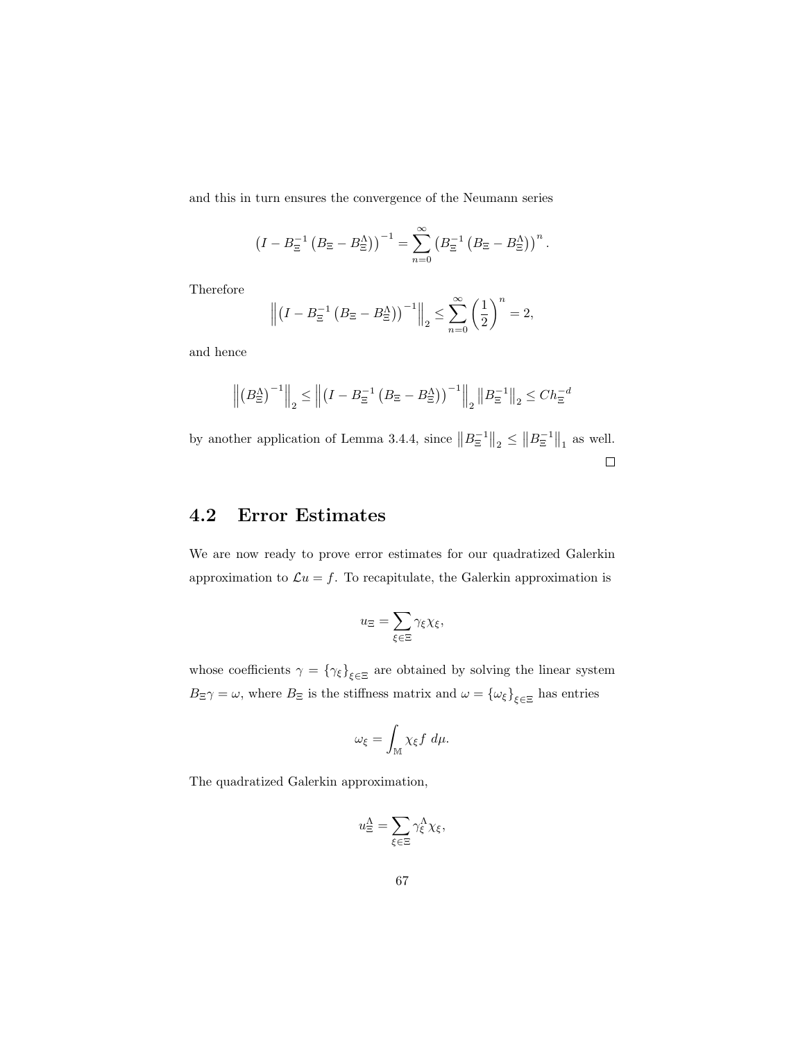and this in turn ensures the convergence of the Neumann series

$$\left(I - B_{\Xi}^{-1}\left(B_{\Xi} - B_{\Xi}^{\Lambda}\right)\right)^{-1} = \sum_{n=0}^{\infty}\left(B_{\Xi}^{-1}\left(B_{\Xi} - B_{\Xi}^{\Lambda}\right)\right)^{n}.$$

Therefore

$$\left\|\left(I - B_{\Xi}^{-1}\left(B_{\Xi} - B_{\Xi}^{\Lambda}\right)\right)^{-1}\right\|_{2} \leq \sum_{n=0}^{\infty}\left(\frac{1}{2}\right)^{n} = 2,$$

and hence

$$\left\|\left(B_{\Xi}^{\Lambda}\right)^{-1}\right\|_{2} \leq \left\|\left(I - B_{\Xi}^{-1}\left(B_{\Xi} - B_{\Xi}^{\Lambda}\right)\right)^{-1}\right\|_{2}\left\|B_{\Xi}^{-1}\right\|_{2} \leq Ch_{\Xi}^{-d}$$

by another application of Lemma 3.4.4, since $\left\|B_{\Xi}^{-1}\right\|_{2} \leq \left\|B_{\Xi}^{-1}\right\|_{1}$ as well. □

## 4.2 Error Estimates

We are now ready to prove error estimates for our quadratized Galerkin approximation to $\mathcal{L}u = f$. To recapitulate, the Galerkin approximation is

$$u_{\Xi} = \sum_{\xi \in \Xi} \gamma_{\xi}\chi_{\xi},$$

whose coefficients $\gamma = \{\gamma_{\xi}\}_{\xi \in \Xi}$ are obtained by solving the linear system $B_{\Xi}\gamma = \omega$, where $B_{\Xi}$ is the stiffness matrix and $\omega = \{\omega_{\xi}\}_{\xi \in \Xi}$ has entries

$$\omega_{\xi} = \int_{\mathbb{M}} \chi_{\xi} f \; d\mu.$$

The quadratized Galerkin approximation,

$$u_{\Xi}^{\Lambda} = \sum_{\xi \in \Xi} \gamma_{\xi}^{\Lambda}\chi_{\xi},$$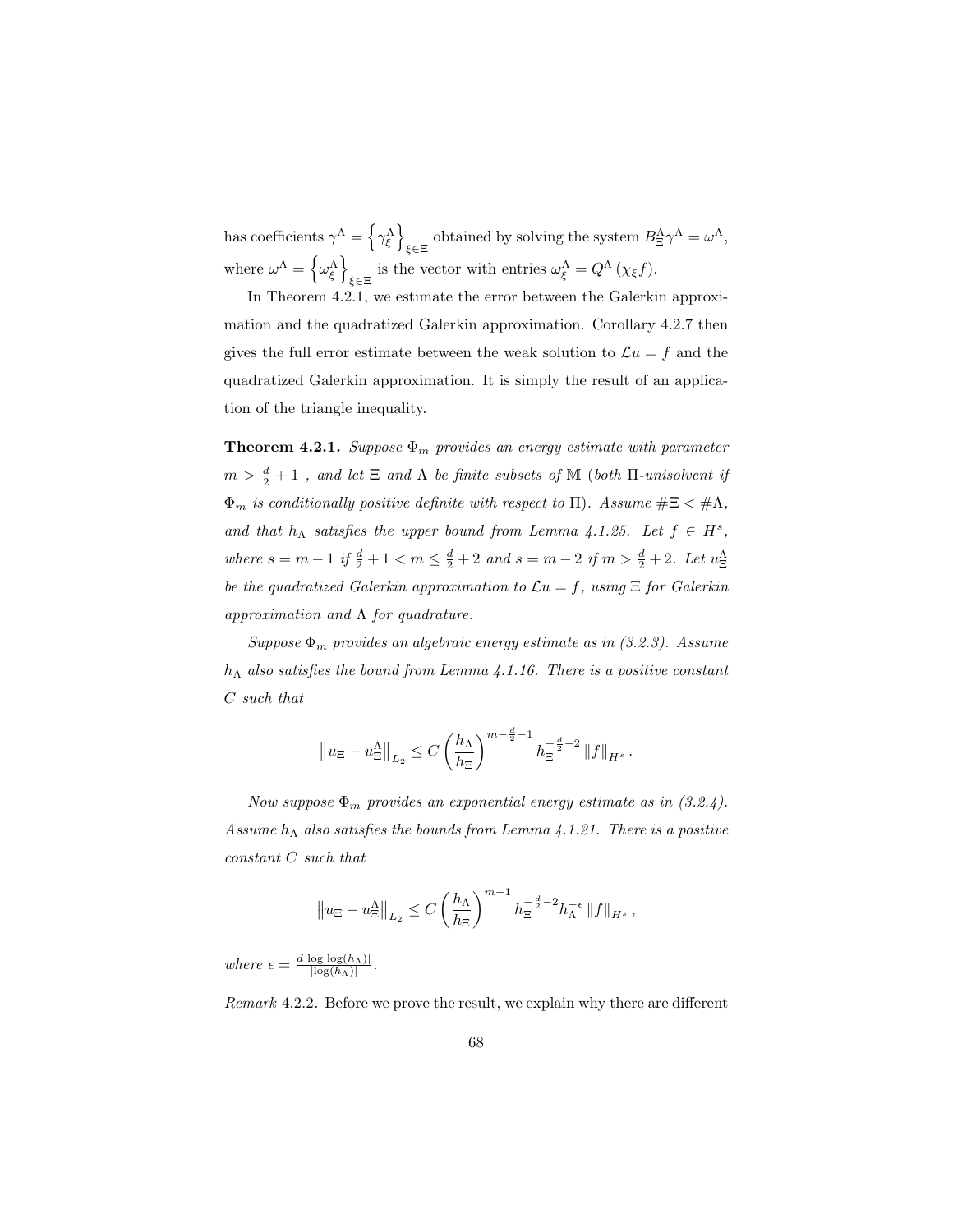has coefficients $\gamma^\Lambda = \left\{\gamma_\xi^\Lambda\right\}_{\xi\in\Xi}$ obtained by solving the system $B_\Xi^\Lambda \gamma^\Lambda = \omega^\Lambda$, where $\omega^\Lambda = \left\{\omega_\xi^\Lambda\right\}_{\xi\in\Xi}$ is the vector with entries $\omega_\xi^\Lambda = Q^\Lambda\left(\chi_\xi f\right)$.

In Theorem 4.2.1, we estimate the error between the Galerkin approximation and the quadratized Galerkin approximation. Corollary 4.2.7 then gives the full error estimate between the weak solution to $\mathcal{L}u = f$ and the quadratized Galerkin approximation. It is simply the result of an application of the triangle inequality.

**Theorem 4.2.1.** *Suppose $\Phi_m$ provides an energy estimate with parameter $m > \frac{d}{2} + 1$ , and let $\Xi$ and $\Lambda$ be finite subsets of $\mathbb{M}$ (both $\Pi$-unisolvent if $\Phi_m$ is conditionally positive definite with respect to $\Pi$). Assume $\#\Xi < \#\Lambda$, and that $h_\Lambda$ satisfies the upper bound from Lemma 4.1.25. Let $f \in H^s$, where $s = m-1$ if $\frac{d}{2}+1 < m \leq \frac{d}{2}+2$ and $s = m-2$ if $m > \frac{d}{2}+2$. Let $u_\Xi^\Lambda$ be the quadratized Galerkin approximation to $\mathcal{L}u = f$, using $\Xi$ for Galerkin approximation and $\Lambda$ for quadrature.*

*Suppose $\Phi_m$ provides an algebraic energy estimate as in (3.2.3). Assume $h_\Lambda$ also satisfies the bound from Lemma 4.1.16. There is a positive constant $C$ such that*

$$\left\|u_\Xi - u_\Xi^\Lambda\right\|_{L_2} \leq C\left(\frac{h_\Lambda}{h_\Xi}\right)^{m-\frac{d}{2}-1} h_\Xi^{-\frac{d}{2}-2}\left\|f\right\|_{H^s}.$$

*Now suppose $\Phi_m$ provides an exponential energy estimate as in (3.2.4). Assume $h_\Lambda$ also satisfies the bounds from Lemma 4.1.21. There is a positive constant $C$ such that*

$$\left\|u_\Xi - u_\Xi^\Lambda\right\|_{L_2} \leq C\left(\frac{h_\Lambda}{h_\Xi}\right)^{m-1} h_\Xi^{-\frac{d}{2}-2} h_\Lambda^{-\epsilon}\left\|f\right\|_{H^s},$$

*where $\epsilon = \frac{d\,\log|\log(h_\Lambda)|}{|\log(h_\Lambda)|}$.*

*Remark* 4.2.2. Before we prove the result, we explain why there are different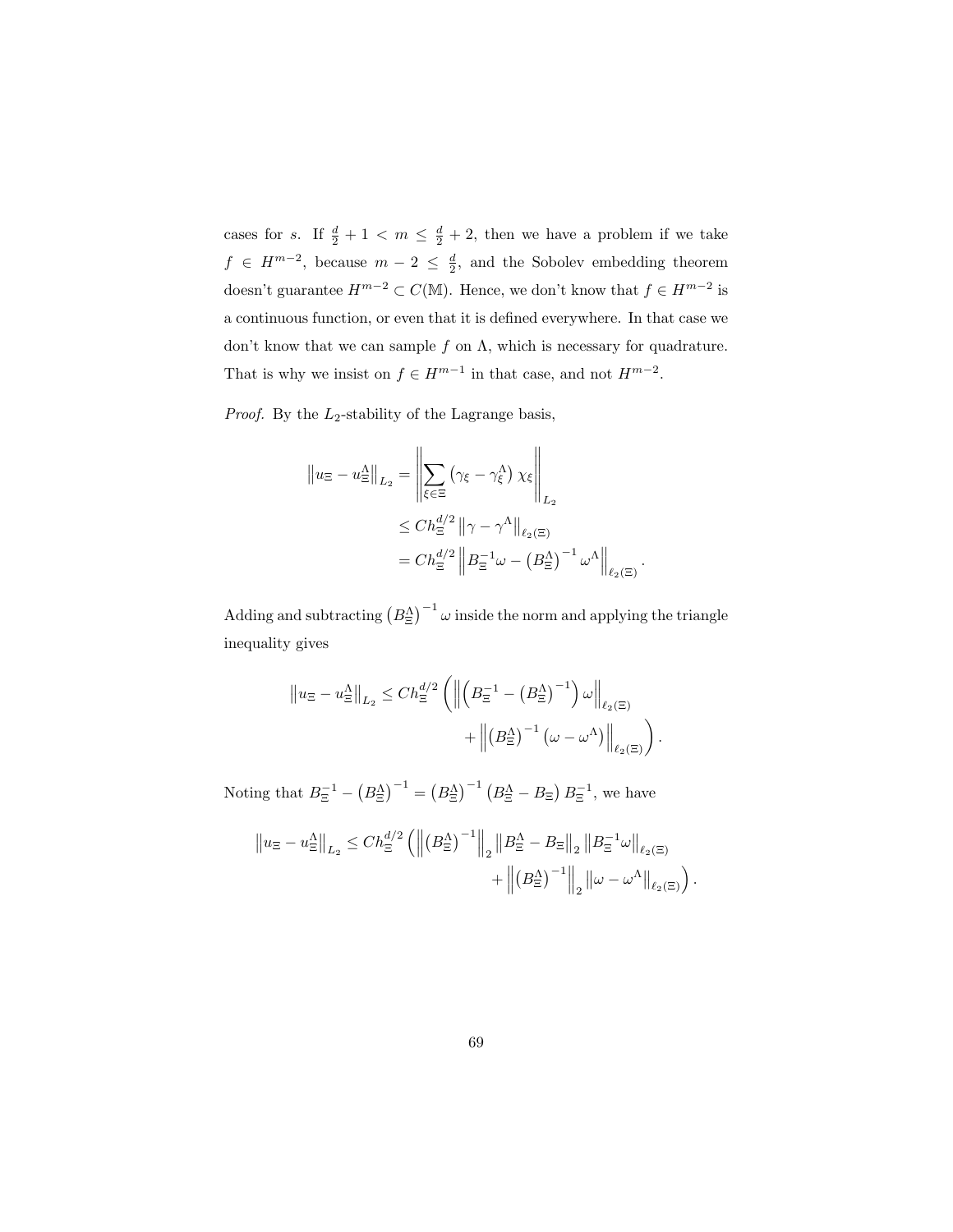cases for $s$. If $\frac{d}{2}+1 < m \leq \frac{d}{2}+2$, then we have a problem if we take $f \in H^{m-2}$, because $m-2 \leq \frac{d}{2}$, and the Sobolev embedding theorem doesn't guarantee $H^{m-2} \subset C(\mathbb{M})$. Hence, we don't know that $f \in H^{m-2}$ is a continuous function, or even that it is defined everywhere. In that case we don't know that we can sample $f$ on $\Lambda$, which is necessary for quadrature. That is why we insist on $f \in H^{m-1}$ in that case, and not $H^{m-2}$.

*Proof.* By the $L_2$-stability of the Lagrange basis,

$$
\begin{aligned}
\left\|u_\Xi - u_\Xi^\Lambda\right\|_{L_2} &= \left\|\sum_{\xi\in\Xi}\left(\gamma_\xi - \gamma_\xi^\Lambda\right)\chi_\xi\right\|_{L_2} \\
&\leq C h_\Xi^{d/2}\left\|\gamma - \gamma^\Lambda\right\|_{\ell_2(\Xi)} \\
&= C h_\Xi^{d/2}\left\|B_\Xi^{-1}\omega - \left(B_\Xi^\Lambda\right)^{-1}\omega^\Lambda\right\|_{\ell_2(\Xi)}.
\end{aligned}
$$

Adding and subtracting $\left(B_\Xi^\Lambda\right)^{-1}\omega$ inside the norm and applying the triangle inequality gives

$$
\begin{aligned}
\left\|u_\Xi - u_\Xi^\Lambda\right\|_{L_2} \leq C h_\Xi^{d/2}\Bigg(&\left\|\left(B_\Xi^{-1} - \left(B_\Xi^\Lambda\right)^{-1}\right)\omega\right\|_{\ell_2(\Xi)} \\
&+ \left\|\left(B_\Xi^\Lambda\right)^{-1}\left(\omega - \omega^\Lambda\right)\right\|_{\ell_2(\Xi)}\Bigg).
\end{aligned}
$$

Noting that $B_\Xi^{-1} - \left(B_\Xi^\Lambda\right)^{-1} = \left(B_\Xi^\Lambda\right)^{-1}\left(B_\Xi^\Lambda - B_\Xi\right)B_\Xi^{-1}$, we have

$$
\begin{aligned}
\left\|u_\Xi - u_\Xi^\Lambda\right\|_{L_2} \leq C h_\Xi^{d/2}\Bigg(&\left\|\left(B_\Xi^\Lambda\right)^{-1}\right\|_2\left\|B_\Xi^\Lambda - B_\Xi\right\|_2\left\|B_\Xi^{-1}\omega\right\|_{\ell_2(\Xi)} \\
&+ \left\|\left(B_\Xi^\Lambda\right)^{-1}\right\|_2\left\|\omega - \omega^\Lambda\right\|_{\ell_2(\Xi)}\Bigg).
\end{aligned}
$$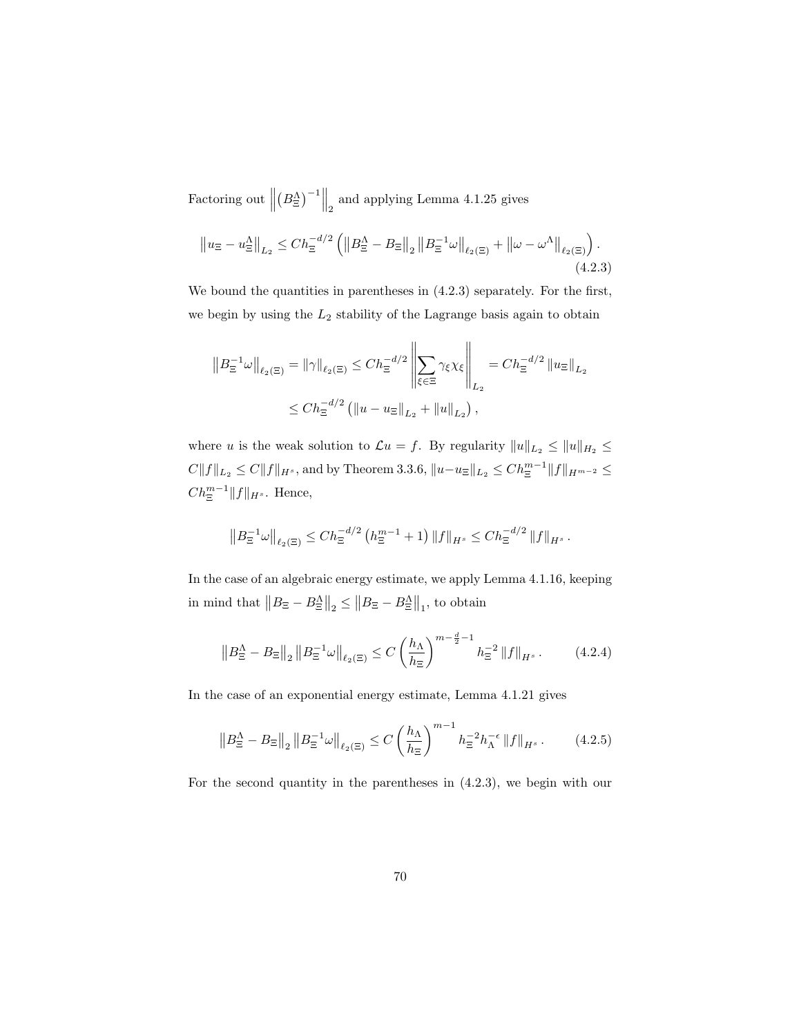Factoring out $\left\| \left(B_\Xi^\Lambda\right)^{-1} \right\|_2$ and applying Lemma 4.1.25 gives

$$\left\| u_\Xi - u_\Xi^\Lambda \right\|_{L_2} \le C h_\Xi^{-d/2} \left( \left\| B_\Xi^\Lambda - B_\Xi \right\|_2 \left\| B_\Xi^{-1} \omega \right\|_{\ell_2(\Xi)} + \left\| \omega - \omega^\Lambda \right\|_{\ell_2(\Xi)} \right). \tag{4.2.3}$$

We bound the quantities in parentheses in (4.2.3) separately. For the first, we begin by using the $L_2$ stability of the Lagrange basis again to obtain

$$\begin{aligned} \left\| B_\Xi^{-1} \omega \right\|_{\ell_2(\Xi)} = \left\| \gamma \right\|_{\ell_2(\Xi)} \le C h_\Xi^{-d/2} \left\| \sum_{\xi \in \Xi} \gamma_\xi \chi_\xi \right\|_{L_2} &= C h_\Xi^{-d/2} \left\| u_\Xi \right\|_{L_2} \\ \le C h_\Xi^{-d/2} \left( \left\| u - u_\Xi \right\|_{L_2} + \left\| u \right\|_{L_2} \right), \end{aligned}$$

where $u$ is the weak solution to $\mathcal{L}u = f$. By regularity $\|u\|_{L_2} \le \|u\|_{H_2} \le C\|f\|_{L_2} \le C\|f\|_{H^s}$, and by Theorem 3.3.6, $\|u - u_\Xi\|_{L_2} \le C h_\Xi^{m-1} \|f\|_{H^{m-2}} \le C h_\Xi^{m-1} \|f\|_{H^s}$. Hence,

$$\left\| B_\Xi^{-1} \omega \right\|_{\ell_2(\Xi)} \le C h_\Xi^{-d/2} \left( h_\Xi^{m-1} + 1 \right) \|f\|_{H^s} \le C h_\Xi^{-d/2} \|f\|_{H^s}.$$

In the case of an algebraic energy estimate, we apply Lemma 4.1.16, keeping in mind that $\left\| B_\Xi - B_\Xi^\Lambda \right\|_2 \le \left\| B_\Xi - B_\Xi^\Lambda \right\|_1$, to obtain

$$\left\| B_\Xi^\Lambda - B_\Xi \right\|_2 \left\| B_\Xi^{-1} \omega \right\|_{\ell_2(\Xi)} \le C \left( \frac{h_\Lambda}{h_\Xi} \right)^{m - \frac{d}{2} - 1} h_\Xi^{-2} \|f\|_{H^s}. \tag{4.2.4}$$

In the case of an exponential energy estimate, Lemma 4.1.21 gives

$$\left\| B_\Xi^\Lambda - B_\Xi \right\|_2 \left\| B_\Xi^{-1} \omega \right\|_{\ell_2(\Xi)} \le C \left( \frac{h_\Lambda}{h_\Xi} \right)^{m-1} h_\Xi^{-2} h_\Lambda^{-\epsilon} \|f\|_{H^s}. \tag{4.2.5}$$

For the second quantity in the parentheses in (4.2.3), we begin with our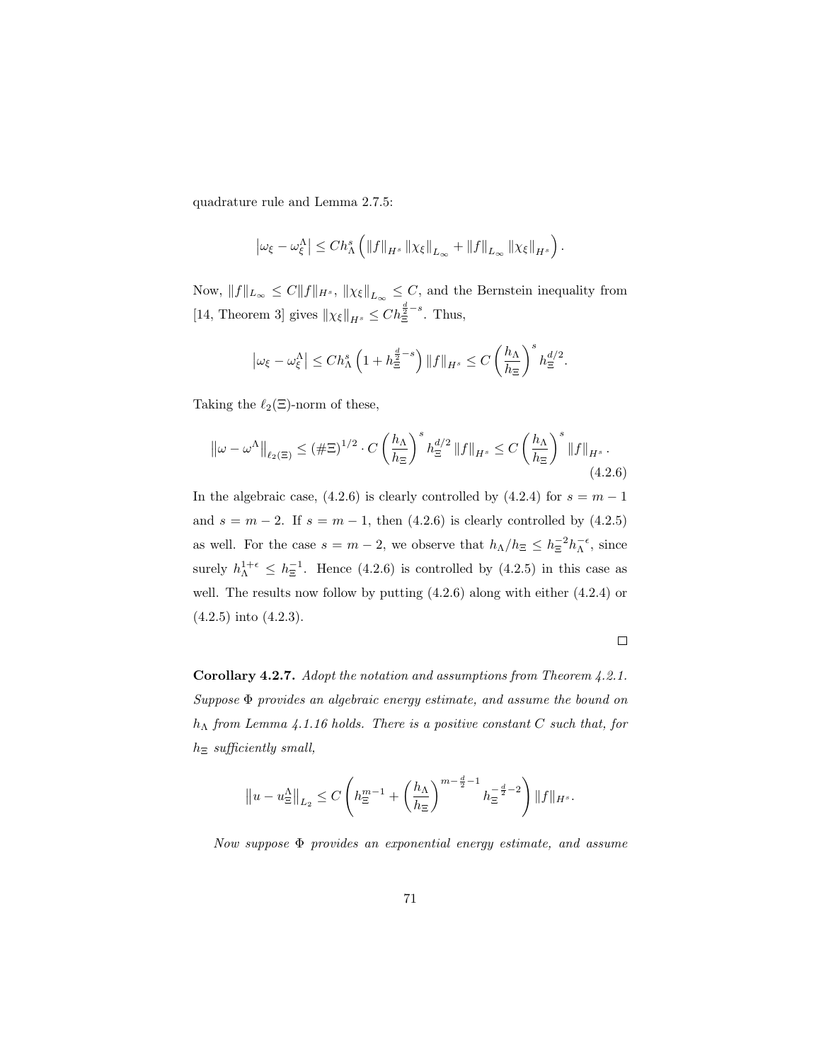quadrature rule and Lemma 2.7.5:

$$\left|\omega_\xi - \omega_\xi^\Lambda\right| \le C h_\Lambda^s \left( \|f\|_{H^s} \|\chi_\xi\|_{L_\infty} + \|f\|_{L_\infty} \|\chi_\xi\|_{H^s} \right).$$

Now, $\|f\|_{L_\infty} \le C\|f\|_{H^s}$, $\|\chi_\xi\|_{L_\infty} \le C$, and the Bernstein inequality from [14, Theorem 3] gives $\|\chi_\xi\|_{H^s} \le C h_\Xi^{\frac{d}{2}-s}$. Thus,

$$\left|\omega_\xi - \omega_\xi^\Lambda\right| \le C h_\Lambda^s \left(1 + h_\Xi^{\frac{d}{2}-s}\right) \|f\|_{H^s} \le C \left(\frac{h_\Lambda}{h_\Xi}\right)^s h_\Xi^{d/2}.$$

Taking the $\ell_2(\Xi)$-norm of these,

$$\left\|\omega - \omega^\Lambda\right\|_{\ell_2(\Xi)} \le (\#\Xi)^{1/2} \cdot C \left(\frac{h_\Lambda}{h_\Xi}\right)^s h_\Xi^{d/2} \|f\|_{H^s} \le C \left(\frac{h_\Lambda}{h_\Xi}\right)^s \|f\|_{H^s}. \tag{4.2.6}$$

In the algebraic case, (4.2.6) is clearly controlled by (4.2.4) for $s = m-1$ and $s = m-2$. If $s = m-1$, then (4.2.6) is clearly controlled by (4.2.5) as well. For the case $s = m-2$, we observe that $h_\Lambda / h_\Xi \le h_\Xi^{-2} h_\Lambda^{-\epsilon}$, since surely $h_\Lambda^{1+\epsilon} \le h_\Xi^{-1}$. Hence (4.2.6) is controlled by (4.2.5) in this case as well. The results now follow by putting (4.2.6) along with either (4.2.4) or (4.2.5) into (4.2.3).

□

**Corollary 4.2.7.** *Adopt the notation and assumptions from Theorem 4.2.1. Suppose $\Phi$ provides an algebraic energy estimate, and assume the bound on $h_\Lambda$ from Lemma 4.1.16 holds. There is a positive constant $C$ such that, for $h_\Xi$ sufficiently small,*

$$\left\|u - u_\Xi^\Lambda\right\|_{L_2} \le C \left( h_\Xi^{m-1} + \left(\frac{h_\Lambda}{h_\Xi}\right)^{m-\frac{d}{2}-1} h_\Xi^{-\frac{d}{2}-2} \right) \|f\|_{H^s}.$$

*Now suppose $\Phi$ provides an exponential energy estimate, and assume*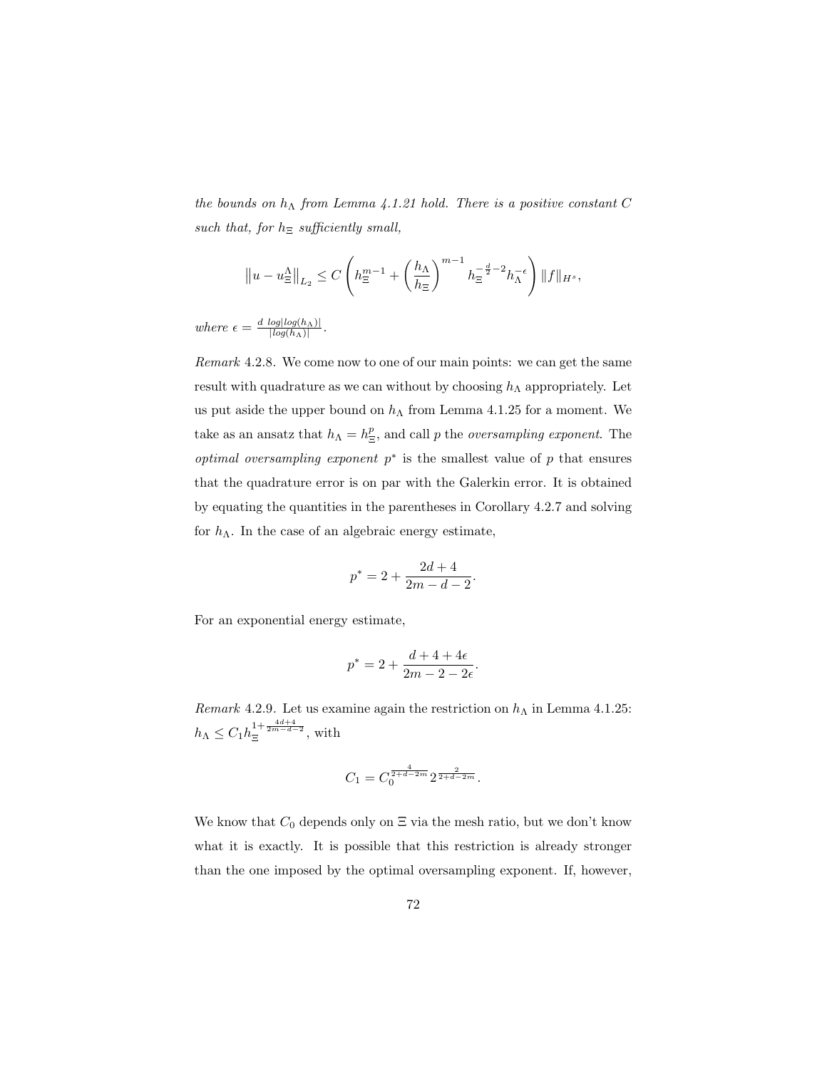*the bounds on $h_\Lambda$ from Lemma 4.1.21 hold. There is a positive constant $C$ such that, for $h_\Xi$ sufficiently small,*

$$\left\|u - u_\Xi^\Lambda\right\|_{L_2} \leq C \left( h_\Xi^{m-1} + \left(\frac{h_\Lambda}{h_\Xi}\right)^{m-1} h_\Xi^{-\frac{d}{2}-2} h_\Lambda^{-\epsilon} \right) \|f\|_{H^s},$$

*where* $\epsilon = \frac{d \, log|log(h_\Lambda)|}{|log(h_\Lambda)|}$.

*Remark* 4.2.8. We come now to one of our main points: we can get the same result with quadrature as we can without by choosing $h_\Lambda$ appropriately. Let us put aside the upper bound on $h_\Lambda$ from Lemma 4.1.25 for a moment. We take as an ansatz that $h_\Lambda = h_\Xi^p$, and call $p$ the *oversampling exponent*. The *optimal oversampling exponent* $p^*$ is the smallest value of $p$ that ensures that the quadrature error is on par with the Galerkin error. It is obtained by equating the quantities in the parentheses in Corollary 4.2.7 and solving for $h_\Lambda$. In the case of an algebraic energy estimate,

$$p^* = 2 + \frac{2d+4}{2m-d-2}.$$

For an exponential energy estimate,

$$p^* = 2 + \frac{d+4+4\epsilon}{2m-2-2\epsilon}.$$

*Remark* 4.2.9. Let us examine again the restriction on $h_\Lambda$ in Lemma 4.1.25: $h_\Lambda \leq C_1 h_\Xi^{1+\frac{4d+4}{2m-d-2}}$, with

$$C_1 = C_0^{\frac{4}{2+d-2m}} 2^{\frac{2}{2+d-2m}}.$$

We know that $C_0$ depends only on $\Xi$ via the mesh ratio, but we don't know what it is exactly. It is possible that this restriction is already stronger than the one imposed by the optimal oversampling exponent. If, however,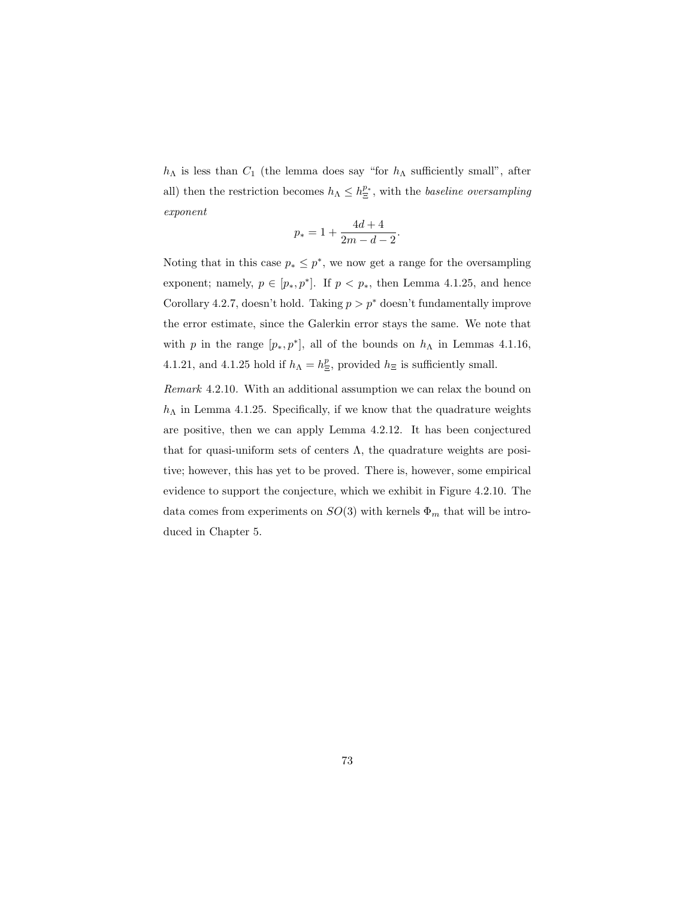$h_\Lambda$ is less than $C_1$ (the lemma does say "for $h_\Lambda$ sufficiently small", after all) then the restriction becomes $h_\Lambda \le h_\Xi^{p_*}$, with the *baseline oversampling exponent*

$$p_* = 1 + \frac{4d+4}{2m-d-2}.$$

Noting that in this case $p_* \le p^*$, we now get a range for the oversampling exponent; namely, $p \in [p_*, p^*]$. If $p < p_*$, then Lemma 4.1.25, and hence Corollary 4.2.7, doesn't hold. Taking $p > p^*$ doesn't fundamentally improve the error estimate, since the Galerkin error stays the same. We note that with $p$ in the range $[p_*, p^*]$, all of the bounds on $h_\Lambda$ in Lemmas 4.1.16, 4.1.21, and 4.1.25 hold if $h_\Lambda = h_\Xi^p$, provided $h_\Xi$ is sufficiently small.

*Remark* 4.2.10. With an additional assumption we can relax the bound on $h_\Lambda$ in Lemma 4.1.25. Specifically, if we know that the quadrature weights are positive, then we can apply Lemma 4.2.12. It has been conjectured that for quasi-uniform sets of centers $\Lambda$, the quadrature weights are positive; however, this has yet to be proved. There is, however, some empirical evidence to support the conjecture, which we exhibit in Figure 4.2.10. The data comes from experiments on $SO(3)$ with kernels $\Phi_m$ that will be introduced in Chapter 5.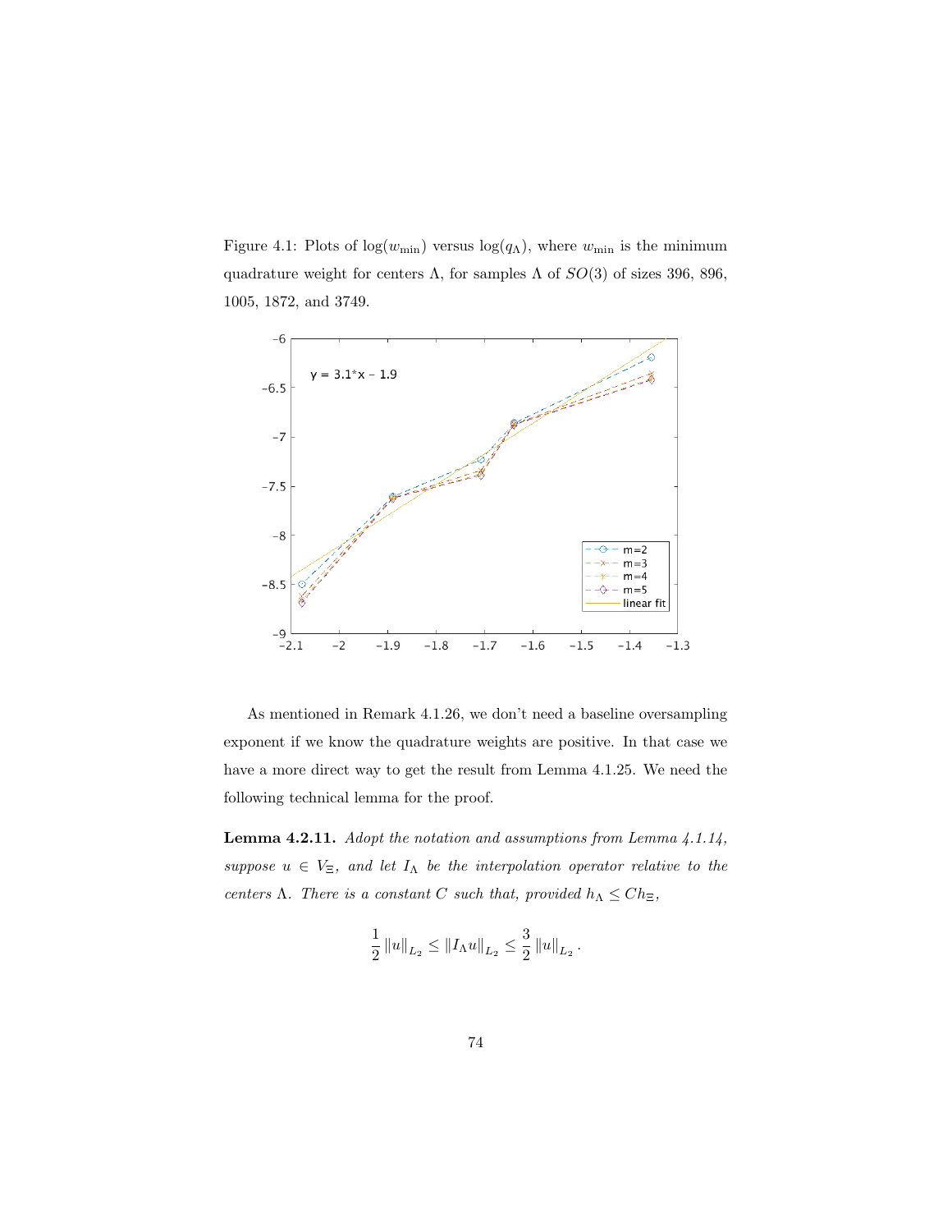Figure 4.1: Plots of $\log(w_{\min})$ versus $\log(q_\Lambda)$, where $w_{\min}$ is the minimum quadrature weight for centers $\Lambda$, for samples $\Lambda$ of $SO(3)$ of sizes 396, 896, 1005, 1872, and 3749.

As mentioned in Remark 4.1.26, we don't need a baseline oversampling exponent if we know the quadrature weights are positive. In that case we have a more direct way to get the result from Lemma 4.1.25. We need the following technical lemma for the proof.

**Lemma 4.2.11.** *Adopt the notation and assumptions from Lemma 4.1.14, suppose $u \in V_\Xi$, and let $I_\Lambda$ be the interpolation operator relative to the centers $\Lambda$. There is a constant $C$ such that, provided $h_\Lambda \le C h_\Xi$,*

$$\frac{1}{2}\left\|u\right\|_{L_2} \le \left\|I_\Lambda u\right\|_{L_2} \le \frac{3}{2}\left\|u\right\|_{L_2}.$$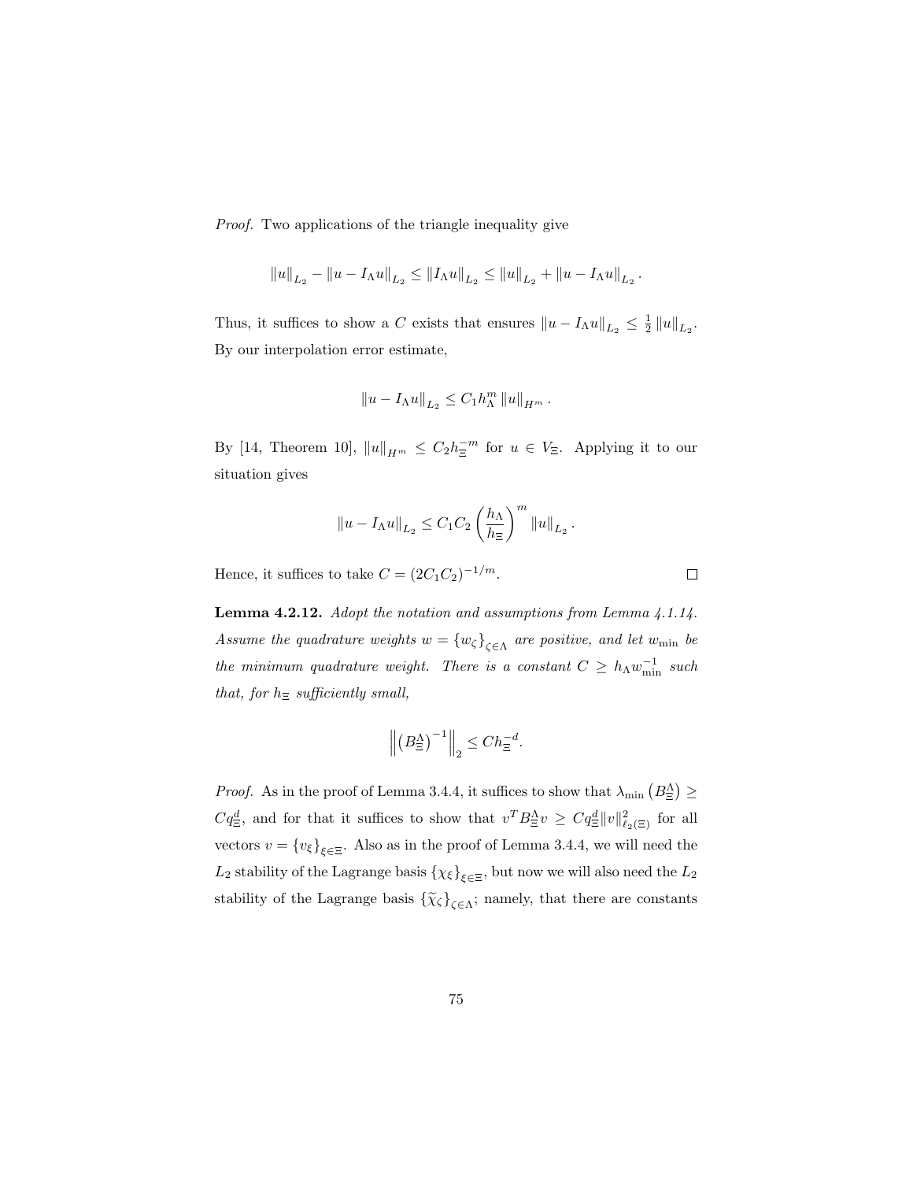*Proof.* Two applications of the triangle inequality give

$$\|u\|_{L_2} - \|u - I_\Lambda u\|_{L_2} \leq \|I_\Lambda u\|_{L_2} \leq \|u\|_{L_2} + \|u - I_\Lambda u\|_{L_2}.$$

Thus, it suffices to show a $C$ exists that ensures $\|u - I_\Lambda u\|_{L_2} \leq \frac{1}{2}\|u\|_{L_2}$. By our interpolation error estimate,

$$\|u - I_\Lambda u\|_{L_2} \leq C_1 h_\Lambda^m \|u\|_{H^m}.$$

By [14, Theorem 10], $\|u\|_{H^m} \leq C_2 h_\Xi^{-m}$ for $u \in V_\Xi$. Applying it to our situation gives

$$\|u - I_\Lambda u\|_{L_2} \leq C_1 C_2 \left(\frac{h_\Lambda}{h_\Xi}\right)^m \|u\|_{L_2}.$$

Hence, it suffices to take $C = (2C_1C_2)^{-1/m}$. □

**Lemma 4.2.12.** *Adopt the notation and assumptions from Lemma 4.1.14. Assume the quadrature weights $w = \{w_\zeta\}_{\zeta \in \Lambda}$ are positive, and let $w_{\min}$ be the minimum quadrature weight. There is a constant $C \geq h_\Lambda w_{\min}^{-1}$ such that, for $h_\Xi$ sufficiently small,*

$$\left\|\left(B_\Xi^\Lambda\right)^{-1}\right\|_2 \leq C h_\Xi^{-d}.$$

*Proof.* As in the proof of Lemma 3.4.4, it suffices to show that $\lambda_{\min}\left(B_\Xi^\Lambda\right) \geq C q_\Xi^d$, and for that it suffices to show that $v^T B_\Xi^\Lambda v \geq C q_\Xi^d \|v\|_{\ell_2(\Xi)}^2$ for all vectors $v = \{v_\xi\}_{\xi \in \Xi}$. Also as in the proof of Lemma 3.4.4, we will need the $L_2$ stability of the Lagrange basis $\{\chi_\xi\}_{\xi \in \Xi}$, but now we will also need the $L_2$ stability of the Lagrange basis $\{\widetilde{\chi}_\zeta\}_{\zeta \in \Lambda}$; namely, that there are constants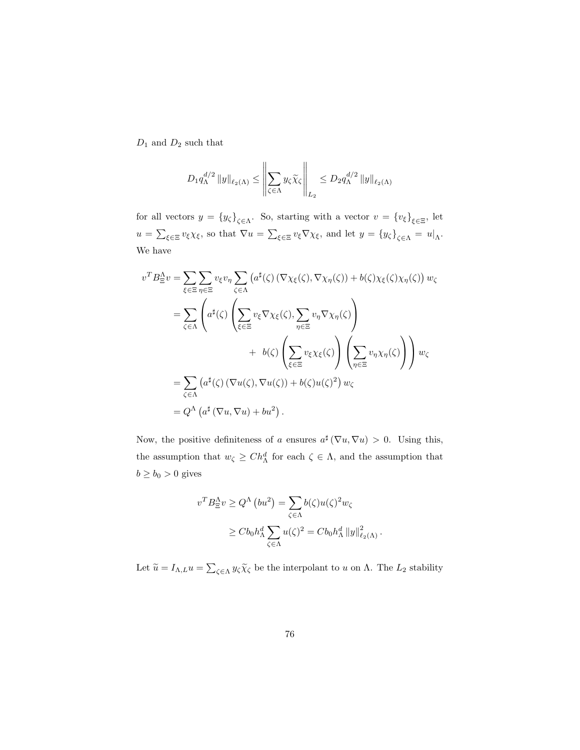$D_1$ and $D_2$ such that

$$D_1 q_\Lambda^{d/2} \|y\|_{\ell_2(\Lambda)} \leq \left\| \sum_{\zeta\in\Lambda} y_\zeta \widetilde{\chi}_\zeta \right\|_{L_2} \leq D_2 q_\Lambda^{d/2} \|y\|_{\ell_2(\Lambda)}$$

for all vectors $y = \{y_\zeta\}_{\zeta\in\Lambda}$. So, starting with a vector $v = \{v_\xi\}_{\xi\in\Xi}$, let $u = \sum_{\xi\in\Xi} v_\xi \chi_\xi$, so that $\nabla u = \sum_{\xi\in\Xi} v_\xi \nabla\chi_\xi$, and let $y = \{y_\zeta\}_{\zeta\in\Lambda} = u|_\Lambda$. We have

$$\begin{aligned}
v^T B_\Xi^\Lambda v &= \sum_{\xi\in\Xi}\sum_{\eta\in\Xi} v_\xi v_\eta \sum_{\zeta\in\Lambda} \left(a^\sharp(\zeta)\left(\nabla\chi_\xi(\zeta), \nabla\chi_\eta(\zeta)\right) + b(\zeta)\chi_\xi(\zeta)\chi_\eta(\zeta)\right) w_\zeta \\
&= \sum_{\zeta\in\Lambda} \left( a^\sharp(\zeta) \left( \sum_{\xi\in\Xi} v_\xi \nabla\chi_\xi(\zeta), \sum_{\eta\in\Xi} v_\eta \nabla\chi_\eta(\zeta) \right) \right. \\
&\qquad\qquad \left. + \; b(\zeta) \left( \sum_{\xi\in\Xi} v_\xi \chi_\xi(\zeta) \right) \left( \sum_{\eta\in\Xi} v_\eta \chi_\eta(\zeta) \right) \right) w_\zeta \\
&= \sum_{\zeta\in\Lambda} \left(a^\sharp(\zeta)\left(\nabla u(\zeta), \nabla u(\zeta)\right) + b(\zeta) u(\zeta)^2\right) w_\zeta \\
&= Q^\Lambda\left(a^\sharp\left(\nabla u, \nabla u\right) + b u^2\right).
\end{aligned}$$

Now, the positive definiteness of $a$ ensures $a^\sharp(\nabla u, \nabla u) > 0$. Using this, the assumption that $w_\zeta \geq C h_\Lambda^d$ for each $\zeta \in \Lambda$, and the assumption that $b \geq b_0 > 0$ gives

$$\begin{aligned}
v^T B_\Xi^\Lambda v \geq Q^\Lambda\left(b u^2\right) &= \sum_{\zeta\in\Lambda} b(\zeta) u(\zeta)^2 w_\zeta \\
&\geq C b_0 h_\Lambda^d \sum_{\zeta\in\Lambda} u(\zeta)^2 = C b_0 h_\Lambda^d \|y\|_{\ell_2(\Lambda)}^2.
\end{aligned}$$

Let $\widetilde{u} = I_{\Lambda,L} u = \sum_{\zeta\in\Lambda} y_\zeta \widetilde{\chi}_\zeta$ be the interpolant to $u$ on $\Lambda$. The $L_2$ stability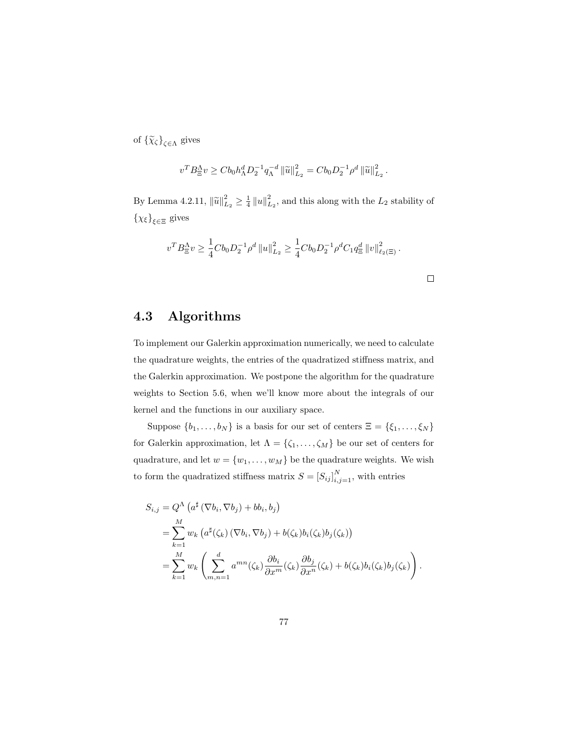of $\{\widetilde{\chi}_\zeta\}_{\zeta\in\Lambda}$ gives

$$v^T B_\Xi^\Lambda v \geq C b_0 h_\Lambda^d D_2^{-1} q_\Lambda^{-d} \left\|\widetilde{u}\right\|_{L_2}^2 = C b_0 D_2^{-1} \rho^d \left\|\widetilde{u}\right\|_{L_2}^2.$$

By Lemma 4.2.11, $\left\|\widetilde{u}\right\|_{L_2}^2 \geq \frac{1}{4}\left\|u\right\|_{L_2}^2$, and this along with the $L_2$ stability of $\{\chi_\xi\}_{\xi\in\Xi}$ gives

$$v^T B_\Xi^\Lambda v \geq \frac{1}{4} C b_0 D_2^{-1} \rho^d \left\|u\right\|_{L_2}^2 \geq \frac{1}{4} C b_0 D_2^{-1} \rho^d C_1 q_\Xi^d \left\|v\right\|_{\ell_2(\Xi)}^2.$$

□

## 4.3 Algorithms

To implement our Galerkin approximation numerically, we need to calculate the quadrature weights, the entries of the quadratized stiffness matrix, and the Galerkin approximation. We postpone the algorithm for the quadrature weights to Section 5.6, when we'll know more about the integrals of our kernel and the functions in our auxiliary space.

Suppose $\{b_1, \ldots, b_N\}$ is a basis for our set of centers $\Xi = \{\xi_1, \ldots, \xi_N\}$ for Galerkin approximation, let $\Lambda = \{\zeta_1, \ldots, \zeta_M\}$ be our set of centers for quadrature, and let $w = \{w_1, \ldots, w_M\}$ be the quadrature weights. We wish to form the quadratized stiffness matrix $S = [S_{ij}]_{i,j=1}^N$, with entries

$$\begin{aligned}
S_{i,j} &= Q^\Lambda\left(a^\sharp\left(\nabla b_i, \nabla b_j\right) + b b_i, b_j\right) \\
&= \sum_{k=1}^M w_k \left(a^\sharp(\zeta_k)\left(\nabla b_i, \nabla b_j\right) + b(\zeta_k) b_i(\zeta_k) b_j(\zeta_k)\right) \\
&= \sum_{k=1}^M w_k \left(\sum_{m,n=1}^d a^{mn}(\zeta_k) \frac{\partial b_i}{\partial x^m}(\zeta_k) \frac{\partial b_j}{\partial x^n}(\zeta_k) + b(\zeta_k) b_i(\zeta_k) b_j(\zeta_k)\right).
\end{aligned}$$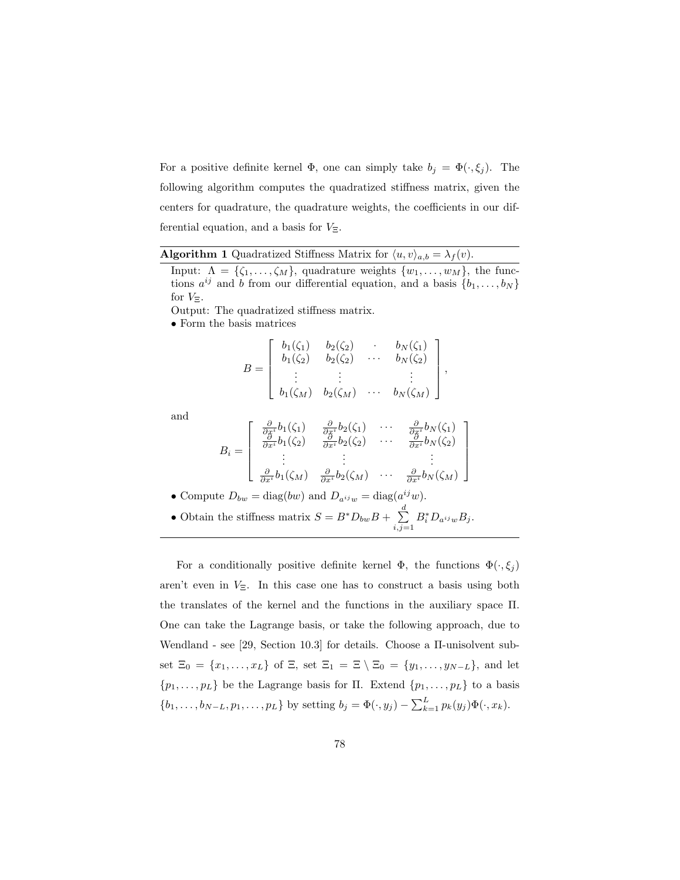For a positive definite kernel $\Phi$, one can simply take $b_j = \Phi(\cdot, \xi_j)$. The following algorithm computes the quadratized stiffness matrix, given the centers for quadrature, the quadrature weights, the coefficients in our differential equation, and a basis for $V_\Xi$.

---

**Algorithm 1** Quadratized Stiffness Matrix for $\langle u, v\rangle_{a,b} = \lambda_f(v)$.

---

Input: $\Lambda = \{\zeta_1, \ldots, \zeta_M\}$, quadrature weights $\{w_1, \ldots, w_M\}$, the functions $a^{ij}$ and $b$ from our differential equation, and a basis $\{b_1, \ldots, b_N\}$ for $V_\Xi$.

Output: The quadratized stiffness matrix.

- Form the basis matrices

$$B = \begin{bmatrix} b_1(\zeta_1) & b_2(\zeta_2) & \cdot & b_N(\zeta_1) \\ b_1(\zeta_2) & b_2(\zeta_2) & \cdots & b_N(\zeta_2) \\ \vdots & \vdots & & \vdots \\ b_1(\zeta_M) & b_2(\zeta_M) & \cdots & b_N(\zeta_M) \end{bmatrix},$$

and

$$B_i = \begin{bmatrix} \frac{\partial}{\partial x^i} b_1(\zeta_1) & \frac{\partial}{\partial x^i} b_2(\zeta_1) & \cdots & \frac{\partial}{\partial x^i} b_N(\zeta_1) \\ \frac{\partial}{\partial x^i} b_1(\zeta_2) & \frac{\partial}{\partial x^i} b_2(\zeta_2) & \cdots & \frac{\partial}{\partial x^i} b_N(\zeta_2) \\ \vdots & \vdots & & \vdots \\ \frac{\partial}{\partial x^i} b_1(\zeta_M) & \frac{\partial}{\partial x^i} b_2(\zeta_M) & \cdots & \frac{\partial}{\partial x^i} b_N(\zeta_M) \end{bmatrix}$$

- Compute $D_{bw} = \operatorname{diag}(bw)$ and $D_{a^{ij}w} = \operatorname{diag}(a^{ij}w)$.
- Obtain the stiffness matrix $S = B^* D_{bw} B + \sum\limits_{i,j=1}^{d} B_i^* D_{a^{ij}w} B_j$.

---

For a conditionally positive definite kernel $\Phi$, the functions $\Phi(\cdot, \xi_j)$ aren't even in $V_\Xi$. In this case one has to construct a basis using both the translates of the kernel and the functions in the auxiliary space $\Pi$. One can take the Lagrange basis, or take the following approach, due to Wendland - see [29, Section 10.3] for details. Choose a $\Pi$-unisolvent subset $\Xi_0 = \{x_1, \ldots, x_L\}$ of $\Xi$, set $\Xi_1 = \Xi \setminus \Xi_0 = \{y_1, \ldots, y_{N-L}\}$, and let $\{p_1, \ldots, p_L\}$ be the Lagrange basis for $\Pi$. Extend $\{p_1, \ldots, p_L\}$ to a basis $\{b_1, \ldots, b_{N-L}, p_1, \ldots, p_L\}$ by setting $b_j = \Phi(\cdot, y_j) - \sum_{k=1}^{L} p_k(y_j)\Phi(\cdot, x_k)$.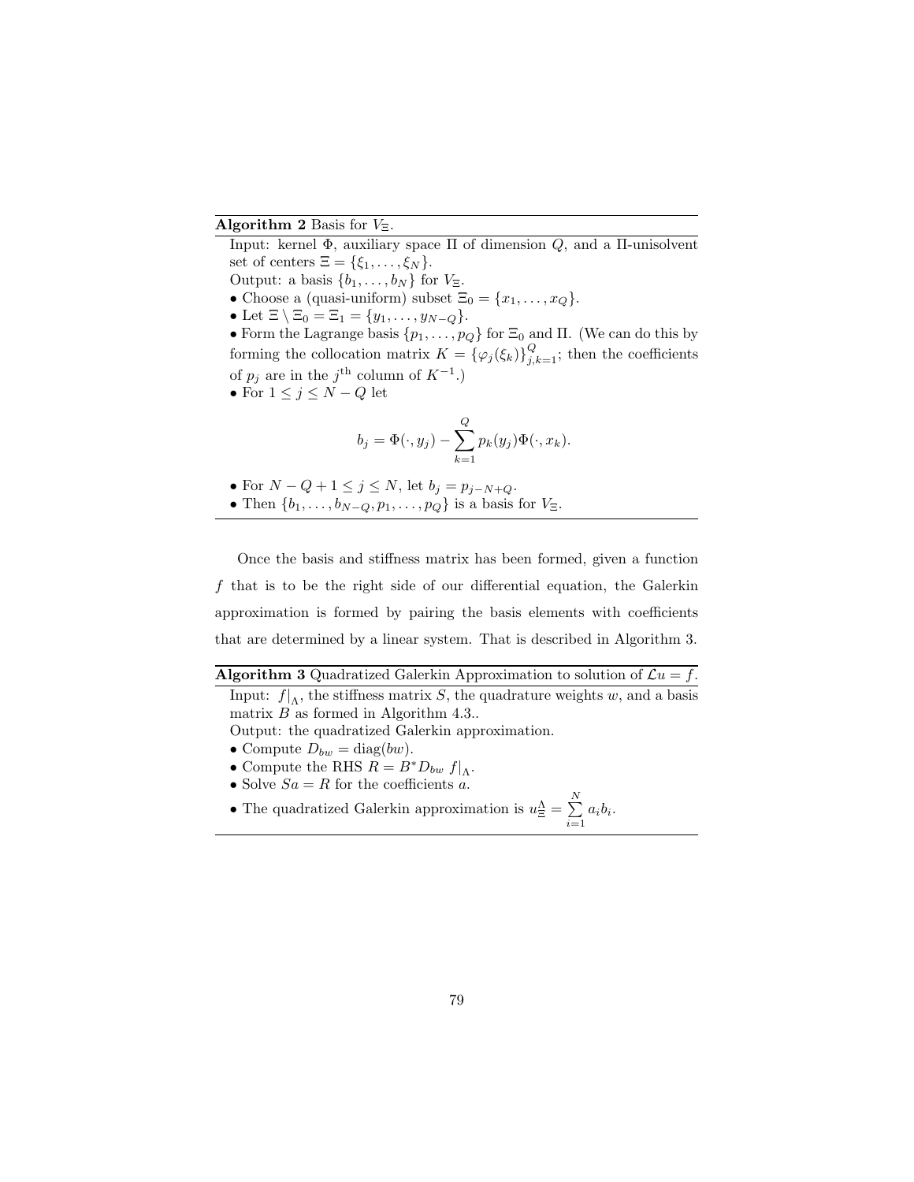**Algorithm 2** Basis for $V_\Xi$.

Input: kernel $\Phi$, auxiliary space $\Pi$ of dimension $Q$, and a $\Pi$-unisolvent set of centers $\Xi = \{\xi_1, \dots, \xi_N\}$.

Output: a basis $\{b_1, \dots, b_N\}$ for $V_\Xi$.

- Choose a (quasi-uniform) subset $\Xi_0 = \{x_1, \dots, x_Q\}$.
- Let $\Xi \setminus \Xi_0 = \Xi_1 = \{y_1, \dots, y_{N-Q}\}$.
- Form the Lagrange basis $\{p_1, \dots, p_Q\}$ for $\Xi_0$ and $\Pi$. (We can do this by forming the collocation matrix $K = \{\varphi_j(\xi_k)\}_{j,k=1}^{Q}$; then the coefficients of $p_j$ are in the $j^{\text{th}}$ column of $K^{-1}$.)
- For $1 \leq j \leq N - Q$ let

$$b_j = \Phi(\cdot, y_j) - \sum_{k=1}^{Q} p_k(y_j)\Phi(\cdot, x_k).$$

- For $N - Q + 1 \leq j \leq N$, let $b_j = p_{j-N+Q}$.
- Then $\{b_1, \dots, b_{N-Q}, p_1, \dots, p_Q\}$ is a basis for $V_\Xi$.

Once the basis and stiffness matrix has been formed, given a function $f$ that is to be the right side of our differential equation, the Galerkin approximation is formed by pairing the basis elements with coefficients that are determined by a linear system. That is described in Algorithm 3.

**Algorithm 3** Quadratized Galerkin Approximation to solution of $\mathcal{L}u = f$.

Input: $f|_\Lambda$, the stiffness matrix $S$, the quadrature weights $w$, and a basis matrix $B$ as formed in Algorithm 4.3..

Output: the quadratized Galerkin approximation.

- Compute $D_{bw} = \operatorname{diag}(bw)$.
- Compute the RHS $R = B^* D_{bw}\, f|_\Lambda$.
- Solve $Sa = R$ for the coefficients $a$.
- The quadratized Galerkin approximation is $u_\Xi^\Lambda = \sum_{i=1}^{N} a_i b_i$.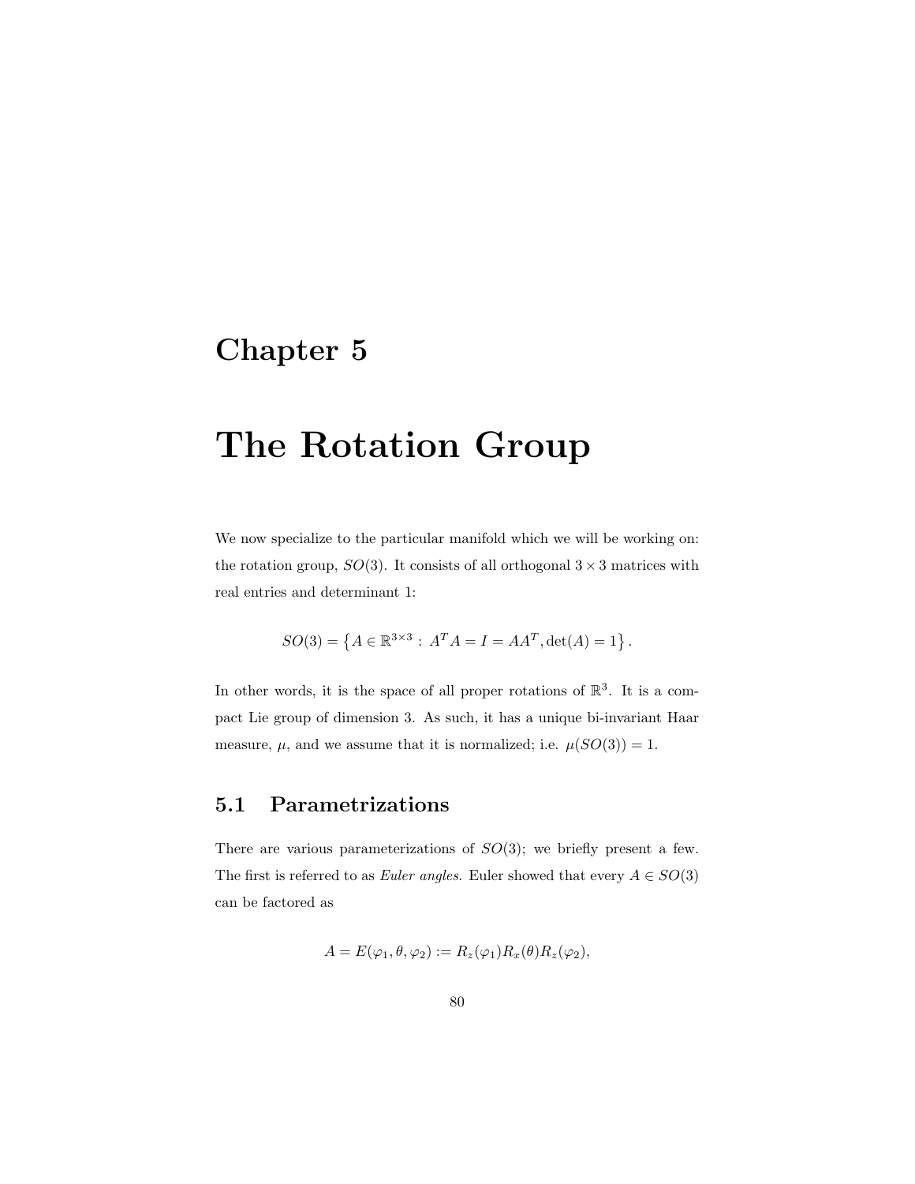# Chapter 5

# The Rotation Group

We now specialize to the particular manifold which we will be working on: the rotation group, $SO(3)$. It consists of all orthogonal $3 \times 3$ matrices with real entries and determinant 1:

$$SO(3) = \left\{ A \in \mathbb{R}^{3\times 3} : \, A^T A = I = AA^T, \det(A) = 1 \right\}.$$

In other words, it is the space of all proper rotations of $\mathbb{R}^3$. It is a compact Lie group of dimension 3. As such, it has a unique bi-invariant Haar measure, $\mu$, and we assume that it is normalized; i.e. $\mu(SO(3)) = 1$.

## 5.1 Parametrizations

There are various parameterizations of $SO(3)$; we briefly present a few. The first is referred to as *Euler angles.* Euler showed that every $A \in SO(3)$ can be factored as

$$A = E(\varphi_1, \theta, \varphi_2) := R_z(\varphi_1) R_x(\theta) R_z(\varphi_2),$$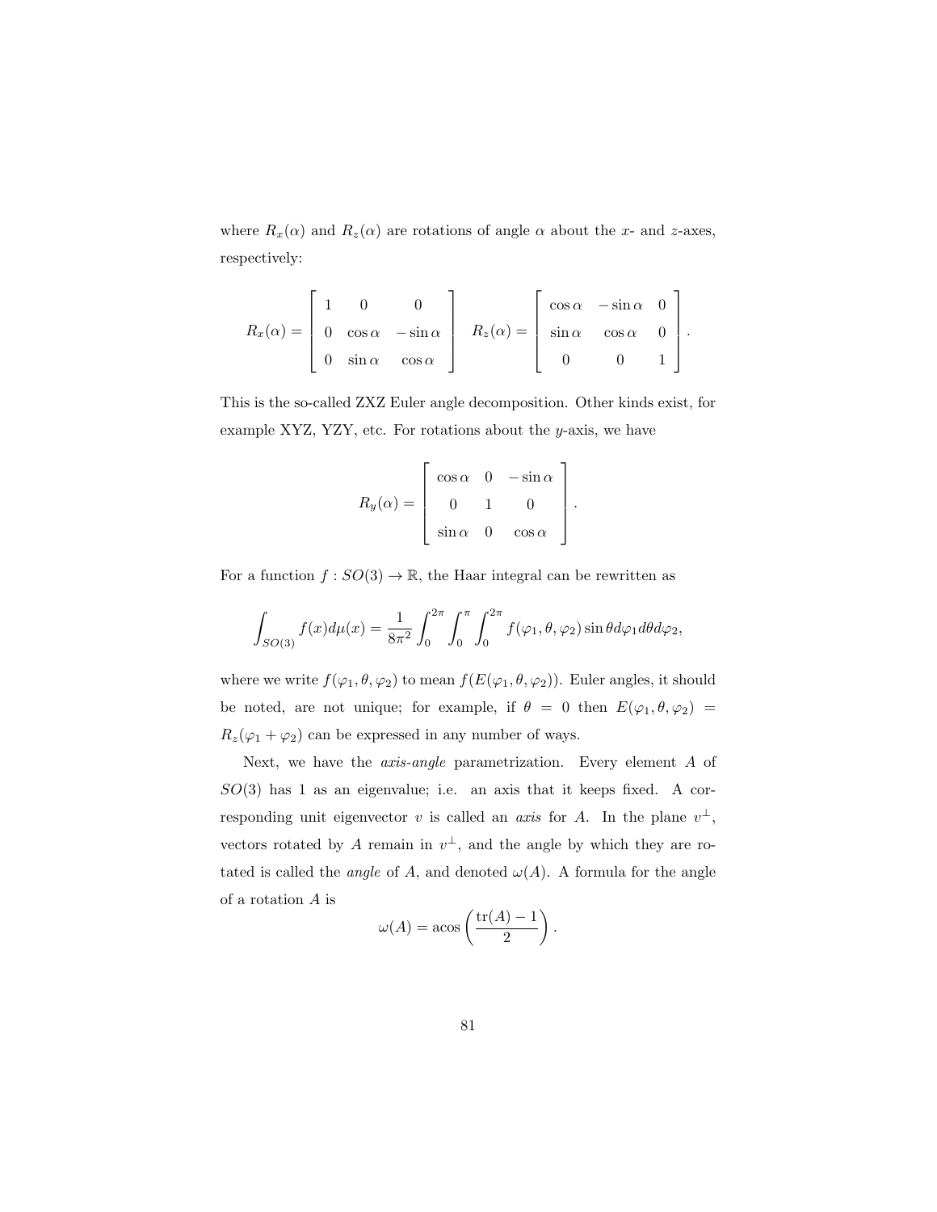where $R_x(\alpha)$ and $R_z(\alpha)$ are rotations of angle $\alpha$ about the $x$- and $z$-axes, respectively:

$$R_x(\alpha) = \begin{bmatrix} 1 & 0 & 0 \\ 0 & \cos\alpha & -\sin\alpha \\ 0 & \sin\alpha & \cos\alpha \end{bmatrix} \quad R_z(\alpha) = \begin{bmatrix} \cos\alpha & -\sin\alpha & 0 \\ \sin\alpha & \cos\alpha & 0 \\ 0 & 0 & 1 \end{bmatrix}.$$

This is the so-called ZXZ Euler angle decomposition. Other kinds exist, for example XYZ, YZY, etc. For rotations about the $y$-axis, we have

$$R_y(\alpha) = \begin{bmatrix} \cos\alpha & 0 & -\sin\alpha \\ 0 & 1 & 0 \\ \sin\alpha & 0 & \cos\alpha \end{bmatrix}.$$

For a function $f : SO(3) \to \mathbb{R}$, the Haar integral can be rewritten as

$$\int_{SO(3)} f(x)d\mu(x) = \frac{1}{8\pi^2} \int_0^{2\pi} \int_0^{\pi} \int_0^{2\pi} f(\varphi_1, \theta, \varphi_2) \sin\theta d\varphi_1 d\theta d\varphi_2,$$

where we write $f(\varphi_1, \theta, \varphi_2)$ to mean $f(E(\varphi_1, \theta, \varphi_2))$. Euler angles, it should be noted, are not unique; for example, if $\theta = 0$ then $E(\varphi_1, \theta, \varphi_2) = R_z(\varphi_1 + \varphi_2)$ can be expressed in any number of ways.

Next, we have the *axis-angle* parametrization. Every element $A$ of $SO(3)$ has 1 as an eigenvalue; i.e. an axis that it keeps fixed. A corresponding unit eigenvector $v$ is called an *axis* for $A$. In the plane $v^\perp$, vectors rotated by $A$ remain in $v^\perp$, and the angle by which they are rotated is called the *angle* of $A$, and denoted $\omega(A)$. A formula for the angle of a rotation $A$ is

$$\omega(A) = \operatorname{acos}\left(\frac{\operatorname{tr}(A) - 1}{2}\right).$$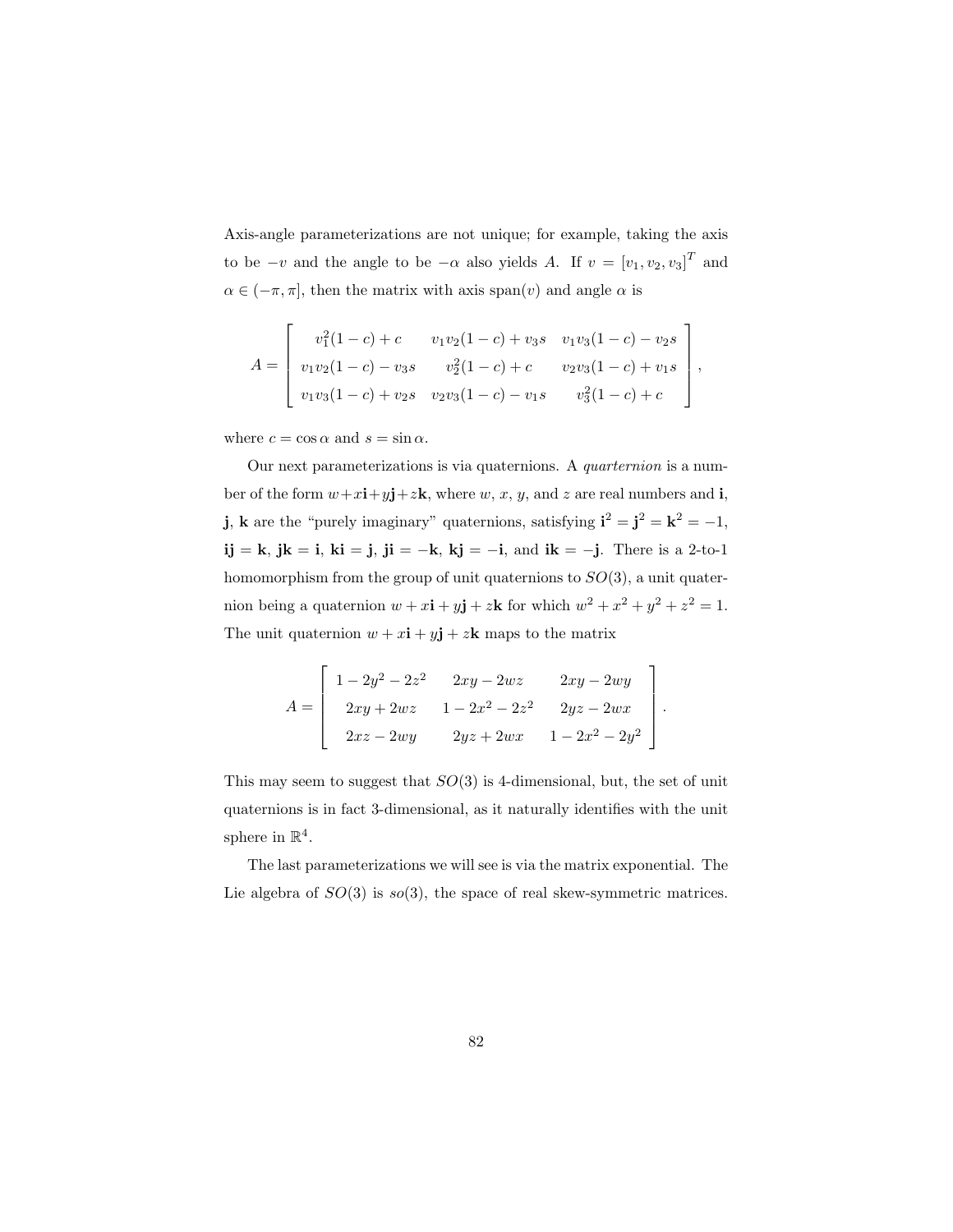Axis-angle parameterizations are not unique; for example, taking the axis to be $-v$ and the angle to be $-\alpha$ also yields $A$. If $v = [v_1, v_2, v_3]^T$ and $\alpha \in (-\pi, \pi]$, then the matrix with axis span$(v)$ and angle $\alpha$ is

$$A = \begin{bmatrix} v_1^2(1-c) + c & v_1 v_2(1-c) + v_3 s & v_1 v_3(1-c) - v_2 s \\ v_1 v_2(1-c) - v_3 s & v_2^2(1-c) + c & v_2 v_3(1-c) + v_1 s \\ v_1 v_3(1-c) + v_2 s & v_2 v_3(1-c) - v_1 s & v_3^2(1-c) + c \end{bmatrix},$$

where $c = \cos\alpha$ and $s = \sin\alpha$.

Our next parameterizations is via quaternions. A *quarternion* is a number of the form $w + x\mathbf{i} + y\mathbf{j} + z\mathbf{k}$, where $w$, $x$, $y$, and $z$ are real numbers and $\mathbf{i}$, $\mathbf{j}$, $\mathbf{k}$ are the "purely imaginary" quaternions, satisfying $\mathbf{i}^2 = \mathbf{j}^2 = \mathbf{k}^2 = -1$, $\mathbf{ij} = \mathbf{k}$, $\mathbf{jk} = \mathbf{i}$, $\mathbf{ki} = \mathbf{j}$, $\mathbf{ji} = -\mathbf{k}$, $\mathbf{kj} = -\mathbf{i}$, and $\mathbf{ik} = -\mathbf{j}$. There is a 2-to-1 homomorphism from the group of unit quaternions to $SO(3)$, a unit quaternion being a quaternion $w + x\mathbf{i} + y\mathbf{j} + z\mathbf{k}$ for which $w^2 + x^2 + y^2 + z^2 = 1$. The unit quaternion $w + x\mathbf{i} + y\mathbf{j} + z\mathbf{k}$ maps to the matrix

$$A = \begin{bmatrix} 1 - 2y^2 - 2z^2 & 2xy - 2wz & 2xy - 2wy \\ 2xy + 2wz & 1 - 2x^2 - 2z^2 & 2yz - 2wx \\ 2xz - 2wy & 2yz + 2wx & 1 - 2x^2 - 2y^2 \end{bmatrix}.$$

This may seem to suggest that $SO(3)$ is 4-dimensional, but, the set of unit quaternions is in fact 3-dimensional, as it naturally identifies with the unit sphere in $\mathbb{R}^4$.

The last parameterizations we will see is via the matrix exponential. The Lie algebra of $SO(3)$ is $so(3)$, the space of real skew-symmetric matrices.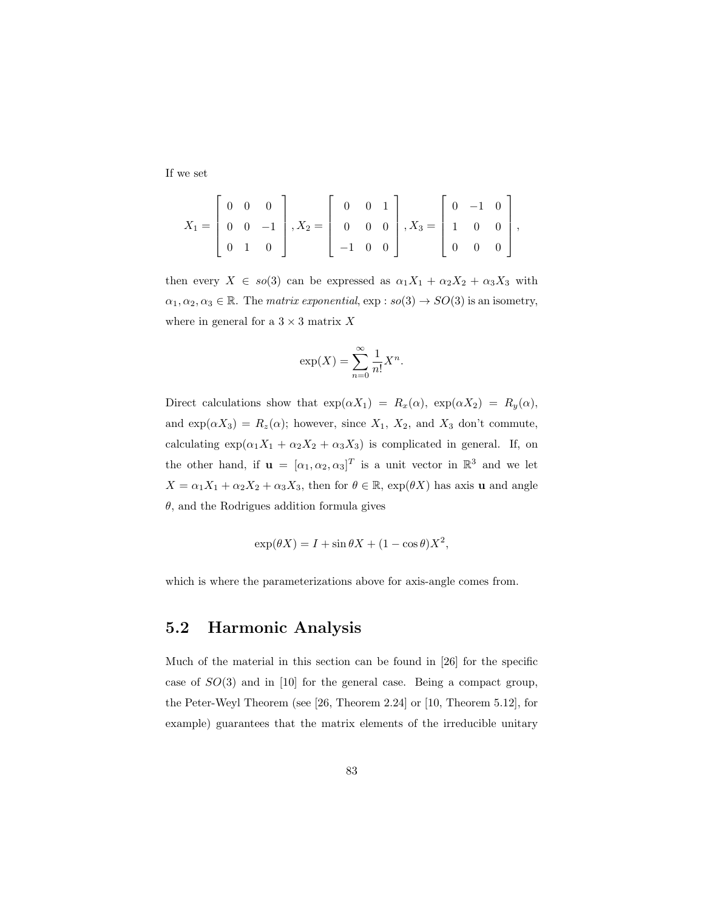If we set

$$X_1 = \begin{bmatrix} 0 & 0 & 0 \\ 0 & 0 & -1 \\ 0 & 1 & 0 \end{bmatrix}, X_2 = \begin{bmatrix} 0 & 0 & 1 \\ 0 & 0 & 0 \\ -1 & 0 & 0 \end{bmatrix}, X_3 = \begin{bmatrix} 0 & -1 & 0 \\ 1 & 0 & 0 \\ 0 & 0 & 0 \end{bmatrix},$$

then every $X \in so(3)$ can be expressed as $\alpha_1 X_1 + \alpha_2 X_2 + \alpha_3 X_3$ with $\alpha_1, \alpha_2, \alpha_3 \in \mathbb{R}$. The *matrix exponential*, $\exp : so(3) \to SO(3)$ is an isometry, where in general for a $3 \times 3$ matrix $X$

$$\exp(X) = \sum_{n=0}^{\infty} \frac{1}{n!} X^n.$$

Direct calculations show that $\exp(\alpha X_1) = R_x(\alpha)$, $\exp(\alpha X_2) = R_y(\alpha)$, and $\exp(\alpha X_3) = R_z(\alpha)$; however, since $X_1$, $X_2$, and $X_3$ don't commute, calculating $\exp(\alpha_1 X_1 + \alpha_2 X_2 + \alpha_3 X_3)$ is complicated in general. If, on the other hand, if $\mathbf{u} = [\alpha_1, \alpha_2, \alpha_3]^T$ is a unit vector in $\mathbb{R}^3$ and we let $X = \alpha_1 X_1 + \alpha_2 X_2 + \alpha_3 X_3$, then for $\theta \in \mathbb{R}$, $\exp(\theta X)$ has axis $\mathbf{u}$ and angle $\theta$, and the Rodrigues addition formula gives

$$\exp(\theta X) = I + \sin\theta X + (1 - \cos\theta) X^2,$$

which is where the parameterizations above for axis-angle comes from.

## 5.2 Harmonic Analysis

Much of the material in this section can be found in [26] for the specific case of $SO(3)$ and in [10] for the general case. Being a compact group, the Peter-Weyl Theorem (see [26, Theorem 2.24] or [10, Theorem 5.12], for example) guarantees that the matrix elements of the irreducible unitary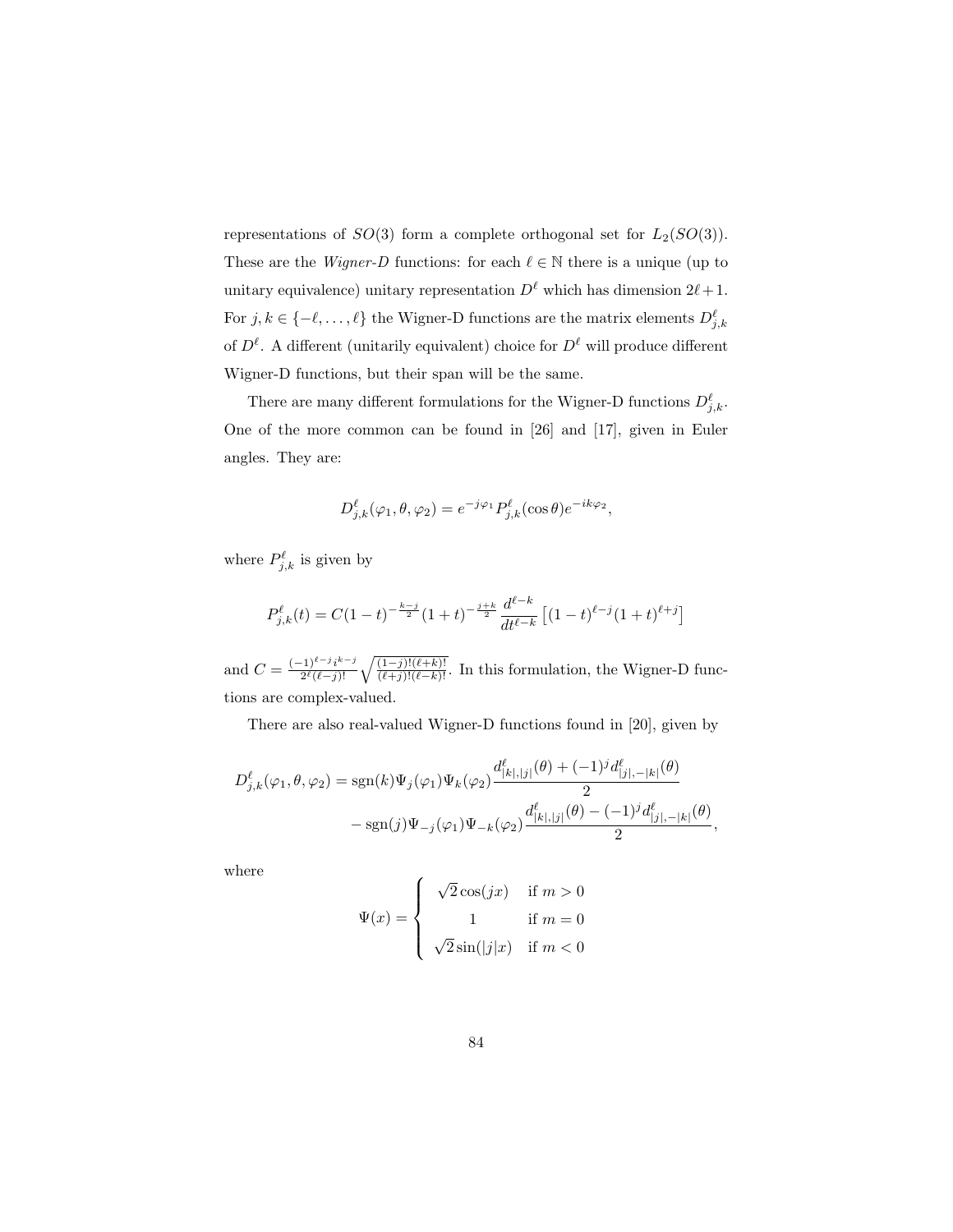representations of $SO(3)$ form a complete orthogonal set for $L_2(SO(3))$. These are the *Wigner-D* functions: for each $\ell \in \mathbb{N}$ there is a unique (up to unitary equivalence) unitary representation $D^\ell$ which has dimension $2\ell+1$. For $j, k \in \{-\ell, \ldots, \ell\}$ the Wigner-D functions are the matrix elements $D^\ell_{j,k}$ of $D^\ell$. A different (unitarily equivalent) choice for $D^\ell$ will produce different Wigner-D functions, but their span will be the same.

There are many different formulations for the Wigner-D functions $D^\ell_{j,k}$. One of the more common can be found in [26] and [17], given in Euler angles. They are:

$$D^\ell_{j,k}(\varphi_1, \theta, \varphi_2) = e^{-j\varphi_1} P^\ell_{j,k}(\cos\theta) e^{-ik\varphi_2},$$

where $P^\ell_{j,k}$ is given by

$$P^\ell_{j,k}(t) = C(1-t)^{-\frac{k-j}{2}}(1+t)^{-\frac{j+k}{2}} \frac{d^{\ell-k}}{dt^{\ell-k}} \left[(1-t)^{\ell-j}(1+t)^{\ell+j}\right]$$

and $C = \frac{(-1)^{\ell-j} i^{k-j}}{2^\ell(\ell-j)!} \sqrt{\frac{(1-j)!(\ell+k)!}{(\ell+j)!(\ell-k)!}}$. In this formulation, the Wigner-D functions are complex-valued.

There are also real-valued Wigner-D functions found in [20], given by

$$\begin{aligned} D^\ell_{j,k}(\varphi_1, \theta, \varphi_2) = \operatorname{sgn}(k)\Psi_j(\varphi_1)\Psi_k(\varphi_2) & \frac{d^\ell_{|k|,|j|}(\theta) + (-1)^j d^\ell_{|j|,-|k|}(\theta)}{2} \\ - \operatorname{sgn}(j)\Psi_{-j}(\varphi_1)\Psi_{-k}(\varphi_2) & \frac{d^\ell_{|k|,|j|}(\theta) - (-1)^j d^\ell_{|j|,-|k|}(\theta)}{2}, \end{aligned}$$

where

$$\Psi(x) = \begin{cases} \sqrt{2}\cos(jx) & \text{if } m > 0 \\ 1 & \text{if } m = 0 \\ \sqrt{2}\sin(|j|x) & \text{if } m < 0 \end{cases}$$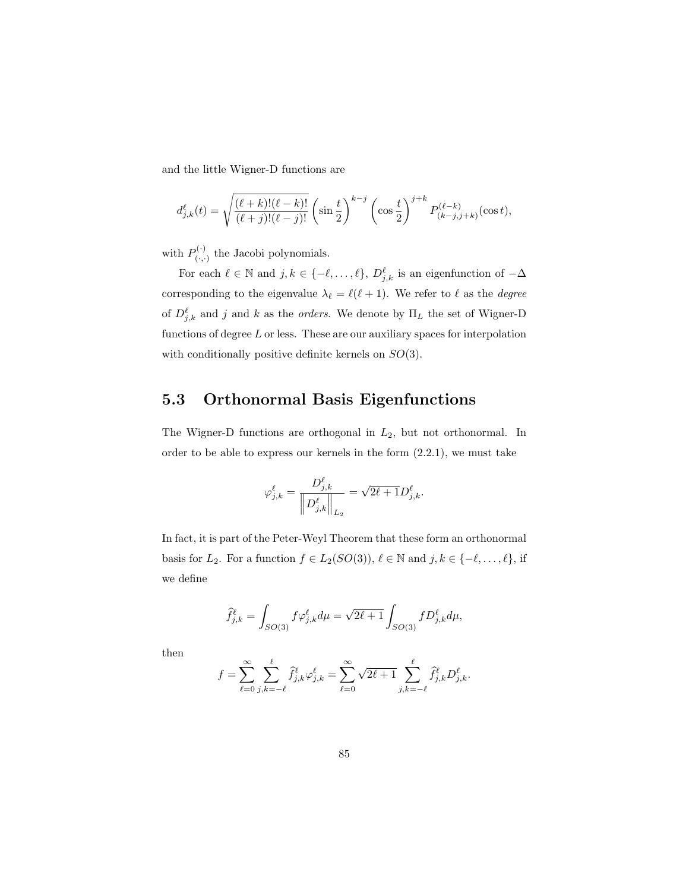and the little Wigner-D functions are

$$d_{j,k}^{\ell}(t) = \sqrt{\frac{(\ell+k)!(\ell-k)!}{(\ell+j)!(\ell-j)!}} \left(\sin\frac{t}{2}\right)^{k-j} \left(\cos\frac{t}{2}\right)^{j+k} P_{(k-j,j+k)}^{(\ell-k)}(\cos t),$$

with $P_{(\cdot,\cdot)}^{(\cdot)}$ the Jacobi polynomials.

For each $\ell \in \mathbb{N}$ and $j,k \in \{-\ell,\ldots,\ell\}$, $D_{j,k}^{\ell}$ is an eigenfunction of $-\Delta$ corresponding to the eigenvalue $\lambda_\ell = \ell(\ell+1)$. We refer to $\ell$ as the *degree* of $D_{j,k}^{\ell}$ and $j$ and $k$ as the *orders*. We denote by $\Pi_L$ the set of Wigner-D functions of degree $L$ or less. These are our auxiliary spaces for interpolation with conditionally positive definite kernels on $SO(3)$.

## 5.3 Orthonormal Basis Eigenfunctions

The Wigner-D functions are orthogonal in $L_2$, but not orthonormal. In order to be able to express our kernels in the form (2.2.1), we must take

$$\varphi_{j,k}^{\ell} = \frac{D_{j,k}^{\ell}}{\left\|D_{j,k}^{\ell}\right\|_{L_2}} = \sqrt{2\ell+1}D_{j,k}^{\ell}.$$

In fact, it is part of the Peter-Weyl Theorem that these form an orthonormal basis for $L_2$. For a function $f \in L_2(SO(3))$, $\ell \in \mathbb{N}$ and $j,k \in \{-\ell,\ldots,\ell\}$, if we define

$$\widehat{f}_{j,k}^{\ell} = \int_{SO(3)} f\varphi_{j,k}^{\ell} d\mu = \sqrt{2\ell+1}\int_{SO(3)} fD_{j,k}^{\ell} d\mu,$$

then

$$f = \sum_{\ell=0}^{\infty}\sum_{j,k=-\ell}^{\ell} \widehat{f}_{j,k}^{\ell}\varphi_{j,k}^{\ell} = \sum_{\ell=0}^{\infty}\sqrt{2\ell+1}\sum_{j,k=-\ell}^{\ell} \widehat{f}_{j,k}^{\ell}D_{j,k}^{\ell}.$$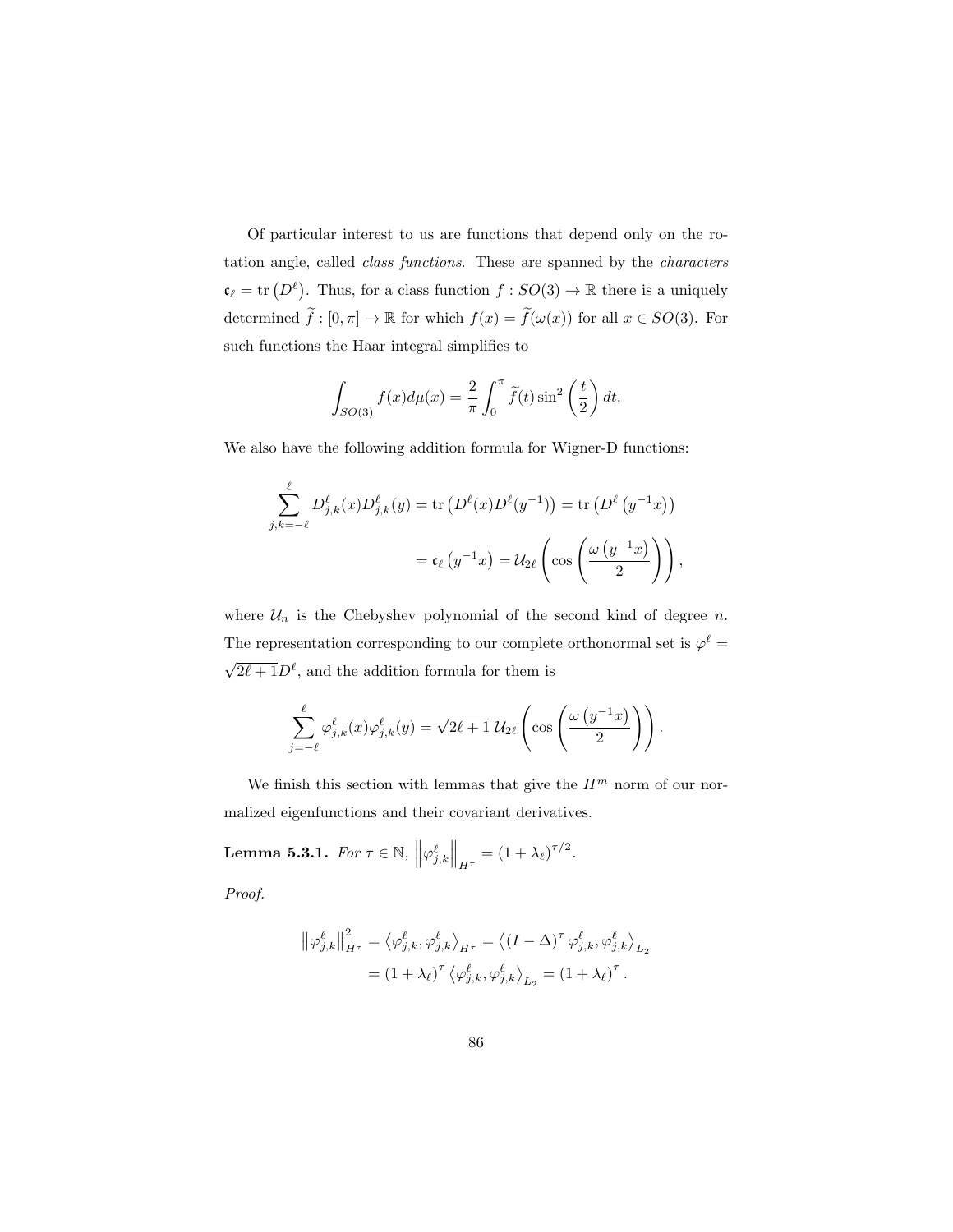Of particular interest to us are functions that depend only on the rotation angle, called *class functions*. These are spanned by the *characters* $\mathfrak{c}_\ell = \operatorname{tr}\left(D^\ell\right)$. Thus, for a class function $f : SO(3) \to \mathbb{R}$ there is a uniquely determined $\widetilde{f} : [0,\pi] \to \mathbb{R}$ for which $f(x) = \widetilde{f}(\omega(x))$ for all $x \in SO(3)$. For such functions the Haar integral simplifies to

$$\int_{SO(3)} f(x) d\mu(x) = \frac{2}{\pi} \int_0^\pi \widetilde{f}(t) \sin^2\left(\frac{t}{2}\right) dt.$$

We also have the following addition formula for Wigner-D functions:

$$\begin{aligned}
\sum_{j,k=-\ell}^{\ell} D_{j,k}^\ell(x) D_{j,k}^\ell(y) &= \operatorname{tr}\left(D^\ell(x) D^\ell(y^{-1})\right) = \operatorname{tr}\left(D^\ell\left(y^{-1}x\right)\right) \\
&= \mathfrak{c}_\ell\left(y^{-1}x\right) = \mathcal{U}_{2\ell}\left(\cos\left(\frac{\omega\left(y^{-1}x\right)}{2}\right)\right),
\end{aligned}$$

where $\mathcal{U}_n$ is the Chebyshev polynomial of the second kind of degree $n$. The representation corresponding to our complete orthonormal set is $\varphi^\ell = \sqrt{2\ell+1} D^\ell$, and the addition formula for them is

$$\sum_{j=-\ell}^{\ell} \varphi_{j,k}^\ell(x) \varphi_{j,k}^\ell(y) = \sqrt{2\ell+1}\, \mathcal{U}_{2\ell}\left(\cos\left(\frac{\omega\left(y^{-1}x\right)}{2}\right)\right).$$

We finish this section with lemmas that give the $H^m$ norm of our normalized eigenfunctions and their covariant derivatives.

**Lemma 5.3.1.** *For $\tau \in \mathbb{N}$, $\left\|\varphi_{j,k}^\ell\right\|_{H^\tau} = (1+\lambda_\ell)^{\tau/2}$.*

*Proof.*

$$\begin{aligned}
\left\|\varphi_{j,k}^\ell\right\|_{H^\tau}^2 &= \left\langle \varphi_{j,k}^\ell, \varphi_{j,k}^\ell \right\rangle_{H^\tau} = \left\langle (I-\Delta)^\tau \varphi_{j,k}^\ell, \varphi_{j,k}^\ell \right\rangle_{L_2} \\
&= (1+\lambda_\ell)^\tau \left\langle \varphi_{j,k}^\ell, \varphi_{j,k}^\ell \right\rangle_{L_2} = (1+\lambda_\ell)^\tau.
\end{aligned}$$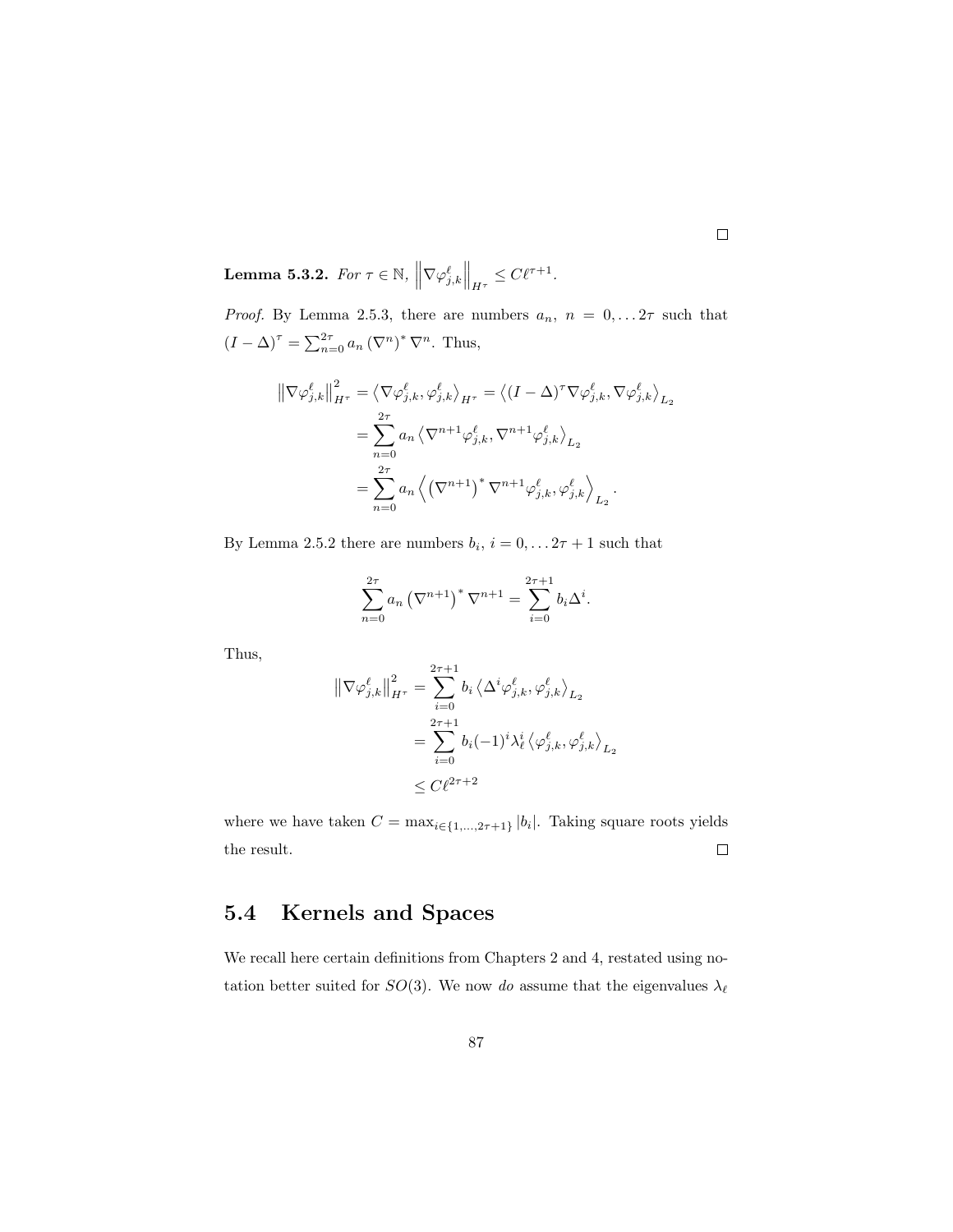□

**Lemma 5.3.2.** *For $\tau \in \mathbb{N}$, $\left\|\nabla \varphi^{\ell}_{j,k}\right\|_{H^\tau} \leq C\ell^{\tau+1}$.*

*Proof.* By Lemma 2.5.3, there are numbers $a_n$, $n = 0, \ldots 2\tau$ such that $(I - \Delta)^\tau = \sum_{n=0}^{2\tau} a_n (\nabla^n)^* \nabla^n$. Thus,

$$
\begin{aligned}
\left\|\nabla \varphi^{\ell}_{j,k}\right\|^2_{H^\tau} &= \left\langle \nabla \varphi^{\ell}_{j,k}, \varphi^{\ell}_{j,k} \right\rangle_{H^\tau} = \left\langle (I-\Delta)^\tau \nabla \varphi^{\ell}_{j,k}, \nabla \varphi^{\ell}_{j,k} \right\rangle_{L_2} \\
&= \sum_{n=0}^{2\tau} a_n \left\langle \nabla^{n+1} \varphi^{\ell}_{j,k}, \nabla^{n+1} \varphi^{\ell}_{j,k} \right\rangle_{L_2} \\
&= \sum_{n=0}^{2\tau} a_n \left\langle \left(\nabla^{n+1}\right)^* \nabla^{n+1} \varphi^{\ell}_{j,k}, \varphi^{\ell}_{j,k} \right\rangle_{L_2}.
\end{aligned}
$$

By Lemma 2.5.2 there are numbers $b_i$, $i = 0, \ldots 2\tau + 1$ such that

$$
\sum_{n=0}^{2\tau} a_n \left(\nabla^{n+1}\right)^* \nabla^{n+1} = \sum_{i=0}^{2\tau+1} b_i \Delta^i.
$$

Thus,

$$
\begin{aligned}
\left\|\nabla \varphi^{\ell}_{j,k}\right\|^2_{H^\tau} &= \sum_{i=0}^{2\tau+1} b_i \left\langle \Delta^i \varphi^{\ell}_{j,k}, \varphi^{\ell}_{j,k} \right\rangle_{L_2} \\
&= \sum_{i=0}^{2\tau+1} b_i (-1)^i \lambda^i_\ell \left\langle \varphi^{\ell}_{j,k}, \varphi^{\ell}_{j,k} \right\rangle_{L_2} \\
&\leq C\ell^{2\tau+2}
\end{aligned}
$$

where we have taken $C = \max_{i \in \{1,\ldots,2\tau+1\}} |b_i|$. Taking square roots yields the result. □

## 5.4 Kernels and Spaces

We recall here certain definitions from Chapters 2 and 4, restated using notation better suited for $SO(3)$. We now *do* assume that the eigenvalues $\lambda_\ell$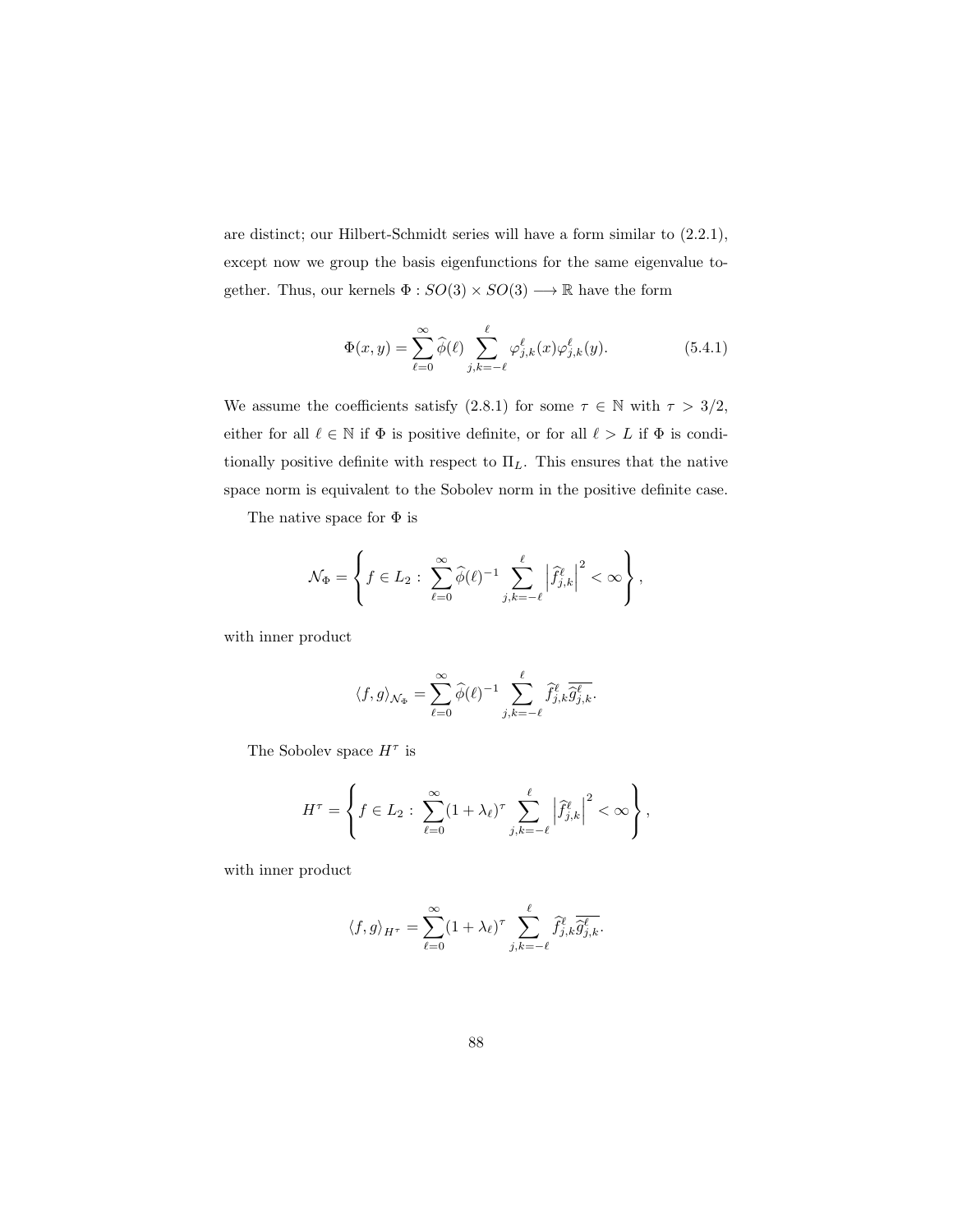are distinct; our Hilbert-Schmidt series will have a form similar to (2.2.1), except now we group the basis eigenfunctions for the same eigenvalue together. Thus, our kernels $\Phi : SO(3) \times SO(3) \longrightarrow \mathbb{R}$ have the form

$$\Phi(x, y) = \sum_{\ell=0}^{\infty} \widehat{\phi}(\ell) \sum_{j,k=-\ell}^{\ell} \varphi_{j,k}^{\ell}(x) \varphi_{j,k}^{\ell}(y). \tag{5.4.1}$$

We assume the coefficients satisfy (2.8.1) for some $\tau \in \mathbb{N}$ with $\tau > 3/2$, either for all $\ell \in \mathbb{N}$ if $\Phi$ is positive definite, or for all $\ell > L$ if $\Phi$ is conditionally positive definite with respect to $\Pi_L$. This ensures that the native space norm is equivalent to the Sobolev norm in the positive definite case.

The native space for $\Phi$ is

$$\mathcal{N}_{\Phi} = \left\{ f \in L_2 : \sum_{\ell=0}^{\infty} \widehat{\phi}(\ell)^{-1} \sum_{j,k=-\ell}^{\ell} \left| \widehat{f}_{j,k}^{\ell} \right|^2 < \infty \right\},$$

with inner product

$$\langle f, g \rangle_{\mathcal{N}_{\Phi}} = \sum_{\ell=0}^{\infty} \widehat{\phi}(\ell)^{-1} \sum_{j,k=-\ell}^{\ell} \widehat{f}_{j,k}^{\ell} \overline{\widehat{g}_{j,k}^{\ell}}.$$

The Sobolev space $H^{\tau}$ is

$$H^{\tau} = \left\{ f \in L_2 : \sum_{\ell=0}^{\infty} (1 + \lambda_{\ell})^{\tau} \sum_{j,k=-\ell}^{\ell} \left| \widehat{f}_{j,k}^{\ell} \right|^2 < \infty \right\},$$

with inner product

$$\langle f, g \rangle_{H^{\tau}} = \sum_{\ell=0}^{\infty} (1 + \lambda_{\ell})^{\tau} \sum_{j,k=-\ell}^{\ell} \widehat{f}_{j,k}^{\ell} \overline{\widehat{g}_{j,k}^{\ell}}.$$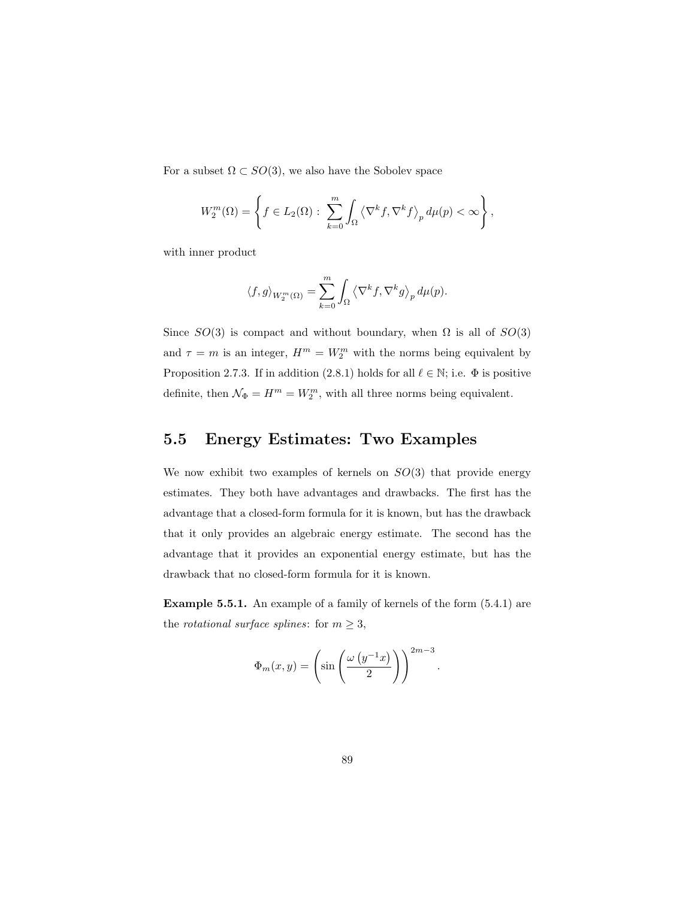For a subset $\Omega \subset SO(3)$, we also have the Sobolev space

$$W_2^m(\Omega) = \left\{ f \in L_2(\Omega) : \sum_{k=0}^{m} \int_\Omega \left\langle \nabla^k f, \nabla^k f \right\rangle_p d\mu(p) < \infty \right\},$$

with inner product

$$\langle f, g \rangle_{W_2^m(\Omega)} = \sum_{k=0}^{m} \int_\Omega \left\langle \nabla^k f, \nabla^k g \right\rangle_p d\mu(p).$$

Since $SO(3)$ is compact and without boundary, when $\Omega$ is all of $SO(3)$ and $\tau = m$ is an integer, $H^m = W_2^m$ with the norms being equivalent by Proposition 2.7.3. If in addition (2.8.1) holds for all $\ell \in \mathbb{N}$; i.e. $\Phi$ is positive definite, then $\mathcal{N}_\Phi = H^m = W_2^m$, with all three norms being equivalent.

## 5.5 Energy Estimates: Two Examples

We now exhibit two examples of kernels on $SO(3)$ that provide energy estimates. They both have advantages and drawbacks. The first has the advantage that a closed-form formula for it is known, but has the drawback that it only provides an algebraic energy estimate. The second has the advantage that it provides an exponential energy estimate, but has the drawback that no closed-form formula for it is known.

**Example 5.5.1.** An example of a family of kernels of the form (5.4.1) are the *rotational surface splines*: for $m \geq 3$,

$$\Phi_m(x, y) = \left( \sin \left( \frac{\omega \left( y^{-1} x \right)}{2} \right) \right)^{2m-3}.$$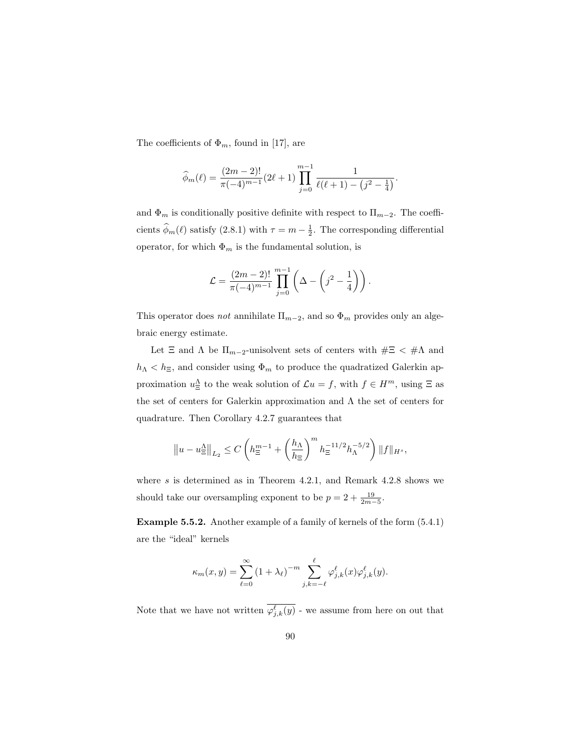The coefficients of $\Phi_m$, found in [17], are

$$\widehat{\phi}_m(\ell) = \frac{(2m-2)!}{\pi(-4)^{m-1}}(2\ell+1)\prod_{j=0}^{m-1}\frac{1}{\ell(\ell+1)-\left(j^2-\frac{1}{4}\right)}.$$

and $\Phi_m$ is conditionally positive definite with respect to $\Pi_{m-2}$. The coefficients $\widehat{\phi}_m(\ell)$ satisfy (2.8.1) with $\tau = m - \frac{1}{2}$. The corresponding differential operator, for which $\Phi_m$ is the fundamental solution, is

$$\mathcal{L} = \frac{(2m-2)!}{\pi(-4)^{m-1}}\prod_{j=0}^{m-1}\left(\Delta - \left(j^2 - \frac{1}{4}\right)\right).$$

This operator does *not* annihilate $\Pi_{m-2}$, and so $\Phi_m$ provides only an algebraic energy estimate.

Let $\Xi$ and $\Lambda$ be $\Pi_{m-2}$-unisolvent sets of centers with $\#\Xi < \#\Lambda$ and $h_\Lambda < h_\Xi$, and consider using $\Phi_m$ to produce the quadratized Galerkin approximation $u_\Xi^\Lambda$ to the weak solution of $\mathcal{L}u = f$, with $f \in H^m$, using $\Xi$ as the set of centers for Galerkin approximation and $\Lambda$ the set of centers for quadrature. Then Corollary 4.2.7 guarantees that

$$\left\|u - u_\Xi^\Lambda\right\|_{L_2} \leq C\left(h_\Xi^{m-1} + \left(\frac{h_\Lambda}{h_\Xi}\right)^m h_\Xi^{-11/2}h_\Lambda^{-5/2}\right)\|f\|_{H^s},$$

where $s$ is determined as in Theorem 4.2.1, and Remark 4.2.8 shows we should take our oversampling exponent to be $p = 2 + \frac{19}{2m-5}$.

**Example 5.5.2.** Another example of a family of kernels of the form (5.4.1) are the "ideal" kernels

$$\kappa_m(x,y) = \sum_{\ell=0}^{\infty}(1+\lambda_\ell)^{-m}\sum_{j,k=-\ell}^{\ell}\varphi_{j,k}^\ell(x)\varphi_{j,k}^\ell(y).$$

Note that we have not written $\overline{\varphi_{j,k}^\ell(y)}$ - we assume from here on out that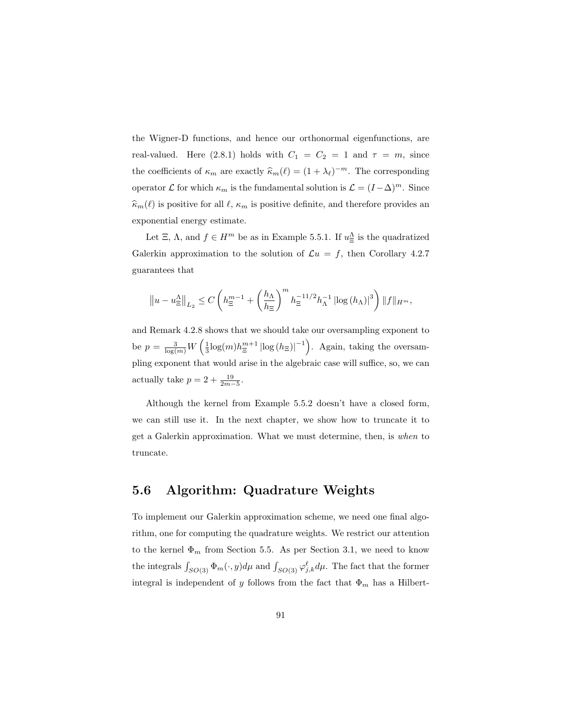the Wigner-D functions, and hence our orthonormal eigenfunctions, are real-valued. Here (2.8.1) holds with $C_1 = C_2 = 1$ and $\tau = m$, since the coefficients of $\kappa_m$ are exactly $\widehat{\kappa}_m(\ell) = (1+\lambda_\ell)^{-m}$. The corresponding operator $\mathcal{L}$ for which $\kappa_m$ is the fundamental solution is $\mathcal{L} = (I - \Delta)^m$. Since $\widehat{\kappa}_m(\ell)$ is positive for all $\ell$, $\kappa_m$ is positive definite, and therefore provides an exponential energy estimate.

Let $\Xi$, $\Lambda$, and $f \in H^m$ be as in Example 5.5.1. If $u_\Xi^\Lambda$ is the quadratized Galerkin approximation to the solution of $\mathcal{L}u = f$, then Corollary 4.2.7 guarantees that

$$\left\| u - u_\Xi^\Lambda \right\|_{L_2} \leq C \left( h_\Xi^{m-1} + \left( \frac{h_\Lambda}{h_\Xi} \right)^m h_\Xi^{-11/2} h_\Lambda^{-1} \left| \log\left(h_\Lambda\right) \right|^3 \right) \|f\|_{H^m},$$

and Remark 4.2.8 shows that we should take our oversampling exponent to be $p = \frac{3}{\log(m)} W\left( \frac{1}{3} \log(m) h_\Xi^{m+1} \left| \log\left(h_\Xi\right) \right|^{-1} \right)$. Again, taking the oversampling exponent that would arise in the algebraic case will suffice, so, we can actually take $p = 2 + \frac{19}{2m-5}$.

Although the kernel from Example 5.5.2 doesn't have a closed form, we can still use it. In the next chapter, we show how to truncate it to get a Galerkin approximation. What we must determine, then, is *when* to truncate.

## 5.6 Algorithm: Quadrature Weights

To implement our Galerkin approximation scheme, we need one final algorithm, one for computing the quadrature weights. We restrict our attention to the kernel $\Phi_m$ from Section 5.5. As per Section 3.1, we need to know the integrals $\int_{SO(3)} \Phi_m(\cdot, y) d\mu$ and $\int_{SO(3)} \varphi_{j,k}^\ell d\mu$. The fact that the former integral is independent of $y$ follows from the fact that $\Phi_m$ has a Hilbert-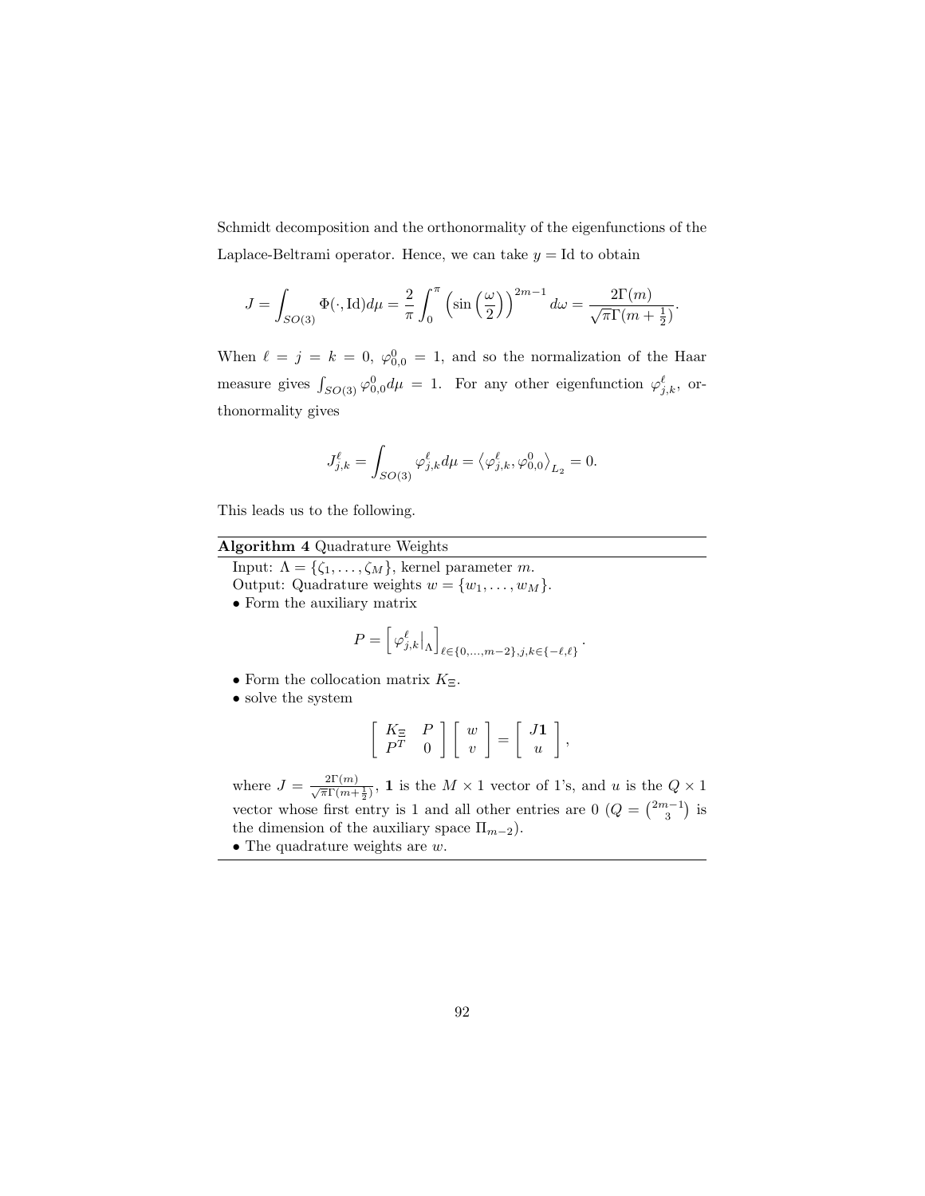Schmidt decomposition and the orthonormality of the eigenfunctions of the Laplace-Beltrami operator. Hence, we can take $y = \mathrm{Id}$ to obtain

$$J = \int_{SO(3)} \Phi(\cdot, \mathrm{Id}) d\mu = \frac{2}{\pi} \int_0^{\pi} \left( \sin\left(\frac{\omega}{2}\right) \right)^{2m-1} d\omega = \frac{2\Gamma(m)}{\sqrt{\pi}\Gamma(m+\frac{1}{2})}.$$

When $\ell = j = k = 0$, $\varphi^0_{0,0} = 1$, and so the normalization of the Haar measure gives $\int_{SO(3)} \varphi^0_{0,0} d\mu = 1$. For any other eigenfunction $\varphi^\ell_{j,k}$, orthonormality gives

$$J^\ell_{j,k} = \int_{SO(3)} \varphi^\ell_{j,k} d\mu = \left\langle \varphi^\ell_{j,k}, \varphi^0_{0,0} \right\rangle_{L_2} = 0.$$

This leads us to the following.

---

**Algorithm 4** Quadrature Weights

---

Input: $\Lambda = \{\zeta_1, \ldots, \zeta_M\}$, kernel parameter $m$.
Output: Quadrature weights $w = \{w_1, \ldots, w_M\}$.
• Form the auxiliary matrix

$$P = \left[ \varphi^\ell_{j,k}\big|_\Lambda \right]_{\ell \in \{0,\ldots,m-2\}, j,k \in \{-\ell,\ell\}}.$$

• Form the collocation matrix $K_\Xi$.
• solve the system

$$\begin{bmatrix} K_\Xi & P \\ P^T & 0 \end{bmatrix} \begin{bmatrix} w \\ v \end{bmatrix} = \begin{bmatrix} J\mathbf{1} \\ u \end{bmatrix},$$

where $J = \frac{2\Gamma(m)}{\sqrt{\pi}\Gamma(m+\frac{1}{2})}$, $\mathbf{1}$ is the $M \times 1$ vector of 1's, and $u$ is the $Q \times 1$ vector whose first entry is 1 and all other entries are 0 ($Q = \binom{2m-1}{3}$ is the dimension of the auxiliary space $\Pi_{m-2}$).
• The quadrature weights are $w$.

---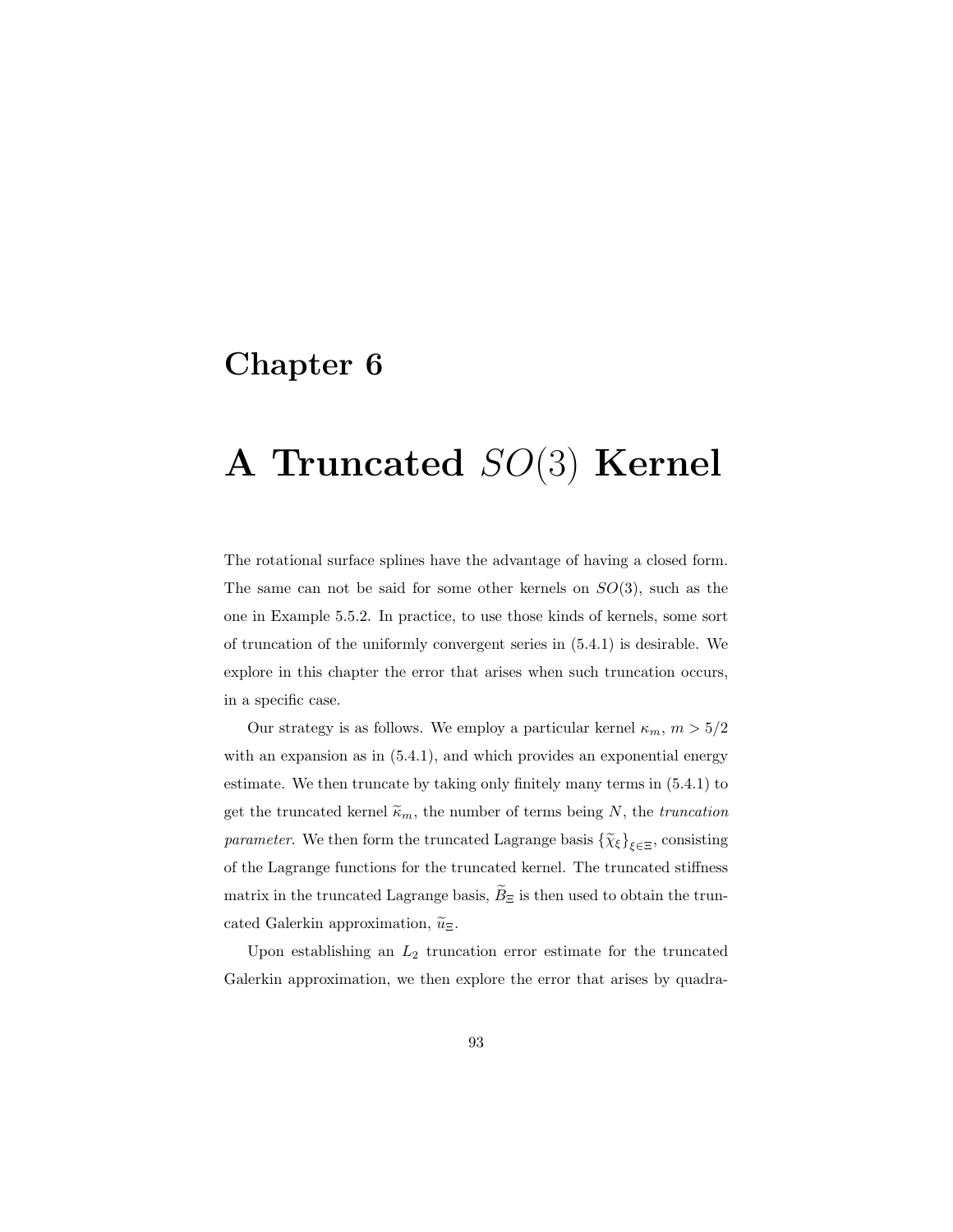# Chapter 6

# A Truncated $SO(3)$ Kernel

The rotational surface splines have the advantage of having a closed form. The same can not be said for some other kernels on $SO(3)$, such as the one in Example 5.5.2. In practice, to use those kinds of kernels, some sort of truncation of the uniformly convergent series in (5.4.1) is desirable. We explore in this chapter the error that arises when such truncation occurs, in a specific case.

Our strategy is as follows. We employ a particular kernel $\kappa_m$, $m > 5/2$ with an expansion as in (5.4.1), and which provides an exponential energy estimate. We then truncate by taking only finitely many terms in (5.4.1) to get the truncated kernel $\widetilde{\kappa}_m$, the number of terms being $N$, the *truncation parameter*. We then form the truncated Lagrange basis $\{\widetilde{\chi}_\xi\}_{\xi\in\Xi}$, consisting of the Lagrange functions for the truncated kernel. The truncated stiffness matrix in the truncated Lagrange basis, $\widetilde{B}_\Xi$ is then used to obtain the truncated Galerkin approximation, $\widetilde{u}_\Xi$.

Upon establishing an $L_2$ truncation error estimate for the truncated Galerkin approximation, we then explore the error that arises by quadra-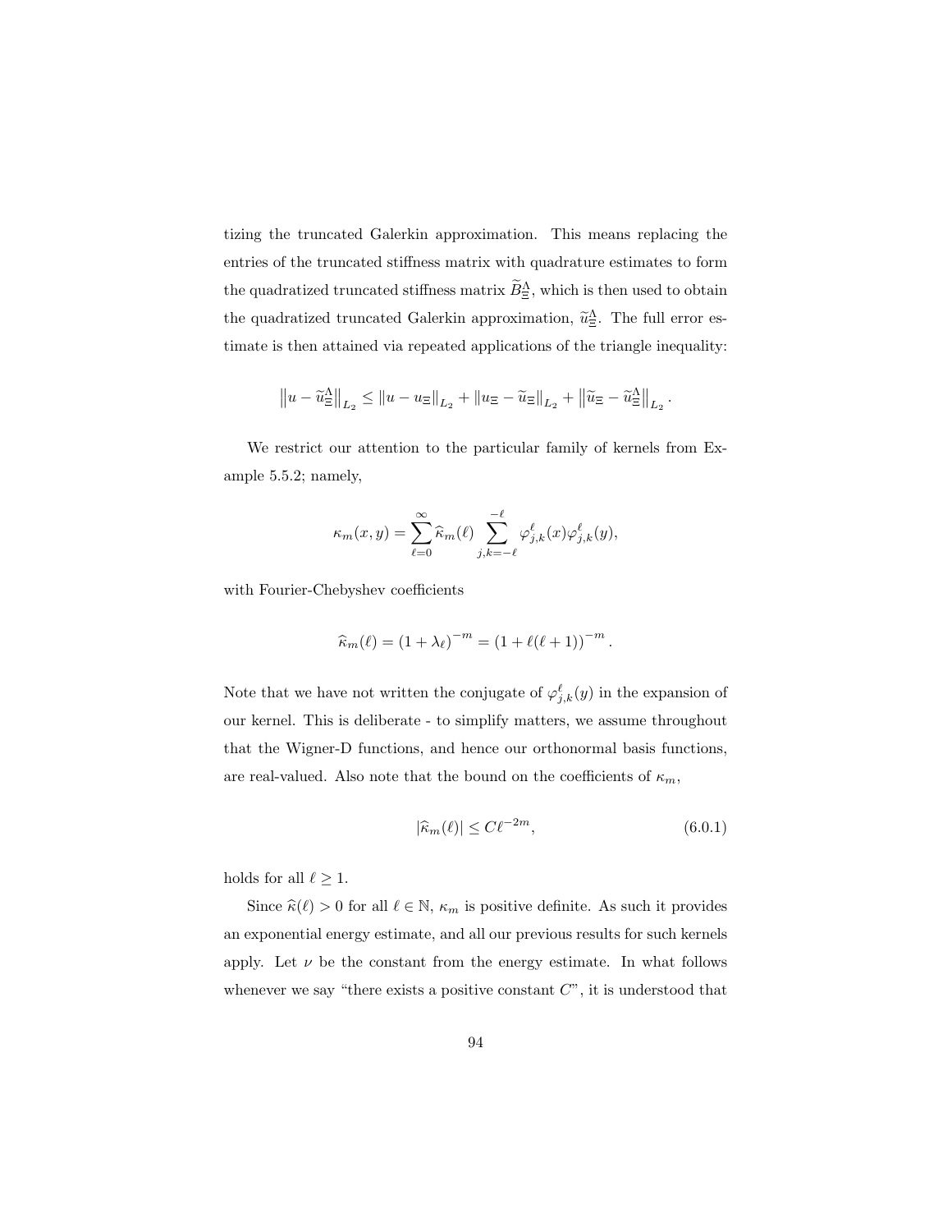tizing the truncated Galerkin approximation. This means replacing the entries of the truncated stiffness matrix with quadrature estimates to form the quadratized truncated stiffness matrix $\widetilde{B}_{\Xi}^{\Lambda}$, which is then used to obtain the quadratized truncated Galerkin approximation, $\widetilde{u}_{\Xi}^{\Lambda}$. The full error estimate is then attained via repeated applications of the triangle inequality:

$$\left\|u - \widetilde{u}_{\Xi}^{\Lambda}\right\|_{L_2} \leq \left\|u - u_{\Xi}\right\|_{L_2} + \left\|u_{\Xi} - \widetilde{u}_{\Xi}\right\|_{L_2} + \left\|\widetilde{u}_{\Xi} - \widetilde{u}_{\Xi}^{\Lambda}\right\|_{L_2}.$$

We restrict our attention to the particular family of kernels from Example 5.5.2; namely,

$$\kappa_m(x, y) = \sum_{\ell=0}^{\infty} \widehat{\kappa}_m(\ell) \sum_{j,k=-\ell}^{-\ell} \varphi_{j,k}^{\ell}(x)\varphi_{j,k}^{\ell}(y),$$

with Fourier-Chebyshev coefficients

$$\widehat{\kappa}_m(\ell) = (1 + \lambda_\ell)^{-m} = (1 + \ell(\ell+1))^{-m}.$$

Note that we have not written the conjugate of $\varphi_{j,k}^{\ell}(y)$ in the expansion of our kernel. This is deliberate - to simplify matters, we assume throughout that the Wigner-D functions, and hence our orthonormal basis functions, are real-valued. Also note that the bound on the coefficients of $\kappa_m$,

$$|\widehat{\kappa}_m(\ell)| \leq C\ell^{-2m}, \tag{6.0.1}$$

holds for all $\ell \geq 1$.

Since $\widehat{\kappa}(\ell) > 0$ for all $\ell \in \mathbb{N}$, $\kappa_m$ is positive definite. As such it provides an exponential energy estimate, and all our previous results for such kernels apply. Let $\nu$ be the constant from the energy estimate. In what follows whenever we say "there exists a positive constant $C$", it is understood that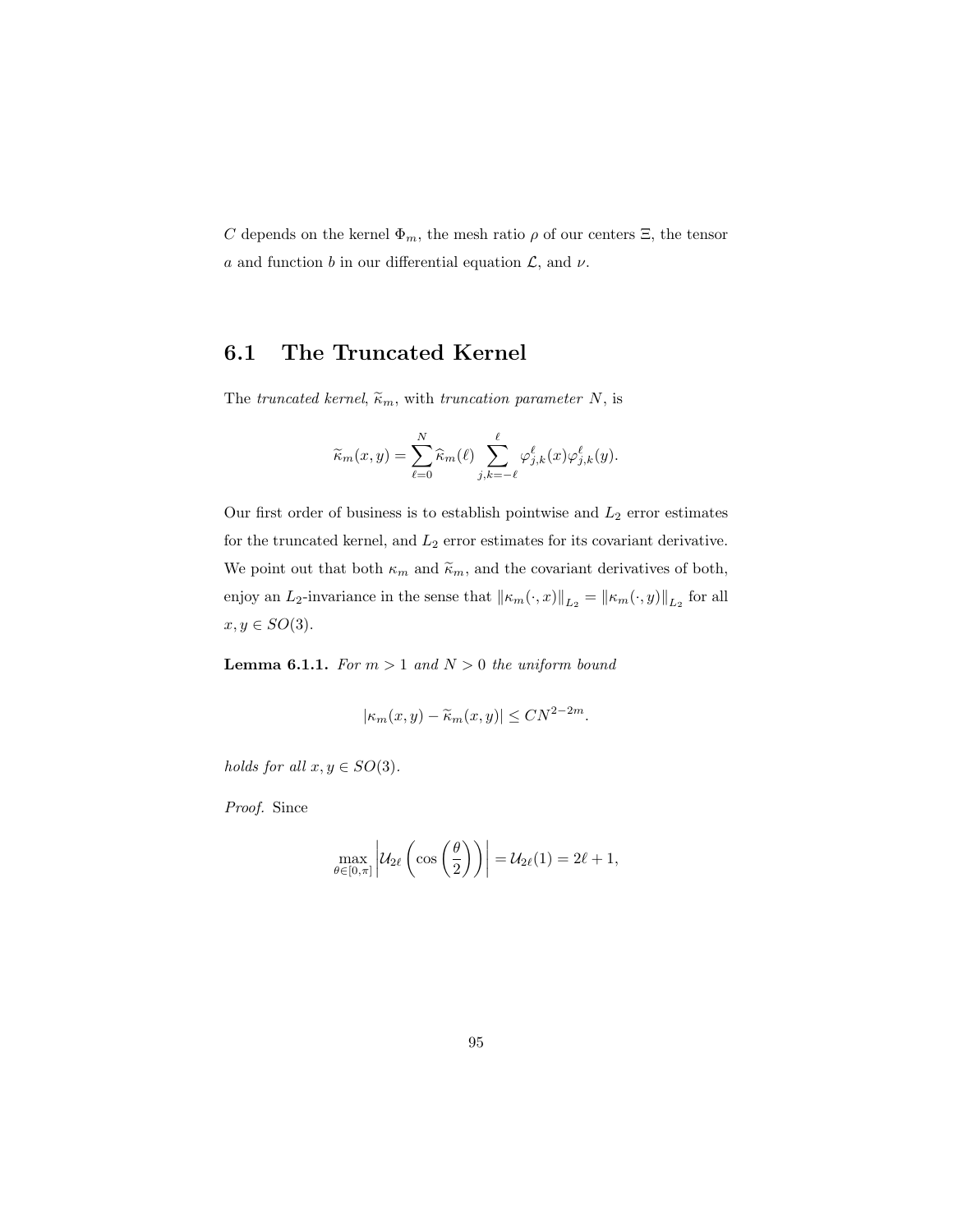$C$ depends on the kernel $\Phi_m$, the mesh ratio $\rho$ of our centers $\Xi$, the tensor $a$ and function $b$ in our differential equation $\mathcal{L}$, and $\nu$.

## 6.1 The Truncated Kernel

The *truncated kernel*, $\widetilde{\kappa}_m$, with *truncation parameter* $N$, is

$$\widetilde{\kappa}_m(x, y) = \sum_{\ell=0}^{N} \widehat{\kappa}_m(\ell) \sum_{j,k=-\ell}^{\ell} \varphi_{j,k}^{\ell}(x)\varphi_{j,k}^{\ell}(y).$$

Our first order of business is to establish pointwise and $L_2$ error estimates for the truncated kernel, and $L_2$ error estimates for its covariant derivative. We point out that both $\kappa_m$ and $\widetilde{\kappa}_m$, and the covariant derivatives of both, enjoy an $L_2$-invariance in the sense that $\|\kappa_m(\cdot, x)\|_{L_2} = \|\kappa_m(\cdot, y)\|_{L_2}$ for all $x, y \in SO(3)$.

**Lemma 6.1.1.** *For $m > 1$ and $N > 0$ the uniform bound*

$$|\kappa_m(x, y) - \widetilde{\kappa}_m(x, y)| \leq CN^{2-2m}.$$

*holds for all $x, y \in SO(3)$.*

*Proof.* Since

$$\max_{\theta\in[0,\pi]} \left| \mathcal{U}_{2\ell}\left(\cos\left(\frac{\theta}{2}\right)\right) \right| = \mathcal{U}_{2\ell}(1) = 2\ell + 1,$$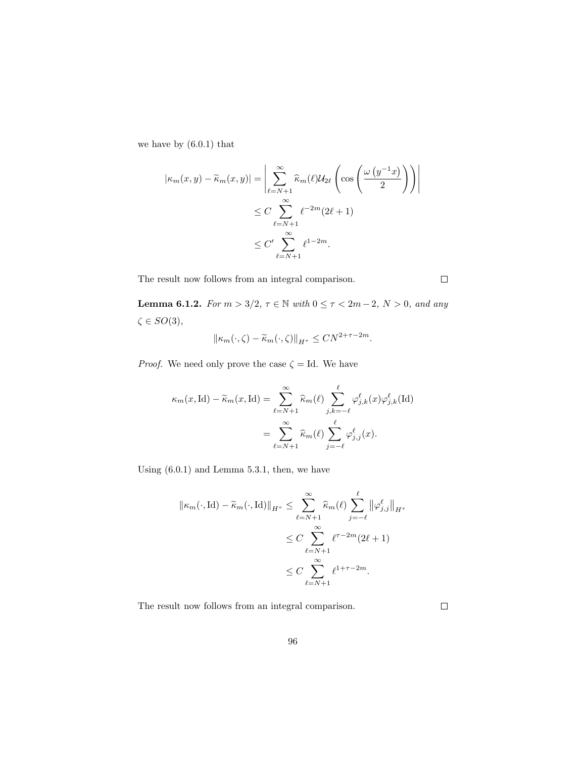we have by (6.0.1) that

$$
\begin{aligned}
|\kappa_m(x,y) - \widetilde{\kappa}_m(x,y)| &= \left| \sum_{\ell=N+1}^{\infty} \widehat{\kappa}_m(\ell) \mathcal{U}_{2\ell} \left( \cos \left( \frac{\omega\left(y^{-1}x\right)}{2} \right) \right) \right| \\
&\leq C \sum_{\ell=N+1}^{\infty} \ell^{-2m}(2\ell+1) \\
&\leq C' \sum_{\ell=N+1}^{\infty} \ell^{1-2m}.
\end{aligned}
$$

The result now follows from an integral comparison. ☐

**Lemma 6.1.2.** *For $m > 3/2$, $\tau \in \mathbb{N}$ with $0 \leq \tau < 2m-2$, $N > 0$, and any $\zeta \in SO(3)$,*

$$
\left\| \kappa_m(\cdot, \zeta) - \widetilde{\kappa}_m(\cdot, \zeta) \right\|_{H^\tau} \leq C N^{2+\tau-2m}.
$$

*Proof.* We need only prove the case $\zeta = \mathrm{Id}$. We have

$$
\begin{aligned}
\kappa_m(x, \mathrm{Id}) - \widetilde{\kappa}_m(x, \mathrm{Id}) &= \sum_{\ell=N+1}^{\infty} \widehat{\kappa}_m(\ell) \sum_{j,k=-\ell}^{\ell} \varphi_{j,k}^{\ell}(x) \varphi_{j,k}^{\ell}(\mathrm{Id}) \\
&= \sum_{\ell=N+1}^{\infty} \widehat{\kappa}_m(\ell) \sum_{j=-\ell}^{\ell} \varphi_{j,j}^{\ell}(x).
\end{aligned}
$$

Using (6.0.1) and Lemma 5.3.1, then, we have

$$
\begin{aligned}
\left\| \kappa_m(\cdot, \mathrm{Id}) - \widetilde{\kappa}_m(\cdot, \mathrm{Id}) \right\|_{H^\tau} &\leq \sum_{\ell=N+1}^{\infty} \widehat{\kappa}_m(\ell) \sum_{j=-\ell}^{\ell} \left\| \varphi_{j,j}^{\ell} \right\|_{H^\tau} \\
&\leq C \sum_{\ell=N+1}^{\infty} \ell^{\tau-2m}(2\ell+1) \\
&\leq C \sum_{\ell=N+1}^{\infty} \ell^{1+\tau-2m}.
\end{aligned}
$$

The result now follows from an integral comparison. ☐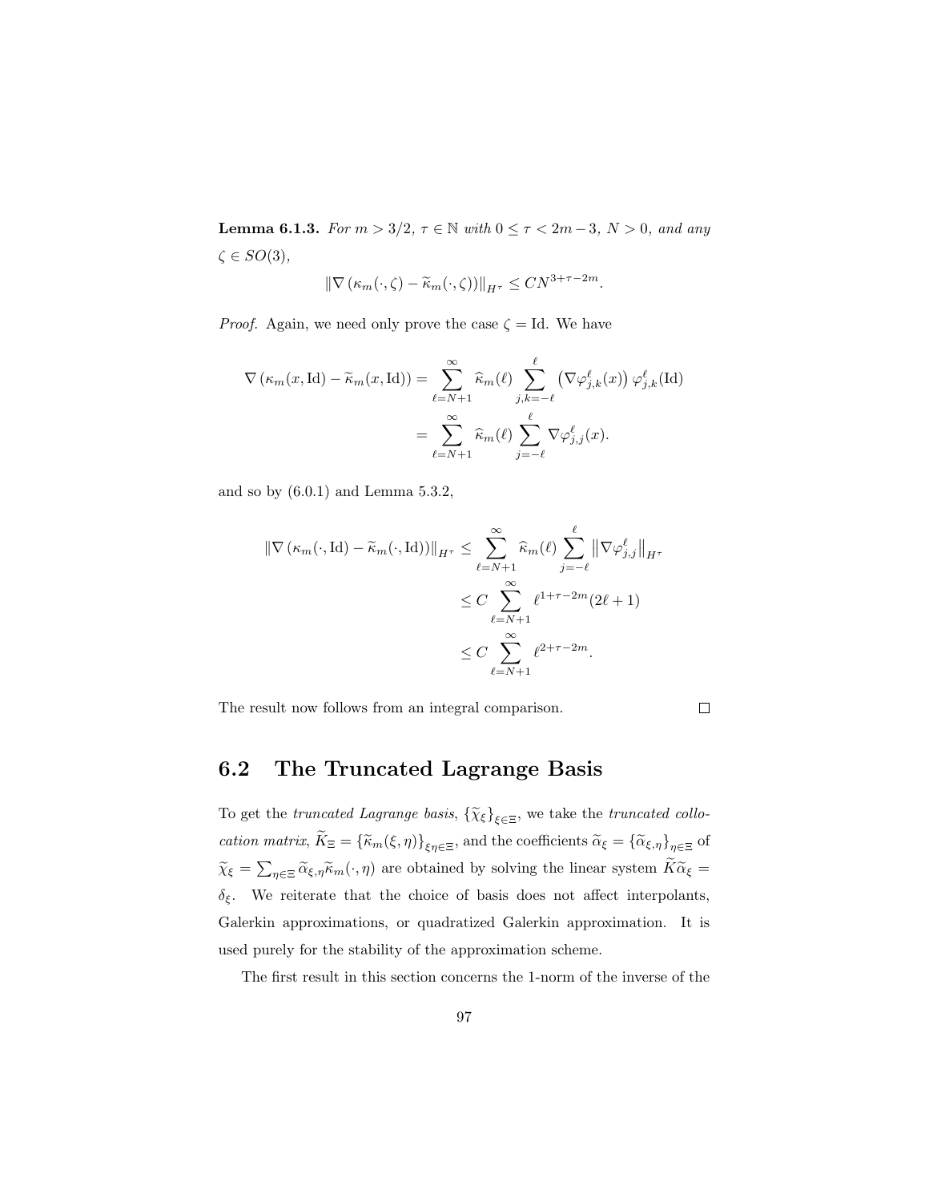**Lemma 6.1.3.** *For $m > 3/2$, $\tau \in \mathbb{N}$ with $0 \le \tau < 2m - 3$, $N > 0$, and any $\zeta \in SO(3)$,*

$$\|\nabla (\kappa_m(\cdot, \zeta) - \widetilde{\kappa}_m(\cdot, \zeta))\|_{H^\tau} \le C N^{3+\tau-2m}.$$

*Proof.* Again, we need only prove the case $\zeta = \mathrm{Id}$. We have

$$\begin{aligned}
\nabla (\kappa_m(x, \mathrm{Id}) - \widetilde{\kappa}_m(x, \mathrm{Id})) &= \sum_{\ell=N+1}^{\infty} \widehat{\kappa}_m(\ell) \sum_{j,k=-\ell}^{\ell} \left(\nabla \varphi^\ell_{j,k}(x)\right) \varphi^\ell_{j,k}(\mathrm{Id}) \\
&= \sum_{\ell=N+1}^{\infty} \widehat{\kappa}_m(\ell) \sum_{j=-\ell}^{\ell} \nabla \varphi^\ell_{j,j}(x).
\end{aligned}$$

and so by (6.0.1) and Lemma 5.3.2,

$$\begin{aligned}
\|\nabla (\kappa_m(\cdot, \mathrm{Id}) - \widetilde{\kappa}_m(\cdot, \mathrm{Id}))\|_{H^\tau} &\le \sum_{\ell=N+1}^{\infty} \widehat{\kappa}_m(\ell) \sum_{j=-\ell}^{\ell} \left\|\nabla \varphi^\ell_{j,j}\right\|_{H^\tau} \\
&\le C \sum_{\ell=N+1}^{\infty} \ell^{1+\tau-2m}(2\ell + 1) \\
&\le C \sum_{\ell=N+1}^{\infty} \ell^{2+\tau-2m}.
\end{aligned}$$

The result now follows from an integral comparison. $\square$

## 6.2 The Truncated Lagrange Basis

To get the *truncated Lagrange basis*, $\{\widetilde{\chi}_\xi\}_{\xi\in\Xi}$, we take the *truncated collocation matrix*, $\widetilde{K}_\Xi = \{\widetilde{\kappa}_m(\xi, \eta)\}_{\xi\eta\in\Xi}$, and the coefficients $\widetilde{\alpha}_\xi = \{\widetilde{\alpha}_{\xi,\eta}\}_{\eta\in\Xi}$ of $\widetilde{\chi}_\xi = \sum_{\eta\in\Xi} \widetilde{\alpha}_{\xi,\eta}\widetilde{\kappa}_m(\cdot, \eta)$ are obtained by solving the linear system $\widetilde{K}\widetilde{\alpha}_\xi = \delta_\xi$. We reiterate that the choice of basis does not affect interpolants, Galerkin approximations, or quadratized Galerkin approximation. It is used purely for the stability of the approximation scheme.

The first result in this section concerns the 1-norm of the inverse of the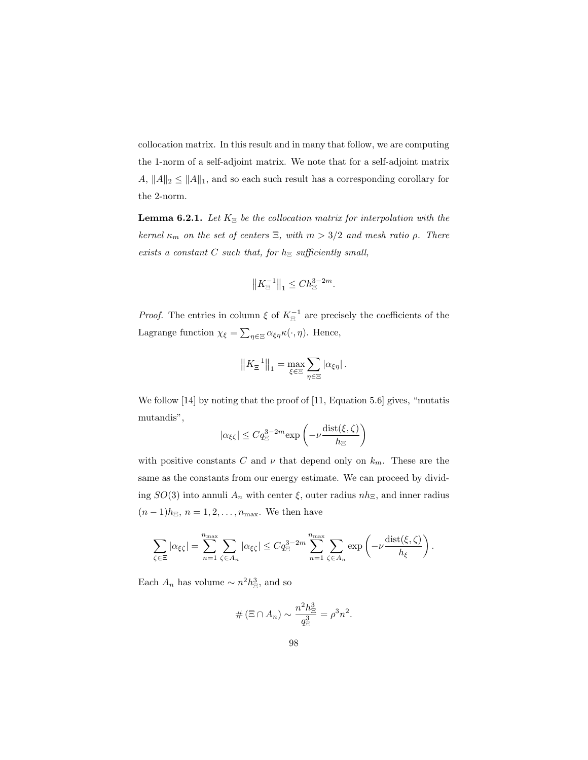collocation matrix. In this result and in many that follow, we are computing the 1-norm of a self-adjoint matrix. We note that for a self-adjoint matrix $A$, $\|A\|_2 \leq \|A\|_1$, and so each such result has a corresponding corollary for the 2-norm.

**Lemma 6.2.1.** *Let $K_\Xi$ be the collocation matrix for interpolation with the kernel $\kappa_m$ on the set of centers $\Xi$, with $m > 3/2$ and mesh ratio $\rho$. There exists a constant $C$ such that, for $h_\Xi$ sufficiently small,*

$$\left\|K_\Xi^{-1}\right\|_1 \leq C h_\Xi^{3-2m}.$$

*Proof.* The entries in column $\xi$ of $K_\Xi^{-1}$ are precisely the coefficients of the Lagrange function $\chi_\xi = \sum_{\eta \in \Xi} \alpha_{\xi\eta} \kappa(\cdot, \eta)$. Hence,

$$\left\|K_\Xi^{-1}\right\|_1 = \max_{\xi \in \Xi} \sum_{\eta \in \Xi} \left|\alpha_{\xi\eta}\right|.$$

We follow [14] by noting that the proof of [11, Equation 5.6] gives, "mutatis mutandis",

$$|\alpha_{\xi\zeta}| \leq C q_\Xi^{3-2m} \exp\left(-\nu \frac{\operatorname{dist}(\xi, \zeta)}{h_\Xi}\right)$$

with positive constants $C$ and $\nu$ that depend only on $k_m$. These are the same as the constants from our energy estimate. We can proceed by dividing $SO(3)$ into annuli $A_n$ with center $\xi$, outer radius $n h_\Xi$, and inner radius $(n-1)h_\Xi$, $n = 1, 2, \ldots, n_{\max}$. We then have

$$\sum_{\zeta \in \Xi} |\alpha_{\xi\zeta}| = \sum_{n=1}^{n_{\max}} \sum_{\zeta \in A_n} |\alpha_{\xi\zeta}| \leq C q_\Xi^{3-2m} \sum_{n=1}^{n_{\max}} \sum_{\zeta \in A_n} \exp\left(-\nu \frac{\operatorname{dist}(\xi, \zeta)}{h_\xi}\right).$$

Each $A_n$ has volume $\sim n^2 h_\Xi^3$, and so

$$\#\left(\Xi \cap A_n\right) \sim \frac{n^2 h_\Xi^3}{q_\Xi^3} = \rho^3 n^2.$$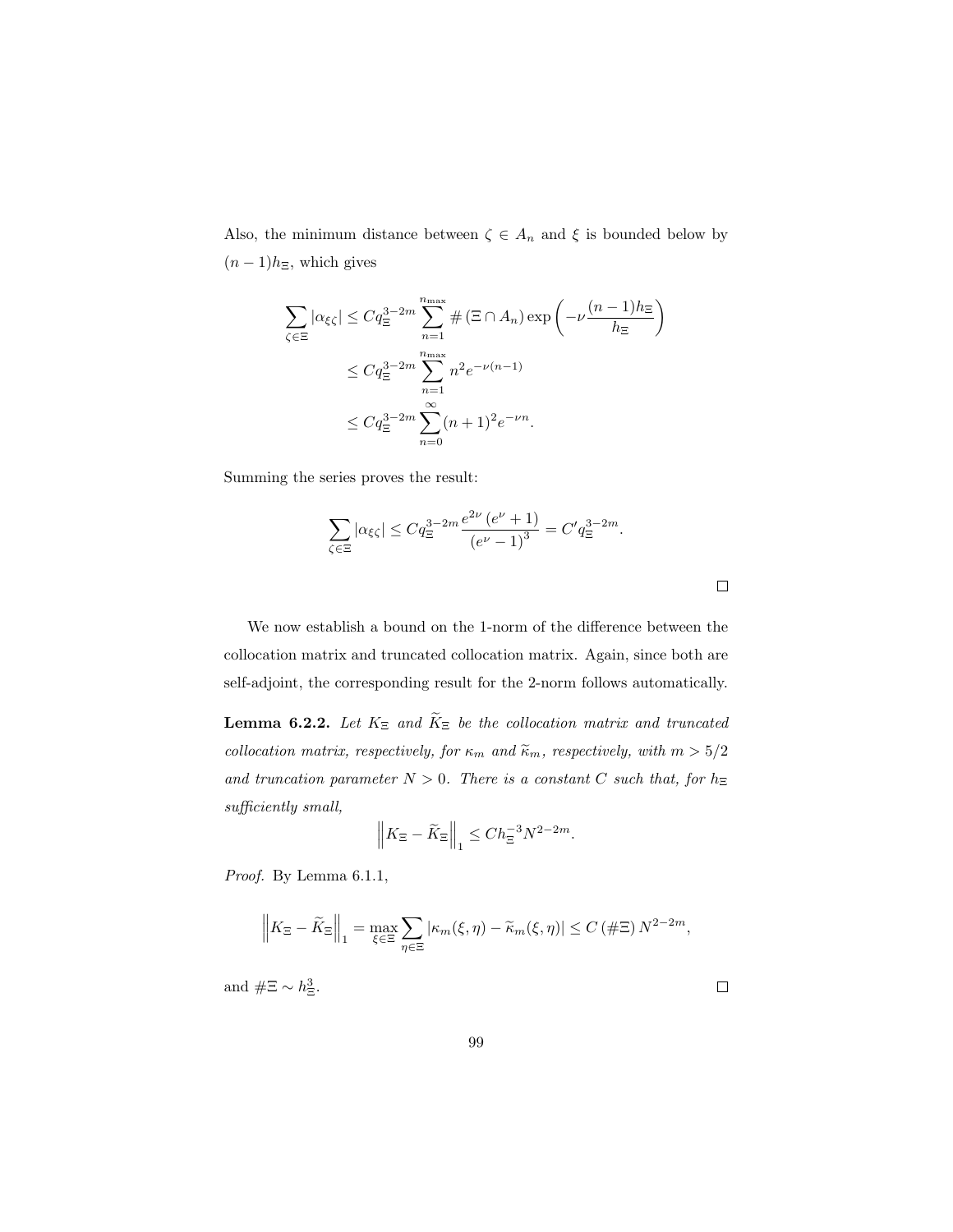Also, the minimum distance between $\zeta \in A_n$ and $\xi$ is bounded below by $(n-1)h_\Xi$, which gives

$$
\begin{aligned}
\sum_{\zeta\in\Xi} |\alpha_{\xi\zeta}| &\leq C q_\Xi^{3-2m} \sum_{n=1}^{n_{\max}} \#\left(\Xi \cap A_n\right) \exp\left(-\nu \frac{(n-1)h_\Xi}{h_\Xi}\right) \\
&\leq C q_\Xi^{3-2m} \sum_{n=1}^{n_{\max}} n^2 e^{-\nu(n-1)} \\
&\leq C q_\Xi^{3-2m} \sum_{n=0}^{\infty} (n+1)^2 e^{-\nu n}.
\end{aligned}
$$

Summing the series proves the result:

$$
\sum_{\zeta\in\Xi} |\alpha_{\xi\zeta}| \leq C q_\Xi^{3-2m} \frac{e^{2\nu}\left(e^{\nu}+1\right)}{\left(e^{\nu}-1\right)^3} = C' q_\Xi^{3-2m}.
$$

□

We now establish a bound on the 1-norm of the difference between the collocation matrix and truncated collocation matrix. Again, since both are self-adjoint, the corresponding result for the 2-norm follows automatically.

**Lemma 6.2.2.** *Let $K_\Xi$ and $\widetilde{K}_\Xi$ be the collocation matrix and truncated collocation matrix, respectively, for $\kappa_m$ and $\widetilde{\kappa}_m$, respectively, with $m > 5/2$ and truncation parameter $N > 0$. There is a constant $C$ such that, for $h_\Xi$ sufficiently small,*

$$
\left\| K_\Xi - \widetilde{K}_\Xi \right\|_1 \leq C h_\Xi^{-3} N^{2-2m}.
$$

*Proof.* By Lemma 6.1.1,

$$
\left\| K_\Xi - \widetilde{K}_\Xi \right\|_1 = \max_{\xi\in\Xi} \sum_{\eta\in\Xi} |\kappa_m(\xi,\eta) - \widetilde{\kappa}_m(\xi,\eta)| \leq C\left(\#\Xi\right) N^{2-2m},
$$

and $\#\Xi \sim h_\Xi^3$.

□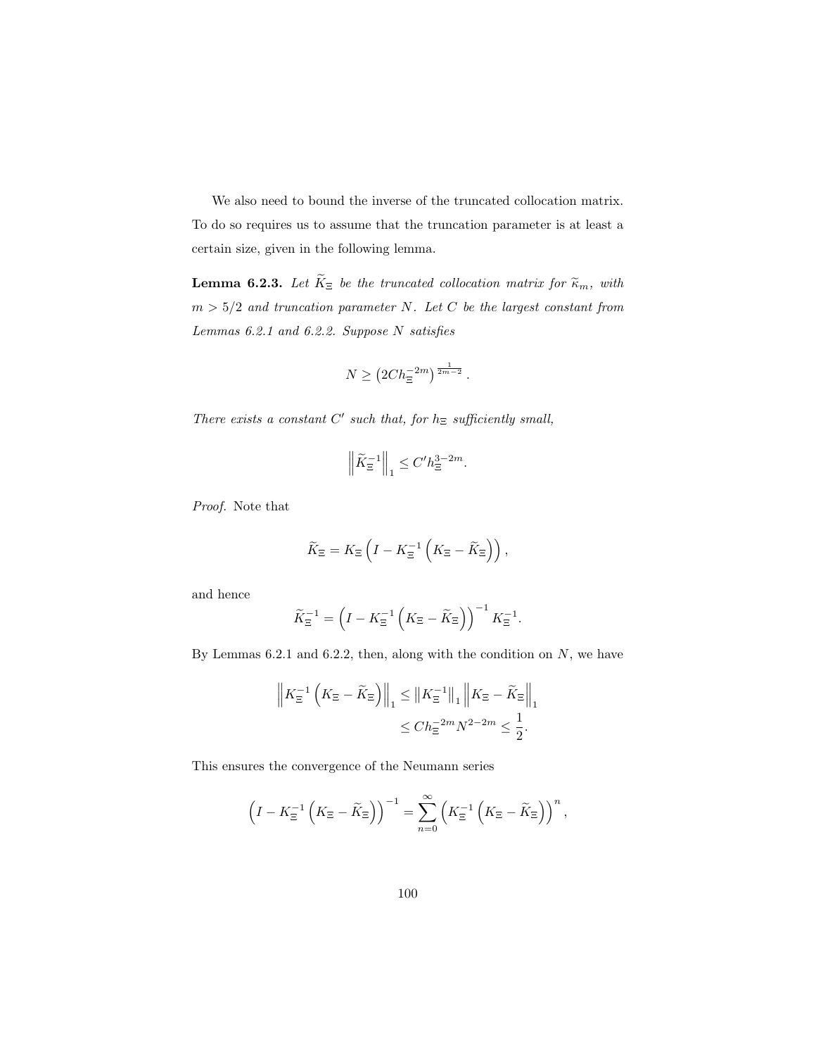We also need to bound the inverse of the truncated collocation matrix. To do so requires us to assume that the truncation parameter is at least a certain size, given in the following lemma.

**Lemma 6.2.3.** *Let $\widetilde{K}_\Xi$ be the truncated collocation matrix for $\widetilde{\kappa}_m$, with $m > 5/2$ and truncation parameter $N$. Let $C$ be the largest constant from Lemmas 6.2.1 and 6.2.2. Suppose $N$ satisfies*

$$N \geq \left(2Ch_\Xi^{-2m}\right)^{\frac{1}{2m-2}}.$$

*There exists a constant $C'$ such that, for $h_\Xi$ sufficiently small,*

$$\left\|\widetilde{K}_\Xi^{-1}\right\|_1 \leq C' h_\Xi^{3-2m}.$$

*Proof.* Note that

$$\widetilde{K}_\Xi = K_\Xi \left(I - K_\Xi^{-1}\left(K_\Xi - \widetilde{K}_\Xi\right)\right),$$

and hence

$$\widetilde{K}_\Xi^{-1} = \left(I - K_\Xi^{-1}\left(K_\Xi - \widetilde{K}_\Xi\right)\right)^{-1} K_\Xi^{-1}.$$

By Lemmas 6.2.1 and 6.2.2, then, along with the condition on $N$, we have

$$\begin{aligned}
\left\|K_\Xi^{-1}\left(K_\Xi - \widetilde{K}_\Xi\right)\right\|_1 &\leq \left\|K_\Xi^{-1}\right\|_1 \left\|K_\Xi - \widetilde{K}_\Xi\right\|_1 \\
&\leq Ch_\Xi^{-2m} N^{2-2m} \leq \frac{1}{2}.
\end{aligned}$$

This ensures the convergence of the Neumann series

$$\left(I - K_\Xi^{-1}\left(K_\Xi - \widetilde{K}_\Xi\right)\right)^{-1} = \sum_{n=0}^{\infty}\left(K_\Xi^{-1}\left(K_\Xi - \widetilde{K}_\Xi\right)\right)^n,$$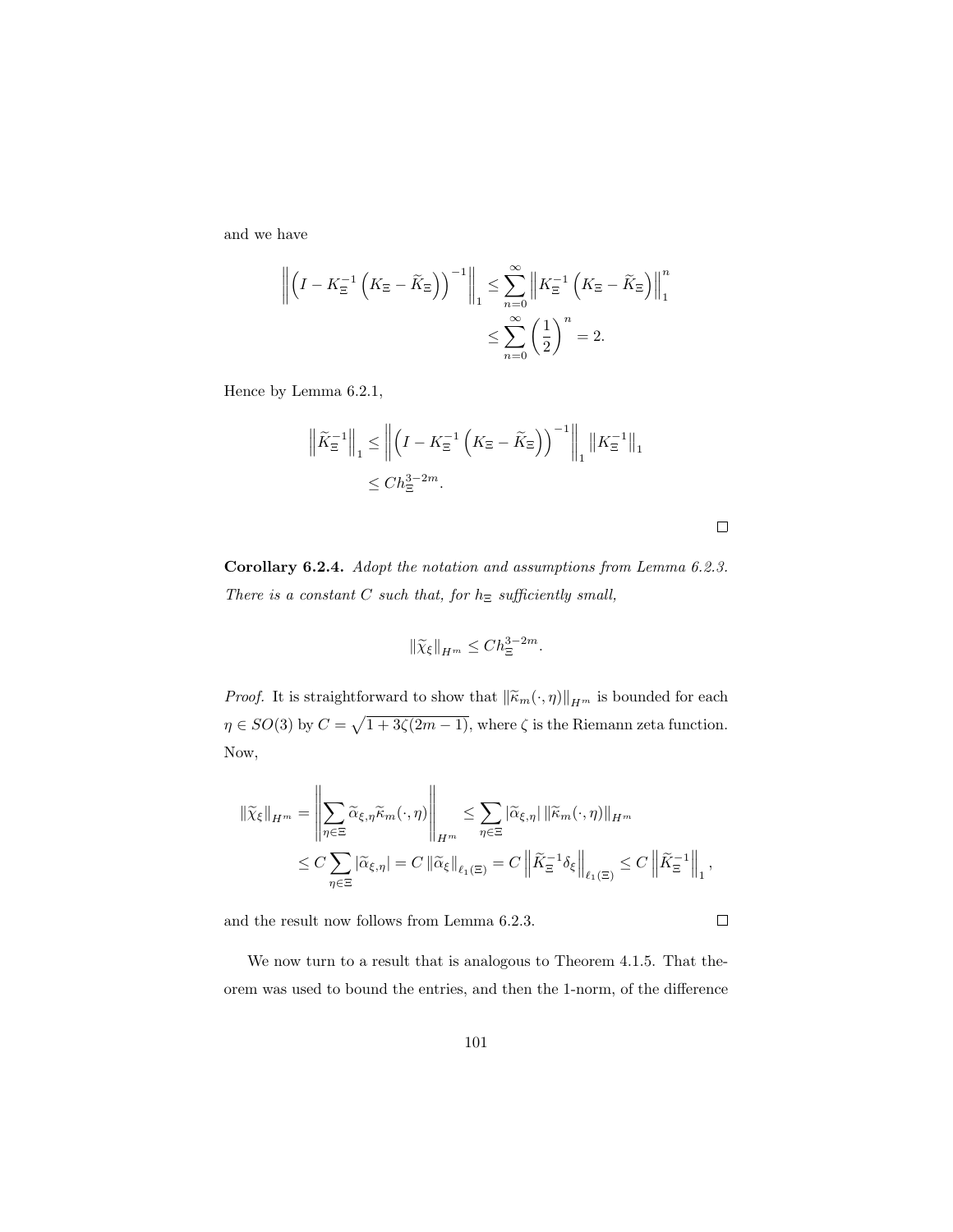and we have

$$\left\| \left( I - K_\Xi^{-1} \left( K_\Xi - \widetilde{K}_\Xi \right) \right)^{-1} \right\|_1 \leq \sum_{n=0}^{\infty} \left\| K_\Xi^{-1} \left( K_\Xi - \widetilde{K}_\Xi \right) \right\|_1^n$$

$$\leq \sum_{n=0}^{\infty} \left( \frac{1}{2} \right)^n = 2.$$

Hence by Lemma 6.2.1,

$$\left\| \widetilde{K}_\Xi^{-1} \right\|_1 \leq \left\| \left( I - K_\Xi^{-1} \left( K_\Xi - \widetilde{K}_\Xi \right) \right)^{-1} \right\|_1 \left\| K_\Xi^{-1} \right\|_1$$

$$\leq C h_\Xi^{3-2m}.$$

□

**Corollary 6.2.4.** *Adopt the notation and assumptions from Lemma 6.2.3. There is a constant $C$ such that, for $h_\Xi$ sufficiently small,*

$$\|\widetilde{\chi}_\xi\|_{H^m} \leq C h_\Xi^{3-2m}.$$

*Proof.* It is straightforward to show that $\|\widetilde{\kappa}_m(\cdot, \eta)\|_{H^m}$ is bounded for each $\eta \in SO(3)$ by $C = \sqrt{1 + 3\zeta(2m-1)}$, where $\zeta$ is the Riemann zeta function. Now,

$$\|\widetilde{\chi}_\xi\|_{H^m} = \left\| \sum_{\eta \in \Xi} \widetilde{\alpha}_{\xi,\eta} \widetilde{\kappa}_m(\cdot, \eta) \right\|_{H^m} \leq \sum_{\eta \in \Xi} |\widetilde{\alpha}_{\xi,\eta}| \, \|\widetilde{\kappa}_m(\cdot, \eta)\|_{H^m}$$

$$\leq C \sum_{\eta \in \Xi} |\widetilde{\alpha}_{\xi,\eta}| = C \, \|\widetilde{\alpha}_\xi\|_{\ell_1(\Xi)} = C \left\| \widetilde{K}_\Xi^{-1} \delta_\xi \right\|_{\ell_1(\Xi)} \leq C \left\| \widetilde{K}_\Xi^{-1} \right\|_1,$$

and the result now follows from Lemma 6.2.3. □

We now turn to a result that is analogous to Theorem 4.1.5. That theorem was used to bound the entries, and then the 1-norm, of the difference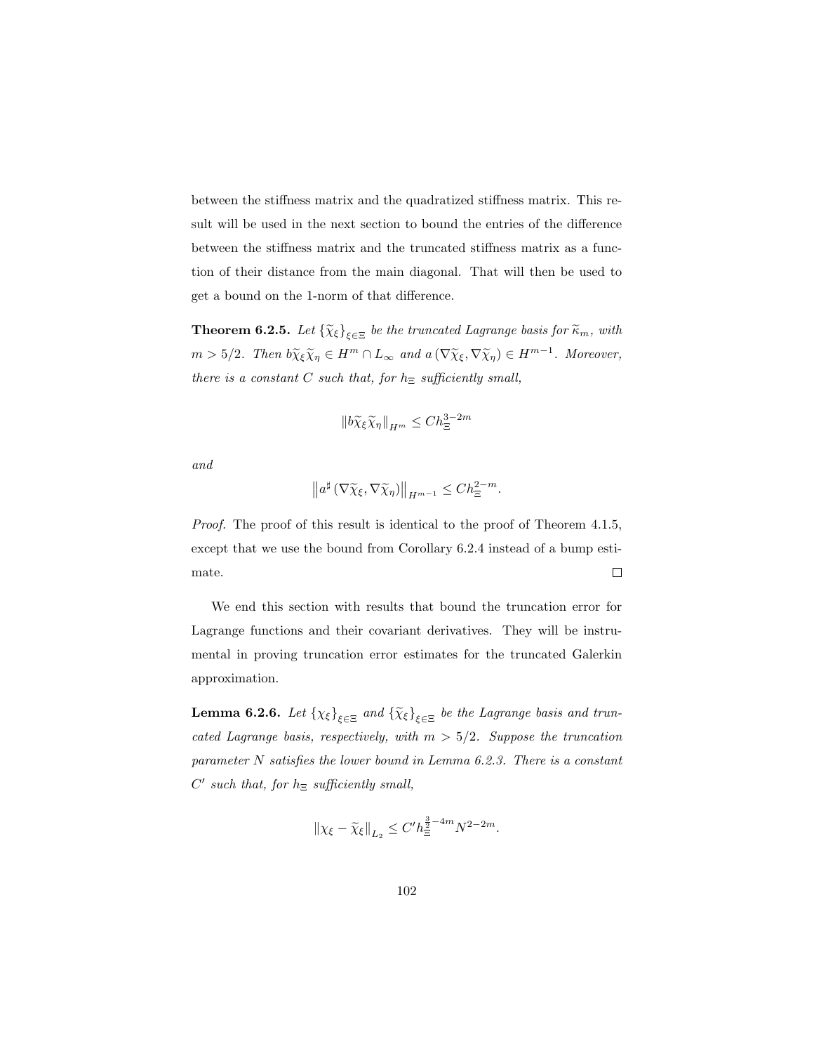between the stiffness matrix and the quadratized stiffness matrix. This result will be used in the next section to bound the entries of the difference between the stiffness matrix and the truncated stiffness matrix as a function of their distance from the main diagonal. That will then be used to get a bound on the 1-norm of that difference.

**Theorem 6.2.5.** *Let $\{\widetilde{\chi}_\xi\}_{\xi\in\Xi}$ be the truncated Lagrange basis for $\widetilde{\kappa}_m$, with $m > 5/2$. Then $b\widetilde{\chi}_\xi\widetilde{\chi}_\eta \in H^m \cap L_\infty$ and $a\,(\nabla\widetilde{\chi}_\xi, \nabla\widetilde{\chi}_\eta) \in H^{m-1}$. Moreover, there is a constant $C$ such that, for $h_\Xi$ sufficiently small,*

$$\|b\widetilde{\chi}_\xi\widetilde{\chi}_\eta\|_{H^m} \leq Ch_\Xi^{3-2m}$$

*and*

$$\left\|a^\sharp\,(\nabla\widetilde{\chi}_\xi, \nabla\widetilde{\chi}_\eta)\right\|_{H^{m-1}} \leq Ch_\Xi^{2-m}.$$

*Proof.* The proof of this result is identical to the proof of Theorem 4.1.5, except that we use the bound from Corollary 6.2.4 instead of a bump estimate. $\square$

We end this section with results that bound the truncation error for Lagrange functions and their covariant derivatives. They will be instrumental in proving truncation error estimates for the truncated Galerkin approximation.

**Lemma 6.2.6.** *Let $\{\chi_\xi\}_{\xi\in\Xi}$ and $\{\widetilde{\chi}_\xi\}_{\xi\in\Xi}$ be the Lagrange basis and truncated Lagrange basis, respectively, with $m > 5/2$. Suppose the truncation parameter $N$ satisfies the lower bound in Lemma 6.2.3. There is a constant $C'$ such that, for $h_\Xi$ sufficiently small,*

$$\|\chi_\xi - \widetilde{\chi}_\xi\|_{L_2} \leq C'h_\Xi^{\frac{3}{2}-4m}N^{2-2m}.$$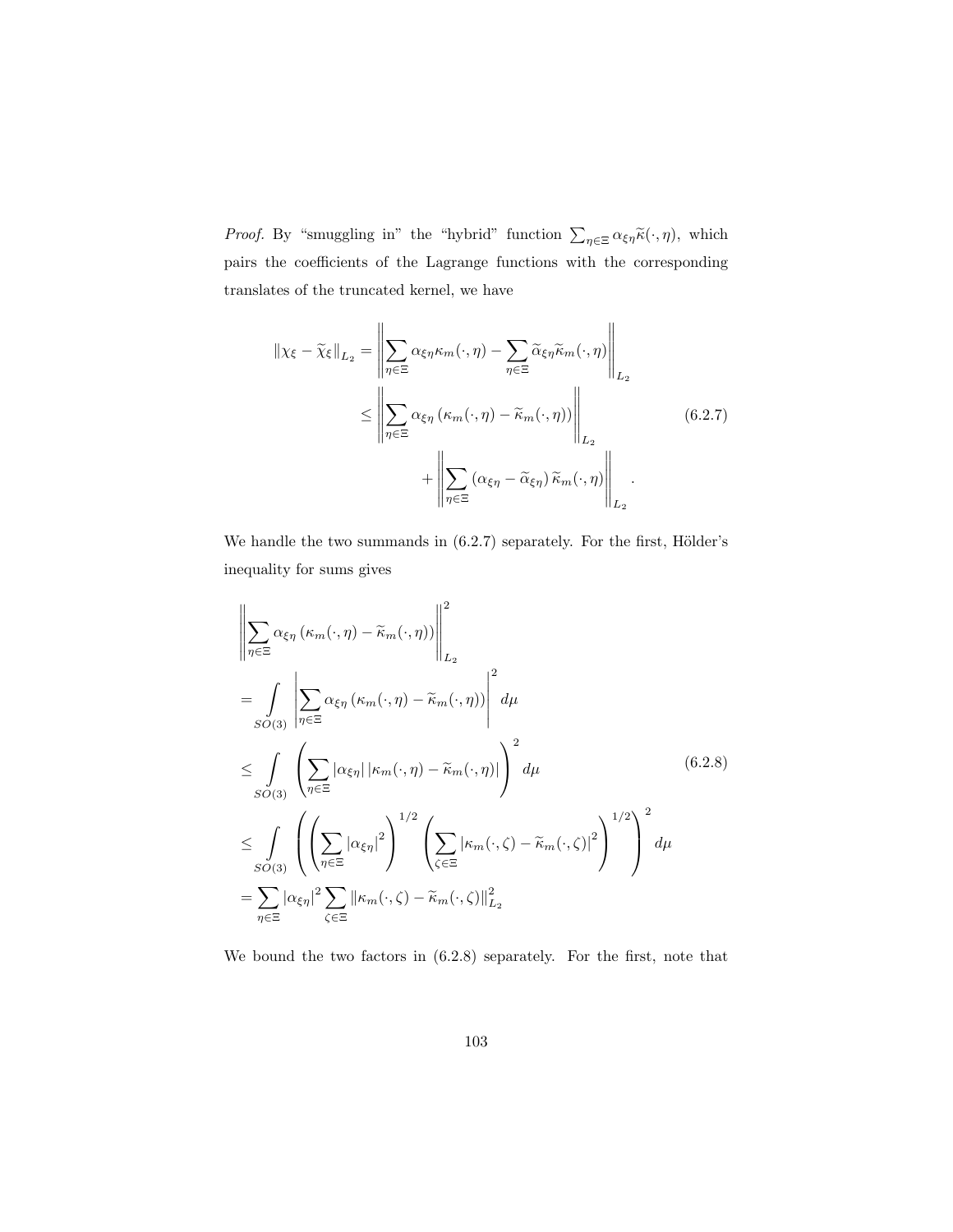*Proof.* By "smuggling in" the "hybrid" function $\sum_{\eta\in\Xi} \alpha_{\xi\eta}\widetilde{\kappa}(\cdot,\eta)$, which pairs the coefficients of the Lagrange functions with the corresponding translates of the truncated kernel, we have

$$
\begin{aligned}
\|\chi_\xi - \widetilde{\chi}_\xi\|_{L_2} &= \left\| \sum_{\eta\in\Xi} \alpha_{\xi\eta}\kappa_m(\cdot,\eta) - \sum_{\eta\in\Xi} \widetilde{\alpha}_{\xi\eta}\widetilde{\kappa}_m(\cdot,\eta) \right\|_{L_2} \\
&\leq \left\| \sum_{\eta\in\Xi} \alpha_{\xi\eta}\left(\kappa_m(\cdot,\eta) - \widetilde{\kappa}_m(\cdot,\eta)\right) \right\|_{L_2} \qquad (6.2.7) \\
&\qquad + \left\| \sum_{\eta\in\Xi} \left(\alpha_{\xi\eta} - \widetilde{\alpha}_{\xi\eta}\right)\widetilde{\kappa}_m(\cdot,\eta) \right\|_{L_2}.
\end{aligned}
$$

We handle the two summands in (6.2.7) separately. For the first, Hölder's inequality for sums gives

$$
\begin{aligned}
&\left\| \sum_{\eta\in\Xi} \alpha_{\xi\eta}\left(\kappa_m(\cdot,\eta) - \widetilde{\kappa}_m(\cdot,\eta)\right) \right\|_{L_2}^2 \\
&= \int_{SO(3)} \left| \sum_{\eta\in\Xi} \alpha_{\xi\eta}\left(\kappa_m(\cdot,\eta) - \widetilde{\kappa}_m(\cdot,\eta)\right) \right|^2 d\mu \\
&\leq \int_{SO(3)} \left( \sum_{\eta\in\Xi} |\alpha_{\xi\eta}| \left|\kappa_m(\cdot,\eta) - \widetilde{\kappa}_m(\cdot,\eta)\right| \right)^2 d\mu \qquad (6.2.8) \\
&\leq \int_{SO(3)} \left( \left( \sum_{\eta\in\Xi} |\alpha_{\xi\eta}|^2 \right)^{1/2} \left( \sum_{\zeta\in\Xi} \left|\kappa_m(\cdot,\zeta) - \widetilde{\kappa}_m(\cdot,\zeta)\right|^2 \right)^{1/2} \right)^2 d\mu \\
&= \sum_{\eta\in\Xi} |\alpha_{\xi\eta}|^2 \sum_{\zeta\in\Xi} \left\|\kappa_m(\cdot,\zeta) - \widetilde{\kappa}_m(\cdot,\zeta)\right\|_{L_2}^2
\end{aligned}
$$

We bound the two factors in (6.2.8) separately. For the first, note that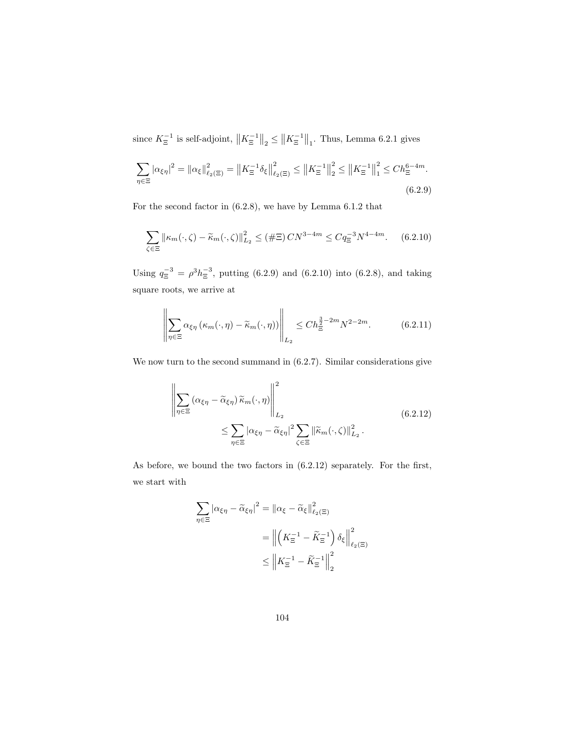since $K_\Xi^{-1}$ is self-adjoint, $\left\|K_\Xi^{-1}\right\|_2 \le \left\|K_\Xi^{-1}\right\|_1$. Thus, Lemma 6.2.1 gives

$$\sum_{\eta\in\Xi} |\alpha_{\xi\eta}|^2 = \|\alpha_\xi\|^2_{\ell_2(\Xi)} = \left\|K_\Xi^{-1}\delta_\xi\right\|^2_{\ell_2(\Xi)} \le \left\|K_\Xi^{-1}\right\|_2^2 \le \left\|K_\Xi^{-1}\right\|_1^2 \le C h_\Xi^{6-4m}. \tag{6.2.9}$$

For the second factor in (6.2.8), we have by Lemma 6.1.2 that

$$\sum_{\zeta\in\Xi} \left\|\kappa_m(\cdot,\zeta) - \widetilde{\kappa}_m(\cdot,\zeta)\right\|^2_{L_2} \le (\#\Xi)\, C N^{3-4m} \le C q_\Xi^{-3} N^{4-4m}. \tag{6.2.10}$$

Using $q_\Xi^{-3} = \rho^3 h_\Xi^{-3}$, putting (6.2.9) and (6.2.10) into (6.2.8), and taking square roots, we arrive at

$$\left\|\sum_{\eta\in\Xi} \alpha_{\xi\eta}\left(\kappa_m(\cdot,\eta) - \widetilde{\kappa}_m(\cdot,\eta)\right)\right\|_{L_2} \le C h_\Xi^{\frac{3}{2}-2m} N^{2-2m}. \tag{6.2.11}$$

We now turn to the second summand in (6.2.7). Similar considerations give

$$\begin{aligned}\left\|\sum_{\eta\in\Xi} \left(\alpha_{\xi\eta} - \widetilde{\alpha}_{\xi\eta}\right)\widetilde{\kappa}_m(\cdot,\eta)\right\|^2_{L_2}& \\ \le \sum_{\eta\in\Xi} |\alpha_{\xi\eta} - \widetilde{\alpha}_{\xi\eta}|^2 &\sum_{\zeta\in\Xi} \left\|\widetilde{\kappa}_m(\cdot,\zeta)\right\|^2_{L_2}.\end{aligned} \tag{6.2.12}$$

As before, we bound the two factors in (6.2.12) separately. For the first, we start with

$$\begin{aligned}\sum_{\eta\in\Xi} |\alpha_{\xi\eta} - \widetilde{\alpha}_{\xi\eta}|^2 &= \|\alpha_\xi - \widetilde{\alpha}_\xi\|^2_{\ell_2(\Xi)} \\ &= \left\|\left(K_\Xi^{-1} - \widetilde{K}_\Xi^{-1}\right)\delta_\xi\right\|^2_{\ell_2(\Xi)} \\ &\le \left\|K_\Xi^{-1} - \widetilde{K}_\Xi^{-1}\right\|_2^2\end{aligned}$$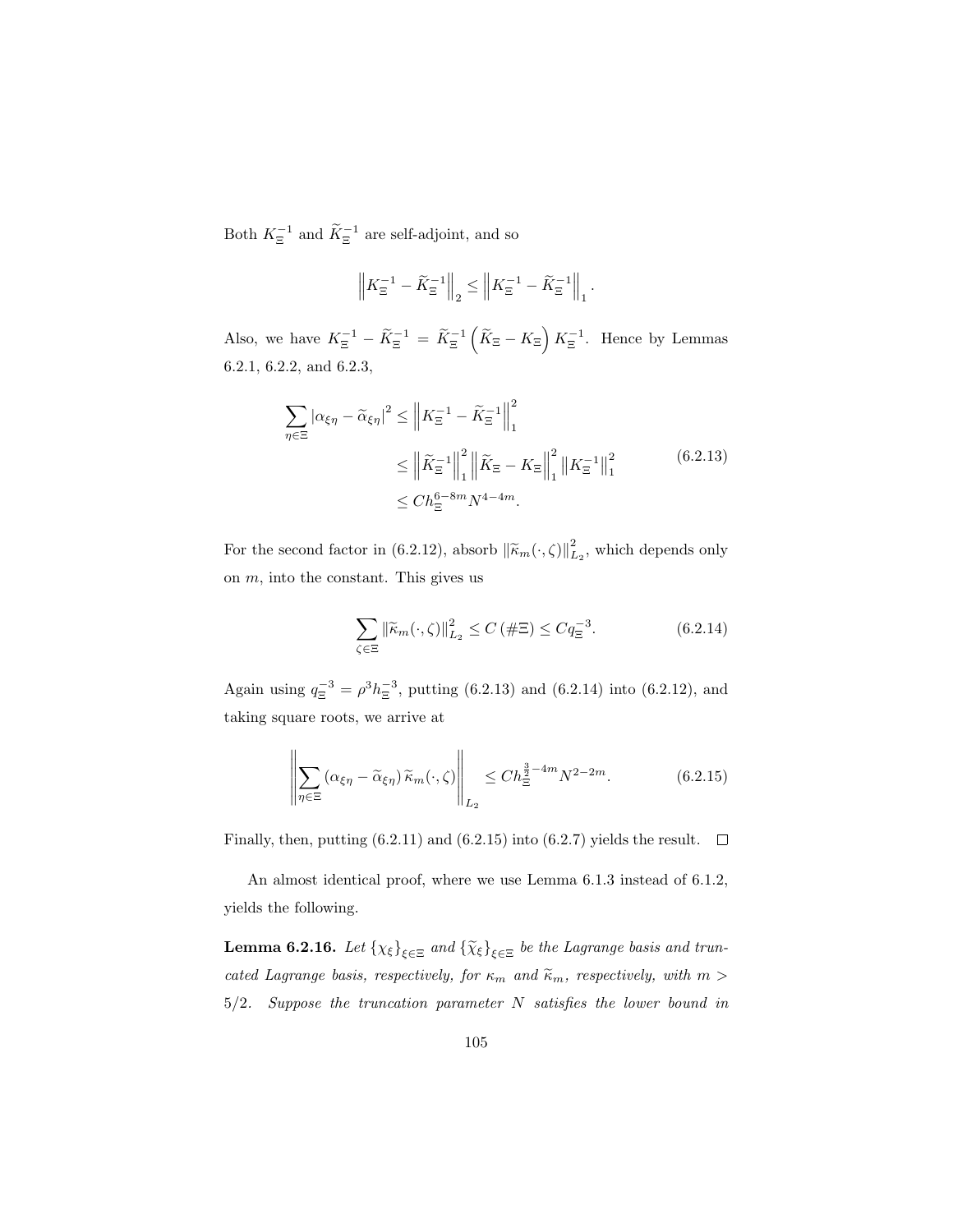Both $K_\Xi^{-1}$ and $\widetilde{K}_\Xi^{-1}$ are self-adjoint, and so

$$\left\| K_\Xi^{-1} - \widetilde{K}_\Xi^{-1} \right\|_2 \le \left\| K_\Xi^{-1} - \widetilde{K}_\Xi^{-1} \right\|_1 .$$

Also, we have $K_\Xi^{-1} - \widetilde{K}_\Xi^{-1} = \widetilde{K}_\Xi^{-1} \left( \widetilde{K}_\Xi - K_\Xi \right) K_\Xi^{-1}$. Hence by Lemmas 6.2.1, 6.2.2, and 6.2.3,

$$\begin{aligned}
\sum_{\eta \in \Xi} \left| \alpha_{\xi\eta} - \widetilde{\alpha}_{\xi\eta} \right|^2 &\le \left\| K_\Xi^{-1} - \widetilde{K}_\Xi^{-1} \right\|_1^2 \\
&\le \left\| \widetilde{K}_\Xi^{-1} \right\|_1^2 \left\| \widetilde{K}_\Xi - K_\Xi \right\|_1^2 \left\| K_\Xi^{-1} \right\|_1^2 \\
&\le C h_\Xi^{6-8m} N^{4-4m}.
\end{aligned} \tag{6.2.13}$$

For the second factor in (6.2.12), absorb $\|\widetilde{\kappa}_m(\cdot, \zeta)\|_{L_2}^2$, which depends only on $m$, into the constant. This gives us

$$\sum_{\zeta \in \Xi} \|\widetilde{\kappa}_m(\cdot, \zeta)\|_{L_2}^2 \le C \left( \# \Xi \right) \le C q_\Xi^{-3}. \tag{6.2.14}$$

Again using $q_\Xi^{-3} = \rho^3 h_\Xi^{-3}$, putting (6.2.13) and (6.2.14) into (6.2.12), and taking square roots, we arrive at

$$\left\| \sum_{\eta \in \Xi} \left( \alpha_{\xi\eta} - \widetilde{\alpha}_{\xi\eta} \right) \widetilde{\kappa}_m(\cdot, \zeta) \right\|_{L_2} \le C h_\Xi^{\frac{3}{2} - 4m} N^{2-2m}. \tag{6.2.15}$$

Finally, then, putting (6.2.11) and (6.2.15) into (6.2.7) yields the result. $\square$

An almost identical proof, where we use Lemma 6.1.3 instead of 6.1.2, yields the following.

**Lemma 6.2.16.** *Let $\{\chi_\xi\}_{\xi \in \Xi}$ and $\{\widetilde{\chi}_\xi\}_{\xi \in \Xi}$ be the Lagrange basis and truncated Lagrange basis, respectively, for $\kappa_m$ and $\widetilde{\kappa}_m$, respectively, with $m > 5/2$. Suppose the truncation parameter $N$ satisfies the lower bound in*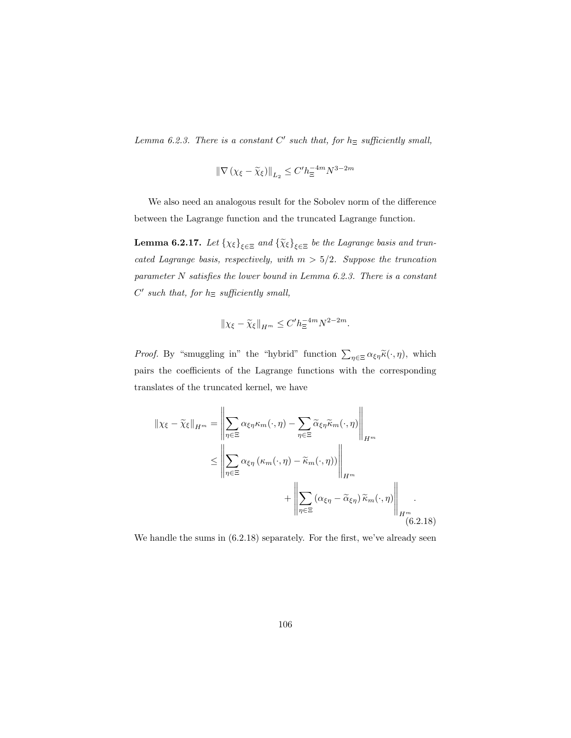*Lemma 6.2.3. There is a constant $C'$ such that, for $h_\Xi$ sufficiently small,*

$$\left\|\nabla\left(\chi_\xi - \widetilde{\chi}_\xi\right)\right\|_{L_2} \le C' h_\Xi^{-4m} N^{3-2m}$$

We also need an analogous result for the Sobolev norm of the difference between the Lagrange function and the truncated Lagrange function.

**Lemma 6.2.17.** *Let $\{\chi_\xi\}_{\xi\in\Xi}$ and $\{\widetilde{\chi}_\xi\}_{\xi\in\Xi}$ be the Lagrange basis and truncated Lagrange basis, respectively, with $m > 5/2$. Suppose the truncation parameter $N$ satisfies the lower bound in Lemma 6.2.3. There is a constant $C'$ such that, for $h_\Xi$ sufficiently small,*

$$\|\chi_\xi - \widetilde{\chi}_\xi\|_{H^m} \le C' h_\Xi^{-4m} N^{2-2m}.$$

*Proof.* By "smuggling in" the "hybrid" function $\sum_{\eta\in\Xi} \alpha_{\xi\eta}\widetilde{\kappa}(\cdot,\eta)$, which pairs the coefficients of the Lagrange functions with the corresponding translates of the truncated kernel, we have

$$\begin{aligned}
\|\chi_\xi - \widetilde{\chi}_\xi\|_{H^m} &= \left\| \sum_{\eta\in\Xi} \alpha_{\xi\eta}\kappa_m(\cdot,\eta) - \sum_{\eta\in\Xi} \widetilde{\alpha}_{\xi\eta}\widetilde{\kappa}_m(\cdot,\eta) \right\|_{H^m} \\
&\le \left\| \sum_{\eta\in\Xi} \alpha_{\xi\eta}\left(\kappa_m(\cdot,\eta) - \widetilde{\kappa}_m(\cdot,\eta)\right) \right\|_{H^m} \\
&\qquad + \left\| \sum_{\eta\in\Xi} \left(\alpha_{\xi\eta} - \widetilde{\alpha}_{\xi\eta}\right)\widetilde{\kappa}_m(\cdot,\eta) \right\|_{H^m}.
\end{aligned} \tag{6.2.18}$$

We handle the sums in (6.2.18) separately. For the first, we've already seen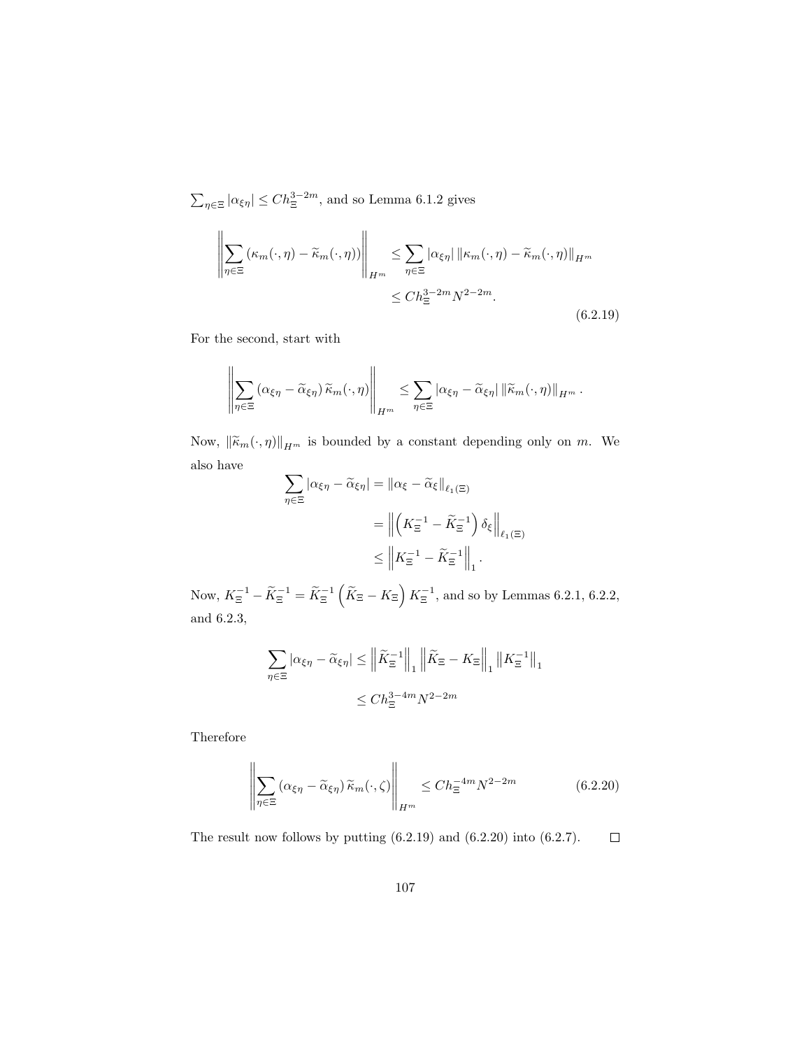$\sum_{\eta \in \Xi} |\alpha_{\xi\eta}| \leq C h_\Xi^{3-2m}$, and so Lemma 6.1.2 gives

$$\left\| \sum_{\eta \in \Xi} \left( \kappa_m(\cdot, \eta) - \widetilde{\kappa}_m(\cdot, \eta) \right) \right\|_{H^m} \leq \sum_{\eta \in \Xi} |\alpha_{\xi\eta}| \left\| \kappa_m(\cdot, \eta) - \widetilde{\kappa}_m(\cdot, \eta) \right\|_{H^m} \leq C h_\Xi^{3-2m} N^{2-2m}. \tag{6.2.19}$$

For the second, start with

$$\left\| \sum_{\eta \in \Xi} \left( \alpha_{\xi\eta} - \widetilde{\alpha}_{\xi\eta} \right) \widetilde{\kappa}_m(\cdot, \eta) \right\|_{H^m} \leq \sum_{\eta \in \Xi} |\alpha_{\xi\eta} - \widetilde{\alpha}_{\xi\eta}| \left\| \widetilde{\kappa}_m(\cdot, \eta) \right\|_{H^m}.$$

Now, $\left\| \widetilde{\kappa}_m(\cdot, \eta) \right\|_{H^m}$ is bounded by a constant depending only on $m$. We also have

$$\begin{aligned} \sum_{\eta \in \Xi} |\alpha_{\xi\eta} - \widetilde{\alpha}_{\xi\eta}| &= \left\| \alpha_\xi - \widetilde{\alpha}_\xi \right\|_{\ell_1(\Xi)} \\ &= \left\| \left( K_\Xi^{-1} - \widetilde{K}_\Xi^{-1} \right) \delta_\xi \right\|_{\ell_1(\Xi)} \\ &\leq \left\| K_\Xi^{-1} - \widetilde{K}_\Xi^{-1} \right\|_1. \end{aligned}$$

Now, $K_\Xi^{-1} - \widetilde{K}_\Xi^{-1} = \widetilde{K}_\Xi^{-1} \left( \widetilde{K}_\Xi - K_\Xi \right) K_\Xi^{-1}$, and so by Lemmas 6.2.1, 6.2.2, and 6.2.3,

$$\begin{aligned} \sum_{\eta \in \Xi} |\alpha_{\xi\eta} - \widetilde{\alpha}_{\xi\eta}| &\leq \left\| \widetilde{K}_\Xi^{-1} \right\|_1 \left\| \widetilde{K}_\Xi - K_\Xi \right\|_1 \left\| K_\Xi^{-1} \right\|_1 \\ &\leq C h_\Xi^{3-4m} N^{2-2m} \end{aligned}$$

Therefore

$$\left\| \sum_{\eta \in \Xi} \left( \alpha_{\xi\eta} - \widetilde{\alpha}_{\xi\eta} \right) \widetilde{\kappa}_m(\cdot, \zeta) \right\|_{H^m} \leq C h_\Xi^{-4m} N^{2-2m} \tag{6.2.20}$$

The result now follows by putting (6.2.19) and (6.2.20) into (6.2.7). $\square$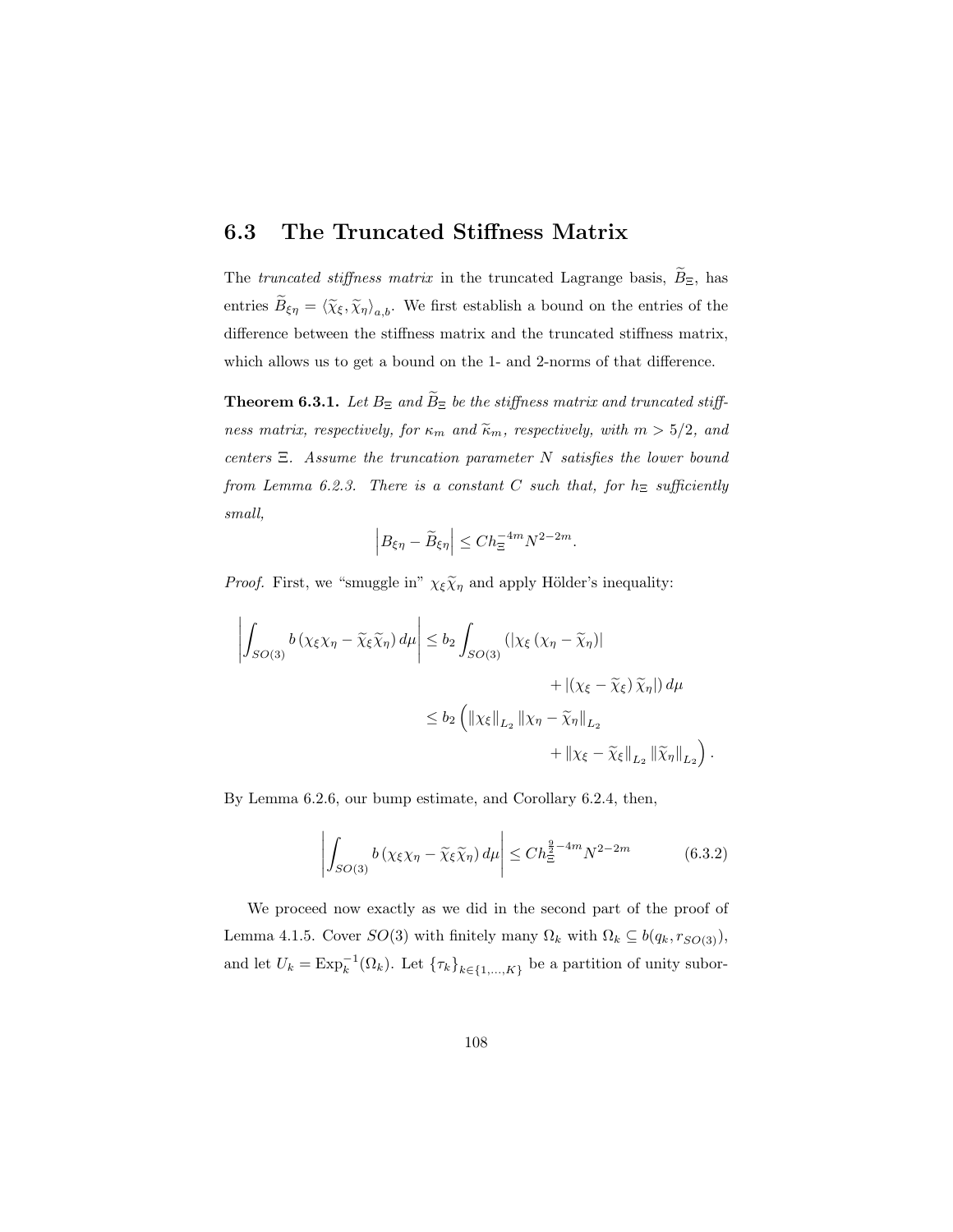## 6.3 The Truncated Stiffness Matrix

The *truncated stiffness matrix* in the truncated Lagrange basis, $\widetilde{B}_\Xi$, has entries $\widetilde{B}_{\xi\eta} = \langle \widetilde{\chi}_\xi, \widetilde{\chi}_\eta \rangle_{a,b}$. We first establish a bound on the entries of the difference between the stiffness matrix and the truncated stiffness matrix, which allows us to get a bound on the 1- and 2-norms of that difference.

**Theorem 6.3.1.** *Let $B_\Xi$ and $\widetilde{B}_\Xi$ be the stiffness matrix and truncated stiffness matrix, respectively, for $\kappa_m$ and $\widetilde{\kappa}_m$, respectively, with $m > 5/2$, and centers $\Xi$. Assume the truncation parameter $N$ satisfies the lower bound from Lemma 6.2.3. There is a constant $C$ such that, for $h_\Xi$ sufficiently small,*

$$\left| B_{\xi\eta} - \widetilde{B}_{\xi\eta} \right| \leq C h_\Xi^{-4m} N^{2-2m}.$$

*Proof.* First, we "smuggle in" $\chi_\xi \widetilde{\chi}_\eta$ and apply Hölder's inequality:

$$\begin{aligned}
\left| \int_{SO(3)} b \left( \chi_\xi \chi_\eta - \widetilde{\chi}_\xi \widetilde{\chi}_\eta \right) d\mu \right| &\leq b_2 \int_{SO(3)} \left( \left| \chi_\xi \left( \chi_\eta - \widetilde{\chi}_\eta \right) \right| \right. \\
&\qquad\qquad \left. + \left| \left( \chi_\xi - \widetilde{\chi}_\xi \right) \widetilde{\chi}_\eta \right| \right) d\mu \\
&\leq b_2 \left( \left\| \chi_\xi \right\|_{L_2} \left\| \chi_\eta - \widetilde{\chi}_\eta \right\|_{L_2} \right. \\
&\qquad\qquad \left. + \left\| \chi_\xi - \widetilde{\chi}_\xi \right\|_{L_2} \left\| \widetilde{\chi}_\eta \right\|_{L_2} \right).
\end{aligned}$$

By Lemma 6.2.6, our bump estimate, and Corollary 6.2.4, then,

$$\left| \int_{SO(3)} b \left( \chi_\xi \chi_\eta - \widetilde{\chi}_\xi \widetilde{\chi}_\eta \right) d\mu \right| \leq C h_\Xi^{\frac{9}{2} - 4m} N^{2-2m} \tag{6.3.2}$$

We proceed now exactly as we did in the second part of the proof of Lemma 4.1.5. Cover $SO(3)$ with finitely many $\Omega_k$ with $\Omega_k \subseteq b(q_k, r_{SO(3)})$, and let $U_k = \operatorname{Exp}_k^{-1}(\Omega_k)$. Let $\{\tau_k\}_{k \in \{1,\ldots,K\}}$ be a partition of unity subor-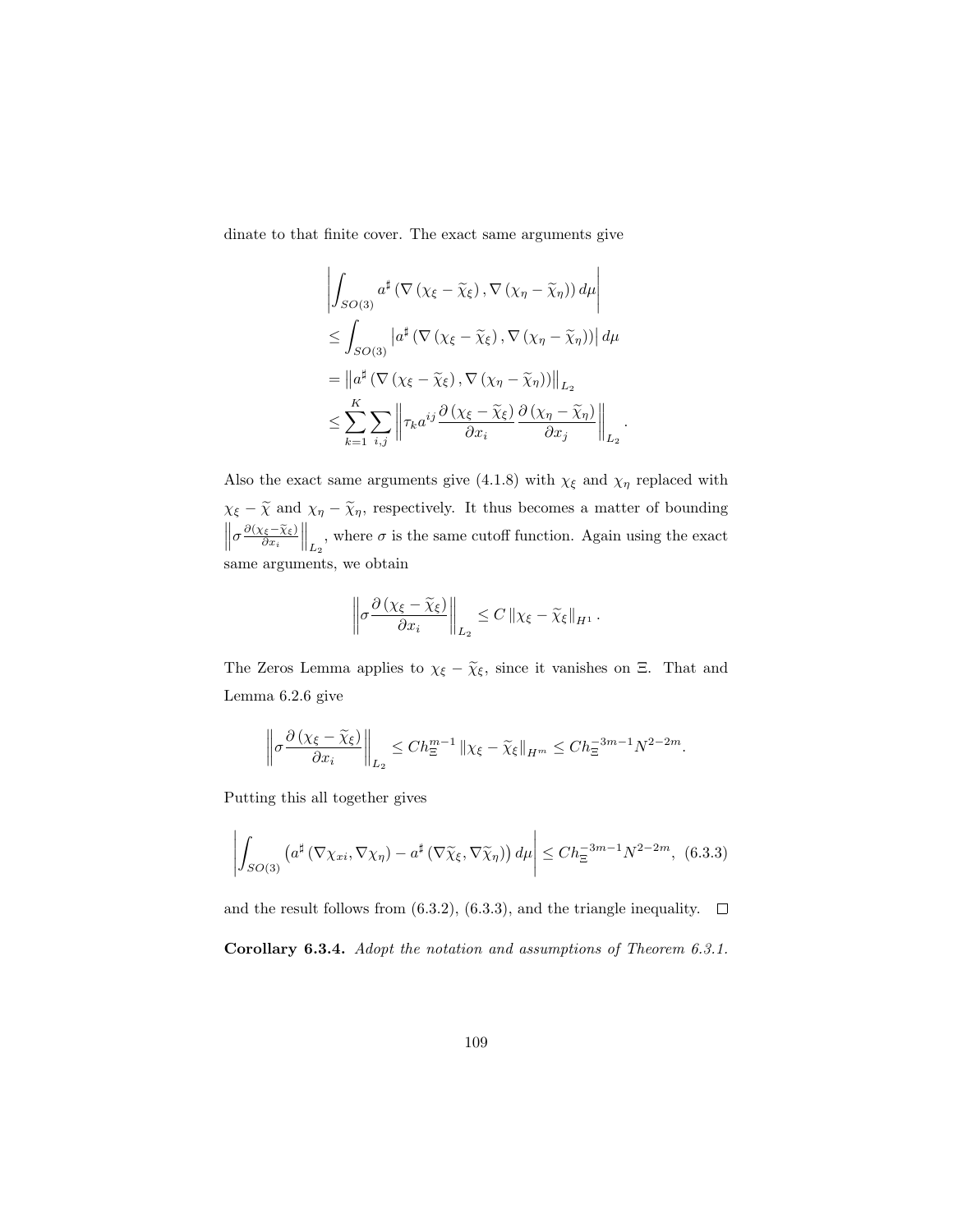dinate to that finite cover. The exact same arguments give

$$
\begin{aligned}
&\left| \int_{SO(3)} a^{\sharp} \left( \nabla \left( \chi_\xi - \widetilde{\chi}_\xi \right), \nabla \left( \chi_\eta - \widetilde{\chi}_\eta \right) \right) d\mu \right| \\
&\leq \int_{SO(3)} \left| a^{\sharp} \left( \nabla \left( \chi_\xi - \widetilde{\chi}_\xi \right), \nabla \left( \chi_\eta - \widetilde{\chi}_\eta \right) \right) \right| d\mu \\
&= \left\| a^{\sharp} \left( \nabla \left( \chi_\xi - \widetilde{\chi}_\xi \right), \nabla \left( \chi_\eta - \widetilde{\chi}_\eta \right) \right) \right\|_{L_2} \\
&\leq \sum_{k=1}^{K} \sum_{i,j} \left\| \tau_k a^{ij} \frac{\partial \left( \chi_\xi - \widetilde{\chi}_\xi \right)}{\partial x_i} \frac{\partial \left( \chi_\eta - \widetilde{\chi}_\eta \right)}{\partial x_j} \right\|_{L_2}.
\end{aligned}
$$

Also the exact same arguments give (4.1.8) with $\chi_\xi$ and $\chi_\eta$ replaced with $\chi_\xi - \widetilde{\chi}$ and $\chi_\eta - \widetilde{\chi}_\eta$, respectively. It thus becomes a matter of bounding $\left\| \sigma \frac{\partial (\chi_\xi - \widetilde{\chi}_\xi)}{\partial x_i} \right\|_{L_2}$, where $\sigma$ is the same cutoff function. Again using the exact same arguments, we obtain

$$
\left\| \sigma \frac{\partial \left( \chi_\xi - \widetilde{\chi}_\xi \right)}{\partial x_i} \right\|_{L_2} \leq C \left\| \chi_\xi - \widetilde{\chi}_\xi \right\|_{H^1}.
$$

The Zeros Lemma applies to $\chi_\xi - \widetilde{\chi}_\xi$, since it vanishes on $\Xi$. That and Lemma 6.2.6 give

$$
\left\| \sigma \frac{\partial \left( \chi_\xi - \widetilde{\chi}_\xi \right)}{\partial x_i} \right\|_{L_2} \leq C h_\Xi^{m-1} \left\| \chi_\xi - \widetilde{\chi}_\xi \right\|_{H^m} \leq C h_\Xi^{-3m-1} N^{2-2m}.
$$

Putting this all together gives

$$
\left| \int_{SO(3)} \left( a^{\sharp} \left( \nabla \chi_{xi}, \nabla \chi_\eta \right) - a^{\sharp} \left( \nabla \widetilde{\chi}_\xi, \nabla \widetilde{\chi}_\eta \right) \right) d\mu \right| \leq C h_\Xi^{-3m-1} N^{2-2m}, \quad (6.3.3)
$$

and the result follows from (6.3.2), (6.3.3), and the triangle inequality. $\square$

**Corollary 6.3.4.** *Adopt the notation and assumptions of Theorem 6.3.1.*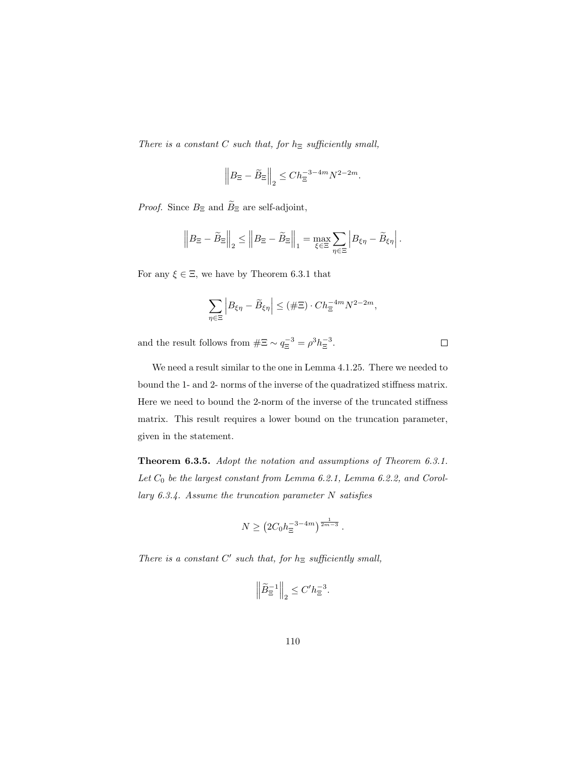*There is a constant $C$ such that, for $h_\Xi$ sufficiently small,*

$$\left\| B_\Xi - \widetilde{B}_\Xi \right\|_2 \leq C h_\Xi^{-3-4m} N^{2-2m}.$$

*Proof.* Since $B_\Xi$ and $\widetilde{B}_\Xi$ are self-adjoint,

$$\left\| B_\Xi - \widetilde{B}_\Xi \right\|_2 \leq \left\| B_\Xi - \widetilde{B}_\Xi \right\|_1 = \max_{\xi \in \Xi} \sum_{\eta \in \Xi} \left| B_{\xi\eta} - \widetilde{B}_{\xi\eta} \right|.$$

For any $\xi \in \Xi$, we have by Theorem 6.3.1 that

$$\sum_{\eta \in \Xi} \left| B_{\xi\eta} - \widetilde{B}_{\xi\eta} \right| \leq (\#\Xi) \cdot C h_\Xi^{-4m} N^{2-2m},$$

and the result follows from $\#\Xi \sim q_\Xi^{-3} = \rho^3 h_\Xi^{-3}$. $\square$

We need a result similar to the one in Lemma 4.1.25. There we needed to bound the 1- and 2- norms of the inverse of the quadratized stiffness matrix. Here we need to bound the 2-norm of the inverse of the truncated stiffness matrix. This result requires a lower bound on the truncation parameter, given in the statement.

**Theorem 6.3.5.** *Adopt the notation and assumptions of Theorem 6.3.1. Let $C_0$ be the largest constant from Lemma 6.2.1, Lemma 6.2.2, and Corollary 6.3.4. Assume the truncation parameter $N$ satisfies*

$$N \geq \left( 2 C_0 h_\Xi^{-3-4m} \right)^{\frac{1}{2m-3}}.$$

*There is a constant $C'$ such that, for $h_\Xi$ sufficiently small,*

$$\left\| \widetilde{B}_\Xi^{-1} \right\|_2 \leq C' h_\Xi^{-3}.$$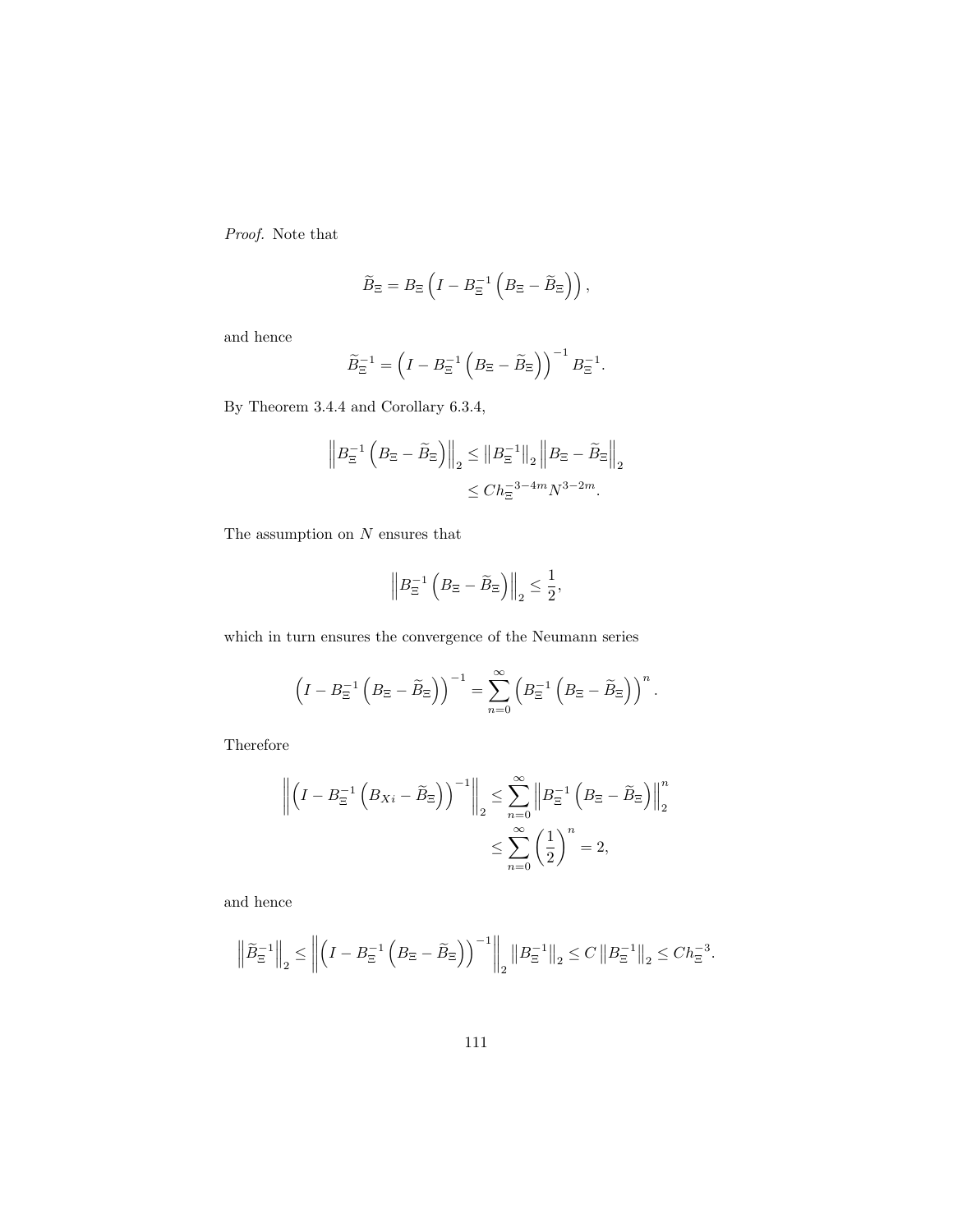*Proof.* Note that

$$\widetilde{B}_\Xi = B_\Xi \left( I - B_\Xi^{-1} \left( B_\Xi - \widetilde{B}_\Xi \right) \right),$$

and hence

$$\widetilde{B}_\Xi^{-1} = \left( I - B_\Xi^{-1} \left( B_\Xi - \widetilde{B}_\Xi \right) \right)^{-1} B_\Xi^{-1}.$$

By Theorem 3.4.4 and Corollary 6.3.4,

$$\begin{aligned} \left\| B_\Xi^{-1} \left( B_\Xi - \widetilde{B}_\Xi \right) \right\|_2 &\le \left\| B_\Xi^{-1} \right\|_2 \left\| B_\Xi - \widetilde{B}_\Xi \right\|_2 \\ &\le C h_\Xi^{-3-4m} N^{3-2m}. \end{aligned}$$

The assumption on $N$ ensures that

$$\left\| B_\Xi^{-1} \left( B_\Xi - \widetilde{B}_\Xi \right) \right\|_2 \le \frac{1}{2},$$

which in turn ensures the convergence of the Neumann series

$$\left( I - B_\Xi^{-1} \left( B_\Xi - \widetilde{B}_\Xi \right) \right)^{-1} = \sum_{n=0}^{\infty} \left( B_\Xi^{-1} \left( B_\Xi - \widetilde{B}_\Xi \right) \right)^n.$$

Therefore

$$\begin{aligned} \left\| \left( I - B_\Xi^{-1} \left( B_{Xi} - \widetilde{B}_\Xi \right) \right)^{-1} \right\|_2 &\le \sum_{n=0}^{\infty} \left\| B_\Xi^{-1} \left( B_\Xi - \widetilde{B}_\Xi \right) \right\|_2^n \\ &\le \sum_{n=0}^{\infty} \left( \frac{1}{2} \right)^n = 2, \end{aligned}$$

and hence

$$\left\| \widetilde{B}_\Xi^{-1} \right\|_2 \le \left\| \left( I - B_\Xi^{-1} \left( B_\Xi - \widetilde{B}_\Xi \right) \right)^{-1} \right\|_2 \left\| B_\Xi^{-1} \right\|_2 \le C \left\| B_\Xi^{-1} \right\|_2 \le C h_\Xi^{-3}.$$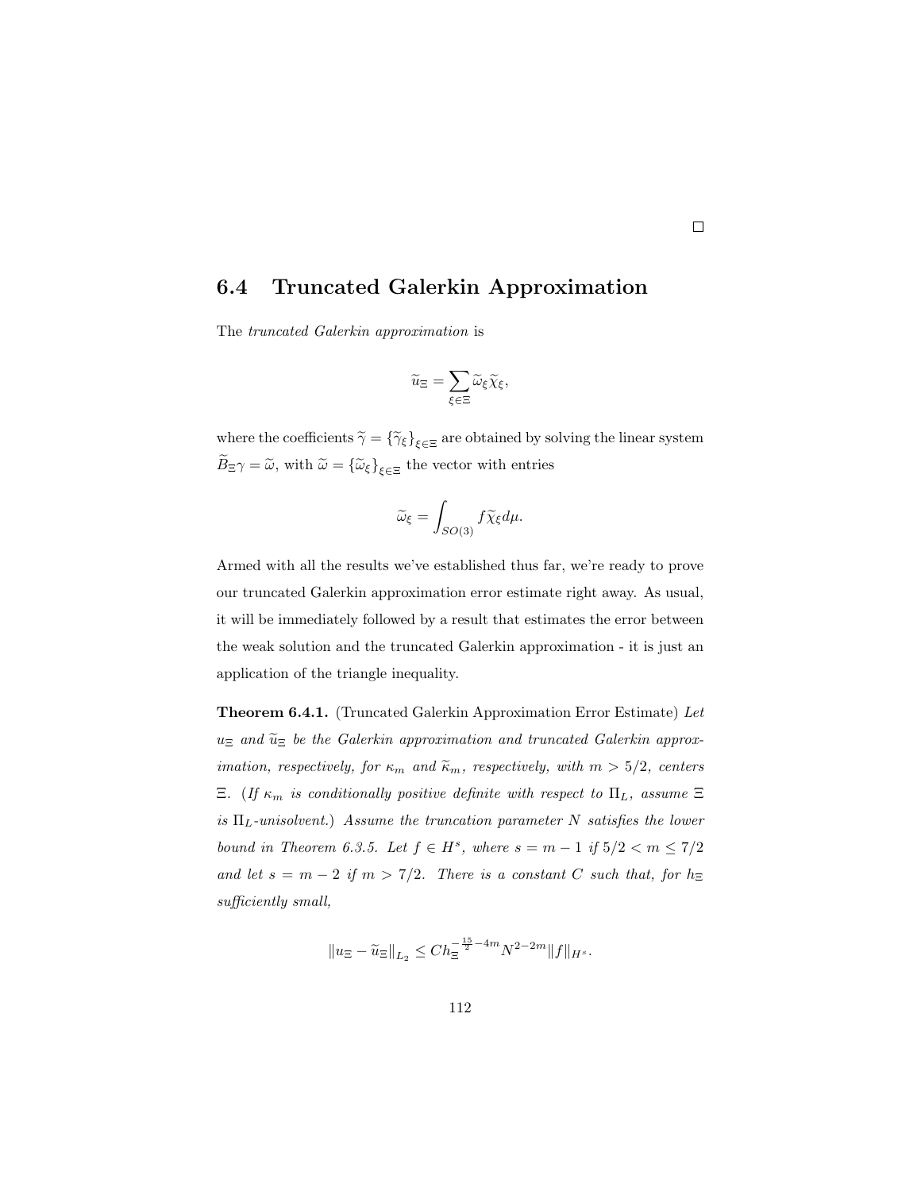□

## 6.4 Truncated Galerkin Approximation

The *truncated Galerkin approximation* is

$$\widetilde{u}_\Xi = \sum_{\xi \in \Xi} \widetilde{\omega}_\xi \widetilde{\chi}_\xi,$$

where the coefficients $\widetilde{\gamma} = \{\widetilde{\gamma}_\xi\}_{\xi \in \Xi}$ are obtained by solving the linear system $\widetilde{B}_\Xi \gamma = \widetilde{\omega}$, with $\widetilde{\omega} = \{\widetilde{\omega}_\xi\}_{\xi \in \Xi}$ the vector with entries

$$\widetilde{\omega}_\xi = \int_{SO(3)} f \widetilde{\chi}_\xi d\mu.$$

Armed with all the results we've established thus far, we're ready to prove our truncated Galerkin approximation error estimate right away. As usual, it will be immediately followed by a result that estimates the error between the weak solution and the truncated Galerkin approximation - it is just an application of the triangle inequality.

**Theorem 6.4.1.** (Truncated Galerkin Approximation Error Estimate) *Let $u_\Xi$ and $\widetilde{u}_\Xi$ be the Galerkin approximation and truncated Galerkin approximation, respectively, for $\kappa_m$ and $\widetilde{\kappa}_m$, respectively, with $m > 5/2$, centers $\Xi$. (If $\kappa_m$ is conditionally positive definite with respect to $\Pi_L$, assume $\Xi$ is $\Pi_L$-unisolvent.) Assume the truncation parameter $N$ satisfies the lower bound in Theorem 6.3.5. Let $f \in H^s$, where $s = m - 1$ if $5/2 < m \leq 7/2$ and let $s = m - 2$ if $m > 7/2$. There is a constant $C$ such that, for $h_\Xi$ sufficiently small,*

$$\|u_\Xi - \widetilde{u}_\Xi\|_{L_2} \leq C h_\Xi^{-\frac{15}{2} - 4m} N^{2-2m} \|f\|_{H^s}.$$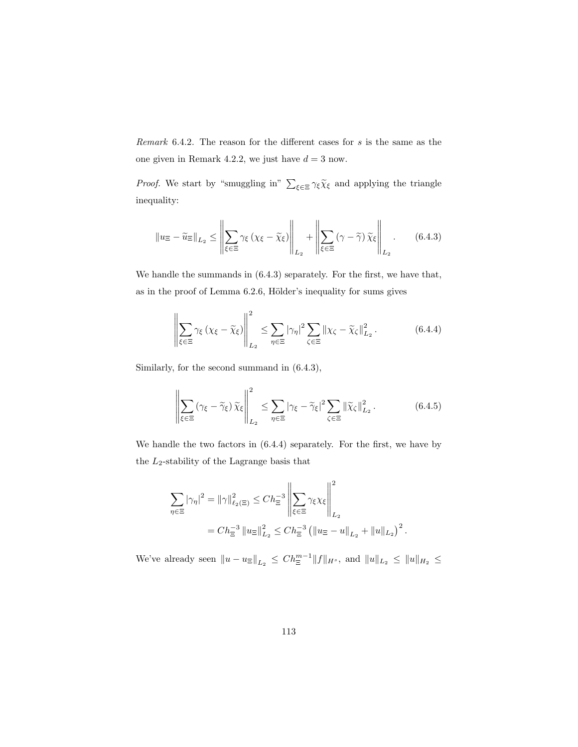*Remark* 6.4.2. The reason for the different cases for $s$ is the same as the one given in Remark 4.2.2, we just have $d = 3$ now.

*Proof.* We start by "smuggling in" $\sum_{\xi\in\Xi} \gamma_\xi \widetilde{\chi}_\xi$ and applying the triangle inequality:

$$\|u_\Xi - \widetilde{u}_\Xi\|_{L_2} \leq \left\| \sum_{\xi\in\Xi} \gamma_\xi \left(\chi_\xi - \widetilde{\chi}_\xi\right) \right\|_{L_2} + \left\| \sum_{\xi\in\Xi} \left(\gamma - \widetilde{\gamma}\right) \widetilde{\chi}_\xi \right\|_{L_2}. \tag{6.4.3}$$

We handle the summands in (6.4.3) separately. For the first, we have that, as in the proof of Lemma 6.2.6, Hölder's inequality for sums gives

$$\left\| \sum_{\xi\in\Xi} \gamma_\xi \left(\chi_\xi - \widetilde{\chi}_\xi\right) \right\|_{L_2}^2 \leq \sum_{\eta\in\Xi} |\gamma_\eta|^2 \sum_{\zeta\in\Xi} \|\chi_\zeta - \widetilde{\chi}_\zeta\|_{L_2}^2. \tag{6.4.4}$$

Similarly, for the second summand in (6.4.3),

$$\left\| \sum_{\xi\in\Xi} \left(\gamma_\xi - \widetilde{\gamma}_\xi\right) \widetilde{\chi}_\xi \right\|_{L_2}^2 \leq \sum_{\eta\in\Xi} |\gamma_\xi - \widetilde{\gamma}_\xi|^2 \sum_{\zeta\in\Xi} \|\widetilde{\chi}_\zeta\|_{L_2}^2. \tag{6.4.5}$$

We handle the two factors in (6.4.4) separately. For the first, we have by the $L_2$-stability of the Lagrange basis that

$$\begin{aligned}
\sum_{\eta\in\Xi} |\gamma_\eta|^2 = \|\gamma\|_{\ell_2(\Xi)}^2 &\leq C h_\Xi^{-3} \left\| \sum_{\xi\in\Xi} \gamma_\xi \chi_\xi \right\|_{L_2}^2 \\
&= C h_\Xi^{-3} \|u_\Xi\|_{L_2}^2 \leq C h_\Xi^{-3} \left( \|u_\Xi - u\|_{L_2} + \|u\|_{L_2} \right)^2.
\end{aligned}$$

We've already seen $\|u - u_\Xi\|_{L_2} \leq C h_\Xi^{m-1} \|f\|_{H^s}$, and $\|u\|_{L_2} \leq \|u\|_{H_2} \leq$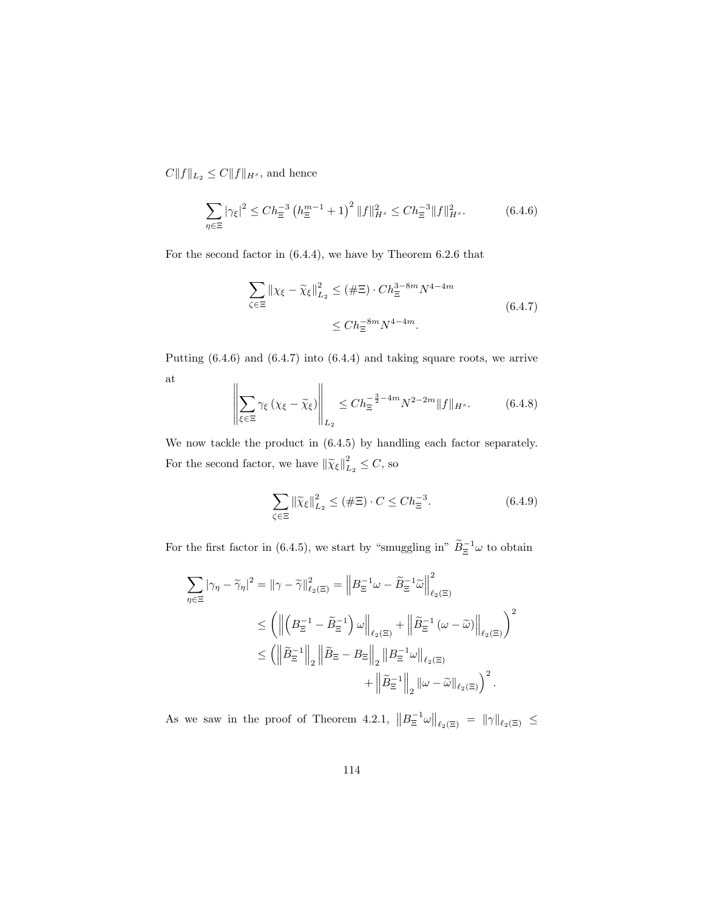$C\|f\|_{L_2} \leq C\|f\|_{H^s}$, and hence

$$\sum_{\eta \in \Xi} |\gamma_\xi|^2 \leq C h_\Xi^{-3} \left(h_\Xi^{m-1} + 1\right)^2 \|f\|_{H^s}^2 \leq C h_\Xi^{-3} \|f\|_{H^s}^2. \tag{6.4.6}$$

For the second factor in (6.4.4), we have by Theorem 6.2.6 that

$$\begin{aligned} \sum_{\zeta \in \Xi} \|\chi_\xi - \widetilde{\chi}_\xi\|_{L_2}^2 &\leq (\#\Xi) \cdot C h_\Xi^{3-8m} N^{4-4m} \\ &\leq C h_\Xi^{-8m} N^{4-4m}. \end{aligned} \tag{6.4.7}$$

Putting (6.4.6) and (6.4.7) into (6.4.4) and taking square roots, we arrive at

$$\left\| \sum_{\xi \in \Xi} \gamma_\xi \left(\chi_\xi - \widetilde{\chi}_\xi\right) \right\|_{L_2} \leq C h_\Xi^{-\frac{3}{2}-4m} N^{2-2m} \|f\|_{H^s}. \tag{6.4.8}$$

We now tackle the product in (6.4.5) by handling each factor separately. For the second factor, we have $\|\widetilde{\chi}_\xi\|_{L_2}^2 \leq C$, so

$$\sum_{\zeta \in \Xi} \|\widetilde{\chi}_\xi\|_{L_2}^2 \leq (\#\Xi) \cdot C \leq C h_\Xi^{-3}. \tag{6.4.9}$$

For the first factor in (6.4.5), we start by "smuggling in" $\widetilde{B}_\Xi^{-1}\omega$ to obtain

$$\begin{aligned} \sum_{\eta \in \Xi} |\gamma_\eta - \widetilde{\gamma}_\eta|^2 = \|\gamma - \widetilde{\gamma}\|_{\ell_2(\Xi)}^2 &= \left\| B_\Xi^{-1}\omega - \widetilde{B}_\Xi^{-1}\widetilde{\omega} \right\|_{\ell_2(\Xi)}^2 \\ &\leq \left( \left\| \left(B_\Xi^{-1} - \widetilde{B}_\Xi^{-1}\right)\omega \right\|_{\ell_2(\Xi)} + \left\| \widetilde{B}_\Xi^{-1}\left(\omega - \widetilde{\omega}\right) \right\|_{\ell_2(\Xi)} \right)^2 \\ &\leq \Big( \left\| \widetilde{B}_\Xi^{-1} \right\|_2 \left\| \widetilde{B}_\Xi - B_\Xi \right\|_2 \left\| B_\Xi^{-1}\omega \right\|_{\ell_2(\Xi)} \\ &\qquad + \left\| \widetilde{B}_\Xi^{-1} \right\|_2 \|\omega - \widetilde{\omega}\|_{\ell_2(\Xi)} \Big)^2. \end{aligned}$$

As we saw in the proof of Theorem 4.2.1, $\left\|B_\Xi^{-1}\omega\right\|_{\ell_2(\Xi)} = \|\gamma\|_{\ell_2(\Xi)} \leq$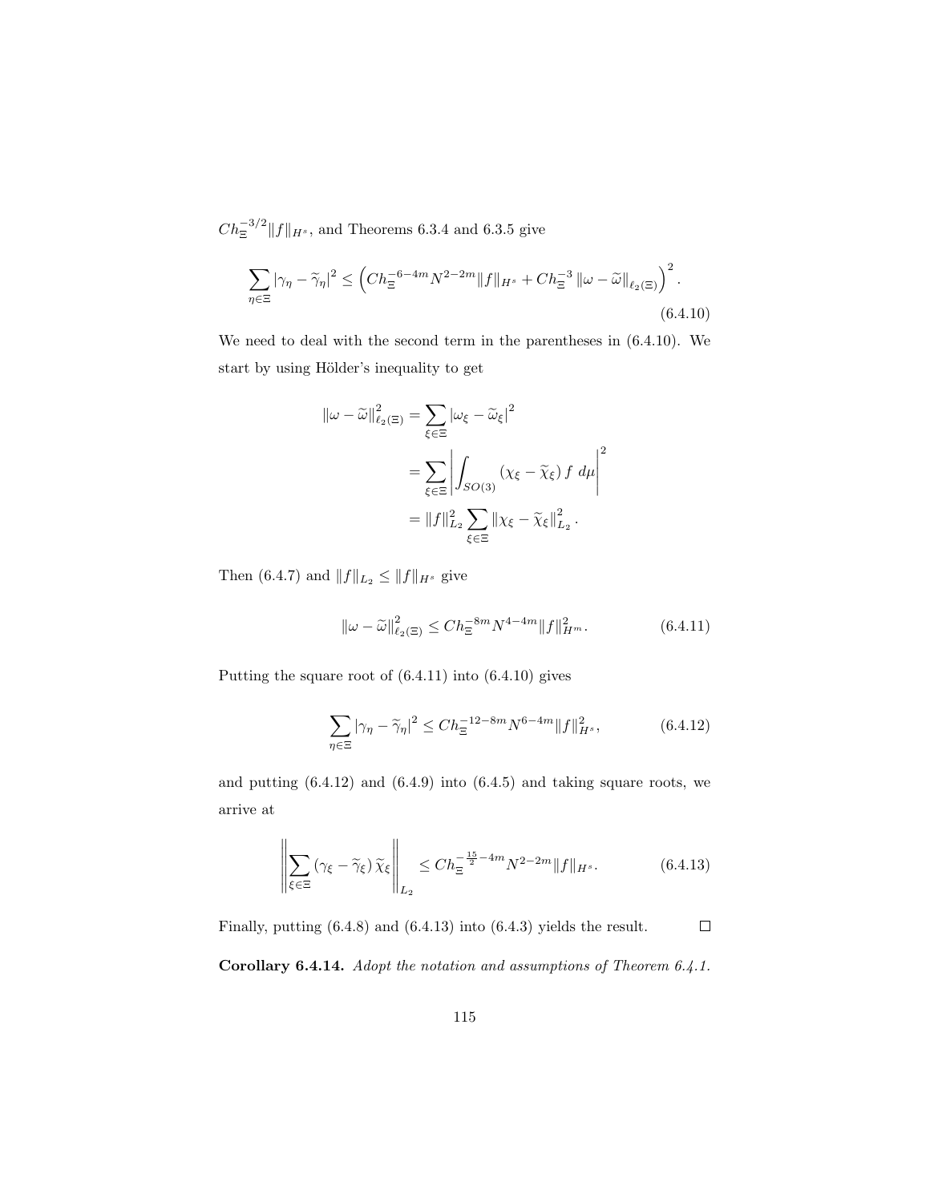$Ch_\Xi^{-3/2}\|f\|_{H^s}$, and Theorems 6.3.4 and 6.3.5 give

$$\sum_{\eta\in\Xi} |\gamma_\eta - \widetilde{\gamma}_\eta|^2 \le \left( Ch_\Xi^{-6-4m} N^{2-2m} \|f\|_{H^s} + Ch_\Xi^{-3} \|\omega - \widetilde{\omega}\|_{\ell_2(\Xi)} \right)^2. \tag{6.4.10}$$

We need to deal with the second term in the parentheses in (6.4.10). We start by using Hölder's inequality to get

$$\begin{aligned}
\|\omega - \widetilde{\omega}\|^2_{\ell_2(\Xi)} &= \sum_{\xi\in\Xi} |\omega_\xi - \widetilde{\omega}_\xi|^2 \\
&= \sum_{\xi\in\Xi} \left| \int_{SO(3)} (\chi_\xi - \widetilde{\chi}_\xi)\, f \; d\mu \right|^2 \\
&= \|f\|^2_{L_2} \sum_{\xi\in\Xi} \|\chi_\xi - \widetilde{\chi}_\xi\|^2_{L_2}.
\end{aligned}$$

Then (6.4.7) and $\|f\|_{L_2} \le \|f\|_{H^s}$ give

$$\|\omega - \widetilde{\omega}\|^2_{\ell_2(\Xi)} \le Ch_\Xi^{-8m} N^{4-4m} \|f\|^2_{H^m}. \tag{6.4.11}$$

Putting the square root of (6.4.11) into (6.4.10) gives

$$\sum_{\eta\in\Xi} |\gamma_\eta - \widetilde{\gamma}_\eta|^2 \le Ch_\Xi^{-12-8m} N^{6-4m} \|f\|^2_{H^s}, \tag{6.4.12}$$

and putting (6.4.12) and (6.4.9) into (6.4.5) and taking square roots, we arrive at

$$\left\| \sum_{\xi\in\Xi} (\gamma_\xi - \widetilde{\gamma}_\xi)\, \widetilde{\chi}_\xi \right\|_{L_2} \le Ch_\Xi^{-\frac{15}{2}-4m} N^{2-2m} \|f\|_{H^s}. \tag{6.4.13}$$

Finally, putting (6.4.8) and (6.4.13) into (6.4.3) yields the result. $\square$

**Corollary 6.4.14.** *Adopt the notation and assumptions of Theorem 6.4.1.*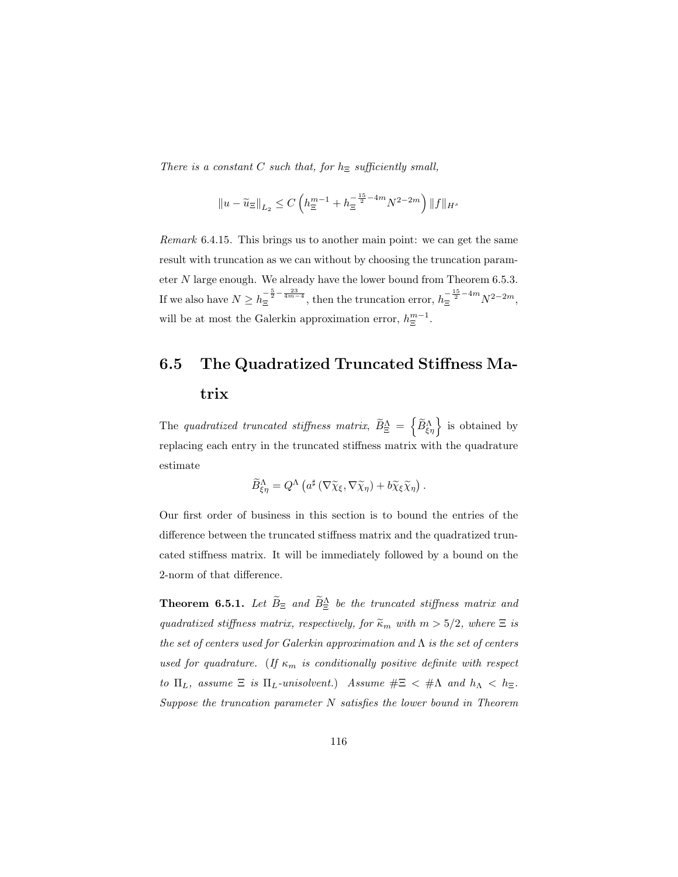*There is a constant $C$ such that, for $h_\Xi$ sufficiently small,*

$$\|u - \widetilde{u}_\Xi\|_{L_2} \leq C \left( h_\Xi^{m-1} + h_\Xi^{-\frac{15}{2}-4m} N^{2-2m} \right) \|f\|_{H^s}$$

*Remark* 6.4.15. This brings us to another main point: we can get the same result with truncation as we can without by choosing the truncation parameter $N$ large enough. We already have the lower bound from Theorem 6.5.3. If we also have $N \geq h_\Xi^{-\frac{5}{2}-\frac{23}{4m-4}}$, then the truncation error, $h_\Xi^{-\frac{15}{2}-4m} N^{2-2m}$, will be at most the Galerkin approximation error, $h_\Xi^{m-1}$.

## 6.5 The Quadratized Truncated Stiffness Matrix

The *quadratized truncated stiffness matrix*, $\widetilde{B}_\Xi^\Lambda = \left\{ \widetilde{B}_{\xi\eta}^\Lambda \right\}$ is obtained by replacing each entry in the truncated stiffness matrix with the quadrature estimate

$$\widetilde{B}_{\xi\eta}^\Lambda = Q^\Lambda \left( a^\sharp \left( \nabla \widetilde{\chi}_\xi, \nabla \widetilde{\chi}_\eta \right) + b \widetilde{\chi}_\xi \widetilde{\chi}_\eta \right).$$

Our first order of business in this section is to bound the entries of the difference between the truncated stiffness matrix and the quadratized truncated stiffness matrix. It will be immediately followed by a bound on the 2-norm of that difference.

**Theorem 6.5.1.** *Let $\widetilde{B}_\Xi$ and $\widetilde{B}_\Xi^\Lambda$ be the truncated stiffness matrix and quadratized stiffness matrix, respectively, for $\widetilde{\kappa}_m$ with $m > 5/2$, where $\Xi$ is the set of centers used for Galerkin approximation and $\Lambda$ is the set of centers used for quadrature. (If $\kappa_m$ is conditionally positive definite with respect to $\Pi_L$, assume $\Xi$ is $\Pi_L$-unisolvent.) Assume $\#\Xi < \#\Lambda$ and $h_\Lambda < h_\Xi$. Suppose the truncation parameter $N$ satisfies the lower bound in Theorem*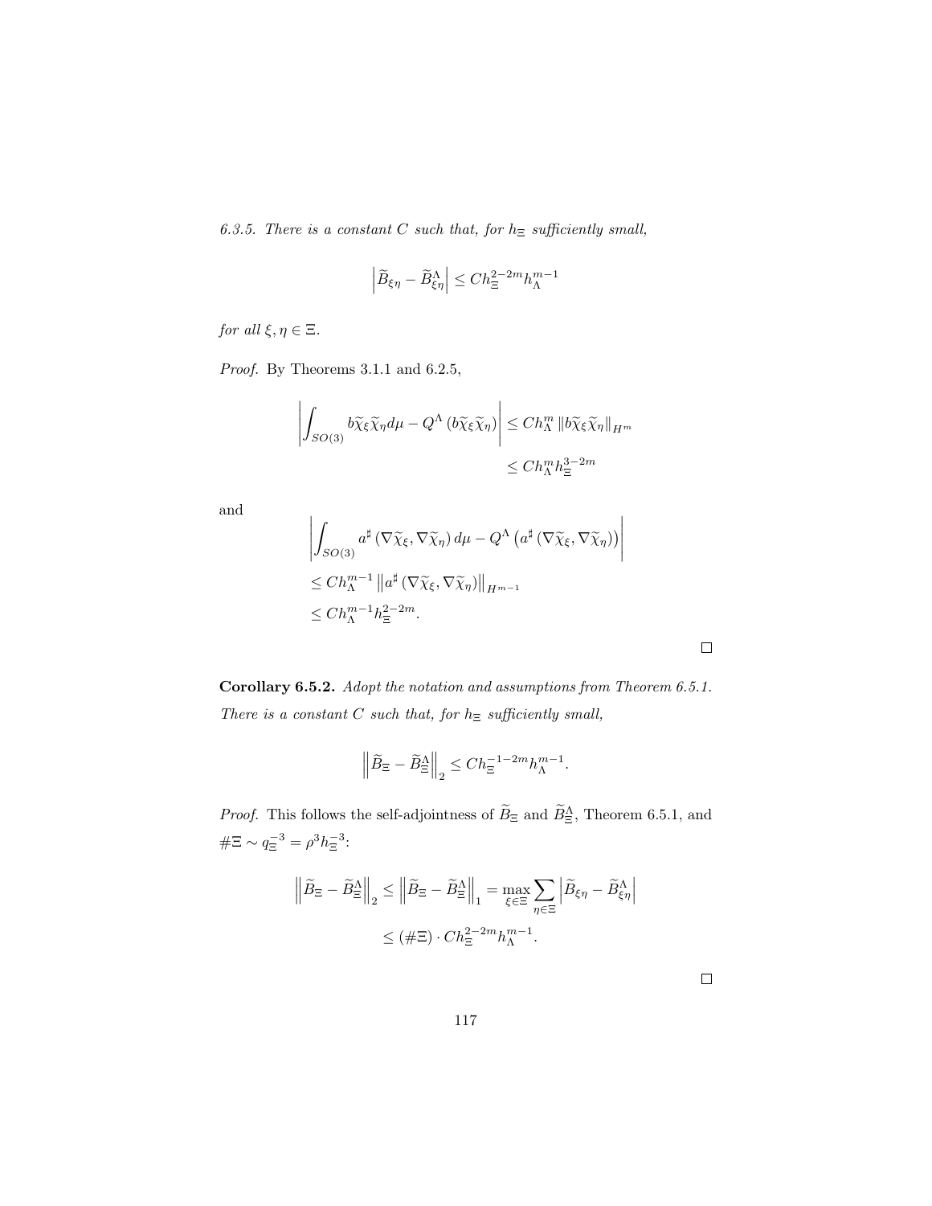*6.3.5. There is a constant $C$ such that, for $h_\Xi$ sufficiently small,*

$$\left|\widetilde{B}_{\xi\eta} - \widetilde{B}^\Lambda_{\xi\eta}\right| \leq C h_\Xi^{2-2m} h_\Lambda^{m-1}$$

*for all $\xi, \eta \in \Xi$.*

*Proof.* By Theorems 3.1.1 and 6.2.5,

$$\begin{aligned}\left|\int_{SO(3)} b\widetilde{\chi}_\xi \widetilde{\chi}_\eta d\mu - Q^\Lambda\left(b\widetilde{\chi}_\xi\widetilde{\chi}_\eta\right)\right| &\leq C h_\Lambda^m \left\|b\widetilde{\chi}_\xi\widetilde{\chi}_\eta\right\|_{H^m} \\ &\leq C h_\Lambda^m h_\Xi^{3-2m}\end{aligned}$$

and

$$\begin{aligned}&\left|\int_{SO(3)} a^\sharp\left(\nabla\widetilde{\chi}_\xi, \nabla\widetilde{\chi}_\eta\right) d\mu - Q^\Lambda\left(a^\sharp\left(\nabla\widetilde{\chi}_\xi, \nabla\widetilde{\chi}_\eta\right)\right)\right| \\ &\leq C h_\Lambda^{m-1} \left\|a^\sharp\left(\nabla\widetilde{\chi}_\xi, \nabla\widetilde{\chi}_\eta\right)\right\|_{H^{m-1}} \\ &\leq C h_\Lambda^{m-1} h_\Xi^{2-2m}.\end{aligned}$$

□

**Corollary 6.5.2.** *Adopt the notation and assumptions from Theorem 6.5.1. There is a constant $C$ such that, for $h_\Xi$ sufficiently small,*

$$\left\|\widetilde{B}_\Xi - \widetilde{B}^\Lambda_\Xi\right\|_2 \leq C h_\Xi^{-1-2m} h_\Lambda^{m-1}.$$

*Proof.* This follows the self-adjointness of $\widetilde{B}_\Xi$ and $\widetilde{B}^\Lambda_\Xi$, Theorem 6.5.1, and $\#\Xi \sim q_\Xi^{-3} = \rho^3 h_\Xi^{-3}$:

$$\begin{aligned}\left\|\widetilde{B}_\Xi - \widetilde{B}^\Lambda_\Xi\right\|_2 \leq \left\|\widetilde{B}_\Xi - \widetilde{B}^\Lambda_\Xi\right\|_1 &= \max_{\xi\in\Xi} \sum_{\eta\in\Xi} \left|\widetilde{B}_{\xi\eta} - \widetilde{B}^\Lambda_{\xi\eta}\right| \\ &\leq (\#\Xi) \cdot C h_\Xi^{2-2m} h_\Lambda^{m-1}.\end{aligned}$$

□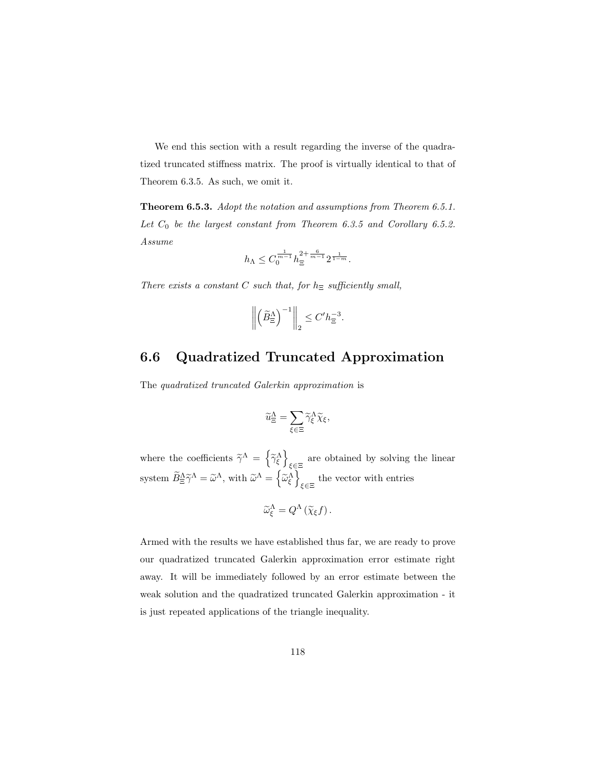We end this section with a result regarding the inverse of the quadratized truncated stiffness matrix. The proof is virtually identical to that of Theorem 6.3.5. As such, we omit it.

**Theorem 6.5.3.** *Adopt the notation and assumptions from Theorem 6.5.1. Let $C_0$ be the largest constant from Theorem 6.3.5 and Corollary 6.5.2. Assume*

$$h_\Lambda \leq C_0^{\frac{1}{m-1}} h_\Xi^{2+\frac{6}{m-1}} 2^{\frac{1}{1-m}}.$$

*There exists a constant $C$ such that, for $h_\Xi$ sufficiently small,*

$$\left\| \left( \widetilde{B}_\Xi^\Lambda \right)^{-1} \right\|_2 \leq C' h_\Xi^{-3}.$$

## 6.6 Quadratized Truncated Approximation

The *quadratized truncated Galerkin approximation* is

$$\widetilde{u}_\Xi^\Lambda = \sum_{\xi \in \Xi} \widetilde{\gamma}_\xi^\Lambda \widetilde{\chi}_\xi,$$

where the coefficients $\widetilde{\gamma}^\Lambda = \left\{ \widetilde{\gamma}_\xi^\Lambda \right\}_{\xi \in \Xi}$ are obtained by solving the linear system $\widetilde{B}_\Xi^\Lambda \widetilde{\gamma}^\Lambda = \widetilde{\omega}^\Lambda$, with $\widetilde{\omega}^\Lambda = \left\{ \widetilde{\omega}_\xi^\Lambda \right\}_{\xi \in \Xi}$ the vector with entries

$$\widetilde{\omega}_\xi^\Lambda = Q^\Lambda \left( \widetilde{\chi}_\xi f \right).$$

Armed with the results we have established thus far, we are ready to prove our quadratized truncated Galerkin approximation error estimate right away. It will be immediately followed by an error estimate between the weak solution and the quadratized truncated Galerkin approximation - it is just repeated applications of the triangle inequality.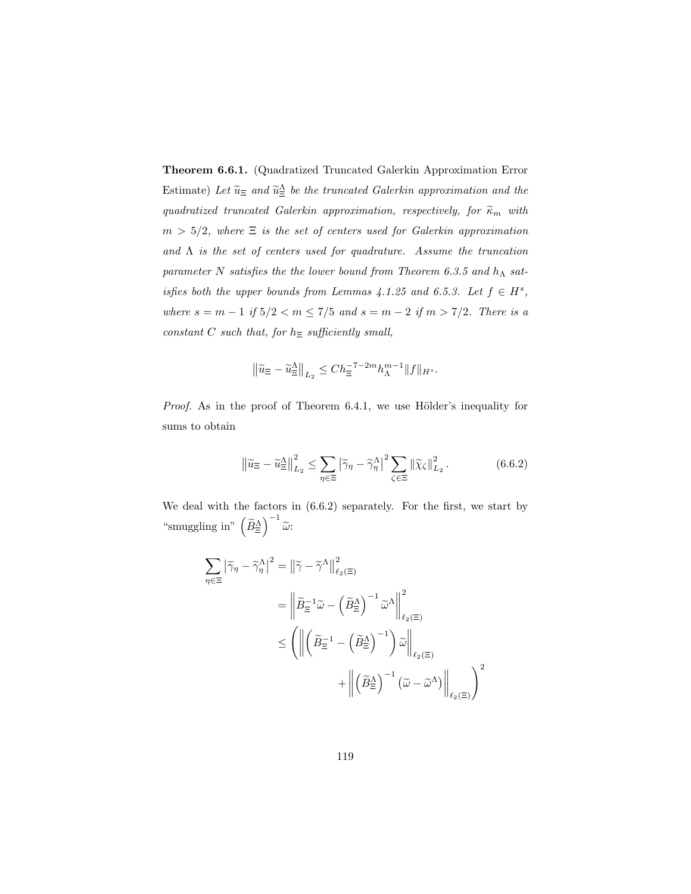**Theorem 6.6.1.** (Quadratized Truncated Galerkin Approximation Error Estimate) *Let $\widetilde{u}_\Xi$ and $\widetilde{u}_\Xi^\Lambda$ be the truncated Galerkin approximation and the quadratized truncated Galerkin approximation, respectively, for $\widetilde{\kappa}_m$ with $m > 5/2$, where $\Xi$ is the set of centers used for Galerkin approximation and $\Lambda$ is the set of centers used for quadrature. Assume the truncation parameter $N$ satisfies the the lower bound from Theorem 6.3.5 and $h_\Lambda$ satisfies both the upper bounds from Lemmas 4.1.25 and 6.5.3. Let $f \in H^s$, where $s = m-1$ if $5/2 < m \leq 7/5$ and $s = m-2$ if $m > 7/2$. There is a constant $C$ such that, for $h_\Xi$ sufficiently small,*

$$\left\|\widetilde{u}_\Xi - \widetilde{u}_\Xi^\Lambda\right\|_{L_2} \leq C h_\Xi^{-7-2m} h_\Lambda^{m-1} \|f\|_{H^s}.$$

*Proof.* As in the proof of Theorem 6.4.1, we use Hölder's inequality for sums to obtain

$$\left\|\widetilde{u}_\Xi - \widetilde{u}_\Xi^\Lambda\right\|_{L_2}^2 \leq \sum_{\eta\in\Xi} \left|\widetilde{\gamma}_\eta - \widetilde{\gamma}_\eta^\Lambda\right|^2 \sum_{\zeta\in\Xi} \left\|\widetilde{\chi}_\zeta\right\|_{L_2}^2. \tag{6.6.2}$$

We deal with the factors in (6.6.2) separately. For the first, we start by "smuggling in" $\left(\widetilde{B}_\Xi^\Lambda\right)^{-1}\widetilde{\omega}$:

$$\begin{aligned}
\sum_{\eta\in\Xi} \left|\widetilde{\gamma}_\eta - \widetilde{\gamma}_\eta^\Lambda\right|^2 &= \left\|\widetilde{\gamma} - \widetilde{\gamma}^\Lambda\right\|_{\ell_2(\Xi)}^2 \\
&= \left\|\widetilde{B}_\Xi^{-1}\widetilde{\omega} - \left(\widetilde{B}_\Xi^\Lambda\right)^{-1}\widetilde{\omega}^\Lambda\right\|_{\ell_2(\Xi)}^2 \\
&\leq \left(\left\|\left(\widetilde{B}_\Xi^{-1} - \left(\widetilde{B}_\Xi^\Lambda\right)^{-1}\right)\widetilde{\omega}\right\|_{\ell_2(\Xi)}\right. \\
&\qquad \left. + \left\|\left(\widetilde{B}_\Xi^\Lambda\right)^{-1}\left(\widetilde{\omega} - \widetilde{\omega}^\Lambda\right)\right\|_{\ell_2(\Xi)}\right)^2
\end{aligned}$$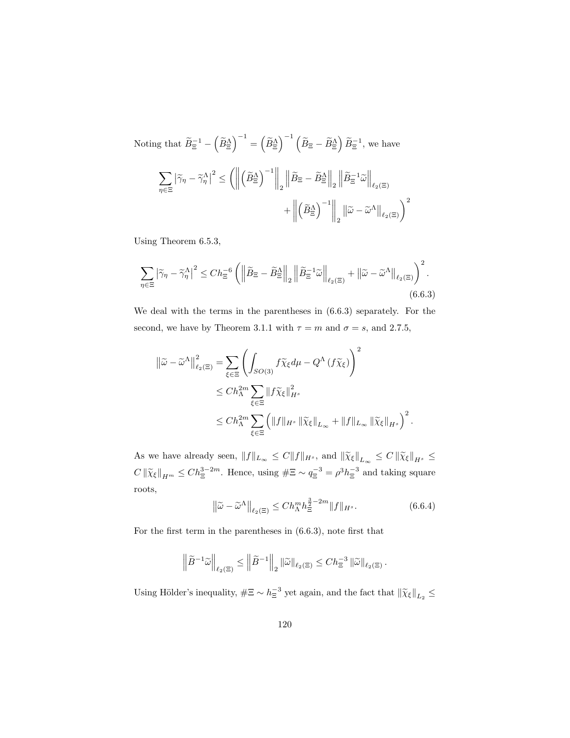Noting that $\widetilde{B}_\Xi^{-1} - \left(\widetilde{B}_\Xi^\Lambda\right)^{-1} = \left(\widetilde{B}_\Xi^\Lambda\right)^{-1}\left(\widetilde{B}_\Xi - \widetilde{B}_\Xi^\Lambda\right)\widetilde{B}_\Xi^{-1}$, we have

$$\sum_{\eta\in\Xi}\left|\widetilde{\gamma}_\eta - \widetilde{\gamma}_\eta^\Lambda\right|^2 \le \left(\left\|\left(\widetilde{B}_\Xi^\Lambda\right)^{-1}\right\|_2 \left\|\widetilde{B}_\Xi - \widetilde{B}_\Xi^\Lambda\right\|_2 \left\|\widetilde{B}_\Xi^{-1}\widetilde{\omega}\right\|_{\ell_2(\Xi)} + \left\|\left(\widetilde{B}_\Xi^\Lambda\right)^{-1}\right\|_2 \left\|\widetilde{\omega} - \widetilde{\omega}^\Lambda\right\|_{\ell_2(\Xi)}\right)^2$$

Using Theorem 6.5.3,

$$\sum_{\eta\in\Xi}\left|\widetilde{\gamma}_\eta - \widetilde{\gamma}_\eta^\Lambda\right|^2 \le C h_\Xi^{-6}\left(\left\|\widetilde{B}_\Xi - \widetilde{B}_\Xi^\Lambda\right\|_2 \left\|\widetilde{B}_\Xi^{-1}\widetilde{\omega}\right\|_{\ell_2(\Xi)} + \left\|\widetilde{\omega} - \widetilde{\omega}^\Lambda\right\|_{\ell_2(\Xi)}\right)^2. \tag{6.6.3}$$

We deal with the terms in the parentheses in (6.6.3) separately. For the second, we have by Theorem 3.1.1 with $\tau = m$ and $\sigma = s$, and 2.7.5,

$$\begin{aligned}
\left\|\widetilde{\omega} - \widetilde{\omega}^\Lambda\right\|_{\ell_2(\Xi)}^2 &= \sum_{\xi\in\Xi}\left(\int_{SO(3)} f\widetilde{\chi}_\xi d\mu - Q^\Lambda\left(f\widetilde{\chi}_\xi\right)\right)^2 \\
&\le C h_\Lambda^{2m}\sum_{\xi\in\Xi}\left\|f\widetilde{\chi}_\xi\right\|_{H^s}^2 \\
&\le C h_\Lambda^{2m}\sum_{\xi\in\Xi}\left(\|f\|_{H^s}\left\|\widetilde{\chi}_\xi\right\|_{L_\infty} + \|f\|_{L_\infty}\left\|\widetilde{\chi}_\xi\right\|_{H^s}\right)^2.
\end{aligned}$$

As we have already seen, $\|f\|_{L_\infty} \le C\|f\|_{H^s}$, and $\left\|\widetilde{\chi}_\xi\right\|_{L_\infty} \le C\left\|\widetilde{\chi}_\xi\right\|_{H^s} \le C\left\|\widetilde{\chi}_\xi\right\|_{H^m} \le C h_\Xi^{3-2m}$. Hence, using $\#\Xi \sim q_\Xi^{-3} = \rho^3 h_\Xi^{-3}$ and taking square roots,

$$\left\|\widetilde{\omega} - \widetilde{\omega}^\Lambda\right\|_{\ell_2(\Xi)} \le C h_\Lambda^m h_\Xi^{\frac{3}{2}-2m}\|f\|_{H^s}. \tag{6.6.4}$$

For the first term in the parentheses in (6.6.3), note first that

$$\left\|\widetilde{B}^{-1}\widetilde{\omega}\right\|_{\ell_2(\Xi)} \le \left\|\widetilde{B}^{-1}\right\|_2 \left\|\widetilde{\omega}\right\|_{\ell_2(\Xi)} \le C h_\Xi^{-3}\left\|\widetilde{\omega}\right\|_{\ell_2(\Xi)}.$$

Using Hölder's inequality, $\#\Xi \sim h_\Xi^{-3}$ yet again, and the fact that $\left\|\widetilde{\chi}_\xi\right\|_{L_2} \le$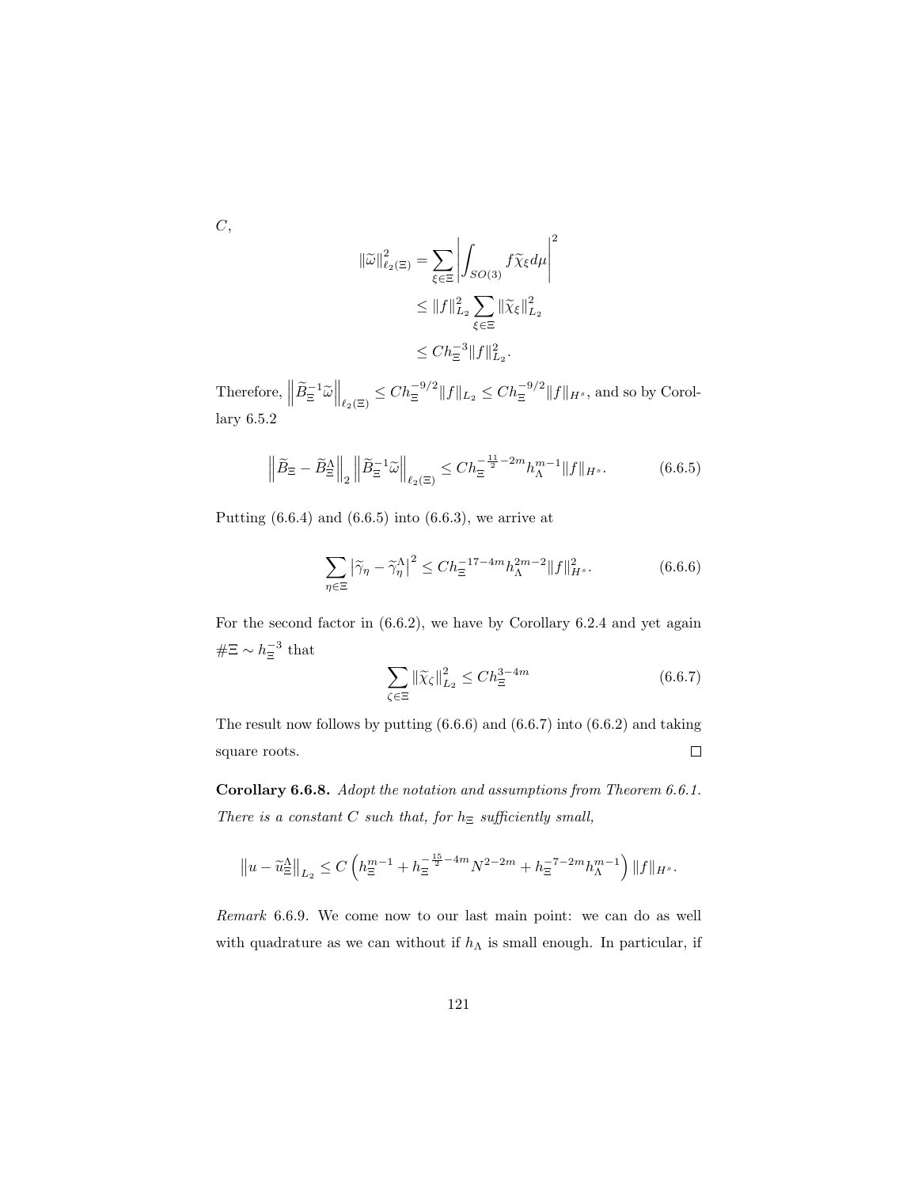$C$,

$$\|\widetilde{\omega}\|^2_{\ell_2(\Xi)} = \sum_{\xi \in \Xi} \left| \int_{SO(3)} f \widetilde{\chi}_\xi d\mu \right|^2$$
$$\leq \|f\|^2_{L_2} \sum_{\xi \in \Xi} \|\widetilde{\chi}_\xi\|^2_{L_2}$$
$$\leq C h_\Xi^{-3} \|f\|^2_{L_2}.$$

Therefore, $\left\| \widetilde{B}_\Xi^{-1} \widetilde{\omega} \right\|_{\ell_2(\Xi)} \leq C h_\Xi^{-9/2} \|f\|_{L_2} \leq C h_\Xi^{-9/2} \|f\|_{H^s}$, and so by Corollary 6.5.2

$$\left\| \widetilde{B}_\Xi - \widetilde{B}_\Xi^\Lambda \right\|_2 \left\| \widetilde{B}_\Xi^{-1} \widetilde{\omega} \right\|_{\ell_2(\Xi)} \leq C h_\Xi^{-\frac{11}{2} - 2m} h_\Lambda^{m-1} \|f\|_{H^s}. \tag{6.6.5}$$

Putting (6.6.4) and (6.6.5) into (6.6.3), we arrive at

$$\sum_{\eta \in \Xi} \left| \widetilde{\gamma}_\eta - \widetilde{\gamma}_\eta^\Lambda \right|^2 \leq C h_\Xi^{-17-4m} h_\Lambda^{2m-2} \|f\|^2_{H^s}. \tag{6.6.6}$$

For the second factor in (6.6.2), we have by Corollary 6.2.4 and yet again $\#\Xi \sim h_\Xi^{-3}$ that

$$\sum_{\zeta \in \Xi} \|\widetilde{\chi}_\zeta\|^2_{L_2} \leq C h_\Xi^{3-4m} \tag{6.6.7}$$

The result now follows by putting (6.6.6) and (6.6.7) into (6.6.2) and taking square roots. □

**Corollary 6.6.8.** *Adopt the notation and assumptions from Theorem 6.6.1. There is a constant $C$ such that, for $h_\Xi$ sufficiently small,*

$$\left\| u - \widetilde{u}_\Xi^\Lambda \right\|_{L_2} \leq C \left( h_\Xi^{m-1} + h_\Xi^{-\frac{15}{2} - 4m} N^{2-2m} + h_\Xi^{-7-2m} h_\Lambda^{m-1} \right) \|f\|_{H^s}.$$

*Remark* 6.6.9. We come now to our last main point: we can do as well with quadrature as we can without if $h_\Lambda$ is small enough. In particular, if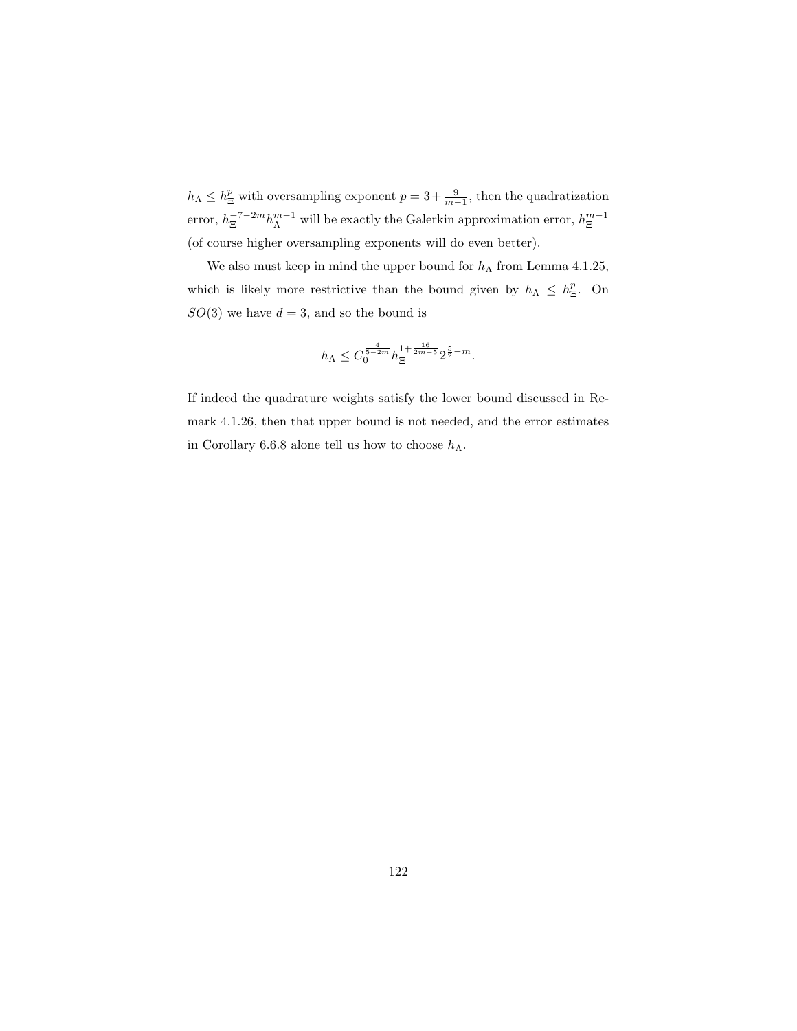$h_\Lambda \le h_\Xi^p$ with oversampling exponent $p = 3 + \frac{9}{m-1}$, then the quadratization error, $h_\Xi^{-7-2m} h_\Lambda^{m-1}$ will be exactly the Galerkin approximation error, $h_\Xi^{m-1}$ (of course higher oversampling exponents will do even better).

We also must keep in mind the upper bound for $h_\Lambda$ from Lemma 4.1.25, which is likely more restrictive than the bound given by $h_\Lambda \le h_\Xi^p$. On $SO(3)$ we have $d = 3$, and so the bound is

$$h_\Lambda \le C_0^{\frac{4}{5-2m}} h_\Xi^{1+\frac{16}{2m-5}} 2^{\frac{5}{2}-m}.$$

If indeed the quadrature weights satisfy the lower bound discussed in Remark 4.1.26, then that upper bound is not needed, and the error estimates in Corollary 6.6.8 alone tell us how to choose $h_\Lambda$.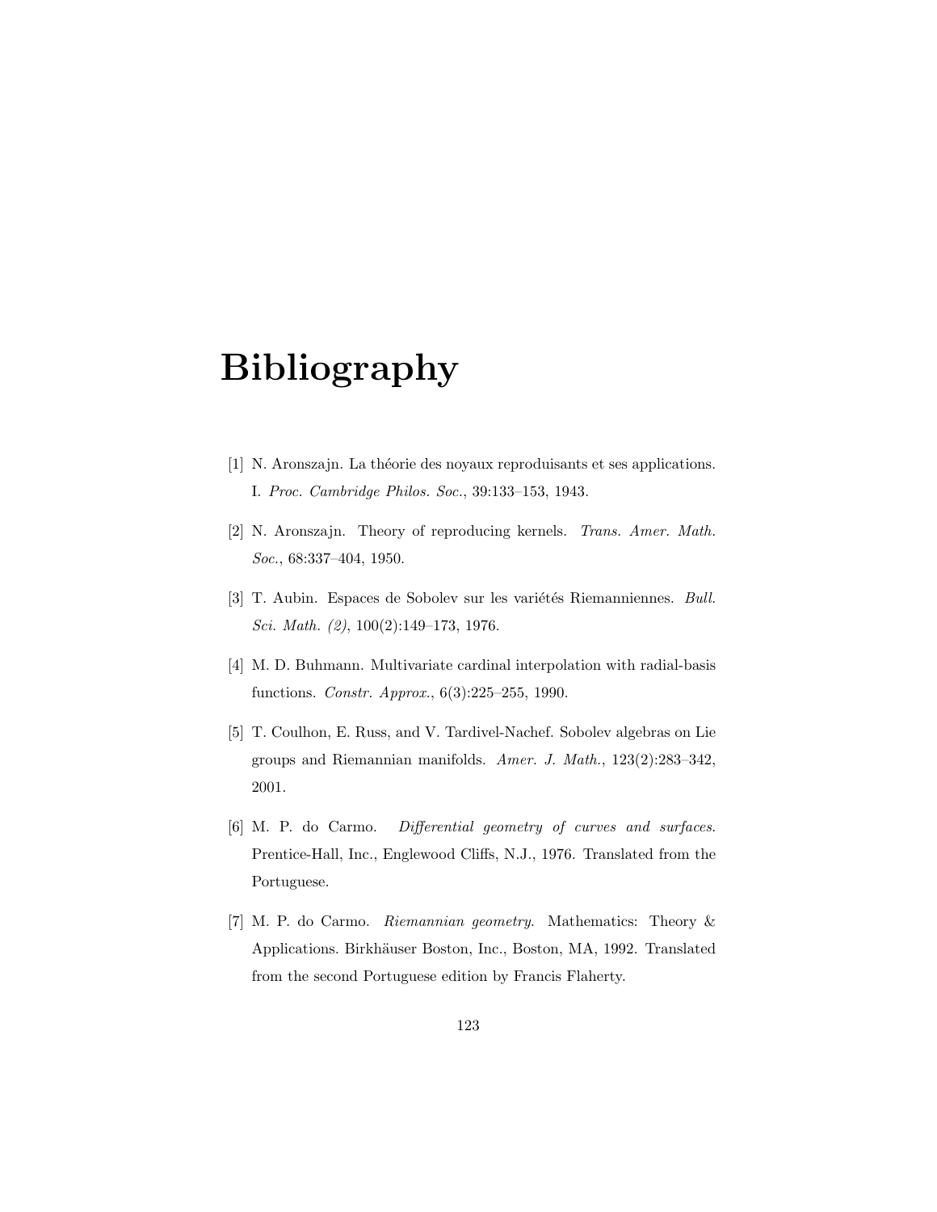# Bibliography

[1] N. Aronszajn. La théorie des noyaux reproduisants et ses applications. I. *Proc. Cambridge Philos. Soc.*, 39:133–153, 1943.

[2] N. Aronszajn. Theory of reproducing kernels. *Trans. Amer. Math. Soc.*, 68:337–404, 1950.

[3] T. Aubin. Espaces de Sobolev sur les variétés Riemanniennes. *Bull. Sci. Math. (2)*, 100(2):149–173, 1976.

[4] M. D. Buhmann. Multivariate cardinal interpolation with radial-basis functions. *Constr. Approx.*, 6(3):225–255, 1990.

[5] T. Coulhon, E. Russ, and V. Tardivel-Nachef. Sobolev algebras on Lie groups and Riemannian manifolds. *Amer. J. Math.*, 123(2):283–342, 2001.

[6] M. P. do Carmo. *Differential geometry of curves and surfaces*. Prentice-Hall, Inc., Englewood Cliffs, N.J., 1976. Translated from the Portuguese.

[7] M. P. do Carmo. *Riemannian geometry*. Mathematics: Theory & Applications. Birkhäuser Boston, Inc., Boston, MA, 1992. Translated from the second Portuguese edition by Francis Flaherty.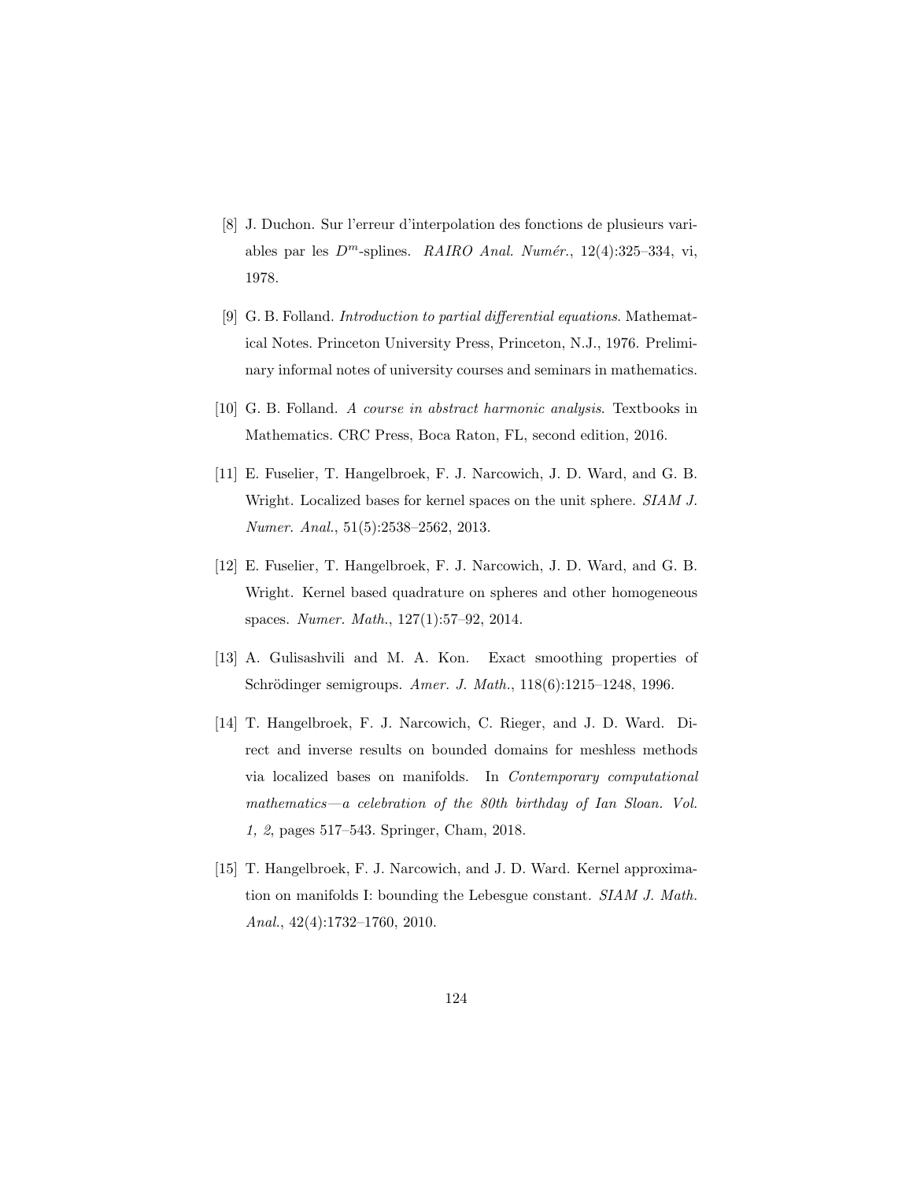[8] J. Duchon. Sur l'erreur d'interpolation des fonctions de plusieurs variables par les $D^m$-splines. *RAIRO Anal. Numér.*, 12(4):325–334, vi, 1978.

[9] G. B. Folland. *Introduction to partial differential equations*. Mathematical Notes. Princeton University Press, Princeton, N.J., 1976. Preliminary informal notes of university courses and seminars in mathematics.

[10] G. B. Folland. *A course in abstract harmonic analysis*. Textbooks in Mathematics. CRC Press, Boca Raton, FL, second edition, 2016.

[11] E. Fuselier, T. Hangelbroek, F. J. Narcowich, J. D. Ward, and G. B. Wright. Localized bases for kernel spaces on the unit sphere. *SIAM J. Numer. Anal.*, 51(5):2538–2562, 2013.

[12] E. Fuselier, T. Hangelbroek, F. J. Narcowich, J. D. Ward, and G. B. Wright. Kernel based quadrature on spheres and other homogeneous spaces. *Numer. Math.*, 127(1):57–92, 2014.

[13] A. Gulisashvili and M. A. Kon. Exact smoothing properties of Schrödinger semigroups. *Amer. J. Math.*, 118(6):1215–1248, 1996.

[14] T. Hangelbroek, F. J. Narcowich, C. Rieger, and J. D. Ward. Direct and inverse results on bounded domains for meshless methods via localized bases on manifolds. In *Contemporary computational mathematics—a celebration of the 80th birthday of Ian Sloan. Vol. 1, 2*, pages 517–543. Springer, Cham, 2018.

[15] T. Hangelbroek, F. J. Narcowich, and J. D. Ward. Kernel approximation on manifolds I: bounding the Lebesgue constant. *SIAM J. Math. Anal.*, 42(4):1732–1760, 2010.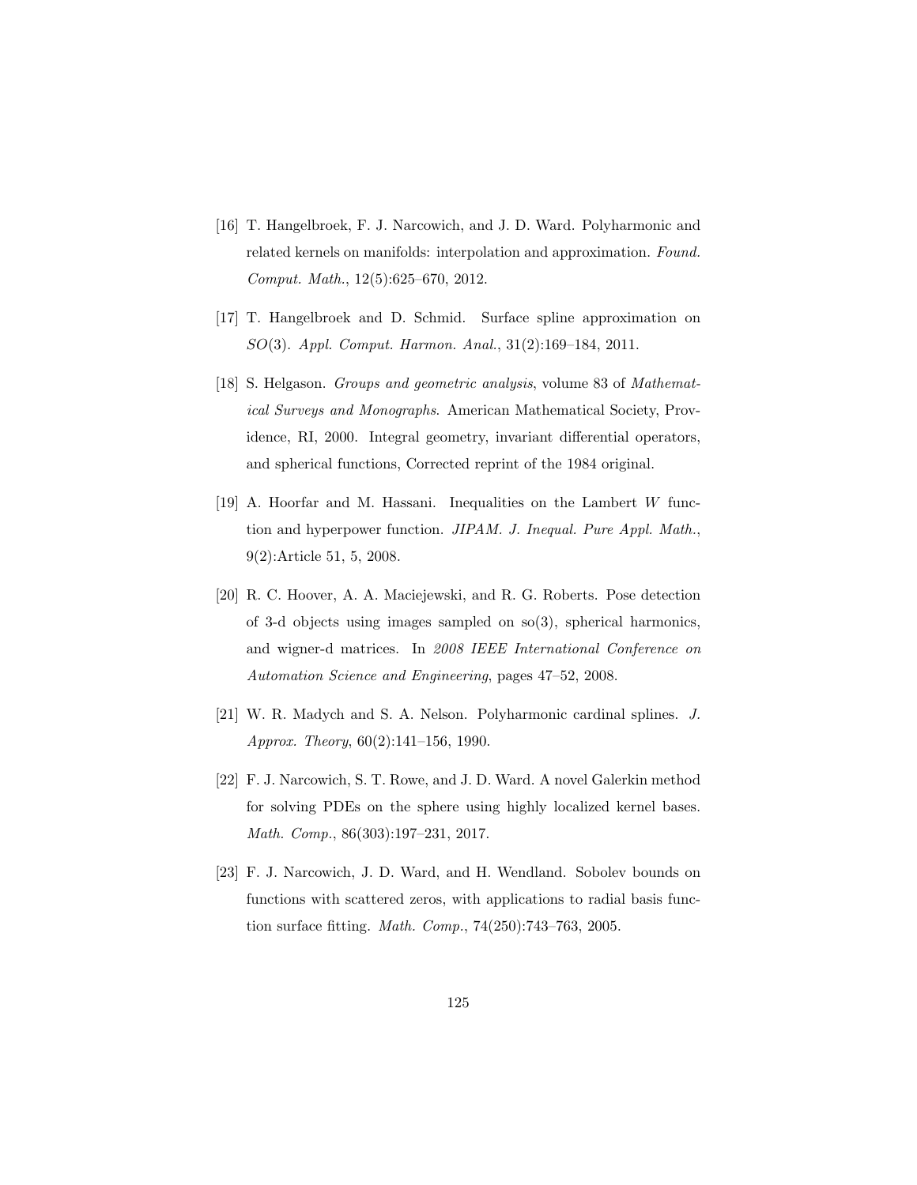[16] T. Hangelbroek, F. J. Narcowich, and J. D. Ward. Polyharmonic and related kernels on manifolds: interpolation and approximation. *Found. Comput. Math.*, 12(5):625–670, 2012.

[17] T. Hangelbroek and D. Schmid. Surface spline approximation on $SO(3)$. *Appl. Comput. Harmon. Anal.*, 31(2):169–184, 2011.

[18] S. Helgason. *Groups and geometric analysis*, volume 83 of *Mathematical Surveys and Monographs*. American Mathematical Society, Providence, RI, 2000. Integral geometry, invariant differential operators, and spherical functions, Corrected reprint of the 1984 original.

[19] A. Hoorfar and M. Hassani. Inequalities on the Lambert $W$ function and hyperpower function. *JIPAM. J. Inequal. Pure Appl. Math.*, 9(2):Article 51, 5, 2008.

[20] R. C. Hoover, A. A. Maciejewski, and R. G. Roberts. Pose detection of 3-d objects using images sampled on so(3), spherical harmonics, and wigner-d matrices. In *2008 IEEE International Conference on Automation Science and Engineering*, pages 47–52, 2008.

[21] W. R. Madych and S. A. Nelson. Polyharmonic cardinal splines. *J. Approx. Theory*, 60(2):141–156, 1990.

[22] F. J. Narcowich, S. T. Rowe, and J. D. Ward. A novel Galerkin method for solving PDEs on the sphere using highly localized kernel bases. *Math. Comp.*, 86(303):197–231, 2017.

[23] F. J. Narcowich, J. D. Ward, and H. Wendland. Sobolev bounds on functions with scattered zeros, with applications to radial basis function surface fitting. *Math. Comp.*, 74(250):743–763, 2005.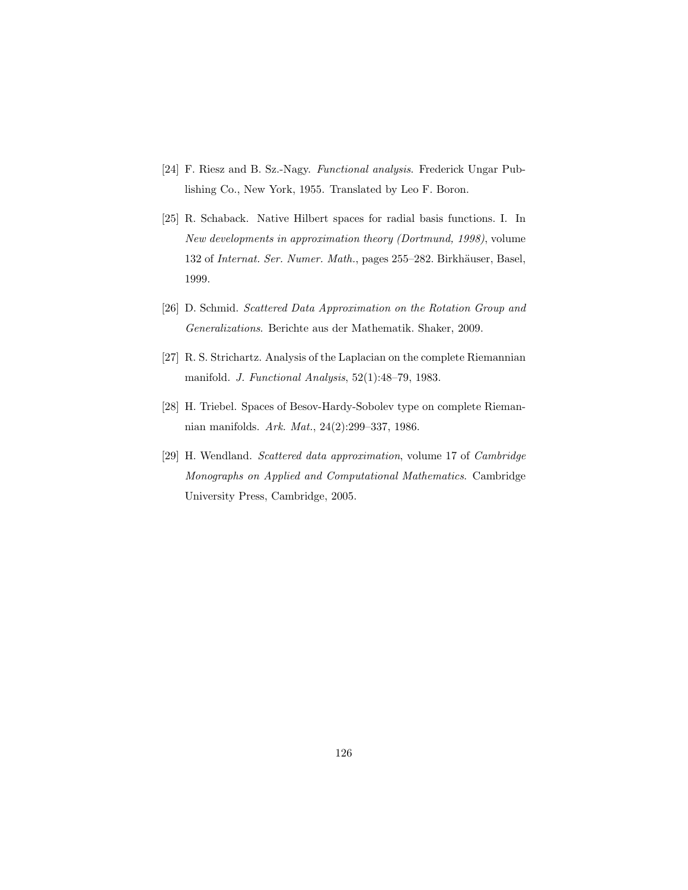[24] F. Riesz and B. Sz.-Nagy. *Functional analysis*. Frederick Ungar Publishing Co., New York, 1955. Translated by Leo F. Boron.

[25] R. Schaback. Native Hilbert spaces for radial basis functions. I. In *New developments in approximation theory (Dortmund, 1998)*, volume 132 of *Internat. Ser. Numer. Math.*, pages 255–282. Birkhäuser, Basel, 1999.

[26] D. Schmid. *Scattered Data Approximation on the Rotation Group and Generalizations*. Berichte aus der Mathematik. Shaker, 2009.

[27] R. S. Strichartz. Analysis of the Laplacian on the complete Riemannian manifold. *J. Functional Analysis*, 52(1):48–79, 1983.

[28] H. Triebel. Spaces of Besov-Hardy-Sobolev type on complete Riemannian manifolds. *Ark. Mat.*, 24(2):299–337, 1986.

[29] H. Wendland. *Scattered data approximation*, volume 17 of *Cambridge Monographs on Applied and Computational Mathematics*. Cambridge University Press, Cambridge, 2005.